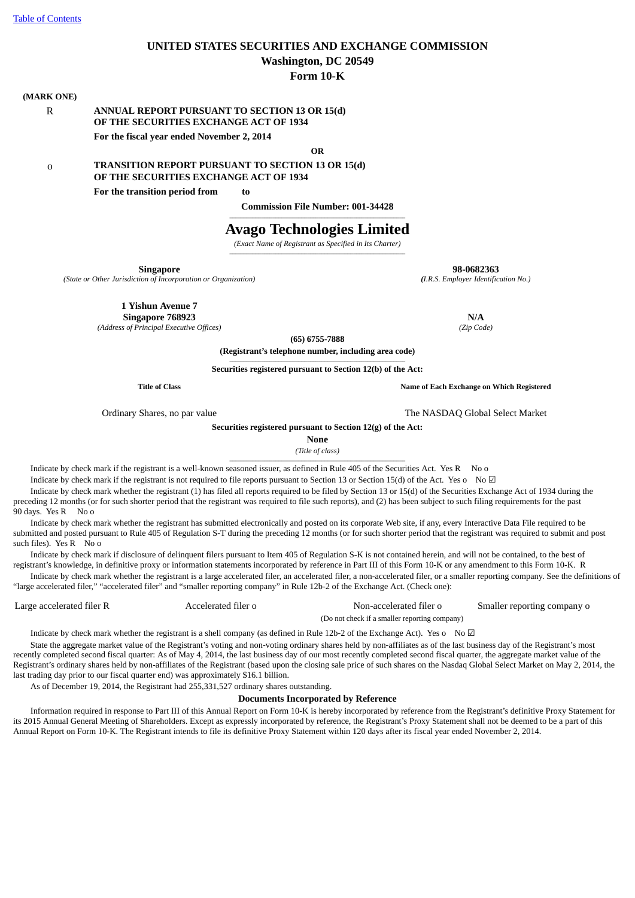Table of Contents

# UNITED STATES SECURITIES AND EXCHANGE COMMISSION

**Washington, DC 20549**

**Form 10-K**

**(MARK ONE)**

R **ANNUAL REPORT PURSUANT TO SECTION 13 OR 15(d) OF THE SECURITIES EXCHANGE ACT OF 1934**

**For the fiscal year ended November 2, 2014**

**OR**

o **TRANSITION REPORT PURSUANT TO SECTION 13 OR 15(d) OF THE SECURITIES EXCHANGE ACT OF 1934**

**For the transition period from to**

**Commission File Number: 001-34428**

# Avago Technologies Limited

*(Exact Name of Registrant as Specified in Its Charter)*

| **Singapore** | **98-0682363** |
|---|---|
| *(State or Other Jurisdiction of Incorporation or Organization)* | *(I.R.S. Employer Identification No.)* |
| **1 Yishun Avenue 7**<br>**Singapore 768923** | **N/A** |
| *(Address of Principal Executive Offices)* | *(Zip Code)* |

**(65) 6755-7888**

**(Registrant's telephone number, including area code)**

**Securities registered pursuant to Section 12(b) of the Act:**

| **Title of Class** | **Name of Each Exchange on Which Registered** |
|---|---|
| Ordinary Shares, no par value | The NASDAQ Global Select Market |

**Securities registered pursuant to Section 12(g) of the Act:**

**None**

*(Title of class)*

Indicate by check mark if the registrant is a well-known seasoned issuer, as defined in Rule 405 of the Securities Act. Yes R No o

Indicate by check mark if the registrant is not required to file reports pursuant to Section 13 or Section 15(d) of the Act. Yes o No ☑

Indicate by check mark whether the registrant (1) has filed all reports required to be filed by Section 13 or 15(d) of the Securities Exchange Act of 1934 during the preceding 12 months (or for such shorter period that the registrant was required to file such reports), and (2) has been subject to such filing requirements for the past 90 days. Yes R No o

Indicate by check mark whether the registrant has submitted electronically and posted on its corporate Web site, if any, every Interactive Data File required to be submitted and posted pursuant to Rule 405 of Regulation S-T during the preceding 12 months (or for such shorter period that the registrant was required to submit and post such files). Yes R No o

Indicate by check mark if disclosure of delinquent filers pursuant to Item 405 of Regulation S-K is not contained herein, and will not be contained, to the best of registrant's knowledge, in definitive proxy or information statements incorporated by reference in Part III of this Form 10-K or any amendment to this Form 10-K. R

Indicate by check mark whether the registrant is a large accelerated filer, an accelerated filer, a non-accelerated filer, or a smaller reporting company. See the definitions of "large accelerated filer," "accelerated filer" and "smaller reporting company" in Rule 12b-2 of the Exchange Act. (Check one):

| Large accelerated filer R | Accelerated filer o | Non-accelerated filer o | Smaller reporting company o |
|---|---|---|---|
| | | (Do not check if a smaller reporting company) | |

Indicate by check mark whether the registrant is a shell company (as defined in Rule 12b-2 of the Exchange Act). Yes o No ☑

State the aggregate market value of the Registrant's voting and non-voting ordinary shares held by non-affiliates as of the last business day of the Registrant's most recently completed second fiscal quarter: As of May 4, 2014, the last business day of our most recently completed second fiscal quarter, the aggregate market value of the Registrant's ordinary shares held by non-affiliates of the Registrant (based upon the closing sale price of such shares on the Nasdaq Global Select Market on May 2, 2014, the last trading day prior to our fiscal quarter end) was approximately $16.1 billion.

As of December 19, 2014, the Registrant had 255,331,527 ordinary shares outstanding.

**Documents Incorporated by Reference**

Information required in response to Part III of this Annual Report on Form 10-K is hereby incorporated by reference from the Registrant's definitive Proxy Statement for its 2015 Annual General Meeting of Shareholders. Except as expressly incorporated by reference, the Registrant's Proxy Statement shall not be deemed to be a part of this Annual Report on Form 10-K. The Registrant intends to file its definitive Proxy Statement within 120 days after its fiscal year ended November 2, 2014.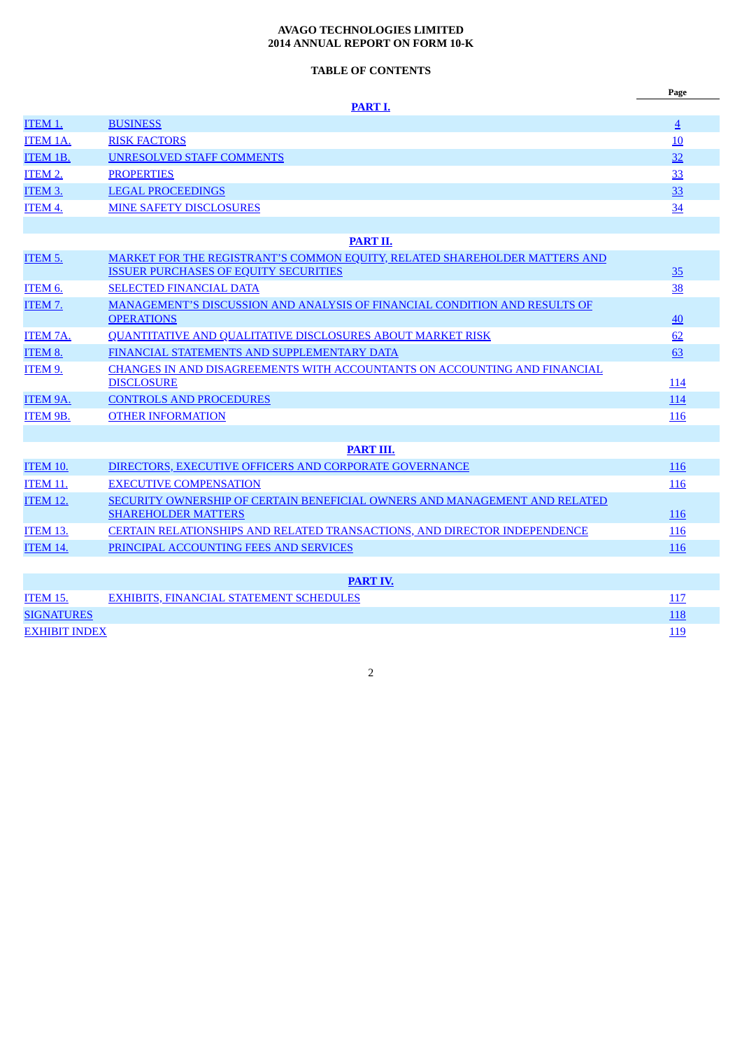**AVAGO TECHNOLOGIES LIMITED**
**2014 ANNUAL REPORT ON FORM 10-K**

**TABLE OF CONTENTS**

| | | Page |
|---|---|---|
| | **PART I.** | |
| ITEM 1. | BUSINESS | 4 |
| ITEM 1A. | RISK FACTORS | 10 |
| ITEM 1B. | UNRESOLVED STAFF COMMENTS | 32 |
| ITEM 2. | PROPERTIES | 33 |
| ITEM 3. | LEGAL PROCEEDINGS | 33 |
| ITEM 4. | MINE SAFETY DISCLOSURES | 34 |
| | **PART II.** | |
| ITEM 5. | MARKET FOR THE REGISTRANT'S COMMON EQUITY, RELATED SHAREHOLDER MATTERS AND ISSUER PURCHASES OF EQUITY SECURITIES | 35 |
| ITEM 6. | SELECTED FINANCIAL DATA | 38 |
| ITEM 7. | MANAGEMENT'S DISCUSSION AND ANALYSIS OF FINANCIAL CONDITION AND RESULTS OF OPERATIONS | 40 |
| ITEM 7A. | QUANTITATIVE AND QUALITATIVE DISCLOSURES ABOUT MARKET RISK | 62 |
| ITEM 8. | FINANCIAL STATEMENTS AND SUPPLEMENTARY DATA | 63 |
| ITEM 9. | CHANGES IN AND DISAGREEMENTS WITH ACCOUNTANTS ON ACCOUNTING AND FINANCIAL DISCLOSURE | 114 |
| ITEM 9A. | CONTROLS AND PROCEDURES | 114 |
| ITEM 9B. | OTHER INFORMATION | 116 |
| | **PART III.** | |
| ITEM 10. | DIRECTORS, EXECUTIVE OFFICERS AND CORPORATE GOVERNANCE | 116 |
| ITEM 11. | EXECUTIVE COMPENSATION | 116 |
| ITEM 12. | SECURITY OWNERSHIP OF CERTAIN BENEFICIAL OWNERS AND MANAGEMENT AND RELATED SHAREHOLDER MATTERS | 116 |
| ITEM 13. | CERTAIN RELATIONSHIPS AND RELATED TRANSACTIONS, AND DIRECTOR INDEPENDENCE | 116 |
| ITEM 14. | PRINCIPAL ACCOUNTING FEES AND SERVICES | 116 |
| | **PART IV.** | |
| ITEM 15. | EXHIBITS, FINANCIAL STATEMENT SCHEDULES | 117 |
| SIGNATURES | | 118 |
| EXHIBIT INDEX | | 119 |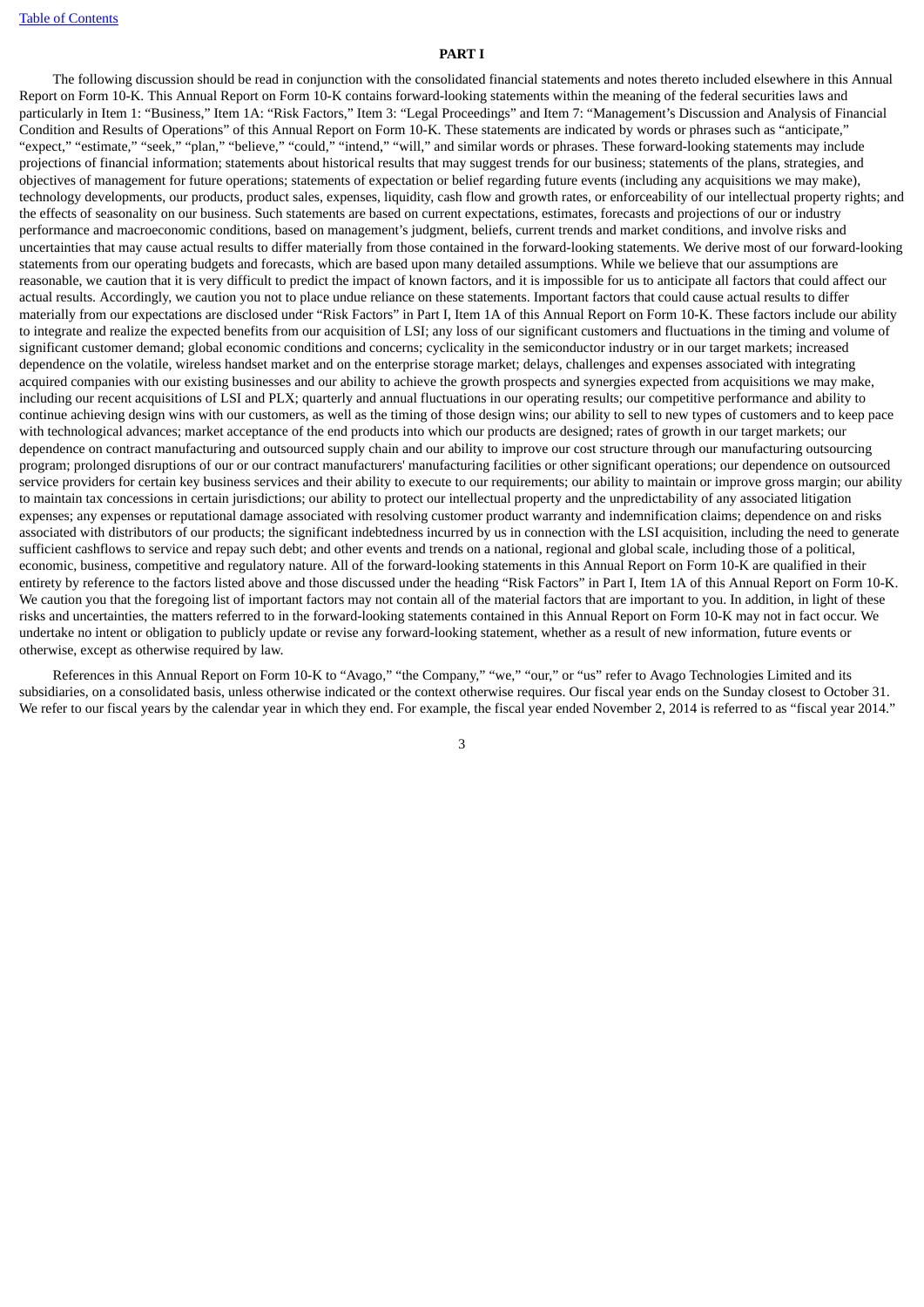## PART I

The following discussion should be read in conjunction with the consolidated financial statements and notes thereto included elsewhere in this Annual Report on Form 10-K. This Annual Report on Form 10-K contains forward-looking statements within the meaning of the federal securities laws and particularly in Item 1: "Business," Item 1A: "Risk Factors," Item 3: "Legal Proceedings" and Item 7: "Management's Discussion and Analysis of Financial Condition and Results of Operations" of this Annual Report on Form 10-K. These statements are indicated by words or phrases such as "anticipate," "expect," "estimate," "seek," "plan," "believe," "could," "intend," "will," and similar words or phrases. These forward-looking statements may include projections of financial information; statements about historical results that may suggest trends for our business; statements of the plans, strategies, and objectives of management for future operations; statements of expectation or belief regarding future events (including any acquisitions we may make), technology developments, our products, product sales, expenses, liquidity, cash flow and growth rates, or enforceability of our intellectual property rights; and the effects of seasonality on our business. Such statements are based on current expectations, estimates, forecasts and projections of our or industry performance and macroeconomic conditions, based on management's judgment, beliefs, current trends and market conditions, and involve risks and uncertainties that may cause actual results to differ materially from those contained in the forward-looking statements. We derive most of our forward-looking statements from our operating budgets and forecasts, which are based upon many detailed assumptions. While we believe that our assumptions are reasonable, we caution that it is very difficult to predict the impact of known factors, and it is impossible for us to anticipate all factors that could affect our actual results. Accordingly, we caution you not to place undue reliance on these statements. Important factors that could cause actual results to differ materially from our expectations are disclosed under "Risk Factors" in Part I, Item 1A of this Annual Report on Form 10-K. These factors include our ability to integrate and realize the expected benefits from our acquisition of LSI; any loss of our significant customers and fluctuations in the timing and volume of significant customer demand; global economic conditions and concerns; cyclicality in the semiconductor industry or in our target markets; increased dependence on the volatile, wireless handset market and on the enterprise storage market; delays, challenges and expenses associated with integrating acquired companies with our existing businesses and our ability to achieve the growth prospects and synergies expected from acquisitions we may make, including our recent acquisitions of LSI and PLX; quarterly and annual fluctuations in our operating results; our competitive performance and ability to continue achieving design wins with our customers, as well as the timing of those design wins; our ability to sell to new types of customers and to keep pace with technological advances; market acceptance of the end products into which our products are designed; rates of growth in our target markets; our dependence on contract manufacturing and outsourced supply chain and our ability to improve our cost structure through our manufacturing outsourcing program; prolonged disruptions of our or our contract manufacturers' manufacturing facilities or other significant operations; our dependence on outsourced service providers for certain key business services and their ability to execute to our requirements; our ability to maintain or improve gross margin; our ability to maintain tax concessions in certain jurisdictions; our ability to protect our intellectual property and the unpredictability of any associated litigation expenses; any expenses or reputational damage associated with resolving customer product warranty and indemnification claims; dependence on and risks associated with distributors of our products; the significant indebtedness incurred by us in connection with the LSI acquisition, including the need to generate sufficient cashflows to service and repay such debt; and other events and trends on a national, regional and global scale, including those of a political, economic, business, competitive and regulatory nature. All of the forward-looking statements in this Annual Report on Form 10-K are qualified in their entirety by reference to the factors listed above and those discussed under the heading "Risk Factors" in Part I, Item 1A of this Annual Report on Form 10-K. We caution you that the foregoing list of important factors may not contain all of the material factors that are important to you. In addition, in light of these risks and uncertainties, the matters referred to in the forward-looking statements contained in this Annual Report on Form 10-K may not in fact occur. We undertake no intent or obligation to publicly update or revise any forward-looking statement, whether as a result of new information, future events or otherwise, except as otherwise required by law.

References in this Annual Report on Form 10-K to "Avago," "the Company," "we," "our," or "us" refer to Avago Technologies Limited and its subsidiaries, on a consolidated basis, unless otherwise indicated or the context otherwise requires. Our fiscal year ends on the Sunday closest to October 31. We refer to our fiscal years by the calendar year in which they end. For example, the fiscal year ended November 2, 2014 is referred to as "fiscal year 2014."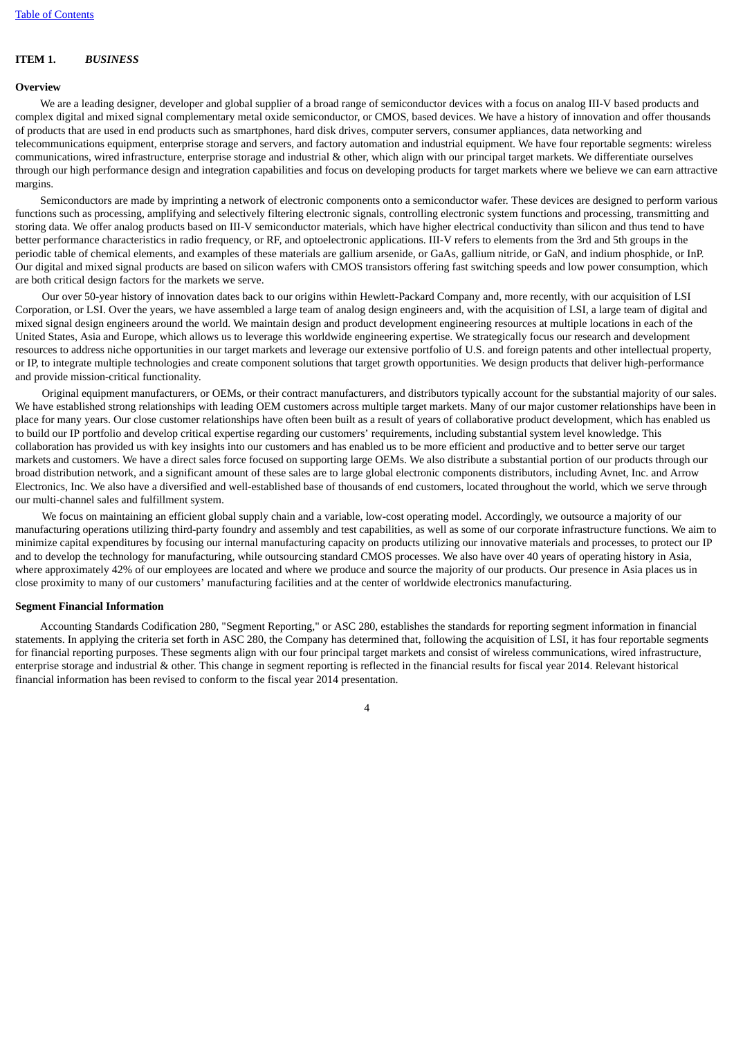## ITEM 1. *BUSINESS*

### Overview

We are a leading designer, developer and global supplier of a broad range of semiconductor devices with a focus on analog III-V based products and complex digital and mixed signal complementary metal oxide semiconductor, or CMOS, based devices. We have a history of innovation and offer thousands of products that are used in end products such as smartphones, hard disk drives, computer servers, consumer appliances, data networking and telecommunications equipment, enterprise storage and servers, and factory automation and industrial equipment. We have four reportable segments: wireless communications, wired infrastructure, enterprise storage and industrial & other, which align with our principal target markets. We differentiate ourselves through our high performance design and integration capabilities and focus on developing products for target markets where we believe we can earn attractive margins.

Semiconductors are made by imprinting a network of electronic components onto a semiconductor wafer. These devices are designed to perform various functions such as processing, amplifying and selectively filtering electronic signals, controlling electronic system functions and processing, transmitting and storing data. We offer analog products based on III-V semiconductor materials, which have higher electrical conductivity than silicon and thus tend to have better performance characteristics in radio frequency, or RF, and optoelectronic applications. III-V refers to elements from the 3rd and 5th groups in the periodic table of chemical elements, and examples of these materials are gallium arsenide, or GaAs, gallium nitride, or GaN, and indium phosphide, or InP. Our digital and mixed signal products are based on silicon wafers with CMOS transistors offering fast switching speeds and low power consumption, which are both critical design factors for the markets we serve.

Our over 50-year history of innovation dates back to our origins within Hewlett-Packard Company and, more recently, with our acquisition of LSI Corporation, or LSI. Over the years, we have assembled a large team of analog design engineers and, with the acquisition of LSI, a large team of digital and mixed signal design engineers around the world. We maintain design and product development engineering resources at multiple locations in each of the United States, Asia and Europe, which allows us to leverage this worldwide engineering expertise. We strategically focus our research and development resources to address niche opportunities in our target markets and leverage our extensive portfolio of U.S. and foreign patents and other intellectual property, or IP, to integrate multiple technologies and create component solutions that target growth opportunities. We design products that deliver high-performance and provide mission-critical functionality.

Original equipment manufacturers, or OEMs, or their contract manufacturers, and distributors typically account for the substantial majority of our sales. We have established strong relationships with leading OEM customers across multiple target markets. Many of our major customer relationships have been in place for many years. Our close customer relationships have often been built as a result of years of collaborative product development, which has enabled us to build our IP portfolio and develop critical expertise regarding our customers' requirements, including substantial system level knowledge. This collaboration has provided us with key insights into our customers and has enabled us to be more efficient and productive and to better serve our target markets and customers. We have a direct sales force focused on supporting large OEMs. We also distribute a substantial portion of our products through our broad distribution network, and a significant amount of these sales are to large global electronic components distributors, including Avnet, Inc. and Arrow Electronics, Inc. We also have a diversified and well-established base of thousands of end customers, located throughout the world, which we serve through our multi-channel sales and fulfillment system.

We focus on maintaining an efficient global supply chain and a variable, low-cost operating model. Accordingly, we outsource a majority of our manufacturing operations utilizing third-party foundry and assembly and test capabilities, as well as some of our corporate infrastructure functions. We aim to minimize capital expenditures by focusing our internal manufacturing capacity on products utilizing our innovative materials and processes, to protect our IP and to develop the technology for manufacturing, while outsourcing standard CMOS processes. We also have over 40 years of operating history in Asia, where approximately 42% of our employees are located and where we produce and source the majority of our products. Our presence in Asia places us in close proximity to many of our customers' manufacturing facilities and at the center of worldwide electronics manufacturing.

### Segment Financial Information

Accounting Standards Codification 280, "Segment Reporting," or ASC 280, establishes the standards for reporting segment information in financial statements. In applying the criteria set forth in ASC 280, the Company has determined that, following the acquisition of LSI, it has four reportable segments for financial reporting purposes. These segments align with our four principal target markets and consist of wireless communications, wired infrastructure, enterprise storage and industrial & other. This change in segment reporting is reflected in the financial results for fiscal year 2014. Relevant historical financial information has been revised to conform to the fiscal year 2014 presentation.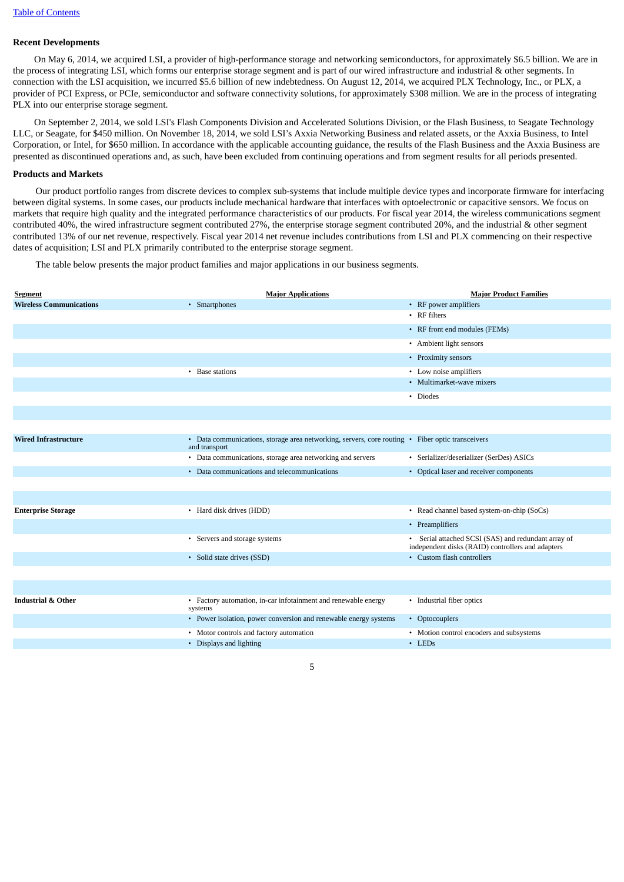[Table of Contents](#)

## Recent Developments

On May 6, 2014, we acquired LSI, a provider of high-performance storage and networking semiconductors, for approximately $6.5 billion. We are in the process of integrating LSI, which forms our enterprise storage segment and is part of our wired infrastructure and industrial & other segments. In connection with the LSI acquisition, we incurred $5.6 billion of new indebtedness. On August 12, 2014, we acquired PLX Technology, Inc., or PLX, a provider of PCI Express, or PCIe, semiconductor and software connectivity solutions, for approximately $308 million. We are in the process of integrating PLX into our enterprise storage segment.

On September 2, 2014, we sold LSI's Flash Components Division and Accelerated Solutions Division, or the Flash Business, to Seagate Technology LLC, or Seagate, for $450 million. On November 18, 2014, we sold LSI's Axxia Networking Business and related assets, or the Axxia Business, to Intel Corporation, or Intel, for $650 million. In accordance with the applicable accounting guidance, the results of the Flash Business and the Axxia Business are presented as discontinued operations and, as such, have been excluded from continuing operations and from segment results for all periods presented.

## Products and Markets

Our product portfolio ranges from discrete devices to complex sub-systems that include multiple device types and incorporate firmware for interfacing between digital systems. In some cases, our products include mechanical hardware that interfaces with optoelectronic or capacitive sensors. We focus on markets that require high quality and the integrated performance characteristics of our products. For fiscal year 2014, the wireless communications segment contributed 40%, the wired infrastructure segment contributed 27%, the enterprise storage segment contributed 20%, and the industrial & other segment contributed 13% of our net revenue, respectively. Fiscal year 2014 net revenue includes contributions from LSI and PLX commencing on their respective dates of acquisition; LSI and PLX primarily contributed to the enterprise storage segment.

The table below presents the major product families and major applications in our business segments.

| Segment | Major Applications | Major Product Families |
|---|---|---|
| **Wireless Communications** | • Smartphones | • RF power amplifiers |
| | | • RF filters |
| | | • RF front end modules (FEMs) |
| | | • Ambient light sensors |
| | | • Proximity sensors |
| | • Base stations | • Low noise amplifiers |
| | | • Multimarket-wave mixers |
| | | • Diodes |
| **Wired Infrastructure** | • Data communications, storage area networking, servers, core routing and transport | • Fiber optic transceivers |
| | • Data communications, storage area networking and servers | • Serializer/deserializer (SerDes) ASICs |
| | • Data communications and telecommunications | • Optical laser and receiver components |
| **Enterprise Storage** | • Hard disk drives (HDD) | • Read channel based system-on-chip (SoCs) |
| | | • Preamplifiers |
| | • Servers and storage systems | • Serial attached SCSI (SAS) and redundant array of independent disks (RAID) controllers and adapters |
| | • Solid state drives (SSD) | • Custom flash controllers |
| **Industrial & Other** | • Factory automation, in-car infotainment and renewable energy systems | • Industrial fiber optics |
| | • Power isolation, power conversion and renewable energy systems | • Optocouplers |
| | • Motor controls and factory automation | • Motion control encoders and subsystems |
| | • Displays and lighting | • LEDs |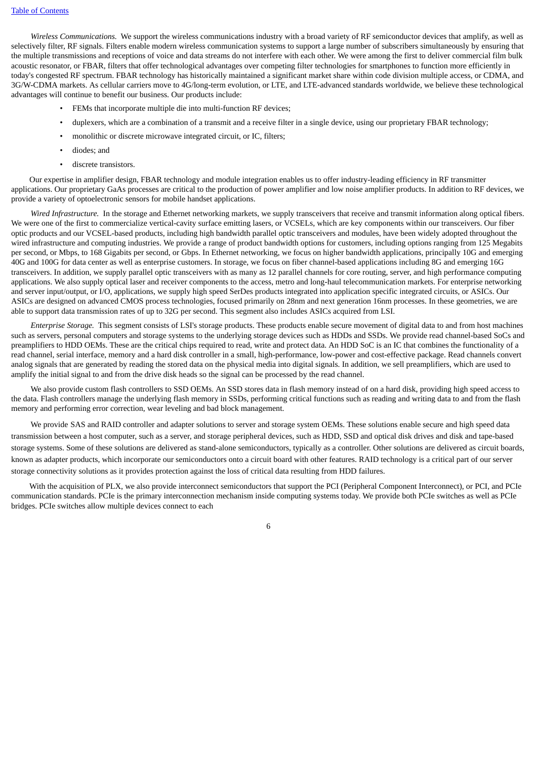*Wireless Communications.* We support the wireless communications industry with a broad variety of RF semiconductor devices that amplify, as well as selectively filter, RF signals. Filters enable modern wireless communication systems to support a large number of subscribers simultaneously by ensuring that the multiple transmissions and receptions of voice and data streams do not interfere with each other. We were among the first to deliver commercial film bulk acoustic resonator, or FBAR, filters that offer technological advantages over competing filter technologies for smartphones to function more efficiently in today's congested RF spectrum. FBAR technology has historically maintained a significant market share within code division multiple access, or CDMA, and 3G/W-CDMA markets. As cellular carriers move to 4G/long-term evolution, or LTE, and LTE-advanced standards worldwide, we believe these technological advantages will continue to benefit our business. Our products include:

- FEMs that incorporate multiple die into multi-function RF devices;
- duplexers, which are a combination of a transmit and a receive filter in a single device, using our proprietary FBAR technology;
- monolithic or discrete microwave integrated circuit, or IC, filters;
- diodes; and
- discrete transistors.

Our expertise in amplifier design, FBAR technology and module integration enables us to offer industry-leading efficiency in RF transmitter applications. Our proprietary GaAs processes are critical to the production of power amplifier and low noise amplifier products. In addition to RF devices, we provide a variety of optoelectronic sensors for mobile handset applications.

*Wired Infrastructure.* In the storage and Ethernet networking markets, we supply transceivers that receive and transmit information along optical fibers. We were one of the first to commercialize vertical-cavity surface emitting lasers, or VCSELs, which are key components within our transceivers. Our fiber optic products and our VCSEL-based products, including high bandwidth parallel optic transceivers and modules, have been widely adopted throughout the wired infrastructure and computing industries. We provide a range of product bandwidth options for customers, including options ranging from 125 Megabits per second, or Mbps, to 168 Gigabits per second, or Gbps. In Ethernet networking, we focus on higher bandwidth applications, principally 10G and emerging 40G and 100G for data center as well as enterprise customers. In storage, we focus on fiber channel-based applications including 8G and emerging 16G transceivers. In addition, we supply parallel optic transceivers with as many as 12 parallel channels for core routing, server, and high performance computing applications. We also supply optical laser and receiver components to the access, metro and long-haul telecommunication markets. For enterprise networking and server input/output, or I/O, applications, we supply high speed SerDes products integrated into application specific integrated circuits, or ASICs. Our ASICs are designed on advanced CMOS process technologies, focused primarily on 28nm and next generation 16nm processes. In these geometries, we are able to support data transmission rates of up to 32G per second. This segment also includes ASICs acquired from LSI.

*Enterprise Storage.* This segment consists of LSI's storage products. These products enable secure movement of digital data to and from host machines such as servers, personal computers and storage systems to the underlying storage devices such as HDDs and SSDs. We provide read channel-based SoCs and preamplifiers to HDD OEMs. These are the critical chips required to read, write and protect data. An HDD SoC is an IC that combines the functionality of a read channel, serial interface, memory and a hard disk controller in a small, high-performance, low-power and cost-effective package. Read channels convert analog signals that are generated by reading the stored data on the physical media into digital signals. In addition, we sell preamplifiers, which are used to amplify the initial signal to and from the drive disk heads so the signal can be processed by the read channel.

We also provide custom flash controllers to SSD OEMs. An SSD stores data in flash memory instead of on a hard disk, providing high speed access to the data. Flash controllers manage the underlying flash memory in SSDs, performing critical functions such as reading and writing data to and from the flash memory and performing error correction, wear leveling and bad block management.

We provide SAS and RAID controller and adapter solutions to server and storage system OEMs. These solutions enable secure and high speed data transmission between a host computer, such as a server, and storage peripheral devices, such as HDD, SSD and optical disk drives and disk and tape-based storage systems. Some of these solutions are delivered as stand-alone semiconductors, typically as a controller. Other solutions are delivered as circuit boards, known as adapter products, which incorporate our semiconductors onto a circuit board with other features. RAID technology is a critical part of our server storage connectivity solutions as it provides protection against the loss of critical data resulting from HDD failures.

With the acquisition of PLX, we also provide interconnect semiconductors that support the PCI (Peripheral Component Interconnect), or PCI, and PCIe communication standards. PCIe is the primary interconnection mechanism inside computing systems today. We provide both PCIe switches as well as PCIe bridges. PCIe switches allow multiple devices connect to each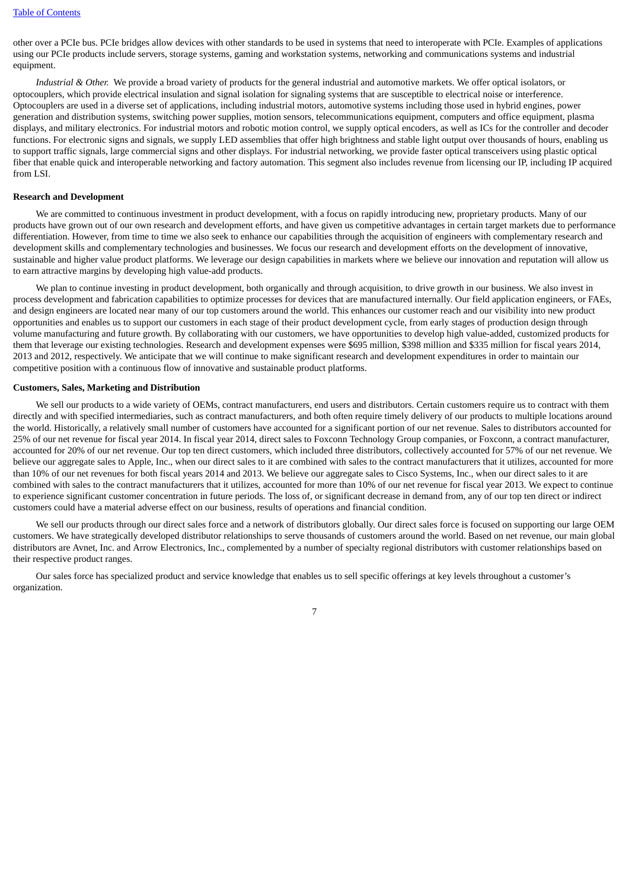other over a PCIe bus. PCIe bridges allow devices with other standards to be used in systems that need to interoperate with PCIe. Examples of applications using our PCIe products include servers, storage systems, gaming and workstation systems, networking and communications systems and industrial equipment.

*Industrial & Other.* We provide a broad variety of products for the general industrial and automotive markets. We offer optical isolators, or optocouplers, which provide electrical insulation and signal isolation for signaling systems that are susceptible to electrical noise or interference. Optocouplers are used in a diverse set of applications, including industrial motors, automotive systems including those used in hybrid engines, power generation and distribution systems, switching power supplies, motion sensors, telecommunications equipment, computers and office equipment, plasma displays, and military electronics. For industrial motors and robotic motion control, we supply optical encoders, as well as ICs for the controller and decoder functions. For electronic signs and signals, we supply LED assemblies that offer high brightness and stable light output over thousands of hours, enabling us to support traffic signals, large commercial signs and other displays. For industrial networking, we provide faster optical transceivers using plastic optical fiber that enable quick and interoperable networking and factory automation. This segment also includes revenue from licensing our IP, including IP acquired from LSI.

**Research and Development**

We are committed to continuous investment in product development, with a focus on rapidly introducing new, proprietary products. Many of our products have grown out of our own research and development efforts, and have given us competitive advantages in certain target markets due to performance differentiation. However, from time to time we also seek to enhance our capabilities through the acquisition of engineers with complementary research and development skills and complementary technologies and businesses. We focus our research and development efforts on the development of innovative, sustainable and higher value product platforms. We leverage our design capabilities in markets where we believe our innovation and reputation will allow us to earn attractive margins by developing high value-add products.

We plan to continue investing in product development, both organically and through acquisition, to drive growth in our business. We also invest in process development and fabrication capabilities to optimize processes for devices that are manufactured internally. Our field application engineers, or FAEs, and design engineers are located near many of our top customers around the world. This enhances our customer reach and our visibility into new product opportunities and enables us to support our customers in each stage of their product development cycle, from early stages of production design through volume manufacturing and future growth. By collaborating with our customers, we have opportunities to develop high value-added, customized products for them that leverage our existing technologies. Research and development expenses were $695 million, $398 million and $335 million for fiscal years 2014, 2013 and 2012, respectively. We anticipate that we will continue to make significant research and development expenditures in order to maintain our competitive position with a continuous flow of innovative and sustainable product platforms.

**Customers, Sales, Marketing and Distribution**

We sell our products to a wide variety of OEMs, contract manufacturers, end users and distributors. Certain customers require us to contract with them directly and with specified intermediaries, such as contract manufacturers, and both often require timely delivery of our products to multiple locations around the world. Historically, a relatively small number of customers have accounted for a significant portion of our net revenue. Sales to distributors accounted for 25% of our net revenue for fiscal year 2014. In fiscal year 2014, direct sales to Foxconn Technology Group companies, or Foxconn, a contract manufacturer, accounted for 20% of our net revenue. Our top ten direct customers, which included three distributors, collectively accounted for 57% of our net revenue. We believe our aggregate sales to Apple, Inc., when our direct sales to it are combined with sales to the contract manufacturers that it utilizes, accounted for more than 10% of our net revenues for both fiscal years 2014 and 2013. We believe our aggregate sales to Cisco Systems, Inc., when our direct sales to it are combined with sales to the contract manufacturers that it utilizes, accounted for more than 10% of our net revenue for fiscal year 2013. We expect to continue to experience significant customer concentration in future periods. The loss of, or significant decrease in demand from, any of our top ten direct or indirect customers could have a material adverse effect on our business, results of operations and financial condition.

We sell our products through our direct sales force and a network of distributors globally. Our direct sales force is focused on supporting our large OEM customers. We have strategically developed distributor relationships to serve thousands of customers around the world. Based on net revenue, our main global distributors are Avnet, Inc. and Arrow Electronics, Inc., complemented by a number of specialty regional distributors with customer relationships based on their respective product ranges.

Our sales force has specialized product and service knowledge that enables us to sell specific offerings at key levels throughout a customer's organization.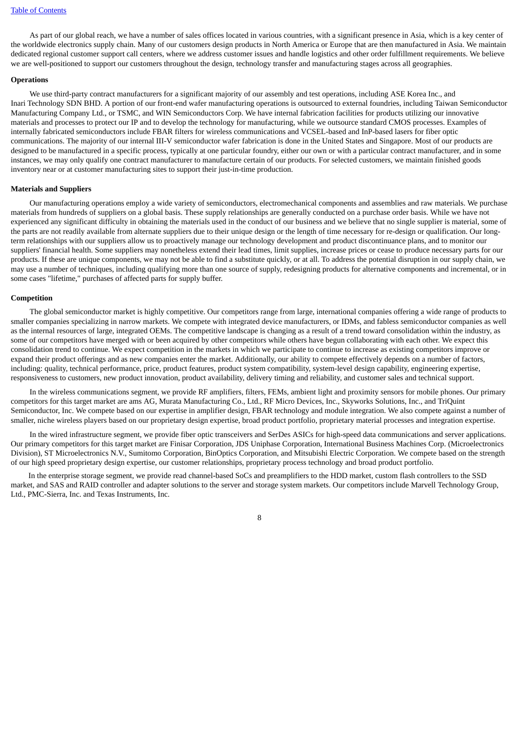As part of our global reach, we have a number of sales offices located in various countries, with a significant presence in Asia, which is a key center of the worldwide electronics supply chain. Many of our customers design products in North America or Europe that are then manufactured in Asia. We maintain dedicated regional customer support call centers, where we address customer issues and handle logistics and other order fulfillment requirements. We believe we are well-positioned to support our customers throughout the design, technology transfer and manufacturing stages across all geographies.

**Operations**

We use third-party contract manufacturers for a significant majority of our assembly and test operations, including ASE Korea Inc., and Inari Technology SDN BHD. A portion of our front-end wafer manufacturing operations is outsourced to external foundries, including Taiwan Semiconductor Manufacturing Company Ltd., or TSMC, and WIN Semiconductors Corp. We have internal fabrication facilities for products utilizing our innovative materials and processes to protect our IP and to develop the technology for manufacturing, while we outsource standard CMOS processes. Examples of internally fabricated semiconductors include FBAR filters for wireless communications and VCSEL-based and InP-based lasers for fiber optic communications. The majority of our internal III-V semiconductor wafer fabrication is done in the United States and Singapore. Most of our products are designed to be manufactured in a specific process, typically at one particular foundry, either our own or with a particular contract manufacturer, and in some instances, we may only qualify one contract manufacturer to manufacture certain of our products. For selected customers, we maintain finished goods inventory near or at customer manufacturing sites to support their just-in-time production.

**Materials and Suppliers**

Our manufacturing operations employ a wide variety of semiconductors, electromechanical components and assemblies and raw materials. We purchase materials from hundreds of suppliers on a global basis. These supply relationships are generally conducted on a purchase order basis. While we have not experienced any significant difficulty in obtaining the materials used in the conduct of our business and we believe that no single supplier is material, some of the parts are not readily available from alternate suppliers due to their unique design or the length of time necessary for re-design or qualification. Our long-term relationships with our suppliers allow us to proactively manage our technology development and product discontinuance plans, and to monitor our suppliers' financial health. Some suppliers may nonetheless extend their lead times, limit supplies, increase prices or cease to produce necessary parts for our products. If these are unique components, we may not be able to find a substitute quickly, or at all. To address the potential disruption in our supply chain, we may use a number of techniques, including qualifying more than one source of supply, redesigning products for alternative components and incremental, or in some cases "lifetime," purchases of affected parts for supply buffer.

**Competition**

The global semiconductor market is highly competitive. Our competitors range from large, international companies offering a wide range of products to smaller companies specializing in narrow markets. We compete with integrated device manufacturers, or IDMs, and fabless semiconductor companies as well as the internal resources of large, integrated OEMs. The competitive landscape is changing as a result of a trend toward consolidation within the industry, as some of our competitors have merged with or been acquired by other competitors while others have begun collaborating with each other. We expect this consolidation trend to continue. We expect competition in the markets in which we participate to continue to increase as existing competitors improve or expand their product offerings and as new companies enter the market. Additionally, our ability to compete effectively depends on a number of factors, including: quality, technical performance, price, product features, product system compatibility, system-level design capability, engineering expertise, responsiveness to customers, new product innovation, product availability, delivery timing and reliability, and customer sales and technical support.

In the wireless communications segment, we provide RF amplifiers, filters, FEMs, ambient light and proximity sensors for mobile phones. Our primary competitors for this target market are ams AG, Murata Manufacturing Co., Ltd., RF Micro Devices, Inc., Skyworks Solutions, Inc., and TriQuint Semiconductor, Inc. We compete based on our expertise in amplifier design, FBAR technology and module integration. We also compete against a number of smaller, niche wireless players based on our proprietary design expertise, broad product portfolio, proprietary material processes and integration expertise.

In the wired infrastructure segment, we provide fiber optic transceivers and SerDes ASICs for high-speed data communications and server applications. Our primary competitors for this target market are Finisar Corporation, JDS Uniphase Corporation, International Business Machines Corp. (Microelectronics Division), ST Microelectronics N.V., Sumitomo Corporation, BinOptics Corporation, and Mitsubishi Electric Corporation. We compete based on the strength of our high speed proprietary design expertise, our customer relationships, proprietary process technology and broad product portfolio.

In the enterprise storage segment, we provide read channel-based SoCs and preamplifiers to the HDD market, custom flash controllers to the SSD market, and SAS and RAID controller and adapter solutions to the server and storage system markets. Our competitors include Marvell Technology Group, Ltd., PMC-Sierra, Inc. and Texas Instruments, Inc.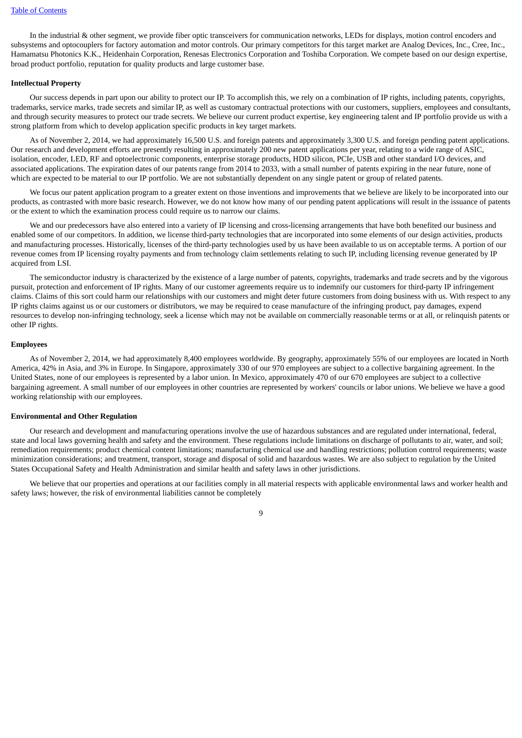In the industrial & other segment, we provide fiber optic transceivers for communication networks, LEDs for displays, motion control encoders and subsystems and optocouplers for factory automation and motor controls. Our primary competitors for this target market are Analog Devices, Inc., Cree, Inc., Hamamatsu Photonics K.K., Heidenhain Corporation, Renesas Electronics Corporation and Toshiba Corporation. We compete based on our design expertise, broad product portfolio, reputation for quality products and large customer base.

**Intellectual Property**

Our success depends in part upon our ability to protect our IP. To accomplish this, we rely on a combination of IP rights, including patents, copyrights, trademarks, service marks, trade secrets and similar IP, as well as customary contractual protections with our customers, suppliers, employees and consultants, and through security measures to protect our trade secrets. We believe our current product expertise, key engineering talent and IP portfolio provide us with a strong platform from which to develop application specific products in key target markets.

As of November 2, 2014, we had approximately 16,500 U.S. and foreign patents and approximately 3,300 U.S. and foreign pending patent applications. Our research and development efforts are presently resulting in approximately 200 new patent applications per year, relating to a wide range of ASIC, isolation, encoder, LED, RF and optoelectronic components, enterprise storage products, HDD silicon, PCIe, USB and other standard I/O devices, and associated applications. The expiration dates of our patents range from 2014 to 2033, with a small number of patents expiring in the near future, none of which are expected to be material to our IP portfolio. We are not substantially dependent on any single patent or group of related patents.

We focus our patent application program to a greater extent on those inventions and improvements that we believe are likely to be incorporated into our products, as contrasted with more basic research. However, we do not know how many of our pending patent applications will result in the issuance of patents or the extent to which the examination process could require us to narrow our claims.

We and our predecessors have also entered into a variety of IP licensing and cross-licensing arrangements that have both benefited our business and enabled some of our competitors. In addition, we license third-party technologies that are incorporated into some elements of our design activities, products and manufacturing processes. Historically, licenses of the third-party technologies used by us have been available to us on acceptable terms. A portion of our revenue comes from IP licensing royalty payments and from technology claim settlements relating to such IP, including licensing revenue generated by IP acquired from LSI.

The semiconductor industry is characterized by the existence of a large number of patents, copyrights, trademarks and trade secrets and by the vigorous pursuit, protection and enforcement of IP rights. Many of our customer agreements require us to indemnify our customers for third-party IP infringement claims. Claims of this sort could harm our relationships with our customers and might deter future customers from doing business with us. With respect to any IP rights claims against us or our customers or distributors, we may be required to cease manufacture of the infringing product, pay damages, expend resources to develop non-infringing technology, seek a license which may not be available on commercially reasonable terms or at all, or relinquish patents or other IP rights.

**Employees**

As of November 2, 2014, we had approximately 8,400 employees worldwide. By geography, approximately 55% of our employees are located in North America, 42% in Asia, and 3% in Europe. In Singapore, approximately 330 of our 970 employees are subject to a collective bargaining agreement. In the United States, none of our employees is represented by a labor union. In Mexico, approximately 470 of our 670 employees are subject to a collective bargaining agreement. A small number of our employees in other countries are represented by workers' councils or labor unions. We believe we have a good working relationship with our employees.

**Environmental and Other Regulation**

Our research and development and manufacturing operations involve the use of hazardous substances and are regulated under international, federal, state and local laws governing health and safety and the environment. These regulations include limitations on discharge of pollutants to air, water, and soil; remediation requirements; product chemical content limitations; manufacturing chemical use and handling restrictions; pollution control requirements; waste minimization considerations; and treatment, transport, storage and disposal of solid and hazardous wastes. We are also subject to regulation by the United States Occupational Safety and Health Administration and similar health and safety laws in other jurisdictions.

We believe that our properties and operations at our facilities comply in all material respects with applicable environmental laws and worker health and safety laws; however, the risk of environmental liabilities cannot be completely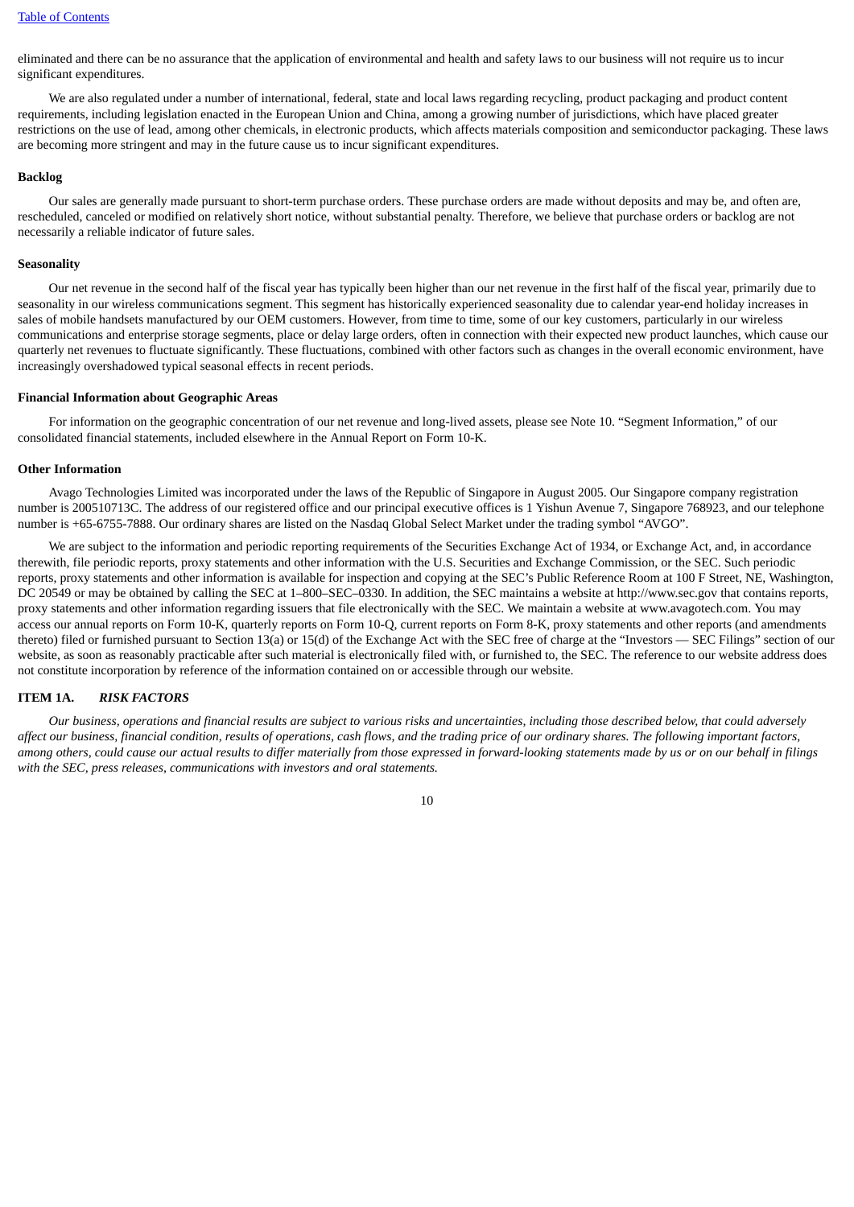eliminated and there can be no assurance that the application of environmental and health and safety laws to our business will not require us to incur significant expenditures.

We are also regulated under a number of international, federal, state and local laws regarding recycling, product packaging and product content requirements, including legislation enacted in the European Union and China, among a growing number of jurisdictions, which have placed greater restrictions on the use of lead, among other chemicals, in electronic products, which affects materials composition and semiconductor packaging. These laws are becoming more stringent and may in the future cause us to incur significant expenditures.

**Backlog**

Our sales are generally made pursuant to short-term purchase orders. These purchase orders are made without deposits and may be, and often are, rescheduled, canceled or modified on relatively short notice, without substantial penalty. Therefore, we believe that purchase orders or backlog are not necessarily a reliable indicator of future sales.

**Seasonality**

Our net revenue in the second half of the fiscal year has typically been higher than our net revenue in the first half of the fiscal year, primarily due to seasonality in our wireless communications segment. This segment has historically experienced seasonality due to calendar year-end holiday increases in sales of mobile handsets manufactured by our OEM customers. However, from time to time, some of our key customers, particularly in our wireless communications and enterprise storage segments, place or delay large orders, often in connection with their expected new product launches, which cause our quarterly net revenues to fluctuate significantly. These fluctuations, combined with other factors such as changes in the overall economic environment, have increasingly overshadowed typical seasonal effects in recent periods.

**Financial Information about Geographic Areas**

For information on the geographic concentration of our net revenue and long-lived assets, please see Note 10. "Segment Information," of our consolidated financial statements, included elsewhere in the Annual Report on Form 10-K.

**Other Information**

Avago Technologies Limited was incorporated under the laws of the Republic of Singapore in August 2005. Our Singapore company registration number is 200510713C. The address of our registered office and our principal executive offices is 1 Yishun Avenue 7, Singapore 768923, and our telephone number is +65-6755-7888. Our ordinary shares are listed on the Nasdaq Global Select Market under the trading symbol "AVGO".

We are subject to the information and periodic reporting requirements of the Securities Exchange Act of 1934, or Exchange Act, and, in accordance therewith, file periodic reports, proxy statements and other information with the U.S. Securities and Exchange Commission, or the SEC. Such periodic reports, proxy statements and other information is available for inspection and copying at the SEC's Public Reference Room at 100 F Street, NE, Washington, DC 20549 or may be obtained by calling the SEC at 1–800–SEC–0330. In addition, the SEC maintains a website at http://www.sec.gov that contains reports, proxy statements and other information regarding issuers that file electronically with the SEC. We maintain a website at www.avagotech.com. You may access our annual reports on Form 10-K, quarterly reports on Form 10-Q, current reports on Form 8-K, proxy statements and other reports (and amendments thereto) filed or furnished pursuant to Section 13(a) or 15(d) of the Exchange Act with the SEC free of charge at the "Investors — SEC Filings" section of our website, as soon as reasonably practicable after such material is electronically filed with, or furnished to, the SEC. The reference to our website address does not constitute incorporation by reference of the information contained on or accessible through our website.

## ITEM 1A. *RISK FACTORS*

*Our business, operations and financial results are subject to various risks and uncertainties, including those described below, that could adversely affect our business, financial condition, results of operations, cash flows, and the trading price of our ordinary shares. The following important factors, among others, could cause our actual results to differ materially from those expressed in forward-looking statements made by us or on our behalf in filings with the SEC, press releases, communications with investors and oral statements.*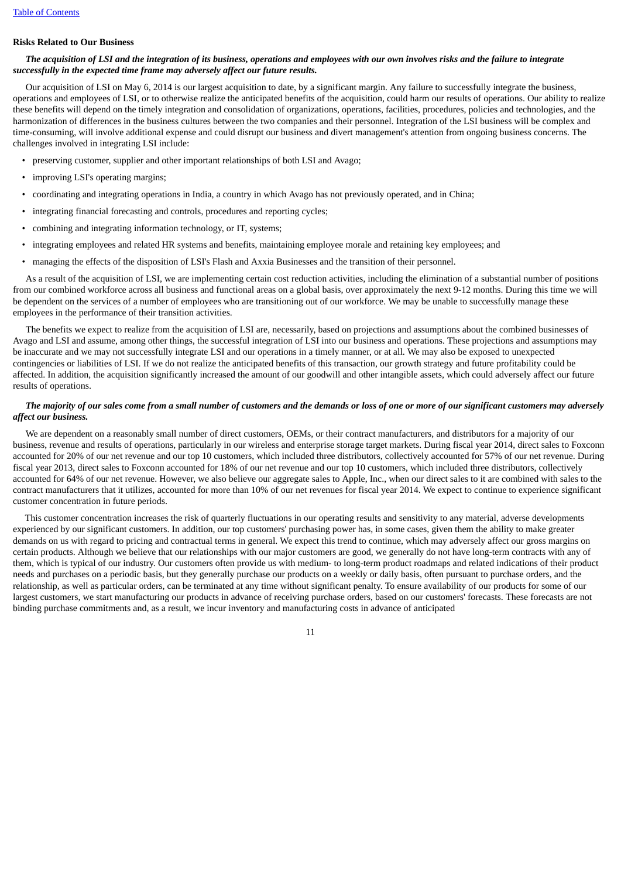## Risks Related to Our Business

***The acquisition of LSI and the integration of its business, operations and employees with our own involves risks and the failure to integrate successfully in the expected time frame may adversely affect our future results.***

Our acquisition of LSI on May 6, 2014 is our largest acquisition to date, by a significant margin. Any failure to successfully integrate the business, operations and employees of LSI, or to otherwise realize the anticipated benefits of the acquisition, could harm our results of operations. Our ability to realize these benefits will depend on the timely integration and consolidation of organizations, operations, facilities, procedures, policies and technologies, and the harmonization of differences in the business cultures between the two companies and their personnel. Integration of the LSI business will be complex and time-consuming, will involve additional expense and could disrupt our business and divert management's attention from ongoing business concerns. The challenges involved in integrating LSI include:

- preserving customer, supplier and other important relationships of both LSI and Avago;
- improving LSI's operating margins;
- coordinating and integrating operations in India, a country in which Avago has not previously operated, and in China;
- integrating financial forecasting and controls, procedures and reporting cycles;
- combining and integrating information technology, or IT, systems;
- integrating employees and related HR systems and benefits, maintaining employee morale and retaining key employees; and
- managing the effects of the disposition of LSI's Flash and Axxia Businesses and the transition of their personnel.

As a result of the acquisition of LSI, we are implementing certain cost reduction activities, including the elimination of a substantial number of positions from our combined workforce across all business and functional areas on a global basis, over approximately the next 9-12 months. During this time we will be dependent on the services of a number of employees who are transitioning out of our workforce. We may be unable to successfully manage these employees in the performance of their transition activities.

The benefits we expect to realize from the acquisition of LSI are, necessarily, based on projections and assumptions about the combined businesses of Avago and LSI and assume, among other things, the successful integration of LSI into our business and operations. These projections and assumptions may be inaccurate and we may not successfully integrate LSI and our operations in a timely manner, or at all. We may also be exposed to unexpected contingencies or liabilities of LSI. If we do not realize the anticipated benefits of this transaction, our growth strategy and future profitability could be affected. In addition, the acquisition significantly increased the amount of our goodwill and other intangible assets, which could adversely affect our future results of operations.

***The majority of our sales come from a small number of customers and the demands or loss of one or more of our significant customers may adversely affect our business.***

We are dependent on a reasonably small number of direct customers, OEMs, or their contract manufacturers, and distributors for a majority of our business, revenue and results of operations, particularly in our wireless and enterprise storage target markets. During fiscal year 2014, direct sales to Foxconn accounted for 20% of our net revenue and our top 10 customers, which included three distributors, collectively accounted for 57% of our net revenue. During fiscal year 2013, direct sales to Foxconn accounted for 18% of our net revenue and our top 10 customers, which included three distributors, collectively accounted for 64% of our net revenue. However, we also believe our aggregate sales to Apple, Inc., when our direct sales to it are combined with sales to the contract manufacturers that it utilizes, accounted for more than 10% of our net revenues for fiscal year 2014. We expect to continue to experience significant customer concentration in future periods.

This customer concentration increases the risk of quarterly fluctuations in our operating results and sensitivity to any material, adverse developments experienced by our significant customers. In addition, our top customers' purchasing power has, in some cases, given them the ability to make greater demands on us with regard to pricing and contractual terms in general. We expect this trend to continue, which may adversely affect our gross margins on certain products. Although we believe that our relationships with our major customers are good, we generally do not have long-term contracts with any of them, which is typical of our industry. Our customers often provide us with medium- to long-term product roadmaps and related indications of their product needs and purchases on a periodic basis, but they generally purchase our products on a weekly or daily basis, often pursuant to purchase orders, and the relationship, as well as particular orders, can be terminated at any time without significant penalty. To ensure availability of our products for some of our largest customers, we start manufacturing our products in advance of receiving purchase orders, based on our customers' forecasts. These forecasts are not binding purchase commitments and, as a result, we incur inventory and manufacturing costs in advance of anticipated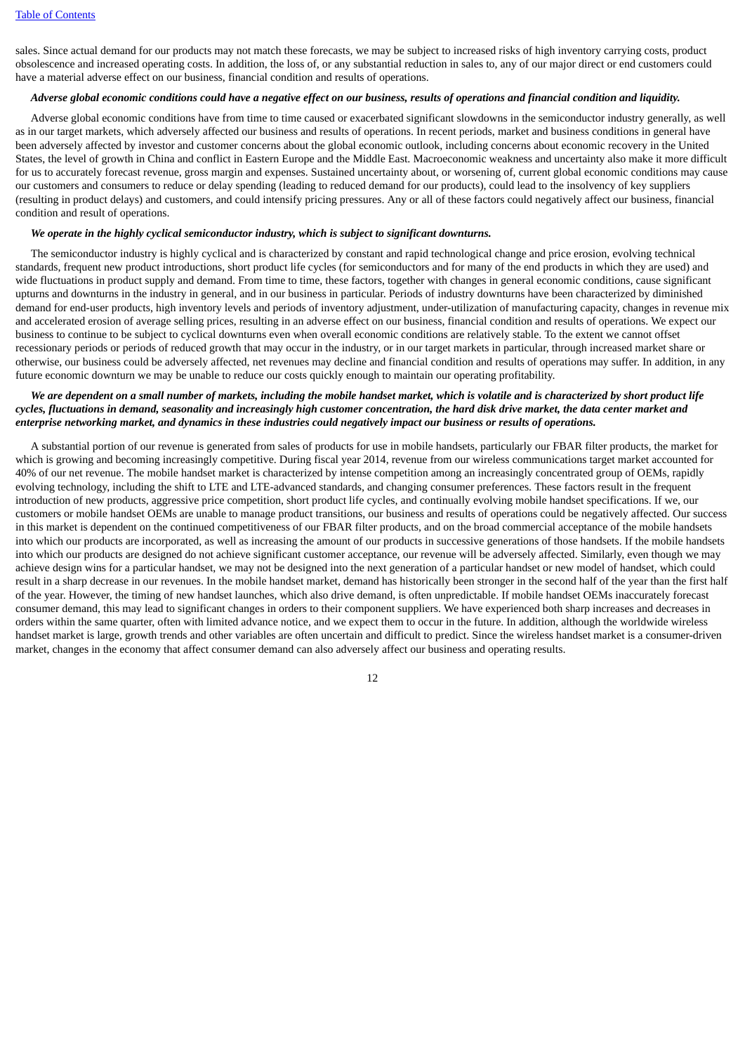sales. Since actual demand for our products may not match these forecasts, we may be subject to increased risks of high inventory carrying costs, product obsolescence and increased operating costs. In addition, the loss of, or any substantial reduction in sales to, any of our major direct or end customers could have a material adverse effect on our business, financial condition and results of operations.

***Adverse global economic conditions could have a negative effect on our business, results of operations and financial condition and liquidity.***

Adverse global economic conditions have from time to time caused or exacerbated significant slowdowns in the semiconductor industry generally, as well as in our target markets, which adversely affected our business and results of operations. In recent periods, market and business conditions in general have been adversely affected by investor and customer concerns about the global economic outlook, including concerns about economic recovery in the United States, the level of growth in China and conflict in Eastern Europe and the Middle East. Macroeconomic weakness and uncertainty also make it more difficult for us to accurately forecast revenue, gross margin and expenses. Sustained uncertainty about, or worsening of, current global economic conditions may cause our customers and consumers to reduce or delay spending (leading to reduced demand for our products), could lead to the insolvency of key suppliers (resulting in product delays) and customers, and could intensify pricing pressures. Any or all of these factors could negatively affect our business, financial condition and result of operations.

***We operate in the highly cyclical semiconductor industry, which is subject to significant downturns.***

The semiconductor industry is highly cyclical and is characterized by constant and rapid technological change and price erosion, evolving technical standards, frequent new product introductions, short product life cycles (for semiconductors and for many of the end products in which they are used) and wide fluctuations in product supply and demand. From time to time, these factors, together with changes in general economic conditions, cause significant upturns and downturns in the industry in general, and in our business in particular. Periods of industry downturns have been characterized by diminished demand for end-user products, high inventory levels and periods of inventory adjustment, under-utilization of manufacturing capacity, changes in revenue mix and accelerated erosion of average selling prices, resulting in an adverse effect on our business, financial condition and results of operations. We expect our business to continue to be subject to cyclical downturns even when overall economic conditions are relatively stable. To the extent we cannot offset recessionary periods or periods of reduced growth that may occur in the industry, or in our target markets in particular, through increased market share or otherwise, our business could be adversely affected, net revenues may decline and financial condition and results of operations may suffer. In addition, in any future economic downturn we may be unable to reduce our costs quickly enough to maintain our operating profitability.

***We are dependent on a small number of markets, including the mobile handset market, which is volatile and is characterized by short product life cycles, fluctuations in demand, seasonality and increasingly high customer concentration, the hard disk drive market, the data center market and enterprise networking market, and dynamics in these industries could negatively impact our business or results of operations.***

A substantial portion of our revenue is generated from sales of products for use in mobile handsets, particularly our FBAR filter products, the market for which is growing and becoming increasingly competitive. During fiscal year 2014, revenue from our wireless communications target market accounted for 40% of our net revenue. The mobile handset market is characterized by intense competition among an increasingly concentrated group of OEMs, rapidly evolving technology, including the shift to LTE and LTE-advanced standards, and changing consumer preferences. These factors result in the frequent introduction of new products, aggressive price competition, short product life cycles, and continually evolving mobile handset specifications. If we, our customers or mobile handset OEMs are unable to manage product transitions, our business and results of operations could be negatively affected. Our success in this market is dependent on the continued competitiveness of our FBAR filter products, and on the broad commercial acceptance of the mobile handsets into which our products are incorporated, as well as increasing the amount of our products in successive generations of those handsets. If the mobile handsets into which our products are designed do not achieve significant customer acceptance, our revenue will be adversely affected. Similarly, even though we may achieve design wins for a particular handset, we may not be designed into the next generation of a particular handset or new model of handset, which could result in a sharp decrease in our revenues. In the mobile handset market, demand has historically been stronger in the second half of the year than the first half of the year. However, the timing of new handset launches, which also drive demand, is often unpredictable. If mobile handset OEMs inaccurately forecast consumer demand, this may lead to significant changes in orders to their component suppliers. We have experienced both sharp increases and decreases in orders within the same quarter, often with limited advance notice, and we expect them to occur in the future. In addition, although the worldwide wireless handset market is large, growth trends and other variables are often uncertain and difficult to predict. Since the wireless handset market is a consumer-driven market, changes in the economy that affect consumer demand can also adversely affect our business and operating results.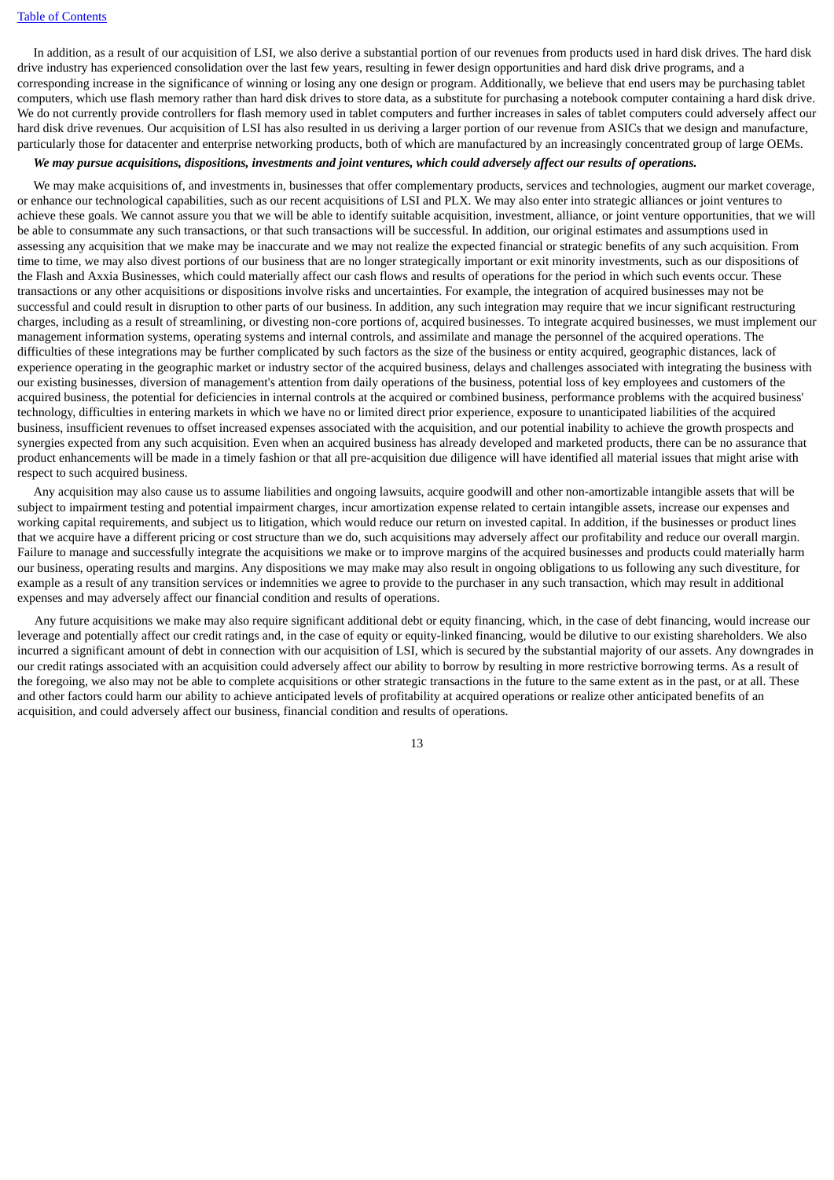In addition, as a result of our acquisition of LSI, we also derive a substantial portion of our revenues from products used in hard disk drives. The hard disk drive industry has experienced consolidation over the last few years, resulting in fewer design opportunities and hard disk drive programs, and a corresponding increase in the significance of winning or losing any one design or program. Additionally, we believe that end users may be purchasing tablet computers, which use flash memory rather than hard disk drives to store data, as a substitute for purchasing a notebook computer containing a hard disk drive. We do not currently provide controllers for flash memory used in tablet computers and further increases in sales of tablet computers could adversely affect our hard disk drive revenues. Our acquisition of LSI has also resulted in us deriving a larger portion of our revenue from ASICs that we design and manufacture, particularly those for datacenter and enterprise networking products, both of which are manufactured by an increasingly concentrated group of large OEMs.

***We may pursue acquisitions, dispositions, investments and joint ventures, which could adversely affect our results of operations.***

We may make acquisitions of, and investments in, businesses that offer complementary products, services and technologies, augment our market coverage, or enhance our technological capabilities, such as our recent acquisitions of LSI and PLX. We may also enter into strategic alliances or joint ventures to achieve these goals. We cannot assure you that we will be able to identify suitable acquisition, investment, alliance, or joint venture opportunities, that we will be able to consummate any such transactions, or that such transactions will be successful. In addition, our original estimates and assumptions used in assessing any acquisition that we make may be inaccurate and we may not realize the expected financial or strategic benefits of any such acquisition. From time to time, we may also divest portions of our business that are no longer strategically important or exit minority investments, such as our dispositions of the Flash and Axxia Businesses, which could materially affect our cash flows and results of operations for the period in which such events occur. These transactions or any other acquisitions or dispositions involve risks and uncertainties. For example, the integration of acquired businesses may not be successful and could result in disruption to other parts of our business. In addition, any such integration may require that we incur significant restructuring charges, including as a result of streamlining, or divesting non-core portions of, acquired businesses. To integrate acquired businesses, we must implement our management information systems, operating systems and internal controls, and assimilate and manage the personnel of the acquired operations. The difficulties of these integrations may be further complicated by such factors as the size of the business or entity acquired, geographic distances, lack of experience operating in the geographic market or industry sector of the acquired business, delays and challenges associated with integrating the business with our existing businesses, diversion of management's attention from daily operations of the business, potential loss of key employees and customers of the acquired business, the potential for deficiencies in internal controls at the acquired or combined business, performance problems with the acquired business' technology, difficulties in entering markets in which we have no or limited direct prior experience, exposure to unanticipated liabilities of the acquired business, insufficient revenues to offset increased expenses associated with the acquisition, and our potential inability to achieve the growth prospects and synergies expected from any such acquisition. Even when an acquired business has already developed and marketed products, there can be no assurance that product enhancements will be made in a timely fashion or that all pre-acquisition due diligence will have identified all material issues that might arise with respect to such acquired business.

Any acquisition may also cause us to assume liabilities and ongoing lawsuits, acquire goodwill and other non-amortizable intangible assets that will be subject to impairment testing and potential impairment charges, incur amortization expense related to certain intangible assets, increase our expenses and working capital requirements, and subject us to litigation, which would reduce our return on invested capital. In addition, if the businesses or product lines that we acquire have a different pricing or cost structure than we do, such acquisitions may adversely affect our profitability and reduce our overall margin. Failure to manage and successfully integrate the acquisitions we make or to improve margins of the acquired businesses and products could materially harm our business, operating results and margins. Any dispositions we may make may also result in ongoing obligations to us following any such divestiture, for example as a result of any transition services or indemnities we agree to provide to the purchaser in any such transaction, which may result in additional expenses and may adversely affect our financial condition and results of operations.

Any future acquisitions we make may also require significant additional debt or equity financing, which, in the case of debt financing, would increase our leverage and potentially affect our credit ratings and, in the case of equity or equity-linked financing, would be dilutive to our existing shareholders. We also incurred a significant amount of debt in connection with our acquisition of LSI, which is secured by the substantial majority of our assets. Any downgrades in our credit ratings associated with an acquisition could adversely affect our ability to borrow by resulting in more restrictive borrowing terms. As a result of the foregoing, we also may not be able to complete acquisitions or other strategic transactions in the future to the same extent as in the past, or at all. These and other factors could harm our ability to achieve anticipated levels of profitability at acquired operations or realize other anticipated benefits of an acquisition, and could adversely affect our business, financial condition and results of operations.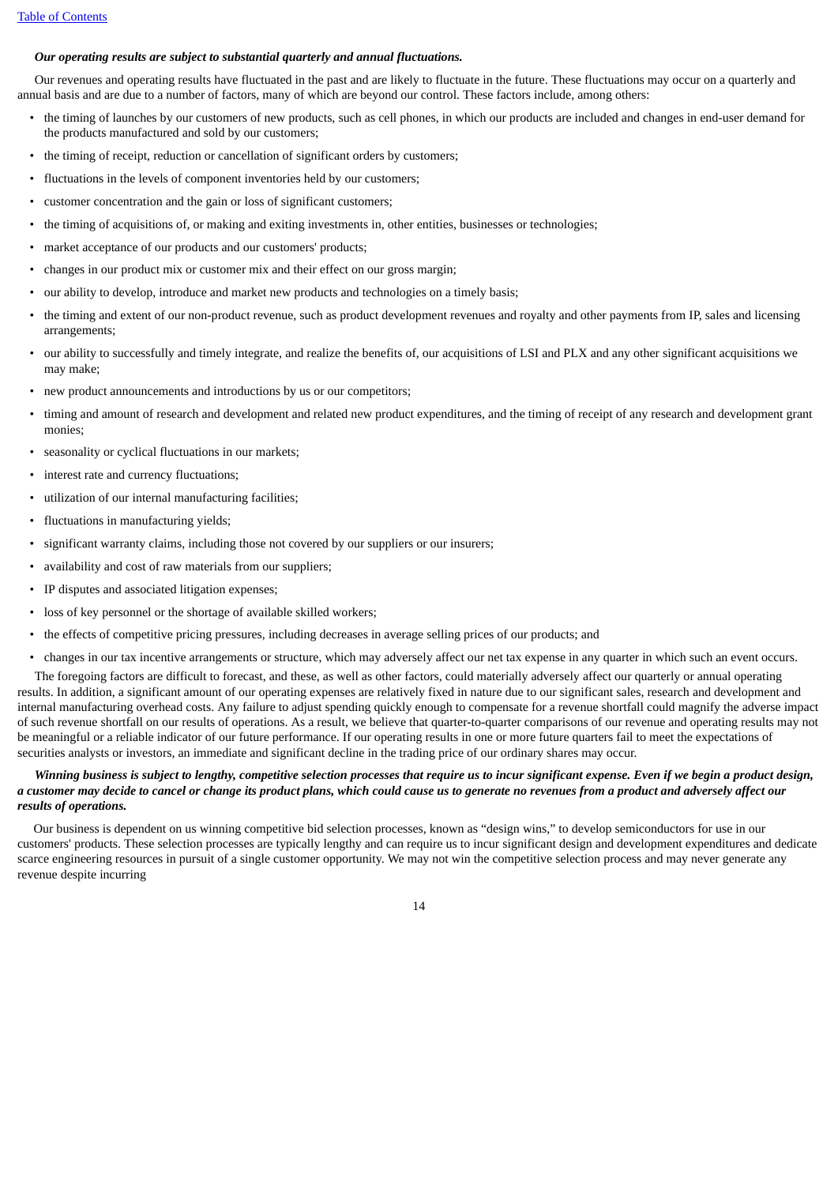***Our operating results are subject to substantial quarterly and annual fluctuations.***

Our revenues and operating results have fluctuated in the past and are likely to fluctuate in the future. These fluctuations may occur on a quarterly and annual basis and are due to a number of factors, many of which are beyond our control. These factors include, among others:

- the timing of launches by our customers of new products, such as cell phones, in which our products are included and changes in end-user demand for the products manufactured and sold by our customers;
- the timing of receipt, reduction or cancellation of significant orders by customers;
- fluctuations in the levels of component inventories held by our customers;
- customer concentration and the gain or loss of significant customers;
- the timing of acquisitions of, or making and exiting investments in, other entities, businesses or technologies;
- market acceptance of our products and our customers' products;
- changes in our product mix or customer mix and their effect on our gross margin;
- our ability to develop, introduce and market new products and technologies on a timely basis;
- the timing and extent of our non-product revenue, such as product development revenues and royalty and other payments from IP, sales and licensing arrangements;
- our ability to successfully and timely integrate, and realize the benefits of, our acquisitions of LSI and PLX and any other significant acquisitions we may make;
- new product announcements and introductions by us or our competitors;
- timing and amount of research and development and related new product expenditures, and the timing of receipt of any research and development grant monies;
- seasonality or cyclical fluctuations in our markets;
- interest rate and currency fluctuations;
- utilization of our internal manufacturing facilities;
- fluctuations in manufacturing yields;
- significant warranty claims, including those not covered by our suppliers or our insurers;
- availability and cost of raw materials from our suppliers;
- IP disputes and associated litigation expenses;
- loss of key personnel or the shortage of available skilled workers;
- the effects of competitive pricing pressures, including decreases in average selling prices of our products; and
- changes in our tax incentive arrangements or structure, which may adversely affect our net tax expense in any quarter in which such an event occurs.

The foregoing factors are difficult to forecast, and these, as well as other factors, could materially adversely affect our quarterly or annual operating results. In addition, a significant amount of our operating expenses are relatively fixed in nature due to our significant sales, research and development and internal manufacturing overhead costs. Any failure to adjust spending quickly enough to compensate for a revenue shortfall could magnify the adverse impact of such revenue shortfall on our results of operations. As a result, we believe that quarter-to-quarter comparisons of our revenue and operating results may not be meaningful or a reliable indicator of our future performance. If our operating results in one or more future quarters fail to meet the expectations of securities analysts or investors, an immediate and significant decline in the trading price of our ordinary shares may occur.

***Winning business is subject to lengthy, competitive selection processes that require us to incur significant expense. Even if we begin a product design, a customer may decide to cancel or change its product plans, which could cause us to generate no revenues from a product and adversely affect our results of operations.***

Our business is dependent on us winning competitive bid selection processes, known as "design wins," to develop semiconductors for use in our customers' products. These selection processes are typically lengthy and can require us to incur significant design and development expenditures and dedicate scarce engineering resources in pursuit of a single customer opportunity. We may not win the competitive selection process and may never generate any revenue despite incurring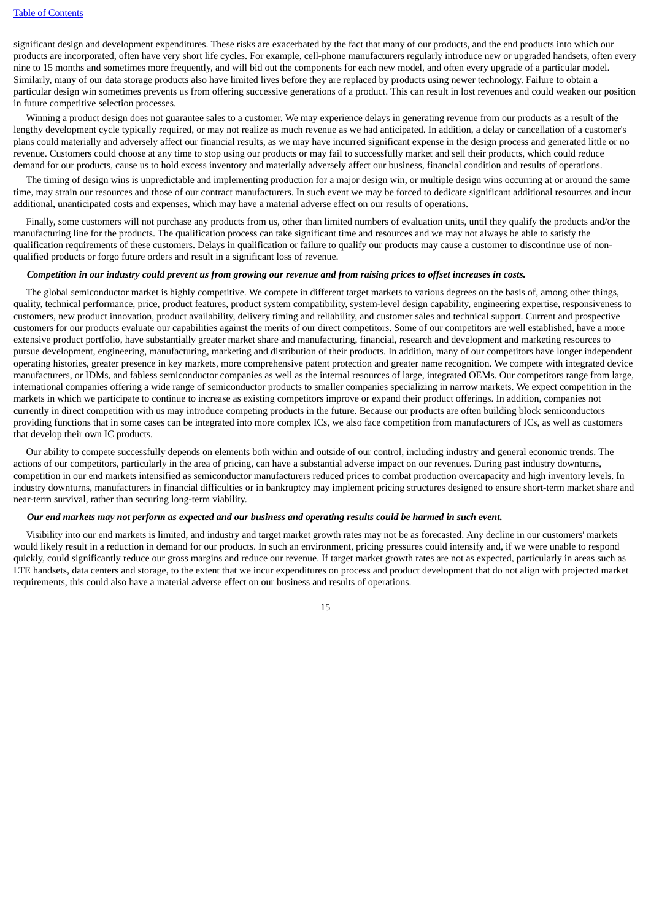significant design and development expenditures. These risks are exacerbated by the fact that many of our products, and the end products into which our products are incorporated, often have very short life cycles. For example, cell-phone manufacturers regularly introduce new or upgraded handsets, often every nine to 15 months and sometimes more frequently, and will bid out the components for each new model, and often every upgrade of a particular model. Similarly, many of our data storage products also have limited lives before they are replaced by products using newer technology. Failure to obtain a particular design win sometimes prevents us from offering successive generations of a product. This can result in lost revenues and could weaken our position in future competitive selection processes.

Winning a product design does not guarantee sales to a customer. We may experience delays in generating revenue from our products as a result of the lengthy development cycle typically required, or may not realize as much revenue as we had anticipated. In addition, a delay or cancellation of a customer's plans could materially and adversely affect our financial results, as we may have incurred significant expense in the design process and generated little or no revenue. Customers could choose at any time to stop using our products or may fail to successfully market and sell their products, which could reduce demand for our products, cause us to hold excess inventory and materially adversely affect our business, financial condition and results of operations.

The timing of design wins is unpredictable and implementing production for a major design win, or multiple design wins occurring at or around the same time, may strain our resources and those of our contract manufacturers. In such event we may be forced to dedicate significant additional resources and incur additional, unanticipated costs and expenses, which may have a material adverse effect on our results of operations.

Finally, some customers will not purchase any products from us, other than limited numbers of evaluation units, until they qualify the products and/or the manufacturing line for the products. The qualification process can take significant time and resources and we may not always be able to satisfy the qualification requirements of these customers. Delays in qualification or failure to qualify our products may cause a customer to discontinue use of non-qualified products or forgo future orders and result in a significant loss of revenue.

***Competition in our industry could prevent us from growing our revenue and from raising prices to offset increases in costs.***

The global semiconductor market is highly competitive. We compete in different target markets to various degrees on the basis of, among other things, quality, technical performance, price, product features, product system compatibility, system-level design capability, engineering expertise, responsiveness to customers, new product innovation, product availability, delivery timing and reliability, and customer sales and technical support. Current and prospective customers for our products evaluate our capabilities against the merits of our direct competitors. Some of our competitors are well established, have a more extensive product portfolio, have substantially greater market share and manufacturing, financial, research and development and marketing resources to pursue development, engineering, manufacturing, marketing and distribution of their products. In addition, many of our competitors have longer independent operating histories, greater presence in key markets, more comprehensive patent protection and greater name recognition. We compete with integrated device manufacturers, or IDMs, and fabless semiconductor companies as well as the internal resources of large, integrated OEMs. Our competitors range from large, international companies offering a wide range of semiconductor products to smaller companies specializing in narrow markets. We expect competition in the markets in which we participate to continue to increase as existing competitors improve or expand their product offerings. In addition, companies not currently in direct competition with us may introduce competing products in the future. Because our products are often building block semiconductors providing functions that in some cases can be integrated into more complex ICs, we also face competition from manufacturers of ICs, as well as customers that develop their own IC products.

Our ability to compete successfully depends on elements both within and outside of our control, including industry and general economic trends. The actions of our competitors, particularly in the area of pricing, can have a substantial adverse impact on our revenues. During past industry downturns, competition in our end markets intensified as semiconductor manufacturers reduced prices to combat production overcapacity and high inventory levels. In industry downturns, manufacturers in financial difficulties or in bankruptcy may implement pricing structures designed to ensure short-term market share and near-term survival, rather than securing long-term viability.

***Our end markets may not perform as expected and our business and operating results could be harmed in such event.***

Visibility into our end markets is limited, and industry and target market growth rates may not be as forecasted. Any decline in our customers' markets would likely result in a reduction in demand for our products. In such an environment, pricing pressures could intensify and, if we were unable to respond quickly, could significantly reduce our gross margins and reduce our revenue. If target market growth rates are not as expected, particularly in areas such as LTE handsets, data centers and storage, to the extent that we incur expenditures on process and product development that do not align with projected market requirements, this could also have a material adverse effect on our business and results of operations.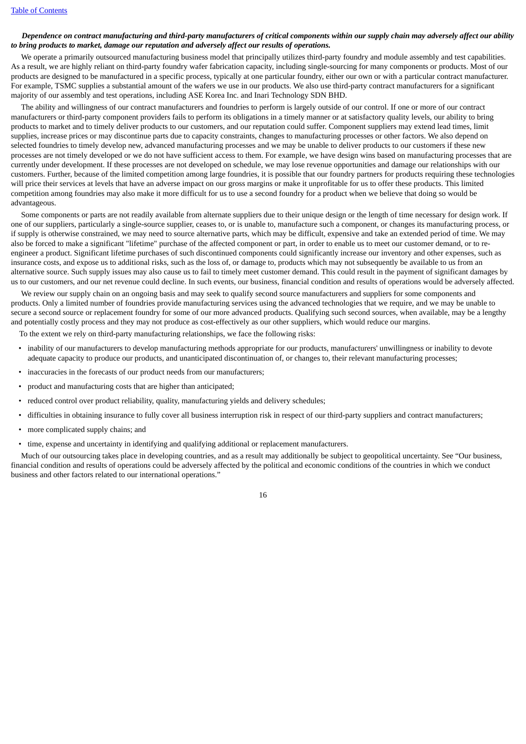***Dependence on contract manufacturing and third-party manufacturers of critical components within our supply chain may adversely affect our ability to bring products to market, damage our reputation and adversely affect our results of operations.***

We operate a primarily outsourced manufacturing business model that principally utilizes third-party foundry and module assembly and test capabilities. As a result, we are highly reliant on third-party foundry wafer fabrication capacity, including single-sourcing for many components or products. Most of our products are designed to be manufactured in a specific process, typically at one particular foundry, either our own or with a particular contract manufacturer. For example, TSMC supplies a substantial amount of the wafers we use in our products. We also use third-party contract manufacturers for a significant majority of our assembly and test operations, including ASE Korea Inc. and Inari Technology SDN BHD.

The ability and willingness of our contract manufacturers and foundries to perform is largely outside of our control. If one or more of our contract manufacturers or third-party component providers fails to perform its obligations in a timely manner or at satisfactory quality levels, our ability to bring products to market and to timely deliver products to our customers, and our reputation could suffer. Component suppliers may extend lead times, limit supplies, increase prices or may discontinue parts due to capacity constraints, changes to manufacturing processes or other factors. We also depend on selected foundries to timely develop new, advanced manufacturing processes and we may be unable to deliver products to our customers if these new processes are not timely developed or we do not have sufficient access to them. For example, we have design wins based on manufacturing processes that are currently under development. If these processes are not developed on schedule, we may lose revenue opportunities and damage our relationships with our customers. Further, because of the limited competition among large foundries, it is possible that our foundry partners for products requiring these technologies will price their services at levels that have an adverse impact on our gross margins or make it unprofitable for us to offer these products. This limited competition among foundries may also make it more difficult for us to use a second foundry for a product when we believe that doing so would be advantageous.

Some components or parts are not readily available from alternate suppliers due to their unique design or the length of time necessary for design work. If one of our suppliers, particularly a single-source supplier, ceases to, or is unable to, manufacture such a component, or changes its manufacturing process, or if supply is otherwise constrained, we may need to source alternative parts, which may be difficult, expensive and take an extended period of time. We may also be forced to make a significant "lifetime" purchase of the affected component or part, in order to enable us to meet our customer demand, or to re-engineer a product. Significant lifetime purchases of such discontinued components could significantly increase our inventory and other expenses, such as insurance costs, and expose us to additional risks, such as the loss of, or damage to, products which may not subsequently be available to us from an alternative source. Such supply issues may also cause us to fail to timely meet customer demand. This could result in the payment of significant damages by us to our customers, and our net revenue could decline. In such events, our business, financial condition and results of operations would be adversely affected.

We review our supply chain on an ongoing basis and may seek to qualify second source manufacturers and suppliers for some components and products. Only a limited number of foundries provide manufacturing services using the advanced technologies that we require, and we may be unable to secure a second source or replacement foundry for some of our more advanced products. Qualifying such second sources, when available, may be a lengthy and potentially costly process and they may not produce as cost-effectively as our other suppliers, which would reduce our margins.

To the extent we rely on third-party manufacturing relationships, we face the following risks:

- inability of our manufacturers to develop manufacturing methods appropriate for our products, manufacturers' unwillingness or inability to devote adequate capacity to produce our products, and unanticipated discontinuation of, or changes to, their relevant manufacturing processes;
- inaccuracies in the forecasts of our product needs from our manufacturers;
- product and manufacturing costs that are higher than anticipated;
- reduced control over product reliability, quality, manufacturing yields and delivery schedules;
- difficulties in obtaining insurance to fully cover all business interruption risk in respect of our third-party suppliers and contract manufacturers;
- more complicated supply chains; and
- time, expense and uncertainty in identifying and qualifying additional or replacement manufacturers.

Much of our outsourcing takes place in developing countries, and as a result may additionally be subject to geopolitical uncertainty. See "Our business, financial condition and results of operations could be adversely affected by the political and economic conditions of the countries in which we conduct business and other factors related to our international operations."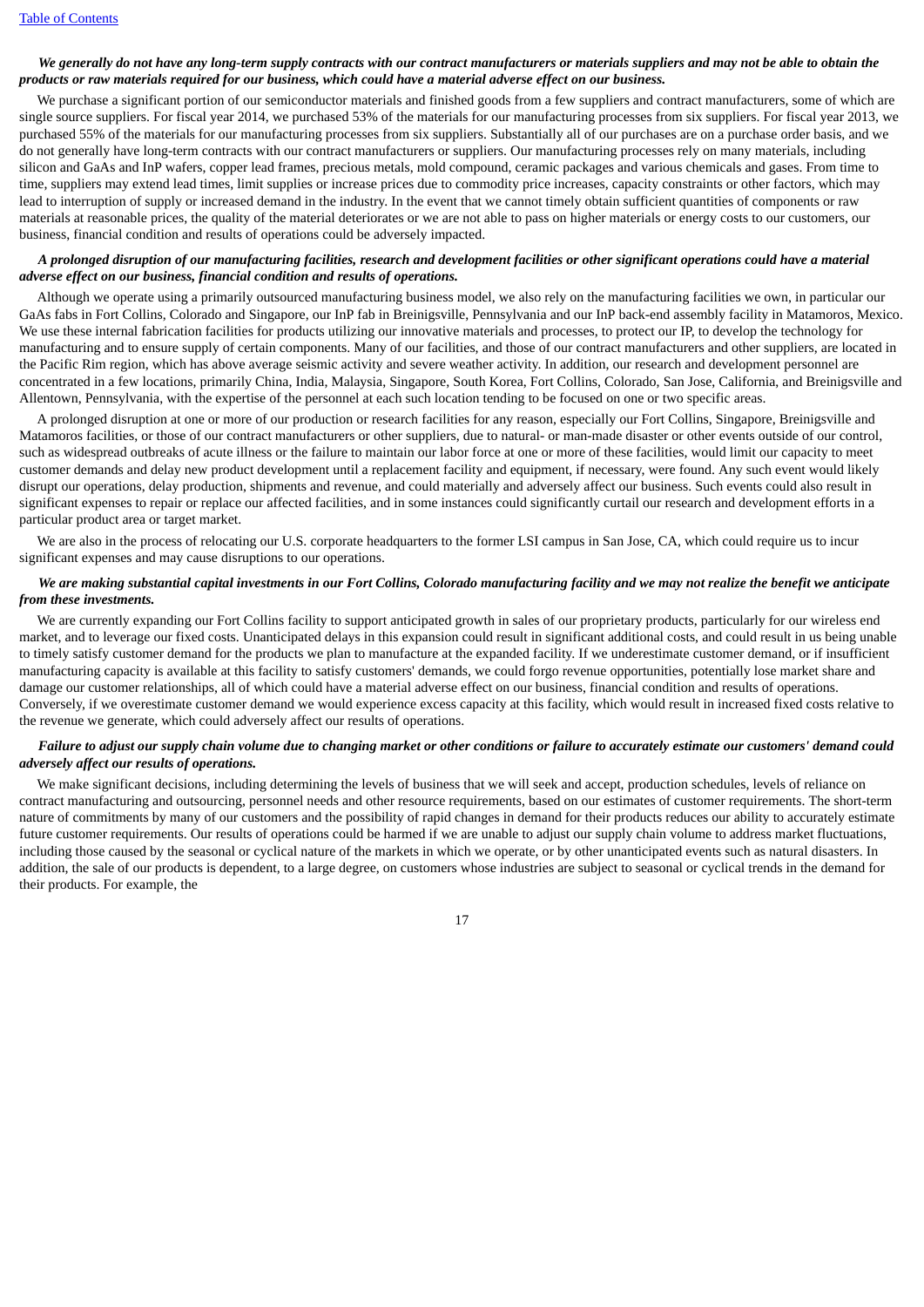***We generally do not have any long-term supply contracts with our contract manufacturers or materials suppliers and may not be able to obtain the products or raw materials required for our business, which could have a material adverse effect on our business.***

We purchase a significant portion of our semiconductor materials and finished goods from a few suppliers and contract manufacturers, some of which are single source suppliers. For fiscal year 2014, we purchased 53% of the materials for our manufacturing processes from six suppliers. For fiscal year 2013, we purchased 55% of the materials for our manufacturing processes from six suppliers. Substantially all of our purchases are on a purchase order basis, and we do not generally have long-term contracts with our contract manufacturers or suppliers. Our manufacturing processes rely on many materials, including silicon and GaAs and InP wafers, copper lead frames, precious metals, mold compound, ceramic packages and various chemicals and gases. From time to time, suppliers may extend lead times, limit supplies or increase prices due to commodity price increases, capacity constraints or other factors, which may lead to interruption of supply or increased demand in the industry. In the event that we cannot timely obtain sufficient quantities of components or raw materials at reasonable prices, the quality of the material deteriorates or we are not able to pass on higher materials or energy costs to our customers, our business, financial condition and results of operations could be adversely impacted.

***A prolonged disruption of our manufacturing facilities, research and development facilities or other significant operations could have a material adverse effect on our business, financial condition and results of operations.***

Although we operate using a primarily outsourced manufacturing business model, we also rely on the manufacturing facilities we own, in particular our GaAs fabs in Fort Collins, Colorado and Singapore, our InP fab in Breinigsville, Pennsylvania and our InP back-end assembly facility in Matamoros, Mexico. We use these internal fabrication facilities for products utilizing our innovative materials and processes, to protect our IP, to develop the technology for manufacturing and to ensure supply of certain components. Many of our facilities, and those of our contract manufacturers and other suppliers, are located in the Pacific Rim region, which has above average seismic activity and severe weather activity. In addition, our research and development personnel are concentrated in a few locations, primarily China, India, Malaysia, Singapore, South Korea, Fort Collins, Colorado, San Jose, California, and Breinigsville and Allentown, Pennsylvania, with the expertise of the personnel at each such location tending to be focused on one or two specific areas.

A prolonged disruption at one or more of our production or research facilities for any reason, especially our Fort Collins, Singapore, Breinigsville and Matamoros facilities, or those of our contract manufacturers or other suppliers, due to natural- or man-made disaster or other events outside of our control, such as widespread outbreaks of acute illness or the failure to maintain our labor force at one or more of these facilities, would limit our capacity to meet customer demands and delay new product development until a replacement facility and equipment, if necessary, were found. Any such event would likely disrupt our operations, delay production, shipments and revenue, and could materially and adversely affect our business. Such events could also result in significant expenses to repair or replace our affected facilities, and in some instances could significantly curtail our research and development efforts in a particular product area or target market.

We are also in the process of relocating our U.S. corporate headquarters to the former LSI campus in San Jose, CA, which could require us to incur significant expenses and may cause disruptions to our operations.

***We are making substantial capital investments in our Fort Collins, Colorado manufacturing facility and we may not realize the benefit we anticipate from these investments.***

We are currently expanding our Fort Collins facility to support anticipated growth in sales of our proprietary products, particularly for our wireless end market, and to leverage our fixed costs. Unanticipated delays in this expansion could result in significant additional costs, and could result in us being unable to timely satisfy customer demand for the products we plan to manufacture at the expanded facility. If we underestimate customer demand, or if insufficient manufacturing capacity is available at this facility to satisfy customers' demands, we could forgo revenue opportunities, potentially lose market share and damage our customer relationships, all of which could have a material adverse effect on our business, financial condition and results of operations. Conversely, if we overestimate customer demand we would experience excess capacity at this facility, which would result in increased fixed costs relative to the revenue we generate, which could adversely affect our results of operations.

***Failure to adjust our supply chain volume due to changing market or other conditions or failure to accurately estimate our customers' demand could adversely affect our results of operations.***

We make significant decisions, including determining the levels of business that we will seek and accept, production schedules, levels of reliance on contract manufacturing and outsourcing, personnel needs and other resource requirements, based on our estimates of customer requirements. The short-term nature of commitments by many of our customers and the possibility of rapid changes in demand for their products reduces our ability to accurately estimate future customer requirements. Our results of operations could be harmed if we are unable to adjust our supply chain volume to address market fluctuations, including those caused by the seasonal or cyclical nature of the markets in which we operate, or by other unanticipated events such as natural disasters. In addition, the sale of our products is dependent, to a large degree, on customers whose industries are subject to seasonal or cyclical trends in the demand for their products. For example, the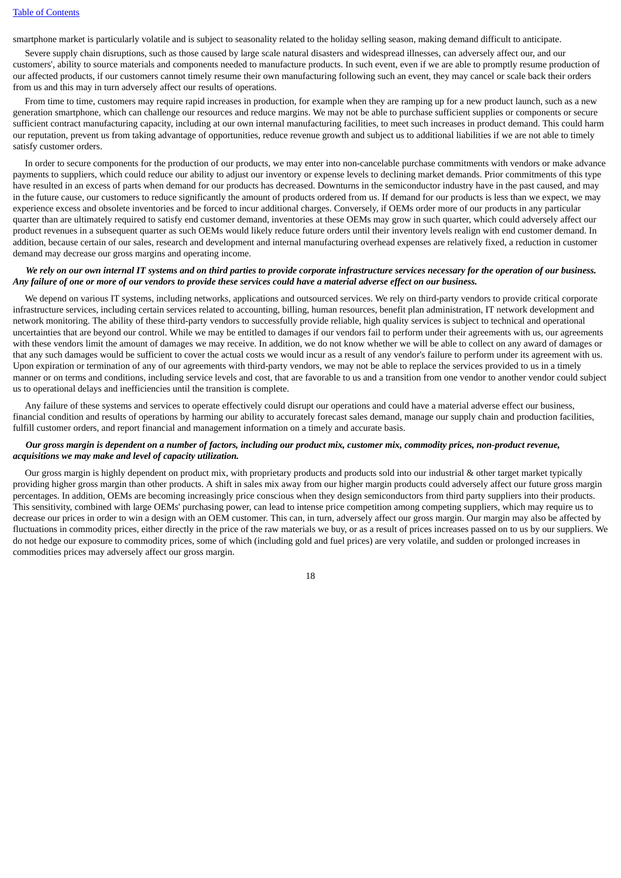smartphone market is particularly volatile and is subject to seasonality related to the holiday selling season, making demand difficult to anticipate.

Severe supply chain disruptions, such as those caused by large scale natural disasters and widespread illnesses, can adversely affect our, and our customers', ability to source materials and components needed to manufacture products. In such event, even if we are able to promptly resume production of our affected products, if our customers cannot timely resume their own manufacturing following such an event, they may cancel or scale back their orders from us and this may in turn adversely affect our results of operations.

From time to time, customers may require rapid increases in production, for example when they are ramping up for a new product launch, such as a new generation smartphone, which can challenge our resources and reduce margins. We may not be able to purchase sufficient supplies or components or secure sufficient contract manufacturing capacity, including at our own internal manufacturing facilities, to meet such increases in product demand. This could harm our reputation, prevent us from taking advantage of opportunities, reduce revenue growth and subject us to additional liabilities if we are not able to timely satisfy customer orders.

In order to secure components for the production of our products, we may enter into non-cancelable purchase commitments with vendors or make advance payments to suppliers, which could reduce our ability to adjust our inventory or expense levels to declining market demands. Prior commitments of this type have resulted in an excess of parts when demand for our products has decreased. Downturns in the semiconductor industry have in the past caused, and may in the future cause, our customers to reduce significantly the amount of products ordered from us. If demand for our products is less than we expect, we may experience excess and obsolete inventories and be forced to incur additional charges. Conversely, if OEMs order more of our products in any particular quarter than are ultimately required to satisfy end customer demand, inventories at these OEMs may grow in such quarter, which could adversely affect our product revenues in a subsequent quarter as such OEMs would likely reduce future orders until their inventory levels realign with end customer demand. In addition, because certain of our sales, research and development and internal manufacturing overhead expenses are relatively fixed, a reduction in customer demand may decrease our gross margins and operating income.

***We rely on our own internal IT systems and on third parties to provide corporate infrastructure services necessary for the operation of our business. Any failure of one or more of our vendors to provide these services could have a material adverse effect on our business.***

We depend on various IT systems, including networks, applications and outsourced services. We rely on third-party vendors to provide critical corporate infrastructure services, including certain services related to accounting, billing, human resources, benefit plan administration, IT network development and network monitoring. The ability of these third-party vendors to successfully provide reliable, high quality services is subject to technical and operational uncertainties that are beyond our control. While we may be entitled to damages if our vendors fail to perform under their agreements with us, our agreements with these vendors limit the amount of damages we may receive. In addition, we do not know whether we will be able to collect on any award of damages or that any such damages would be sufficient to cover the actual costs we would incur as a result of any vendor's failure to perform under its agreement with us. Upon expiration or termination of any of our agreements with third-party vendors, we may not be able to replace the services provided to us in a timely manner or on terms and conditions, including service levels and cost, that are favorable to us and a transition from one vendor to another vendor could subject us to operational delays and inefficiencies until the transition is complete.

Any failure of these systems and services to operate effectively could disrupt our operations and could have a material adverse effect our business, financial condition and results of operations by harming our ability to accurately forecast sales demand, manage our supply chain and production facilities, fulfill customer orders, and report financial and management information on a timely and accurate basis.

***Our gross margin is dependent on a number of factors, including our product mix, customer mix, commodity prices, non-product revenue, acquisitions we may make and level of capacity utilization.***

Our gross margin is highly dependent on product mix, with proprietary products and products sold into our industrial & other target market typically providing higher gross margin than other products. A shift in sales mix away from our higher margin products could adversely affect our future gross margin percentages. In addition, OEMs are becoming increasingly price conscious when they design semiconductors from third party suppliers into their products. This sensitivity, combined with large OEMs' purchasing power, can lead to intense price competition among competing suppliers, which may require us to decrease our prices in order to win a design with an OEM customer. This can, in turn, adversely affect our gross margin. Our margin may also be affected by fluctuations in commodity prices, either directly in the price of the raw materials we buy, or as a result of prices increases passed on to us by our suppliers. We do not hedge our exposure to commodity prices, some of which (including gold and fuel prices) are very volatile, and sudden or prolonged increases in commodities prices may adversely affect our gross margin.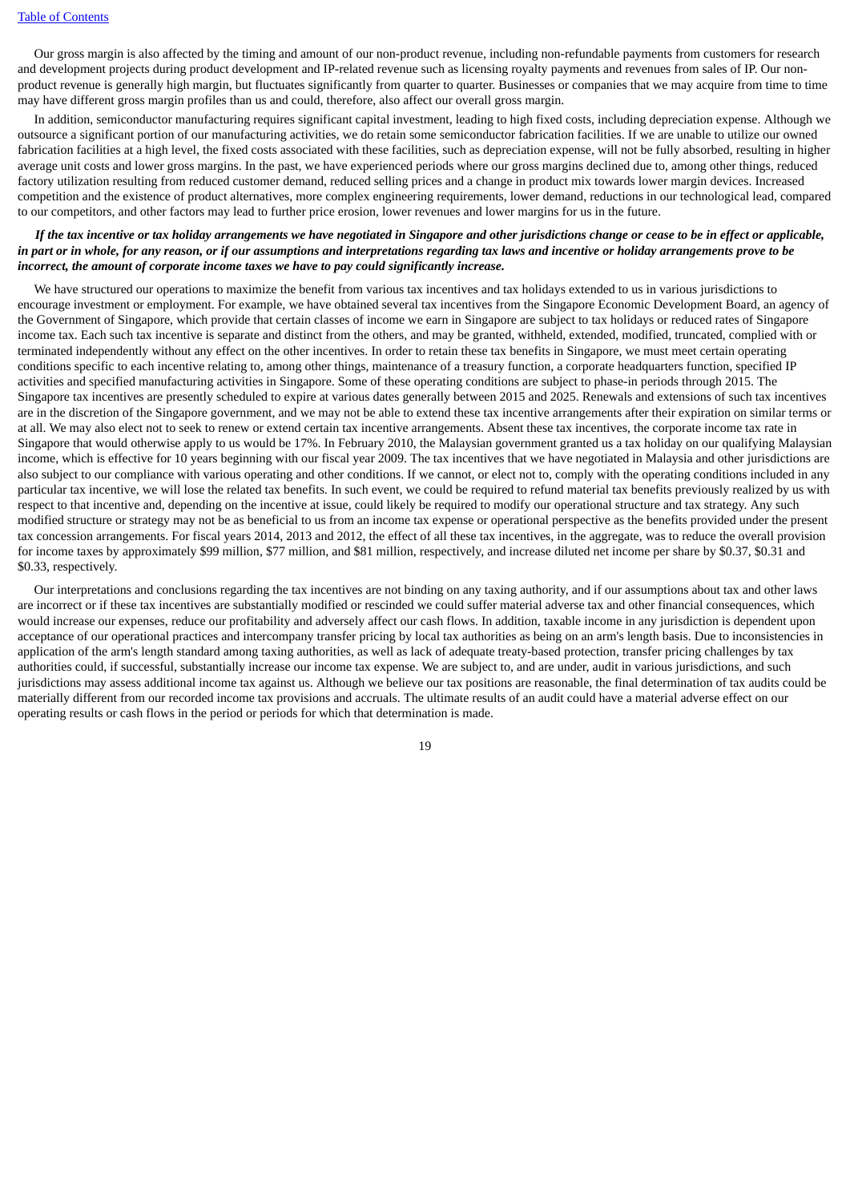Our gross margin is also affected by the timing and amount of our non-product revenue, including non-refundable payments from customers for research and development projects during product development and IP-related revenue such as licensing royalty payments and revenues from sales of IP. Our non-product revenue is generally high margin, but fluctuates significantly from quarter to quarter. Businesses or companies that we may acquire from time to time may have different gross margin profiles than us and could, therefore, also affect our overall gross margin.

In addition, semiconductor manufacturing requires significant capital investment, leading to high fixed costs, including depreciation expense. Although we outsource a significant portion of our manufacturing activities, we do retain some semiconductor fabrication facilities. If we are unable to utilize our owned fabrication facilities at a high level, the fixed costs associated with these facilities, such as depreciation expense, will not be fully absorbed, resulting in higher average unit costs and lower gross margins. In the past, we have experienced periods where our gross margins declined due to, among other things, reduced factory utilization resulting from reduced customer demand, reduced selling prices and a change in product mix towards lower margin devices. Increased competition and the existence of product alternatives, more complex engineering requirements, lower demand, reductions in our technological lead, compared to our competitors, and other factors may lead to further price erosion, lower revenues and lower margins for us in the future.

***If the tax incentive or tax holiday arrangements we have negotiated in Singapore and other jurisdictions change or cease to be in effect or applicable, in part or in whole, for any reason, or if our assumptions and interpretations regarding tax laws and incentive or holiday arrangements prove to be incorrect, the amount of corporate income taxes we have to pay could significantly increase.***

We have structured our operations to maximize the benefit from various tax incentives and tax holidays extended to us in various jurisdictions to encourage investment or employment. For example, we have obtained several tax incentives from the Singapore Economic Development Board, an agency of the Government of Singapore, which provide that certain classes of income we earn in Singapore are subject to tax holidays or reduced rates of Singapore income tax. Each such tax incentive is separate and distinct from the others, and may be granted, withheld, extended, modified, truncated, complied with or terminated independently without any effect on the other incentives. In order to retain these tax benefits in Singapore, we must meet certain operating conditions specific to each incentive relating to, among other things, maintenance of a treasury function, a corporate headquarters function, specified IP activities and specified manufacturing activities in Singapore. Some of these operating conditions are subject to phase-in periods through 2015. The Singapore tax incentives are presently scheduled to expire at various dates generally between 2015 and 2025. Renewals and extensions of such tax incentives are in the discretion of the Singapore government, and we may not be able to extend these tax incentive arrangements after their expiration on similar terms or at all. We may also elect not to seek to renew or extend certain tax incentive arrangements. Absent these tax incentives, the corporate income tax rate in Singapore that would otherwise apply to us would be 17%. In February 2010, the Malaysian government granted us a tax holiday on our qualifying Malaysian income, which is effective for 10 years beginning with our fiscal year 2009. The tax incentives that we have negotiated in Malaysia and other jurisdictions are also subject to our compliance with various operating and other conditions. If we cannot, or elect not to, comply with the operating conditions included in any particular tax incentive, we will lose the related tax benefits. In such event, we could be required to refund material tax benefits previously realized by us with respect to that incentive and, depending on the incentive at issue, could likely be required to modify our operational structure and tax strategy. Any such modified structure or strategy may not be as beneficial to us from an income tax expense or operational perspective as the benefits provided under the present tax concession arrangements. For fiscal years 2014, 2013 and 2012, the effect of all these tax incentives, in the aggregate, was to reduce the overall provision for income taxes by approximately $99 million, $77 million, and $81 million, respectively, and increase diluted net income per share by $0.37, $0.31 and $0.33, respectively.

Our interpretations and conclusions regarding the tax incentives are not binding on any taxing authority, and if our assumptions about tax and other laws are incorrect or if these tax incentives are substantially modified or rescinded we could suffer material adverse tax and other financial consequences, which would increase our expenses, reduce our profitability and adversely affect our cash flows. In addition, taxable income in any jurisdiction is dependent upon acceptance of our operational practices and intercompany transfer pricing by local tax authorities as being on an arm's length basis. Due to inconsistencies in application of the arm's length standard among taxing authorities, as well as lack of adequate treaty-based protection, transfer pricing challenges by tax authorities could, if successful, substantially increase our income tax expense. We are subject to, and are under, audit in various jurisdictions, and such jurisdictions may assess additional income tax against us. Although we believe our tax positions are reasonable, the final determination of tax audits could be materially different from our recorded income tax provisions and accruals. The ultimate results of an audit could have a material adverse effect on our operating results or cash flows in the period or periods for which that determination is made.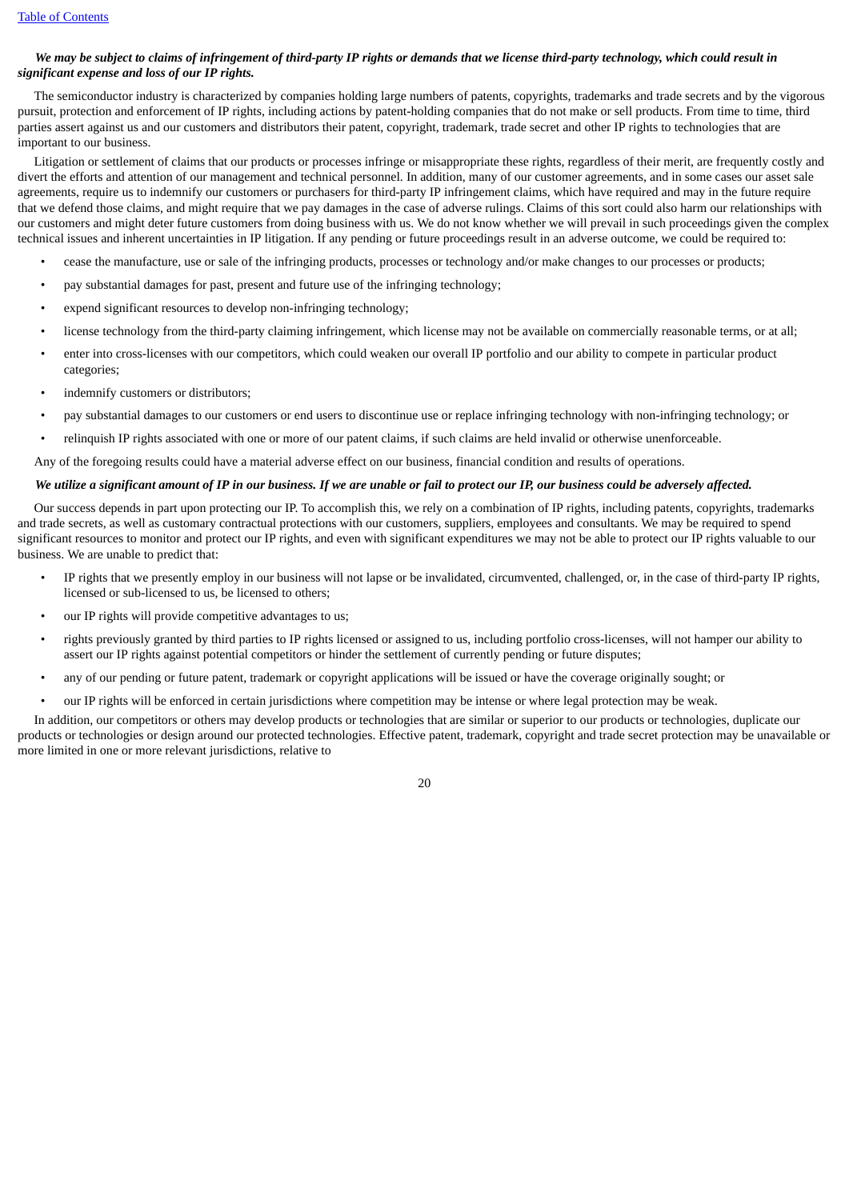***We may be subject to claims of infringement of third-party IP rights or demands that we license third-party technology, which could result in significant expense and loss of our IP rights.***

The semiconductor industry is characterized by companies holding large numbers of patents, copyrights, trademarks and trade secrets and by the vigorous pursuit, protection and enforcement of IP rights, including actions by patent-holding companies that do not make or sell products. From time to time, third parties assert against us and our customers and distributors their patent, copyright, trademark, trade secret and other IP rights to technologies that are important to our business.

Litigation or settlement of claims that our products or processes infringe or misappropriate these rights, regardless of their merit, are frequently costly and divert the efforts and attention of our management and technical personnel. In addition, many of our customer agreements, and in some cases our asset sale agreements, require us to indemnify our customers or purchasers for third-party IP infringement claims, which have required and may in the future require that we defend those claims, and might require that we pay damages in the case of adverse rulings. Claims of this sort could also harm our relationships with our customers and might deter future customers from doing business with us. We do not know whether we will prevail in such proceedings given the complex technical issues and inherent uncertainties in IP litigation. If any pending or future proceedings result in an adverse outcome, we could be required to:

- cease the manufacture, use or sale of the infringing products, processes or technology and/or make changes to our processes or products;
- pay substantial damages for past, present and future use of the infringing technology;
- expend significant resources to develop non-infringing technology;
- license technology from the third-party claiming infringement, which license may not be available on commercially reasonable terms, or at all;
- enter into cross-licenses with our competitors, which could weaken our overall IP portfolio and our ability to compete in particular product categories;
- indemnify customers or distributors;
- pay substantial damages to our customers or end users to discontinue use or replace infringing technology with non-infringing technology; or
- relinquish IP rights associated with one or more of our patent claims, if such claims are held invalid or otherwise unenforceable.

Any of the foregoing results could have a material adverse effect on our business, financial condition and results of operations.

***We utilize a significant amount of IP in our business. If we are unable or fail to protect our IP, our business could be adversely affected.***

Our success depends in part upon protecting our IP. To accomplish this, we rely on a combination of IP rights, including patents, copyrights, trademarks and trade secrets, as well as customary contractual protections with our customers, suppliers, employees and consultants. We may be required to spend significant resources to monitor and protect our IP rights, and even with significant expenditures we may not be able to protect our IP rights valuable to our business. We are unable to predict that:

- IP rights that we presently employ in our business will not lapse or be invalidated, circumvented, challenged, or, in the case of third-party IP rights, licensed or sub-licensed to us, be licensed to others;
- our IP rights will provide competitive advantages to us;
- rights previously granted by third parties to IP rights licensed or assigned to us, including portfolio cross-licenses, will not hamper our ability to assert our IP rights against potential competitors or hinder the settlement of currently pending or future disputes;
- any of our pending or future patent, trademark or copyright applications will be issued or have the coverage originally sought; or
- our IP rights will be enforced in certain jurisdictions where competition may be intense or where legal protection may be weak.

In addition, our competitors or others may develop products or technologies that are similar or superior to our products or technologies, duplicate our products or technologies or design around our protected technologies. Effective patent, trademark, copyright and trade secret protection may be unavailable or more limited in one or more relevant jurisdictions, relative to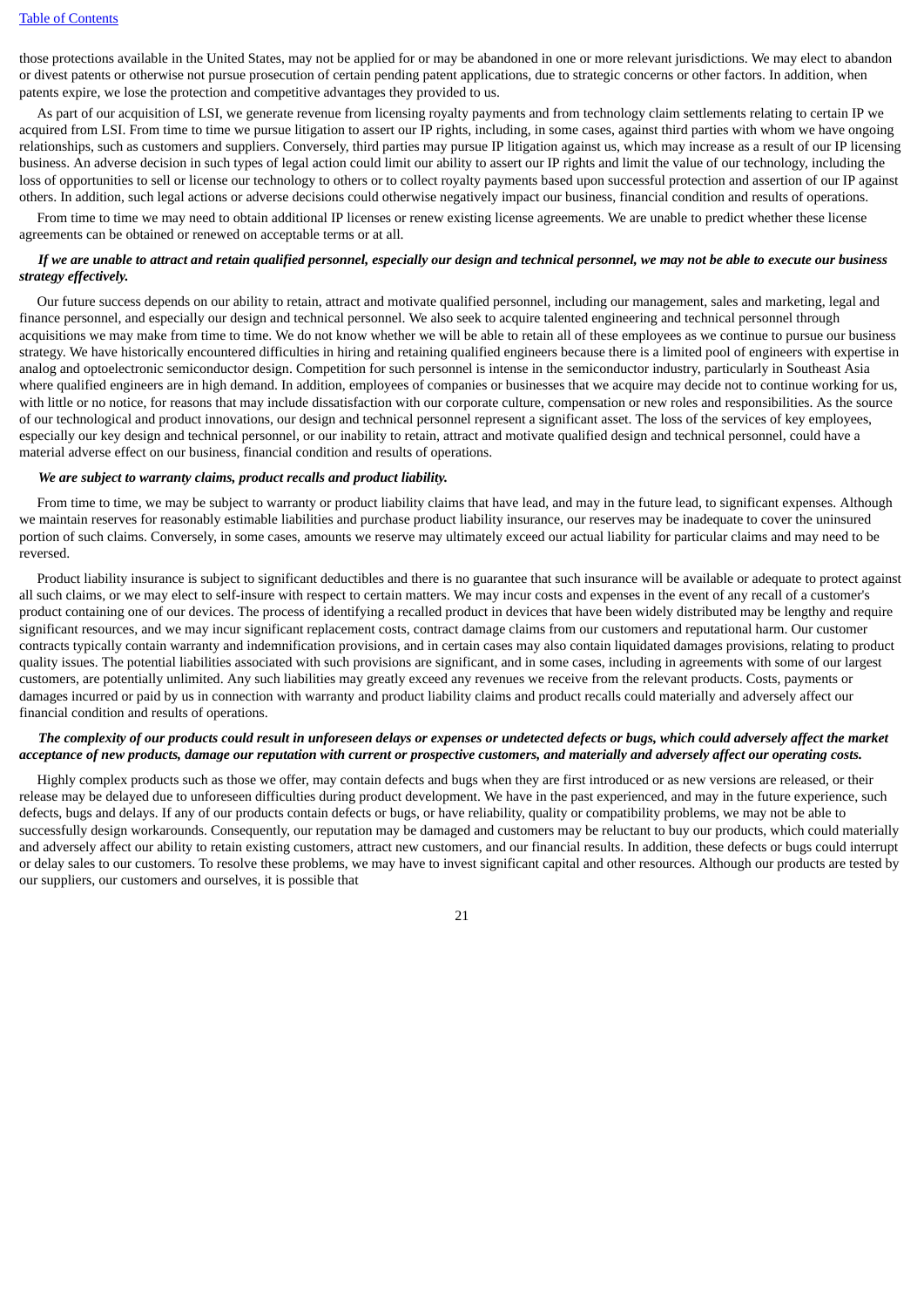those protections available in the United States, may not be applied for or may be abandoned in one or more relevant jurisdictions. We may elect to abandon or divest patents or otherwise not pursue prosecution of certain pending patent applications, due to strategic concerns or other factors. In addition, when patents expire, we lose the protection and competitive advantages they provided to us.

As part of our acquisition of LSI, we generate revenue from licensing royalty payments and from technology claim settlements relating to certain IP we acquired from LSI. From time to time we pursue litigation to assert our IP rights, including, in some cases, against third parties with whom we have ongoing relationships, such as customers and suppliers. Conversely, third parties may pursue IP litigation against us, which may increase as a result of our IP licensing business. An adverse decision in such types of legal action could limit our ability to assert our IP rights and limit the value of our technology, including the loss of opportunities to sell or license our technology to others or to collect royalty payments based upon successful protection and assertion of our IP against others. In addition, such legal actions or adverse decisions could otherwise negatively impact our business, financial condition and results of operations.

From time to time we may need to obtain additional IP licenses or renew existing license agreements. We are unable to predict whether these license agreements can be obtained or renewed on acceptable terms or at all.

***If we are unable to attract and retain qualified personnel, especially our design and technical personnel, we may not be able to execute our business strategy effectively.***

Our future success depends on our ability to retain, attract and motivate qualified personnel, including our management, sales and marketing, legal and finance personnel, and especially our design and technical personnel. We also seek to acquire talented engineering and technical personnel through acquisitions we may make from time to time. We do not know whether we will be able to retain all of these employees as we continue to pursue our business strategy. We have historically encountered difficulties in hiring and retaining qualified engineers because there is a limited pool of engineers with expertise in analog and optoelectronic semiconductor design. Competition for such personnel is intense in the semiconductor industry, particularly in Southeast Asia where qualified engineers are in high demand. In addition, employees of companies or businesses that we acquire may decide not to continue working for us, with little or no notice, for reasons that may include dissatisfaction with our corporate culture, compensation or new roles and responsibilities. As the source of our technological and product innovations, our design and technical personnel represent a significant asset. The loss of the services of key employees, especially our key design and technical personnel, or our inability to retain, attract and motivate qualified design and technical personnel, could have a material adverse effect on our business, financial condition and results of operations.

***We are subject to warranty claims, product recalls and product liability.***

From time to time, we may be subject to warranty or product liability claims that have lead, and may in the future lead, to significant expenses. Although we maintain reserves for reasonably estimable liabilities and purchase product liability insurance, our reserves may be inadequate to cover the uninsured portion of such claims. Conversely, in some cases, amounts we reserve may ultimately exceed our actual liability for particular claims and may need to be reversed.

Product liability insurance is subject to significant deductibles and there is no guarantee that such insurance will be available or adequate to protect against all such claims, or we may elect to self-insure with respect to certain matters. We may incur costs and expenses in the event of any recall of a customer's product containing one of our devices. The process of identifying a recalled product in devices that have been widely distributed may be lengthy and require significant resources, and we may incur significant replacement costs, contract damage claims from our customers and reputational harm. Our customer contracts typically contain warranty and indemnification provisions, and in certain cases may also contain liquidated damages provisions, relating to product quality issues. The potential liabilities associated with such provisions are significant, and in some cases, including in agreements with some of our largest customers, are potentially unlimited. Any such liabilities may greatly exceed any revenues we receive from the relevant products. Costs, payments or damages incurred or paid by us in connection with warranty and product liability claims and product recalls could materially and adversely affect our financial condition and results of operations.

***The complexity of our products could result in unforeseen delays or expenses or undetected defects or bugs, which could adversely affect the market acceptance of new products, damage our reputation with current or prospective customers, and materially and adversely affect our operating costs.***

Highly complex products such as those we offer, may contain defects and bugs when they are first introduced or as new versions are released, or their release may be delayed due to unforeseen difficulties during product development. We have in the past experienced, and may in the future experience, such defects, bugs and delays. If any of our products contain defects or bugs, or have reliability, quality or compatibility problems, we may not be able to successfully design workarounds. Consequently, our reputation may be damaged and customers may be reluctant to buy our products, which could materially and adversely affect our ability to retain existing customers, attract new customers, and our financial results. In addition, these defects or bugs could interrupt or delay sales to our customers. To resolve these problems, we may have to invest significant capital and other resources. Although our products are tested by our suppliers, our customers and ourselves, it is possible that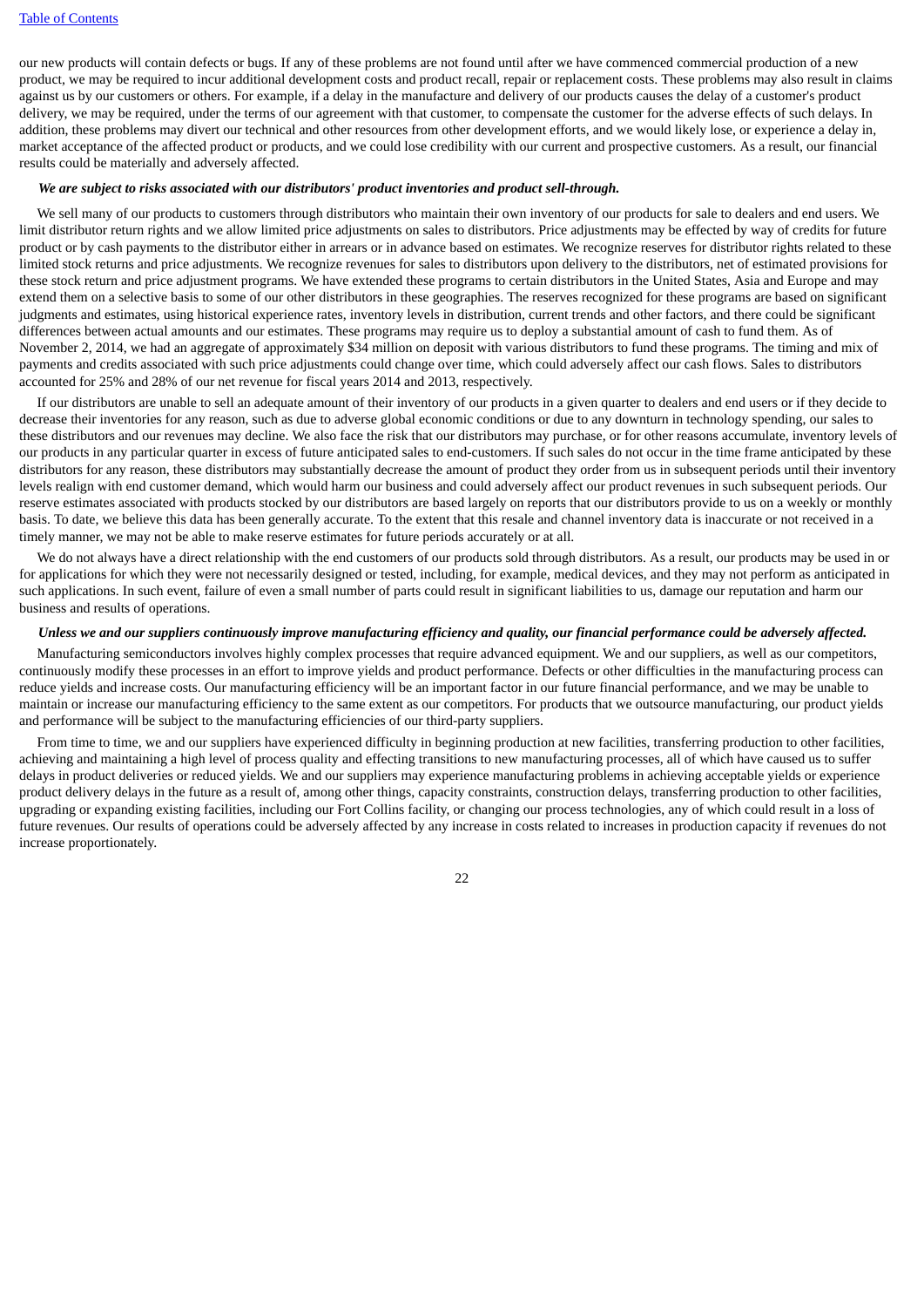our new products will contain defects or bugs. If any of these problems are not found until after we have commenced commercial production of a new product, we may be required to incur additional development costs and product recall, repair or replacement costs. These problems may also result in claims against us by our customers or others. For example, if a delay in the manufacture and delivery of our products causes the delay of a customer's product delivery, we may be required, under the terms of our agreement with that customer, to compensate the customer for the adverse effects of such delays. In addition, these problems may divert our technical and other resources from other development efforts, and we would likely lose, or experience a delay in, market acceptance of the affected product or products, and we could lose credibility with our current and prospective customers. As a result, our financial results could be materially and adversely affected.

***We are subject to risks associated with our distributors' product inventories and product sell-through.***

We sell many of our products to customers through distributors who maintain their own inventory of our products for sale to dealers and end users. We limit distributor return rights and we allow limited price adjustments on sales to distributors. Price adjustments may be effected by way of credits for future product or by cash payments to the distributor either in arrears or in advance based on estimates. We recognize reserves for distributor rights related to these limited stock returns and price adjustments. We recognize revenues for sales to distributors upon delivery to the distributors, net of estimated provisions for these stock return and price adjustment programs. We have extended these programs to certain distributors in the United States, Asia and Europe and may extend them on a selective basis to some of our other distributors in these geographies. The reserves recognized for these programs are based on significant judgments and estimates, using historical experience rates, inventory levels in distribution, current trends and other factors, and there could be significant differences between actual amounts and our estimates. These programs may require us to deploy a substantial amount of cash to fund them. As of November 2, 2014, we had an aggregate of approximately $34 million on deposit with various distributors to fund these programs. The timing and mix of payments and credits associated with such price adjustments could change over time, which could adversely affect our cash flows. Sales to distributors accounted for 25% and 28% of our net revenue for fiscal years 2014 and 2013, respectively.

If our distributors are unable to sell an adequate amount of their inventory of our products in a given quarter to dealers and end users or if they decide to decrease their inventories for any reason, such as due to adverse global economic conditions or due to any downturn in technology spending, our sales to these distributors and our revenues may decline. We also face the risk that our distributors may purchase, or for other reasons accumulate, inventory levels of our products in any particular quarter in excess of future anticipated sales to end-customers. If such sales do not occur in the time frame anticipated by these distributors for any reason, these distributors may substantially decrease the amount of product they order from us in subsequent periods until their inventory levels realign with end customer demand, which would harm our business and could adversely affect our product revenues in such subsequent periods. Our reserve estimates associated with products stocked by our distributors are based largely on reports that our distributors provide to us on a weekly or monthly basis. To date, we believe this data has been generally accurate. To the extent that this resale and channel inventory data is inaccurate or not received in a timely manner, we may not be able to make reserve estimates for future periods accurately or at all.

We do not always have a direct relationship with the end customers of our products sold through distributors. As a result, our products may be used in or for applications for which they were not necessarily designed or tested, including, for example, medical devices, and they may not perform as anticipated in such applications. In such event, failure of even a small number of parts could result in significant liabilities to us, damage our reputation and harm our business and results of operations.

***Unless we and our suppliers continuously improve manufacturing efficiency and quality, our financial performance could be adversely affected.***

Manufacturing semiconductors involves highly complex processes that require advanced equipment. We and our suppliers, as well as our competitors, continuously modify these processes in an effort to improve yields and product performance. Defects or other difficulties in the manufacturing process can reduce yields and increase costs. Our manufacturing efficiency will be an important factor in our future financial performance, and we may be unable to maintain or increase our manufacturing efficiency to the same extent as our competitors. For products that we outsource manufacturing, our product yields and performance will be subject to the manufacturing efficiencies of our third-party suppliers.

From time to time, we and our suppliers have experienced difficulty in beginning production at new facilities, transferring production to other facilities, achieving and maintaining a high level of process quality and effecting transitions to new manufacturing processes, all of which have caused us to suffer delays in product deliveries or reduced yields. We and our suppliers may experience manufacturing problems in achieving acceptable yields or experience product delivery delays in the future as a result of, among other things, capacity constraints, construction delays, transferring production to other facilities, upgrading or expanding existing facilities, including our Fort Collins facility, or changing our process technologies, any of which could result in a loss of future revenues. Our results of operations could be adversely affected by any increase in costs related to increases in production capacity if revenues do not increase proportionately.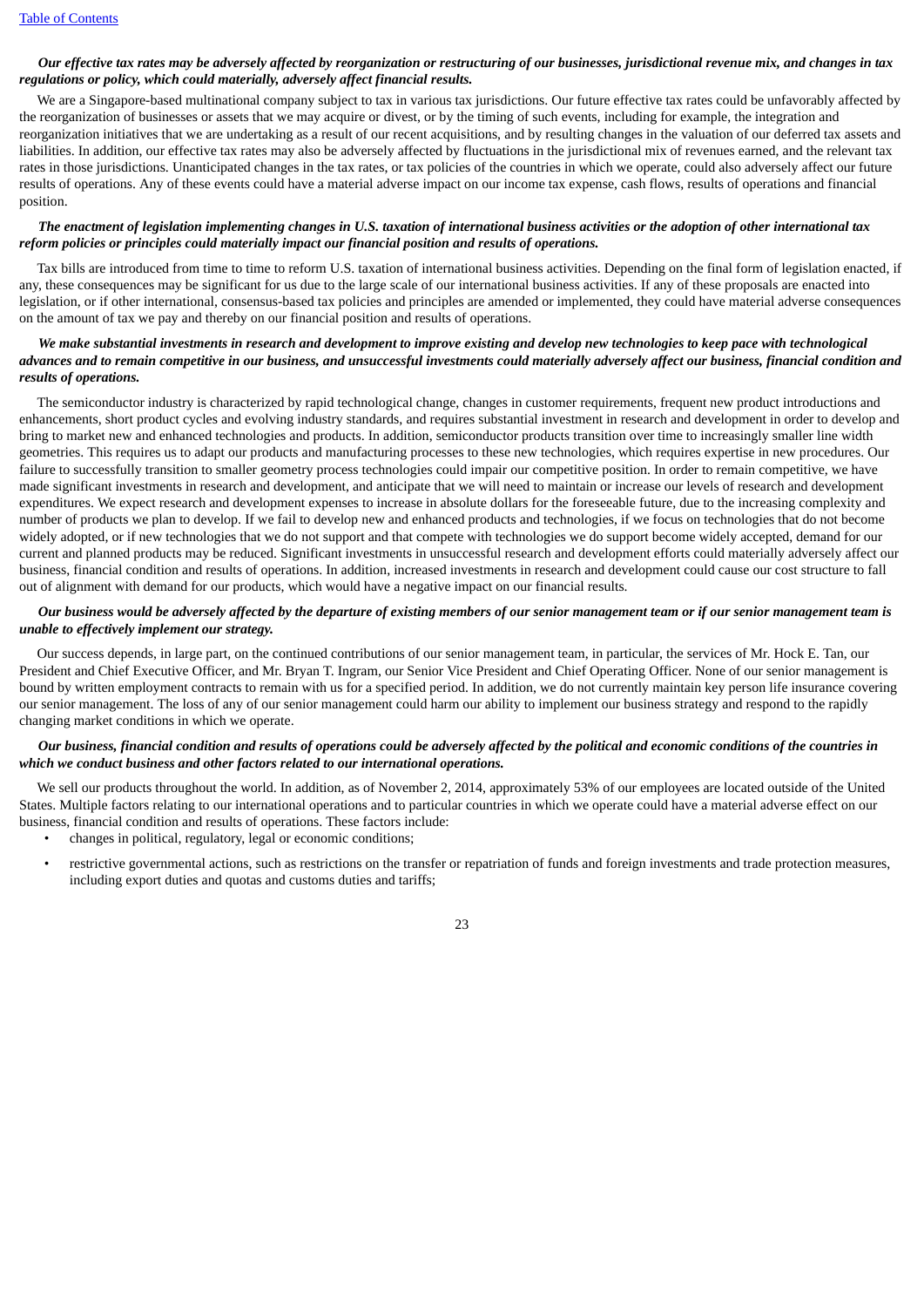***Our effective tax rates may be adversely affected by reorganization or restructuring of our businesses, jurisdictional revenue mix, and changes in tax regulations or policy, which could materially, adversely affect financial results.***

We are a Singapore-based multinational company subject to tax in various tax jurisdictions. Our future effective tax rates could be unfavorably affected by the reorganization of businesses or assets that we may acquire or divest, or by the timing of such events, including for example, the integration and reorganization initiatives that we are undertaking as a result of our recent acquisitions, and by resulting changes in the valuation of our deferred tax assets and liabilities. In addition, our effective tax rates may also be adversely affected by fluctuations in the jurisdictional mix of revenues earned, and the relevant tax rates in those jurisdictions. Unanticipated changes in the tax rates, or tax policies of the countries in which we operate, could also adversely affect our future results of operations. Any of these events could have a material adverse impact on our income tax expense, cash flows, results of operations and financial position.

***The enactment of legislation implementing changes in U.S. taxation of international business activities or the adoption of other international tax reform policies or principles could materially impact our financial position and results of operations.***

Tax bills are introduced from time to time to reform U.S. taxation of international business activities. Depending on the final form of legislation enacted, if any, these consequences may be significant for us due to the large scale of our international business activities. If any of these proposals are enacted into legislation, or if other international, consensus-based tax policies and principles are amended or implemented, they could have material adverse consequences on the amount of tax we pay and thereby on our financial position and results of operations.

***We make substantial investments in research and development to improve existing and develop new technologies to keep pace with technological advances and to remain competitive in our business, and unsuccessful investments could materially adversely affect our business, financial condition and results of operations.***

The semiconductor industry is characterized by rapid technological change, changes in customer requirements, frequent new product introductions and enhancements, short product cycles and evolving industry standards, and requires substantial investment in research and development in order to develop and bring to market new and enhanced technologies and products. In addition, semiconductor products transition over time to increasingly smaller line width geometries. This requires us to adapt our products and manufacturing processes to these new technologies, which requires expertise in new procedures. Our failure to successfully transition to smaller geometry process technologies could impair our competitive position. In order to remain competitive, we have made significant investments in research and development, and anticipate that we will need to maintain or increase our levels of research and development expenditures. We expect research and development expenses to increase in absolute dollars for the foreseeable future, due to the increasing complexity and number of products we plan to develop. If we fail to develop new and enhanced products and technologies, if we focus on technologies that do not become widely adopted, or if new technologies that we do not support and that compete with technologies we do support become widely accepted, demand for our current and planned products may be reduced. Significant investments in unsuccessful research and development efforts could materially adversely affect our business, financial condition and results of operations. In addition, increased investments in research and development could cause our cost structure to fall out of alignment with demand for our products, which would have a negative impact on our financial results.

***Our business would be adversely affected by the departure of existing members of our senior management team or if our senior management team is unable to effectively implement our strategy.***

Our success depends, in large part, on the continued contributions of our senior management team, in particular, the services of Mr. Hock E. Tan, our President and Chief Executive Officer, and Mr. Bryan T. Ingram, our Senior Vice President and Chief Operating Officer. None of our senior management is bound by written employment contracts to remain with us for a specified period. In addition, we do not currently maintain key person life insurance covering our senior management. The loss of any of our senior management could harm our ability to implement our business strategy and respond to the rapidly changing market conditions in which we operate.

***Our business, financial condition and results of operations could be adversely affected by the political and economic conditions of the countries in which we conduct business and other factors related to our international operations.***

We sell our products throughout the world. In addition, as of November 2, 2014, approximately 53% of our employees are located outside of the United States. Multiple factors relating to our international operations and to particular countries in which we operate could have a material adverse effect on our business, financial condition and results of operations. These factors include:

- changes in political, regulatory, legal or economic conditions;
- restrictive governmental actions, such as restrictions on the transfer or repatriation of funds and foreign investments and trade protection measures, including export duties and quotas and customs duties and tariffs;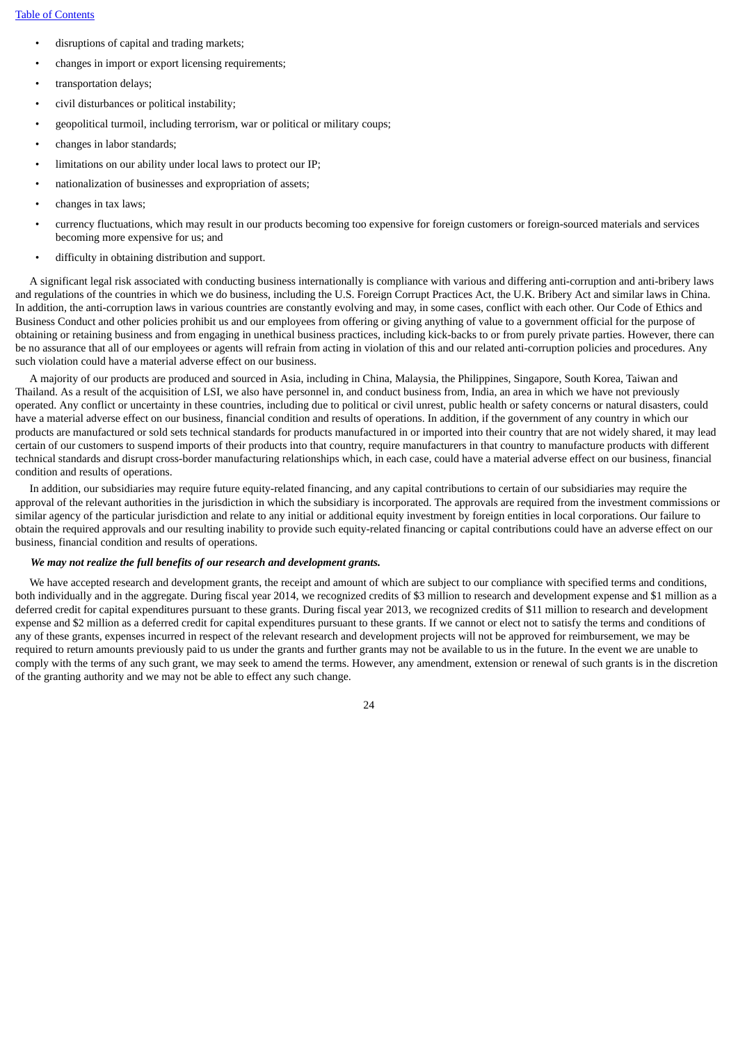- disruptions of capital and trading markets;
- changes in import or export licensing requirements;
- transportation delays;
- civil disturbances or political instability;
- geopolitical turmoil, including terrorism, war or political or military coups;
- changes in labor standards;
- limitations on our ability under local laws to protect our IP;
- nationalization of businesses and expropriation of assets;
- changes in tax laws;
- currency fluctuations, which may result in our products becoming too expensive for foreign customers or foreign-sourced materials and services becoming more expensive for us; and
- difficulty in obtaining distribution and support.

A significant legal risk associated with conducting business internationally is compliance with various and differing anti-corruption and anti-bribery laws and regulations of the countries in which we do business, including the U.S. Foreign Corrupt Practices Act, the U.K. Bribery Act and similar laws in China. In addition, the anti-corruption laws in various countries are constantly evolving and may, in some cases, conflict with each other. Our Code of Ethics and Business Conduct and other policies prohibit us and our employees from offering or giving anything of value to a government official for the purpose of obtaining or retaining business and from engaging in unethical business practices, including kick-backs to or from purely private parties. However, there can be no assurance that all of our employees or agents will refrain from acting in violation of this and our related anti-corruption policies and procedures. Any such violation could have a material adverse effect on our business.

A majority of our products are produced and sourced in Asia, including in China, Malaysia, the Philippines, Singapore, South Korea, Taiwan and Thailand. As a result of the acquisition of LSI, we also have personnel in, and conduct business from, India, an area in which we have not previously operated. Any conflict or uncertainty in these countries, including due to political or civil unrest, public health or safety concerns or natural disasters, could have a material adverse effect on our business, financial condition and results of operations. In addition, if the government of any country in which our products are manufactured or sold sets technical standards for products manufactured in or imported into their country that are not widely shared, it may lead certain of our customers to suspend imports of their products into that country, require manufacturers in that country to manufacture products with different technical standards and disrupt cross-border manufacturing relationships which, in each case, could have a material adverse effect on our business, financial condition and results of operations.

In addition, our subsidiaries may require future equity-related financing, and any capital contributions to certain of our subsidiaries may require the approval of the relevant authorities in the jurisdiction in which the subsidiary is incorporated. The approvals are required from the investment commissions or similar agency of the particular jurisdiction and relate to any initial or additional equity investment by foreign entities in local corporations. Our failure to obtain the required approvals and our resulting inability to provide such equity-related financing or capital contributions could have an adverse effect on our business, financial condition and results of operations.

***We may not realize the full benefits of our research and development grants.***

We have accepted research and development grants, the receipt and amount of which are subject to our compliance with specified terms and conditions, both individually and in the aggregate. During fiscal year 2014, we recognized credits of $3 million to research and development expense and $1 million as a deferred credit for capital expenditures pursuant to these grants. During fiscal year 2013, we recognized credits of $11 million to research and development expense and $2 million as a deferred credit for capital expenditures pursuant to these grants. If we cannot or elect not to satisfy the terms and conditions of any of these grants, expenses incurred in respect of the relevant research and development projects will not be approved for reimbursement, we may be required to return amounts previously paid to us under the grants and further grants may not be available to us in the future. In the event we are unable to comply with the terms of any such grant, we may seek to amend the terms. However, any amendment, extension or renewal of such grants is in the discretion of the granting authority and we may not be able to effect any such change.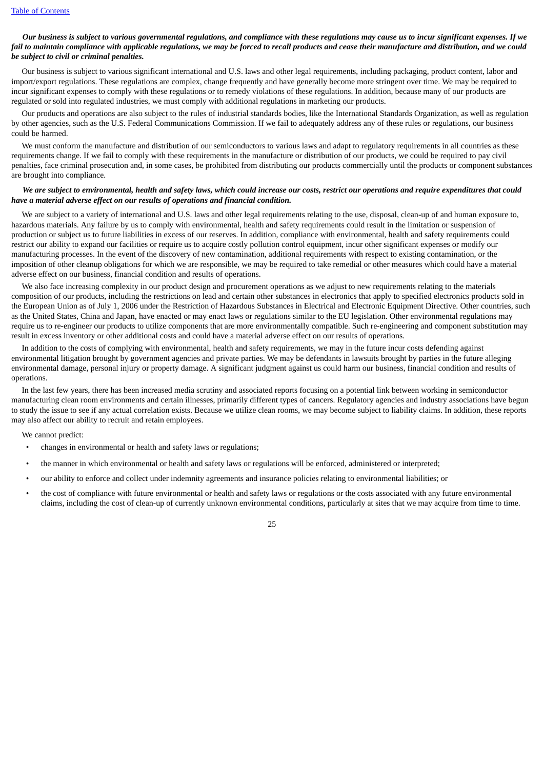***Our business is subject to various governmental regulations, and compliance with these regulations may cause us to incur significant expenses. If we fail to maintain compliance with applicable regulations, we may be forced to recall products and cease their manufacture and distribution, and we could be subject to civil or criminal penalties.***

Our business is subject to various significant international and U.S. laws and other legal requirements, including packaging, product content, labor and import/export regulations. These regulations are complex, change frequently and have generally become more stringent over time. We may be required to incur significant expenses to comply with these regulations or to remedy violations of these regulations. In addition, because many of our products are regulated or sold into regulated industries, we must comply with additional regulations in marketing our products.

Our products and operations are also subject to the rules of industrial standards bodies, like the International Standards Organization, as well as regulation by other agencies, such as the U.S. Federal Communications Commission. If we fail to adequately address any of these rules or regulations, our business could be harmed.

We must conform the manufacture and distribution of our semiconductors to various laws and adapt to regulatory requirements in all countries as these requirements change. If we fail to comply with these requirements in the manufacture or distribution of our products, we could be required to pay civil penalties, face criminal prosecution and, in some cases, be prohibited from distributing our products commercially until the products or component substances are brought into compliance.

***We are subject to environmental, health and safety laws, which could increase our costs, restrict our operations and require expenditures that could have a material adverse effect on our results of operations and financial condition.***

We are subject to a variety of international and U.S. laws and other legal requirements relating to the use, disposal, clean-up of and human exposure to, hazardous materials. Any failure by us to comply with environmental, health and safety requirements could result in the limitation or suspension of production or subject us to future liabilities in excess of our reserves. In addition, compliance with environmental, health and safety requirements could restrict our ability to expand our facilities or require us to acquire costly pollution control equipment, incur other significant expenses or modify our manufacturing processes. In the event of the discovery of new contamination, additional requirements with respect to existing contamination, or the imposition of other cleanup obligations for which we are responsible, we may be required to take remedial or other measures which could have a material adverse effect on our business, financial condition and results of operations.

We also face increasing complexity in our product design and procurement operations as we adjust to new requirements relating to the materials composition of our products, including the restrictions on lead and certain other substances in electronics that apply to specified electronics products sold in the European Union as of July 1, 2006 under the Restriction of Hazardous Substances in Electrical and Electronic Equipment Directive. Other countries, such as the United States, China and Japan, have enacted or may enact laws or regulations similar to the EU legislation. Other environmental regulations may require us to re-engineer our products to utilize components that are more environmentally compatible. Such re-engineering and component substitution may result in excess inventory or other additional costs and could have a material adverse effect on our results of operations.

In addition to the costs of complying with environmental, health and safety requirements, we may in the future incur costs defending against environmental litigation brought by government agencies and private parties. We may be defendants in lawsuits brought by parties in the future alleging environmental damage, personal injury or property damage. A significant judgment against us could harm our business, financial condition and results of operations.

In the last few years, there has been increased media scrutiny and associated reports focusing on a potential link between working in semiconductor manufacturing clean room environments and certain illnesses, primarily different types of cancers. Regulatory agencies and industry associations have begun to study the issue to see if any actual correlation exists. Because we utilize clean rooms, we may become subject to liability claims. In addition, these reports may also affect our ability to recruit and retain employees.

We cannot predict:

- changes in environmental or health and safety laws or regulations;
- the manner in which environmental or health and safety laws or regulations will be enforced, administered or interpreted;
- our ability to enforce and collect under indemnity agreements and insurance policies relating to environmental liabilities; or
- the cost of compliance with future environmental or health and safety laws or regulations or the costs associated with any future environmental claims, including the cost of clean-up of currently unknown environmental conditions, particularly at sites that we may acquire from time to time.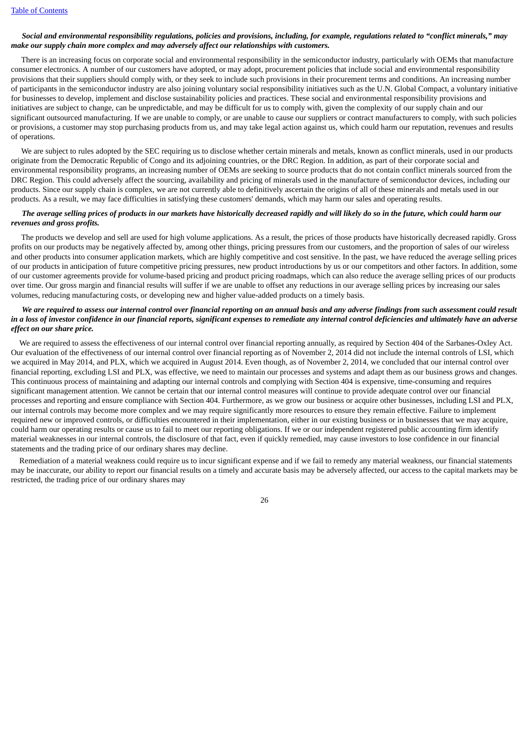***Social and environmental responsibility regulations, policies and provisions, including, for example, regulations related to "conflict minerals," may make our supply chain more complex and may adversely affect our relationships with customers.***

There is an increasing focus on corporate social and environmental responsibility in the semiconductor industry, particularly with OEMs that manufacture consumer electronics. A number of our customers have adopted, or may adopt, procurement policies that include social and environmental responsibility provisions that their suppliers should comply with, or they seek to include such provisions in their procurement terms and conditions. An increasing number of participants in the semiconductor industry are also joining voluntary social responsibility initiatives such as the U.N. Global Compact, a voluntary initiative for businesses to develop, implement and disclose sustainability policies and practices. These social and environmental responsibility provisions and initiatives are subject to change, can be unpredictable, and may be difficult for us to comply with, given the complexity of our supply chain and our significant outsourced manufacturing. If we are unable to comply, or are unable to cause our suppliers or contract manufacturers to comply, with such policies or provisions, a customer may stop purchasing products from us, and may take legal action against us, which could harm our reputation, revenues and results of operations.

We are subject to rules adopted by the SEC requiring us to disclose whether certain minerals and metals, known as conflict minerals, used in our products originate from the Democratic Republic of Congo and its adjoining countries, or the DRC Region. In addition, as part of their corporate social and environmental responsibility programs, an increasing number of OEMs are seeking to source products that do not contain conflict minerals sourced from the DRC Region. This could adversely affect the sourcing, availability and pricing of minerals used in the manufacture of semiconductor devices, including our products. Since our supply chain is complex, we are not currently able to definitively ascertain the origins of all of these minerals and metals used in our products. As a result, we may face difficulties in satisfying these customers' demands, which may harm our sales and operating results.

***The average selling prices of products in our markets have historically decreased rapidly and will likely do so in the future, which could harm our revenues and gross profits.***

The products we develop and sell are used for high volume applications. As a result, the prices of those products have historically decreased rapidly. Gross profits on our products may be negatively affected by, among other things, pricing pressures from our customers, and the proportion of sales of our wireless and other products into consumer application markets, which are highly competitive and cost sensitive. In the past, we have reduced the average selling prices of our products in anticipation of future competitive pricing pressures, new product introductions by us or our competitors and other factors. In addition, some of our customer agreements provide for volume-based pricing and product pricing roadmaps, which can also reduce the average selling prices of our products over time. Our gross margin and financial results will suffer if we are unable to offset any reductions in our average selling prices by increasing our sales volumes, reducing manufacturing costs, or developing new and higher value-added products on a timely basis.

***We are required to assess our internal control over financial reporting on an annual basis and any adverse findings from such assessment could result in a loss of investor confidence in our financial reports, significant expenses to remediate any internal control deficiencies and ultimately have an adverse effect on our share price.***

We are required to assess the effectiveness of our internal control over financial reporting annually, as required by Section 404 of the Sarbanes-Oxley Act. Our evaluation of the effectiveness of our internal control over financial reporting as of November 2, 2014 did not include the internal controls of LSI, which we acquired in May 2014, and PLX, which we acquired in August 2014. Even though, as of November 2, 2014, we concluded that our internal control over financial reporting, excluding LSI and PLX, was effective, we need to maintain our processes and systems and adapt them as our business grows and changes. This continuous process of maintaining and adapting our internal controls and complying with Section 404 is expensive, time-consuming and requires significant management attention. We cannot be certain that our internal control measures will continue to provide adequate control over our financial processes and reporting and ensure compliance with Section 404. Furthermore, as we grow our business or acquire other businesses, including LSI and PLX, our internal controls may become more complex and we may require significantly more resources to ensure they remain effective. Failure to implement required new or improved controls, or difficulties encountered in their implementation, either in our existing business or in businesses that we may acquire, could harm our operating results or cause us to fail to meet our reporting obligations. If we or our independent registered public accounting firm identify material weaknesses in our internal controls, the disclosure of that fact, even if quickly remedied, may cause investors to lose confidence in our financial statements and the trading price of our ordinary shares may decline.

Remediation of a material weakness could require us to incur significant expense and if we fail to remedy any material weakness, our financial statements may be inaccurate, our ability to report our financial results on a timely and accurate basis may be adversely affected, our access to the capital markets may be restricted, the trading price of our ordinary shares may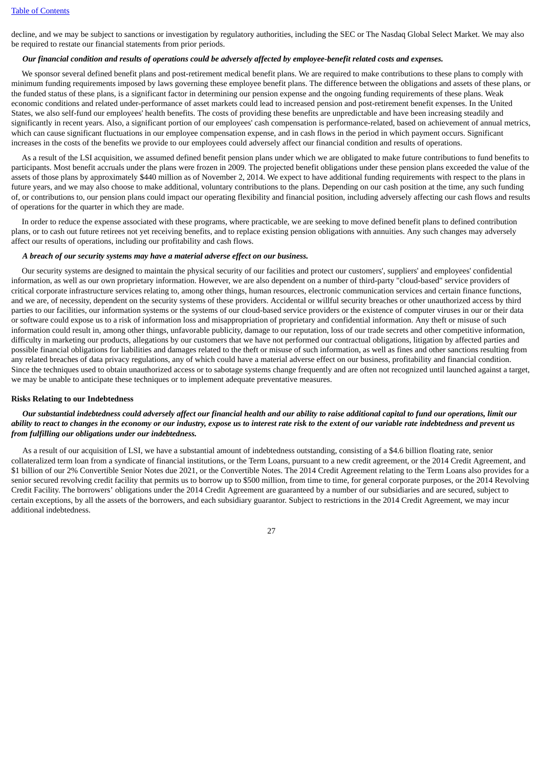decline, and we may be subject to sanctions or investigation by regulatory authorities, including the SEC or The Nasdaq Global Select Market. We may also be required to restate our financial statements from prior periods.

***Our financial condition and results of operations could be adversely affected by employee-benefit related costs and expenses.***

We sponsor several defined benefit plans and post-retirement medical benefit plans. We are required to make contributions to these plans to comply with minimum funding requirements imposed by laws governing these employee benefit plans. The difference between the obligations and assets of these plans, or the funded status of these plans, is a significant factor in determining our pension expense and the ongoing funding requirements of these plans. Weak economic conditions and related under-performance of asset markets could lead to increased pension and post-retirement benefit expenses. In the United States, we also self-fund our employees' health benefits. The costs of providing these benefits are unpredictable and have been increasing steadily and significantly in recent years. Also, a significant portion of our employees' cash compensation is performance-related, based on achievement of annual metrics, which can cause significant fluctuations in our employee compensation expense, and in cash flows in the period in which payment occurs. Significant increases in the costs of the benefits we provide to our employees could adversely affect our financial condition and results of operations.

As a result of the LSI acquisition, we assumed defined benefit pension plans under which we are obligated to make future contributions to fund benefits to participants. Most benefit accruals under the plans were frozen in 2009. The projected benefit obligations under these pension plans exceeded the value of the assets of those plans by approximately $440 million as of November 2, 2014. We expect to have additional funding requirements with respect to the plans in future years, and we may also choose to make additional, voluntary contributions to the plans. Depending on our cash position at the time, any such funding of, or contributions to, our pension plans could impact our operating flexibility and financial position, including adversely affecting our cash flows and results of operations for the quarter in which they are made.

In order to reduce the expense associated with these programs, where practicable, we are seeking to move defined benefit plans to defined contribution plans, or to cash out future retirees not yet receiving benefits, and to replace existing pension obligations with annuities. Any such changes may adversely affect our results of operations, including our profitability and cash flows.

***A breach of our security systems may have a material adverse effect on our business.***

Our security systems are designed to maintain the physical security of our facilities and protect our customers', suppliers' and employees' confidential information, as well as our own proprietary information. However, we are also dependent on a number of third-party "cloud-based" service providers of critical corporate infrastructure services relating to, among other things, human resources, electronic communication services and certain finance functions, and we are, of necessity, dependent on the security systems of these providers. Accidental or willful security breaches or other unauthorized access by third parties to our facilities, our information systems or the systems of our cloud-based service providers or the existence of computer viruses in our or their data or software could expose us to a risk of information loss and misappropriation of proprietary and confidential information. Any theft or misuse of such information could result in, among other things, unfavorable publicity, damage to our reputation, loss of our trade secrets and other competitive information, difficulty in marketing our products, allegations by our customers that we have not performed our contractual obligations, litigation by affected parties and possible financial obligations for liabilities and damages related to the theft or misuse of such information, as well as fines and other sanctions resulting from any related breaches of data privacy regulations, any of which could have a material adverse effect on our business, profitability and financial condition. Since the techniques used to obtain unauthorized access or to sabotage systems change frequently and are often not recognized until launched against a target, we may be unable to anticipate these techniques or to implement adequate preventative measures.

**Risks Relating to our Indebtedness**

***Our substantial indebtedness could adversely affect our financial health and our ability to raise additional capital to fund our operations, limit our ability to react to changes in the economy or our industry, expose us to interest rate risk to the extent of our variable rate indebtedness and prevent us from fulfilling our obligations under our indebtedness.***

As a result of our acquisition of LSI, we have a substantial amount of indebtedness outstanding, consisting of a $4.6 billion floating rate, senior collateralized term loan from a syndicate of financial institutions, or the Term Loans, pursuant to a new credit agreement, or the 2014 Credit Agreement, and $1 billion of our 2% Convertible Senior Notes due 2021, or the Convertible Notes. The 2014 Credit Agreement relating to the Term Loans also provides for a senior secured revolving credit facility that permits us to borrow up to $500 million, from time to time, for general corporate purposes, or the 2014 Revolving Credit Facility. The borrowers' obligations under the 2014 Credit Agreement are guaranteed by a number of our subsidiaries and are secured, subject to certain exceptions, by all the assets of the borrowers, and each subsidiary guarantor. Subject to restrictions in the 2014 Credit Agreement, we may incur additional indebtedness.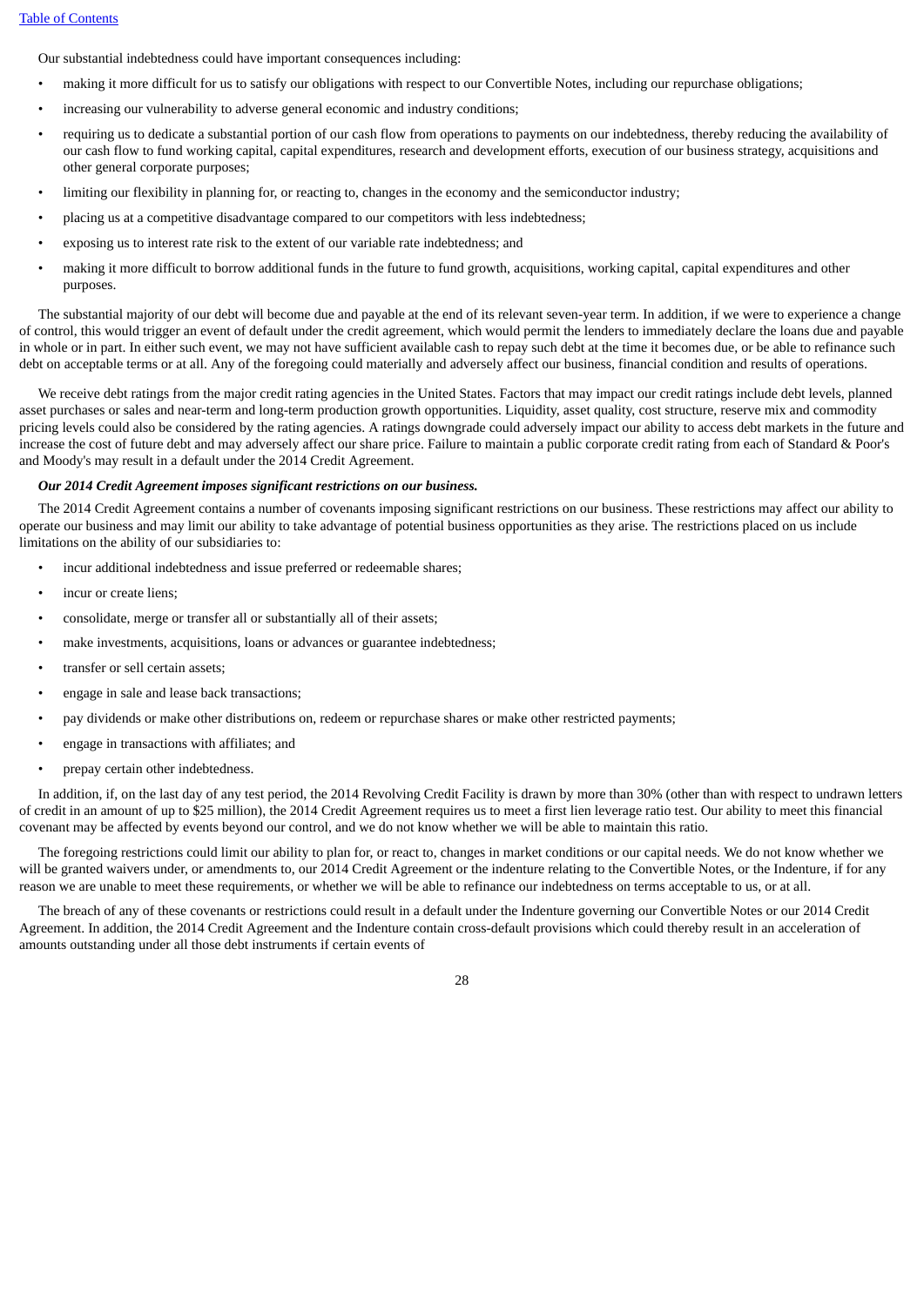Our substantial indebtedness could have important consequences including:

- making it more difficult for us to satisfy our obligations with respect to our Convertible Notes, including our repurchase obligations;
- increasing our vulnerability to adverse general economic and industry conditions;
- requiring us to dedicate a substantial portion of our cash flow from operations to payments on our indebtedness, thereby reducing the availability of our cash flow to fund working capital, capital expenditures, research and development efforts, execution of our business strategy, acquisitions and other general corporate purposes;
- limiting our flexibility in planning for, or reacting to, changes in the economy and the semiconductor industry;
- placing us at a competitive disadvantage compared to our competitors with less indebtedness;
- exposing us to interest rate risk to the extent of our variable rate indebtedness; and
- making it more difficult to borrow additional funds in the future to fund growth, acquisitions, working capital, capital expenditures and other purposes.

The substantial majority of our debt will become due and payable at the end of its relevant seven-year term. In addition, if we were to experience a change of control, this would trigger an event of default under the credit agreement, which would permit the lenders to immediately declare the loans due and payable in whole or in part. In either such event, we may not have sufficient available cash to repay such debt at the time it becomes due, or be able to refinance such debt on acceptable terms or at all. Any of the foregoing could materially and adversely affect our business, financial condition and results of operations.

We receive debt ratings from the major credit rating agencies in the United States. Factors that may impact our credit ratings include debt levels, planned asset purchases or sales and near-term and long-term production growth opportunities. Liquidity, asset quality, cost structure, reserve mix and commodity pricing levels could also be considered by the rating agencies. A ratings downgrade could adversely impact our ability to access debt markets in the future and increase the cost of future debt and may adversely affect our share price. Failure to maintain a public corporate credit rating from each of Standard & Poor's and Moody's may result in a default under the 2014 Credit Agreement.

***Our 2014 Credit Agreement imposes significant restrictions on our business.***

The 2014 Credit Agreement contains a number of covenants imposing significant restrictions on our business. These restrictions may affect our ability to operate our business and may limit our ability to take advantage of potential business opportunities as they arise. The restrictions placed on us include limitations on the ability of our subsidiaries to:

- incur additional indebtedness and issue preferred or redeemable shares;
- incur or create liens;
- consolidate, merge or transfer all or substantially all of their assets;
- make investments, acquisitions, loans or advances or guarantee indebtedness;
- transfer or sell certain assets;
- engage in sale and lease back transactions;
- pay dividends or make other distributions on, redeem or repurchase shares or make other restricted payments;
- engage in transactions with affiliates; and
- prepay certain other indebtedness.

In addition, if, on the last day of any test period, the 2014 Revolving Credit Facility is drawn by more than 30% (other than with respect to undrawn letters of credit in an amount of up to $25 million), the 2014 Credit Agreement requires us to meet a first lien leverage ratio test. Our ability to meet this financial covenant may be affected by events beyond our control, and we do not know whether we will be able to maintain this ratio.

The foregoing restrictions could limit our ability to plan for, or react to, changes in market conditions or our capital needs. We do not know whether we will be granted waivers under, or amendments to, our 2014 Credit Agreement or the indenture relating to the Convertible Notes, or the Indenture, if for any reason we are unable to meet these requirements, or whether we will be able to refinance our indebtedness on terms acceptable to us, or at all.

The breach of any of these covenants or restrictions could result in a default under the Indenture governing our Convertible Notes or our 2014 Credit Agreement. In addition, the 2014 Credit Agreement and the Indenture contain cross-default provisions which could thereby result in an acceleration of amounts outstanding under all those debt instruments if certain events of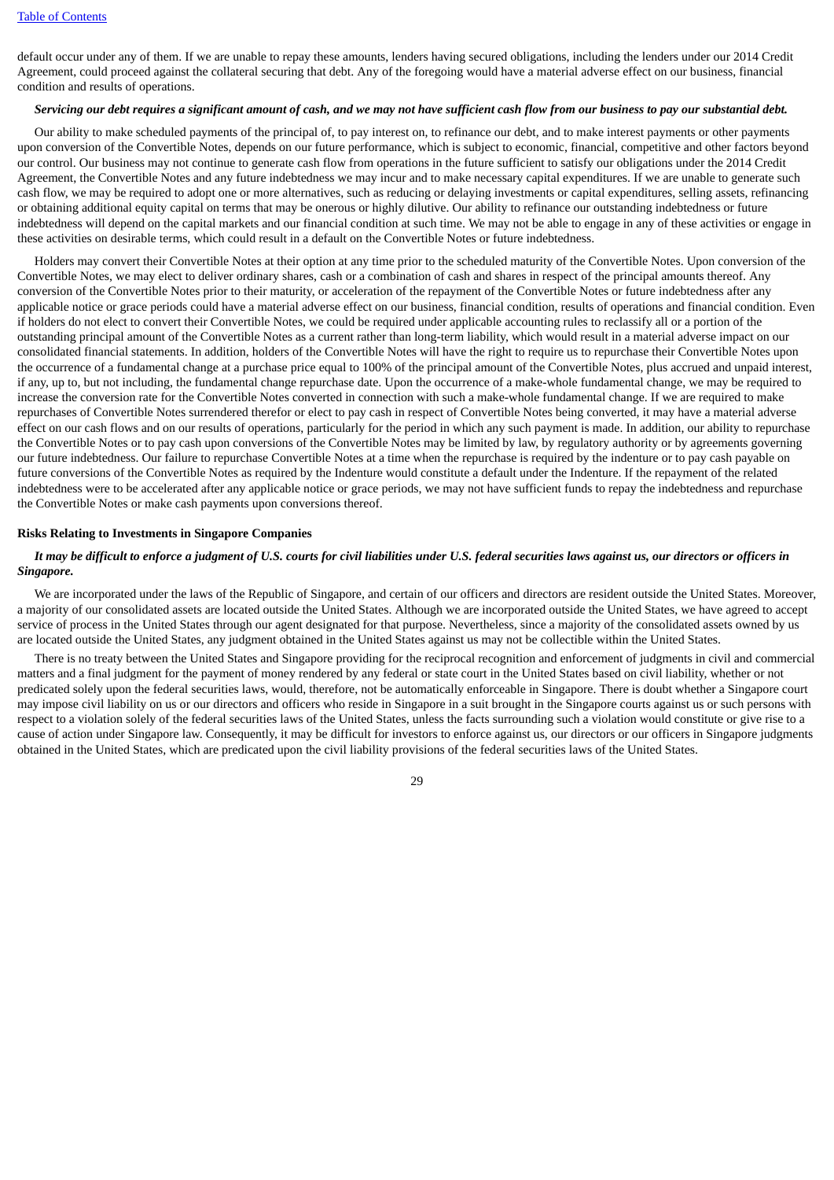default occur under any of them. If we are unable to repay these amounts, lenders having secured obligations, including the lenders under our 2014 Credit Agreement, could proceed against the collateral securing that debt. Any of the foregoing would have a material adverse effect on our business, financial condition and results of operations.

***Servicing our debt requires a significant amount of cash, and we may not have sufficient cash flow from our business to pay our substantial debt.***

Our ability to make scheduled payments of the principal of, to pay interest on, to refinance our debt, and to make interest payments or other payments upon conversion of the Convertible Notes, depends on our future performance, which is subject to economic, financial, competitive and other factors beyond our control. Our business may not continue to generate cash flow from operations in the future sufficient to satisfy our obligations under the 2014 Credit Agreement, the Convertible Notes and any future indebtedness we may incur and to make necessary capital expenditures. If we are unable to generate such cash flow, we may be required to adopt one or more alternatives, such as reducing or delaying investments or capital expenditures, selling assets, refinancing or obtaining additional equity capital on terms that may be onerous or highly dilutive. Our ability to refinance our outstanding indebtedness or future indebtedness will depend on the capital markets and our financial condition at such time. We may not be able to engage in any of these activities or engage in these activities on desirable terms, which could result in a default on the Convertible Notes or future indebtedness.

Holders may convert their Convertible Notes at their option at any time prior to the scheduled maturity of the Convertible Notes. Upon conversion of the Convertible Notes, we may elect to deliver ordinary shares, cash or a combination of cash and shares in respect of the principal amounts thereof. Any conversion of the Convertible Notes prior to their maturity, or acceleration of the repayment of the Convertible Notes or future indebtedness after any applicable notice or grace periods could have a material adverse effect on our business, financial condition, results of operations and financial condition. Even if holders do not elect to convert their Convertible Notes, we could be required under applicable accounting rules to reclassify all or a portion of the outstanding principal amount of the Convertible Notes as a current rather than long-term liability, which would result in a material adverse impact on our consolidated financial statements. In addition, holders of the Convertible Notes will have the right to require us to repurchase their Convertible Notes upon the occurrence of a fundamental change at a purchase price equal to 100% of the principal amount of the Convertible Notes, plus accrued and unpaid interest, if any, up to, but not including, the fundamental change repurchase date. Upon the occurrence of a make-whole fundamental change, we may be required to increase the conversion rate for the Convertible Notes converted in connection with such a make-whole fundamental change. If we are required to make repurchases of Convertible Notes surrendered therefor or elect to pay cash in respect of Convertible Notes being converted, it may have a material adverse effect on our cash flows and on our results of operations, particularly for the period in which any such payment is made. In addition, our ability to repurchase the Convertible Notes or to pay cash upon conversions of the Convertible Notes may be limited by law, by regulatory authority or by agreements governing our future indebtedness. Our failure to repurchase Convertible Notes at a time when the repurchase is required by the indenture or to pay cash payable on future conversions of the Convertible Notes as required by the Indenture would constitute a default under the Indenture. If the repayment of the related indebtedness were to be accelerated after any applicable notice or grace periods, we may not have sufficient funds to repay the indebtedness and repurchase the Convertible Notes or make cash payments upon conversions thereof.

**Risks Relating to Investments in Singapore Companies**

***It may be difficult to enforce a judgment of U.S. courts for civil liabilities under U.S. federal securities laws against us, our directors or officers in Singapore.***

We are incorporated under the laws of the Republic of Singapore, and certain of our officers and directors are resident outside the United States. Moreover, a majority of our consolidated assets are located outside the United States. Although we are incorporated outside the United States, we have agreed to accept service of process in the United States through our agent designated for that purpose. Nevertheless, since a majority of the consolidated assets owned by us are located outside the United States, any judgment obtained in the United States against us may not be collectible within the United States.

There is no treaty between the United States and Singapore providing for the reciprocal recognition and enforcement of judgments in civil and commercial matters and a final judgment for the payment of money rendered by any federal or state court in the United States based on civil liability, whether or not predicated solely upon the federal securities laws, would, therefore, not be automatically enforceable in Singapore. There is doubt whether a Singapore court may impose civil liability on us or our directors and officers who reside in Singapore in a suit brought in the Singapore courts against us or such persons with respect to a violation solely of the federal securities laws of the United States, unless the facts surrounding such a violation would constitute or give rise to a cause of action under Singapore law. Consequently, it may be difficult for investors to enforce against us, our directors or our officers in Singapore judgments obtained in the United States, which are predicated upon the civil liability provisions of the federal securities laws of the United States.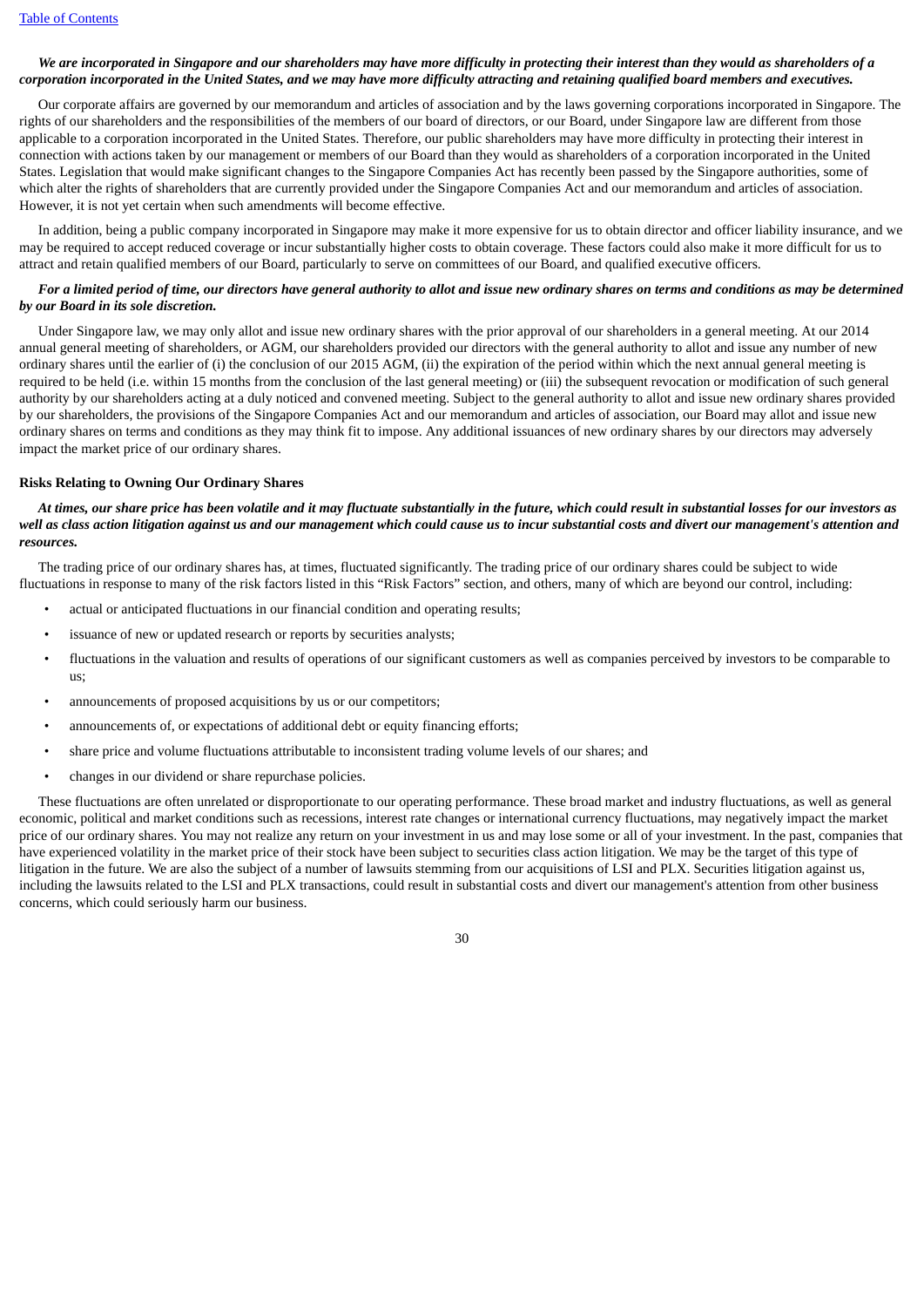***We are incorporated in Singapore and our shareholders may have more difficulty in protecting their interest than they would as shareholders of a corporation incorporated in the United States, and we may have more difficulty attracting and retaining qualified board members and executives.***

Our corporate affairs are governed by our memorandum and articles of association and by the laws governing corporations incorporated in Singapore. The rights of our shareholders and the responsibilities of the members of our board of directors, or our Board, under Singapore law are different from those applicable to a corporation incorporated in the United States. Therefore, our public shareholders may have more difficulty in protecting their interest in connection with actions taken by our management or members of our Board than they would as shareholders of a corporation incorporated in the United States. Legislation that would make significant changes to the Singapore Companies Act has recently been passed by the Singapore authorities, some of which alter the rights of shareholders that are currently provided under the Singapore Companies Act and our memorandum and articles of association. However, it is not yet certain when such amendments will become effective.

In addition, being a public company incorporated in Singapore may make it more expensive for us to obtain director and officer liability insurance, and we may be required to accept reduced coverage or incur substantially higher costs to obtain coverage. These factors could also make it more difficult for us to attract and retain qualified members of our Board, particularly to serve on committees of our Board, and qualified executive officers.

***For a limited period of time, our directors have general authority to allot and issue new ordinary shares on terms and conditions as may be determined by our Board in its sole discretion.***

Under Singapore law, we may only allot and issue new ordinary shares with the prior approval of our shareholders in a general meeting. At our 2014 annual general meeting of shareholders, or AGM, our shareholders provided our directors with the general authority to allot and issue any number of new ordinary shares until the earlier of (i) the conclusion of our 2015 AGM, (ii) the expiration of the period within which the next annual general meeting is required to be held (i.e. within 15 months from the conclusion of the last general meeting) or (iii) the subsequent revocation or modification of such general authority by our shareholders acting at a duly noticed and convened meeting. Subject to the general authority to allot and issue new ordinary shares provided by our shareholders, the provisions of the Singapore Companies Act and our memorandum and articles of association, our Board may allot and issue new ordinary shares on terms and conditions as they may think fit to impose. Any additional issuances of new ordinary shares by our directors may adversely impact the market price of our ordinary shares.

**Risks Relating to Owning Our Ordinary Shares**

***At times, our share price has been volatile and it may fluctuate substantially in the future, which could result in substantial losses for our investors as well as class action litigation against us and our management which could cause us to incur substantial costs and divert our management's attention and resources.***

The trading price of our ordinary shares has, at times, fluctuated significantly. The trading price of our ordinary shares could be subject to wide fluctuations in response to many of the risk factors listed in this "Risk Factors" section, and others, many of which are beyond our control, including:

- actual or anticipated fluctuations in our financial condition and operating results;
- issuance of new or updated research or reports by securities analysts;
- fluctuations in the valuation and results of operations of our significant customers as well as companies perceived by investors to be comparable to us;
- announcements of proposed acquisitions by us or our competitors;
- announcements of, or expectations of additional debt or equity financing efforts;
- share price and volume fluctuations attributable to inconsistent trading volume levels of our shares; and
- changes in our dividend or share repurchase policies.

These fluctuations are often unrelated or disproportionate to our operating performance. These broad market and industry fluctuations, as well as general economic, political and market conditions such as recessions, interest rate changes or international currency fluctuations, may negatively impact the market price of our ordinary shares. You may not realize any return on your investment in us and may lose some or all of your investment. In the past, companies that have experienced volatility in the market price of their stock have been subject to securities class action litigation. We may be the target of this type of litigation in the future. We are also the subject of a number of lawsuits stemming from our acquisitions of LSI and PLX. Securities litigation against us, including the lawsuits related to the LSI and PLX transactions, could result in substantial costs and divert our management's attention from other business concerns, which could seriously harm our business.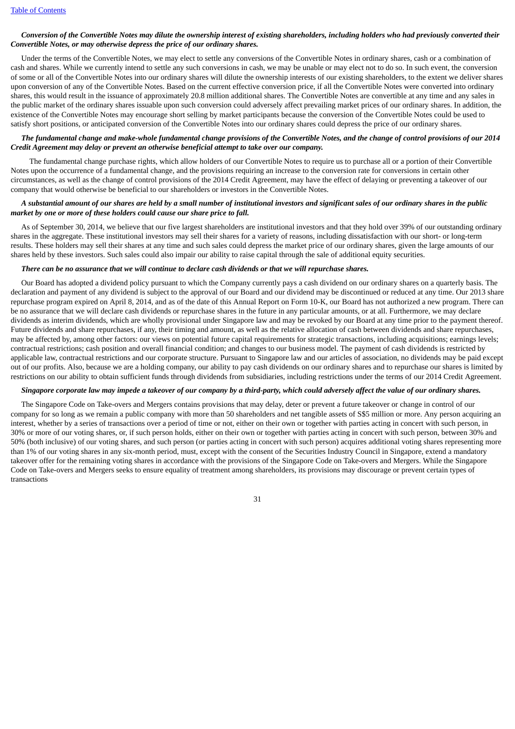***Conversion of the Convertible Notes may dilute the ownership interest of existing shareholders, including holders who had previously converted their Convertible Notes, or may otherwise depress the price of our ordinary shares.***

Under the terms of the Convertible Notes, we may elect to settle any conversions of the Convertible Notes in ordinary shares, cash or a combination of cash and shares. While we currently intend to settle any such conversions in cash, we may be unable or may elect not to do so. In such event, the conversion of some or all of the Convertible Notes into our ordinary shares will dilute the ownership interests of our existing shareholders, to the extent we deliver shares upon conversion of any of the Convertible Notes. Based on the current effective conversion price, if all the Convertible Notes were converted into ordinary shares, this would result in the issuance of approximately 20.8 million additional shares. The Convertible Notes are convertible at any time and any sales in the public market of the ordinary shares issuable upon such conversion could adversely affect prevailing market prices of our ordinary shares. In addition, the existence of the Convertible Notes may encourage short selling by market participants because the conversion of the Convertible Notes could be used to satisfy short positions, or anticipated conversion of the Convertible Notes into our ordinary shares could depress the price of our ordinary shares.

***The fundamental change and make-whole fundamental change provisions of the Convertible Notes, and the change of control provisions of our 2014 Credit Agreement may delay or prevent an otherwise beneficial attempt to take over our company.***

The fundamental change purchase rights, which allow holders of our Convertible Notes to require us to purchase all or a portion of their Convertible Notes upon the occurrence of a fundamental change, and the provisions requiring an increase to the conversion rate for conversions in certain other circumstances, as well as the change of control provisions of the 2014 Credit Agreement, may have the effect of delaying or preventing a takeover of our company that would otherwise be beneficial to our shareholders or investors in the Convertible Notes.

***A substantial amount of our shares are held by a small number of institutional investors and significant sales of our ordinary shares in the public market by one or more of these holders could cause our share price to fall.***

As of September 30, 2014, we believe that our five largest shareholders are institutional investors and that they hold over 39% of our outstanding ordinary shares in the aggregate. These institutional investors may sell their shares for a variety of reasons, including dissatisfaction with our short- or long-term results. These holders may sell their shares at any time and such sales could depress the market price of our ordinary shares, given the large amounts of our shares held by these investors. Such sales could also impair our ability to raise capital through the sale of additional equity securities.

***There can be no assurance that we will continue to declare cash dividends or that we will repurchase shares.***

Our Board has adopted a dividend policy pursuant to which the Company currently pays a cash dividend on our ordinary shares on a quarterly basis. The declaration and payment of any dividend is subject to the approval of our Board and our dividend may be discontinued or reduced at any time. Our 2013 share repurchase program expired on April 8, 2014, and as of the date of this Annual Report on Form 10-K, our Board has not authorized a new program. There can be no assurance that we will declare cash dividends or repurchase shares in the future in any particular amounts, or at all. Furthermore, we may declare dividends as interim dividends, which are wholly provisional under Singapore law and may be revoked by our Board at any time prior to the payment thereof. Future dividends and share repurchases, if any, their timing and amount, as well as the relative allocation of cash between dividends and share repurchases, may be affected by, among other factors: our views on potential future capital requirements for strategic transactions, including acquisitions; earnings levels; contractual restrictions; cash position and overall financial condition; and changes to our business model. The payment of cash dividends is restricted by applicable law, contractual restrictions and our corporate structure. Pursuant to Singapore law and our articles of association, no dividends may be paid except out of our profits. Also, because we are a holding company, our ability to pay cash dividends on our ordinary shares and to repurchase our shares is limited by restrictions on our ability to obtain sufficient funds through dividends from subsidiaries, including restrictions under the terms of our 2014 Credit Agreement.

***Singapore corporate law may impede a takeover of our company by a third-party, which could adversely affect the value of our ordinary shares.***

The Singapore Code on Take-overs and Mergers contains provisions that may delay, deter or prevent a future takeover or change in control of our company for so long as we remain a public company with more than 50 shareholders and net tangible assets of S$5 million or more. Any person acquiring an interest, whether by a series of transactions over a period of time or not, either on their own or together with parties acting in concert with such person, in 30% or more of our voting shares, or, if such person holds, either on their own or together with parties acting in concert with such person, between 30% and 50% (both inclusive) of our voting shares, and such person (or parties acting in concert with such person) acquires additional voting shares representing more than 1% of our voting shares in any six-month period, must, except with the consent of the Securities Industry Council in Singapore, extend a mandatory takeover offer for the remaining voting shares in accordance with the provisions of the Singapore Code on Take-overs and Mergers. While the Singapore Code on Take-overs and Mergers seeks to ensure equality of treatment among shareholders, its provisions may discourage or prevent certain types of transactions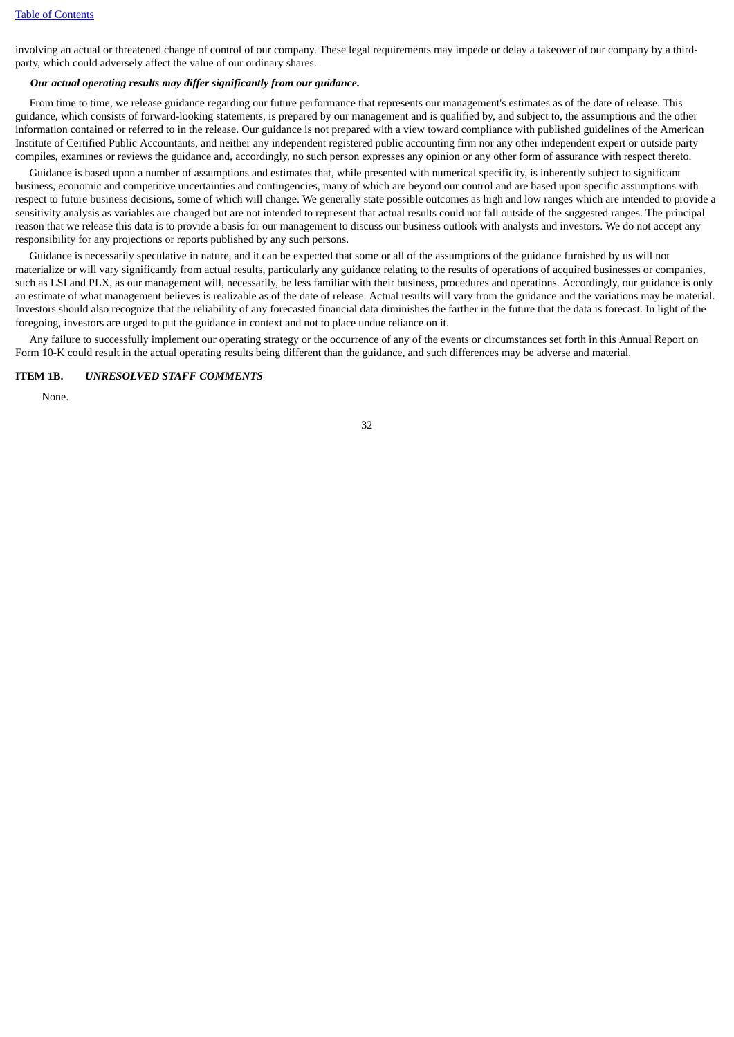involving an actual or threatened change of control of our company. These legal requirements may impede or delay a takeover of our company by a third-party, which could adversely affect the value of our ordinary shares.

***Our actual operating results may differ significantly from our guidance.***

From time to time, we release guidance regarding our future performance that represents our management's estimates as of the date of release. This guidance, which consists of forward-looking statements, is prepared by our management and is qualified by, and subject to, the assumptions and the other information contained or referred to in the release. Our guidance is not prepared with a view toward compliance with published guidelines of the American Institute of Certified Public Accountants, and neither any independent registered public accounting firm nor any other independent expert or outside party compiles, examines or reviews the guidance and, accordingly, no such person expresses any opinion or any other form of assurance with respect thereto.

Guidance is based upon a number of assumptions and estimates that, while presented with numerical specificity, is inherently subject to significant business, economic and competitive uncertainties and contingencies, many of which are beyond our control and are based upon specific assumptions with respect to future business decisions, some of which will change. We generally state possible outcomes as high and low ranges which are intended to provide a sensitivity analysis as variables are changed but are not intended to represent that actual results could not fall outside of the suggested ranges. The principal reason that we release this data is to provide a basis for our management to discuss our business outlook with analysts and investors. We do not accept any responsibility for any projections or reports published by any such persons.

Guidance is necessarily speculative in nature, and it can be expected that some or all of the assumptions of the guidance furnished by us will not materialize or will vary significantly from actual results, particularly any guidance relating to the results of operations of acquired businesses or companies, such as LSI and PLX, as our management will, necessarily, be less familiar with their business, procedures and operations. Accordingly, our guidance is only an estimate of what management believes is realizable as of the date of release. Actual results will vary from the guidance and the variations may be material. Investors should also recognize that the reliability of any forecasted financial data diminishes the farther in the future that the data is forecast. In light of the foregoing, investors are urged to put the guidance in context and not to place undue reliance on it.

Any failure to successfully implement our operating strategy or the occurrence of any of the events or circumstances set forth in this Annual Report on Form 10-K could result in the actual operating results being different than the guidance, and such differences may be adverse and material.

## ITEM 1B. *UNRESOLVED STAFF COMMENTS*

None.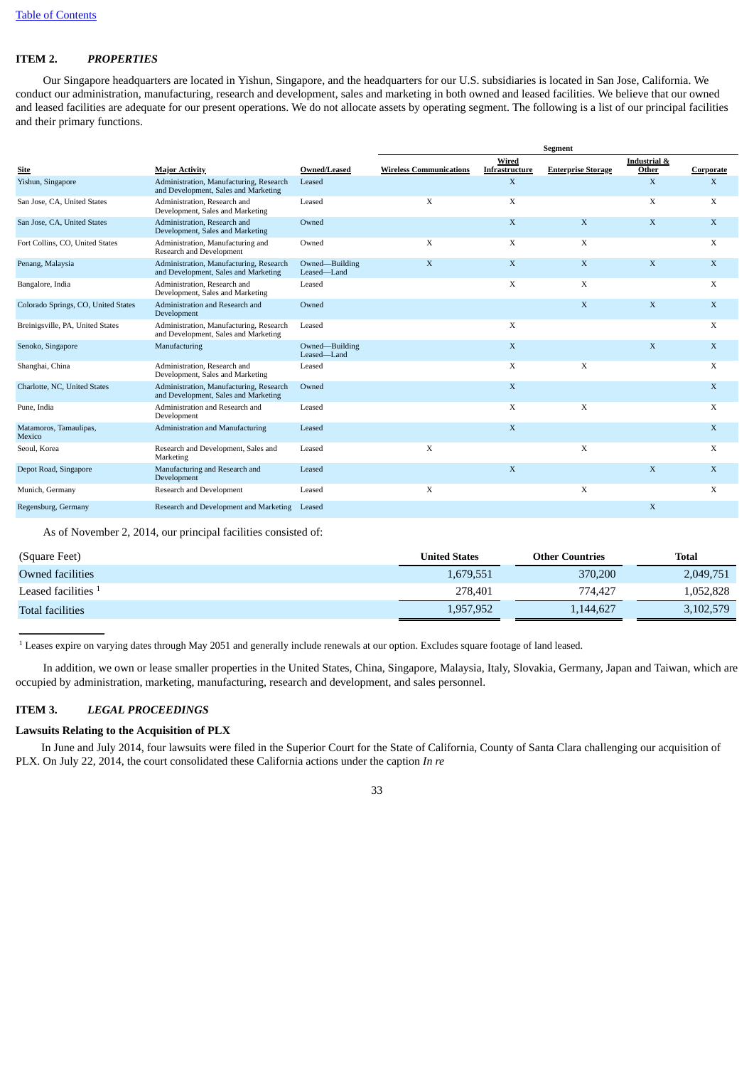## ITEM 2. *PROPERTIES*

Our Singapore headquarters are located in Yishun, Singapore, and the headquarters for our U.S. subsidiaries is located in San Jose, California. We conduct our administration, manufacturing, research and development, sales and marketing in both owned and leased facilities. We believe that our owned and leased facilities are adequate for our present operations. We do not allocate assets by operating segment. The following is a list of our principal facilities and their primary functions.

| | | | Segment | | | | |
|---|---|---|---|---|---|---|---|
| **Site** | **Major Activity** | **Owned/Leased** | **Wireless Communications** | **Wired Infrastructure** | **Enterprise Storage** | **Industrial & Other** | **Corporate** |
| Yishun, Singapore | Administration, Manufacturing, Research and Development, Sales and Marketing | Leased | | X | | X | X |
| San Jose, CA, United States | Administration, Research and Development, Sales and Marketing | Leased | X | X | | X | X |
| San Jose, CA, United States | Administration, Research and Development, Sales and Marketing | Owned | | X | X | X | X |
| Fort Collins, CO, United States | Administration, Manufacturing and Research and Development | Owned | X | X | X | | X |
| Penang, Malaysia | Administration, Manufacturing, Research and Development, Sales and Marketing | Owned—Building Leased—Land | X | X | X | X | X |
| Bangalore, India | Administration, Research and Development, Sales and Marketing | Leased | | X | X | | X |
| Colorado Springs, CO, United States | Administration and Research and Development | Owned | | | X | X | X |
| Breinigsville, PA, United States | Administration, Manufacturing, Research and Development, Sales and Marketing | Leased | | X | | | X |
| Senoko, Singapore | Manufacturing | Owned—Building Leased—Land | | X | | X | X |
| Shanghai, China | Administration, Research and Development, Sales and Marketing | Leased | | X | X | | X |
| Charlotte, NC, United States | Administration, Manufacturing, Research and Development, Sales and Marketing | Owned | | X | | | X |
| Pune, India | Administration and Research and Development | Leased | | X | X | | X |
| Matamoros, Tamaulipas, Mexico | Administration and Manufacturing | Leased | | X | | | X |
| Seoul, Korea | Research and Development, Sales and Marketing | Leased | X | | X | | X |
| Depot Road, Singapore | Manufacturing and Research and Development | Leased | | X | | X | X |
| Munich, Germany | Research and Development | Leased | X | | X | | X |
| Regensburg, Germany | Research and Development and Marketing | Leased | | | | X | |

As of November 2, 2014, our principal facilities consisted of:

| (Square Feet) | United States | Other Countries | Total |
|---|---|---|---|
| Owned facilities | 1,679,551 | 370,200 | 2,049,751 |
| Leased facilities [1] | 278,401 | 774,427 | 1,052,828 |
| Total facilities | 1,957,952 | 1,144,627 | 3,102,579 |

[1] Leases expire on varying dates through May 2051 and generally include renewals at our option. Excludes square footage of land leased.

In addition, we own or lease smaller properties in the United States, China, Singapore, Malaysia, Italy, Slovakia, Germany, Japan and Taiwan, which are occupied by administration, marketing, manufacturing, research and development, and sales personnel.

## ITEM 3. *LEGAL PROCEEDINGS*

### Lawsuits Relating to the Acquisition of PLX

In June and July 2014, four lawsuits were filed in the Superior Court for the State of California, County of Santa Clara challenging our acquisition of PLX. On July 22, 2014, the court consolidated these California actions under the caption *In re*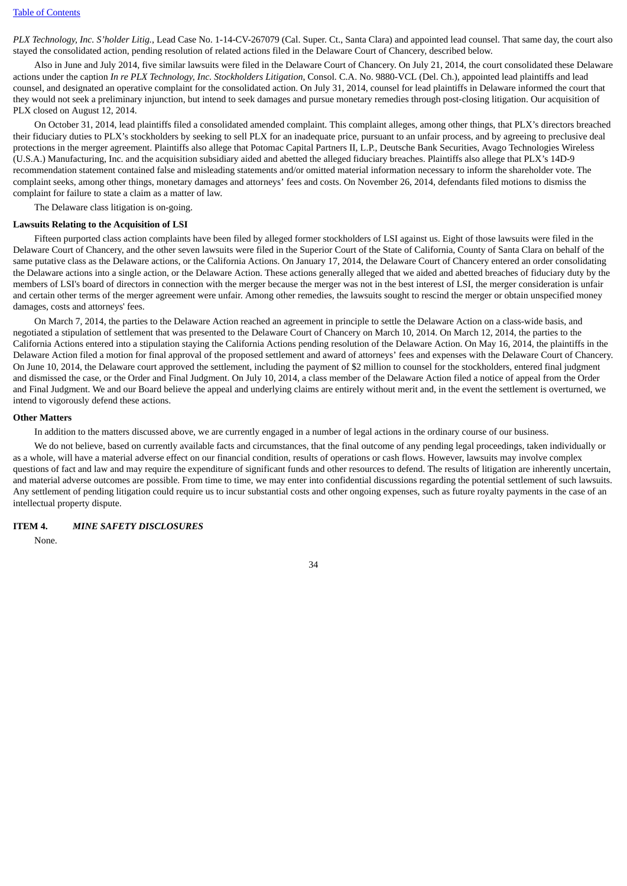*PLX Technology, Inc. S'holder Litig.*, Lead Case No. 1-14-CV-267079 (Cal. Super. Ct., Santa Clara) and appointed lead counsel. That same day, the court also stayed the consolidated action, pending resolution of related actions filed in the Delaware Court of Chancery, described below.

Also in June and July 2014, five similar lawsuits were filed in the Delaware Court of Chancery. On July 21, 2014, the court consolidated these Delaware actions under the caption *In re PLX Technology, Inc. Stockholders Litigation*, Consol. C.A. No. 9880-VCL (Del. Ch.), appointed lead plaintiffs and lead counsel, and designated an operative complaint for the consolidated action. On July 31, 2014, counsel for lead plaintiffs in Delaware informed the court that they would not seek a preliminary injunction, but intend to seek damages and pursue monetary remedies through post-closing litigation. Our acquisition of PLX closed on August 12, 2014.

On October 31, 2014, lead plaintiffs filed a consolidated amended complaint. This complaint alleges, among other things, that PLX's directors breached their fiduciary duties to PLX's stockholders by seeking to sell PLX for an inadequate price, pursuant to an unfair process, and by agreeing to preclusive deal protections in the merger agreement. Plaintiffs also allege that Potomac Capital Partners II, L.P., Deutsche Bank Securities, Avago Technologies Wireless (U.S.A.) Manufacturing, Inc. and the acquisition subsidiary aided and abetted the alleged fiduciary breaches. Plaintiffs also allege that PLX's 14D-9 recommendation statement contained false and misleading statements and/or omitted material information necessary to inform the shareholder vote. The complaint seeks, among other things, monetary damages and attorneys' fees and costs. On November 26, 2014, defendants filed motions to dismiss the complaint for failure to state a claim as a matter of law.

The Delaware class litigation is on-going.

**Lawsuits Relating to the Acquisition of LSI**

Fifteen purported class action complaints have been filed by alleged former stockholders of LSI against us. Eight of those lawsuits were filed in the Delaware Court of Chancery, and the other seven lawsuits were filed in the Superior Court of the State of California, County of Santa Clara on behalf of the same putative class as the Delaware actions, or the California Actions. On January 17, 2014, the Delaware Court of Chancery entered an order consolidating the Delaware actions into a single action, or the Delaware Action. These actions generally alleged that we aided and abetted breaches of fiduciary duty by the members of LSI's board of directors in connection with the merger because the merger was not in the best interest of LSI, the merger consideration is unfair and certain other terms of the merger agreement were unfair. Among other remedies, the lawsuits sought to rescind the merger or obtain unspecified money damages, costs and attorneys' fees.

On March 7, 2014, the parties to the Delaware Action reached an agreement in principle to settle the Delaware Action on a class-wide basis, and negotiated a stipulation of settlement that was presented to the Delaware Court of Chancery on March 10, 2014. On March 12, 2014, the parties to the California Actions entered into a stipulation staying the California Actions pending resolution of the Delaware Action. On May 16, 2014, the plaintiffs in the Delaware Action filed a motion for final approval of the proposed settlement and award of attorneys' fees and expenses with the Delaware Court of Chancery. On June 10, 2014, the Delaware court approved the settlement, including the payment of $2 million to counsel for the stockholders, entered final judgment and dismissed the case, or the Order and Final Judgment. On July 10, 2014, a class member of the Delaware Action filed a notice of appeal from the Order and Final Judgment. We and our Board believe the appeal and underlying claims are entirely without merit and, in the event the settlement is overturned, we intend to vigorously defend these actions.

**Other Matters**

In addition to the matters discussed above, we are currently engaged in a number of legal actions in the ordinary course of our business.

We do not believe, based on currently available facts and circumstances, that the final outcome of any pending legal proceedings, taken individually or as a whole, will have a material adverse effect on our financial condition, results of operations or cash flows. However, lawsuits may involve complex questions of fact and law and may require the expenditure of significant funds and other resources to defend. The results of litigation are inherently uncertain, and material adverse outcomes are possible. From time to time, we may enter into confidential discussions regarding the potential settlement of such lawsuits. Any settlement of pending litigation could require us to incur substantial costs and other ongoing expenses, such as future royalty payments in the case of an intellectual property dispute.

## ITEM 4. *MINE SAFETY DISCLOSURES*

None.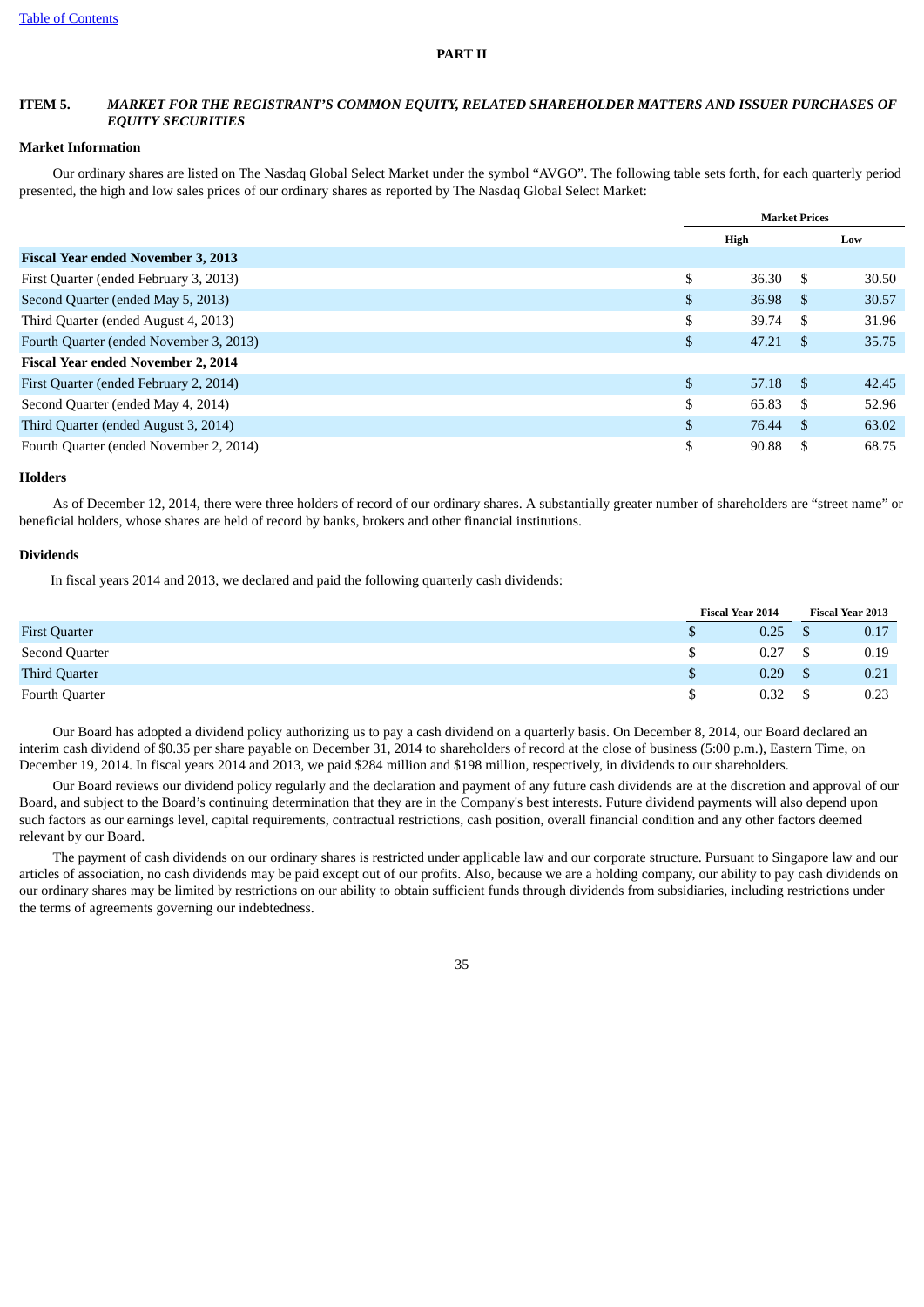Table of Contents

# PART II

## ITEM 5. *MARKET FOR THE REGISTRANT'S COMMON EQUITY, RELATED SHAREHOLDER MATTERS AND ISSUER PURCHASES OF EQUITY SECURITIES*

### Market Information

Our ordinary shares are listed on The Nasdaq Global Select Market under the symbol "AVGO". The following table sets forth, for each quarterly period presented, the high and low sales prices of our ordinary shares as reported by The Nasdaq Global Select Market:

| | Market Prices | |
|---|---|---|
| | High | Low |
| **Fiscal Year ended November 3, 2013** | | |
| First Quarter (ended February 3, 2013) | $ 36.30 | $ 30.50 |
| Second Quarter (ended May 5, 2013) | $ 36.98 | $ 30.57 |
| Third Quarter (ended August 4, 2013) | $ 39.74 | $ 31.96 |
| Fourth Quarter (ended November 3, 2013) | $ 47.21 | $ 35.75 |
| **Fiscal Year ended November 2, 2014** | | |
| First Quarter (ended February 2, 2014) | $ 57.18 | $ 42.45 |
| Second Quarter (ended May 4, 2014) | $ 65.83 | $ 52.96 |
| Third Quarter (ended August 3, 2014) | $ 76.44 | $ 63.02 |
| Fourth Quarter (ended November 2, 2014) | $ 90.88 | $ 68.75 |

### Holders

As of December 12, 2014, there were three holders of record of our ordinary shares. A substantially greater number of shareholders are "street name" or beneficial holders, whose shares are held of record by banks, brokers and other financial institutions.

### Dividends

In fiscal years 2014 and 2013, we declared and paid the following quarterly cash dividends:

| | Fiscal Year 2014 | Fiscal Year 2013 |
|---|---|---|
| First Quarter | $ 0.25 | $ 0.17 |
| Second Quarter | $ 0.27 | $ 0.19 |
| Third Quarter | $ 0.29 | $ 0.21 |
| Fourth Quarter | $ 0.32 | $ 0.23 |

Our Board has adopted a dividend policy authorizing us to pay a cash dividend on a quarterly basis. On December 8, 2014, our Board declared an interim cash dividend of $0.35 per share payable on December 31, 2014 to shareholders of record at the close of business (5:00 p.m.), Eastern Time, on December 19, 2014. In fiscal years 2014 and 2013, we paid $284 million and $198 million, respectively, in dividends to our shareholders.

Our Board reviews our dividend policy regularly and the declaration and payment of any future cash dividends are at the discretion and approval of our Board, and subject to the Board's continuing determination that they are in the Company's best interests. Future dividend payments will also depend upon such factors as our earnings level, capital requirements, contractual restrictions, cash position, overall financial condition and any other factors deemed relevant by our Board.

The payment of cash dividends on our ordinary shares is restricted under applicable law and our corporate structure. Pursuant to Singapore law and our articles of association, no cash dividends may be paid except out of our profits. Also, because we are a holding company, our ability to pay cash dividends on our ordinary shares may be limited by restrictions on our ability to obtain sufficient funds through dividends from subsidiaries, including restrictions under the terms of agreements governing our indebtedness.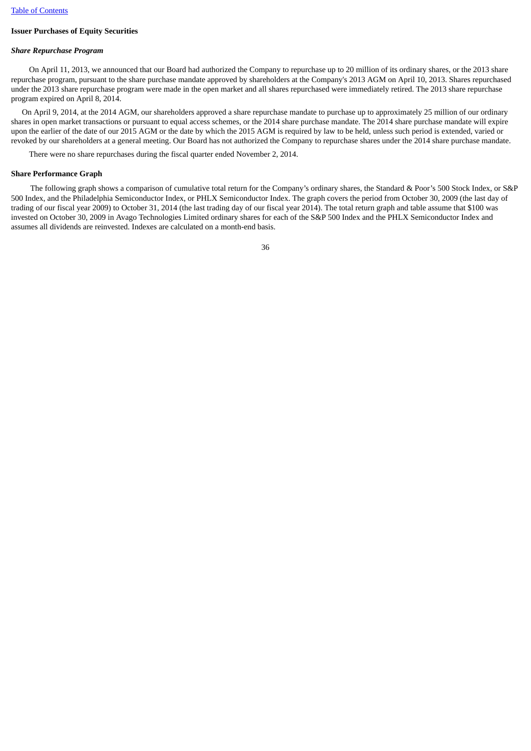[Table of Contents](#)

**Issuer Purchases of Equity Securities**

***Share Repurchase Program***

On April 11, 2013, we announced that our Board had authorized the Company to repurchase up to 20 million of its ordinary shares, or the 2013 share repurchase program, pursuant to the share purchase mandate approved by shareholders at the Company's 2013 AGM on April 10, 2013. Shares repurchased under the 2013 share repurchase program were made in the open market and all shares repurchased were immediately retired. The 2013 share repurchase program expired on April 8, 2014.

On April 9, 2014, at the 2014 AGM, our shareholders approved a share repurchase mandate to purchase up to approximately 25 million of our ordinary shares in open market transactions or pursuant to equal access schemes, or the 2014 share purchase mandate. The 2014 share purchase mandate will expire upon the earlier of the date of our 2015 AGM or the date by which the 2015 AGM is required by law to be held, unless such period is extended, varied or revoked by our shareholders at a general meeting. Our Board has not authorized the Company to repurchase shares under the 2014 share purchase mandate.

There were no share repurchases during the fiscal quarter ended November 2, 2014.

**Share Performance Graph**

The following graph shows a comparison of cumulative total return for the Company's ordinary shares, the Standard & Poor's 500 Stock Index, or S&P 500 Index, and the Philadelphia Semiconductor Index, or PHLX Semiconductor Index. The graph covers the period from October 30, 2009 (the last day of trading of our fiscal year 2009) to October 31, 2014 (the last trading day of our fiscal year 2014). The total return graph and table assume that $100 was invested on October 30, 2009 in Avago Technologies Limited ordinary shares for each of the S&P 500 Index and the PHLX Semiconductor Index and assumes all dividends are reinvested. Indexes are calculated on a month-end basis.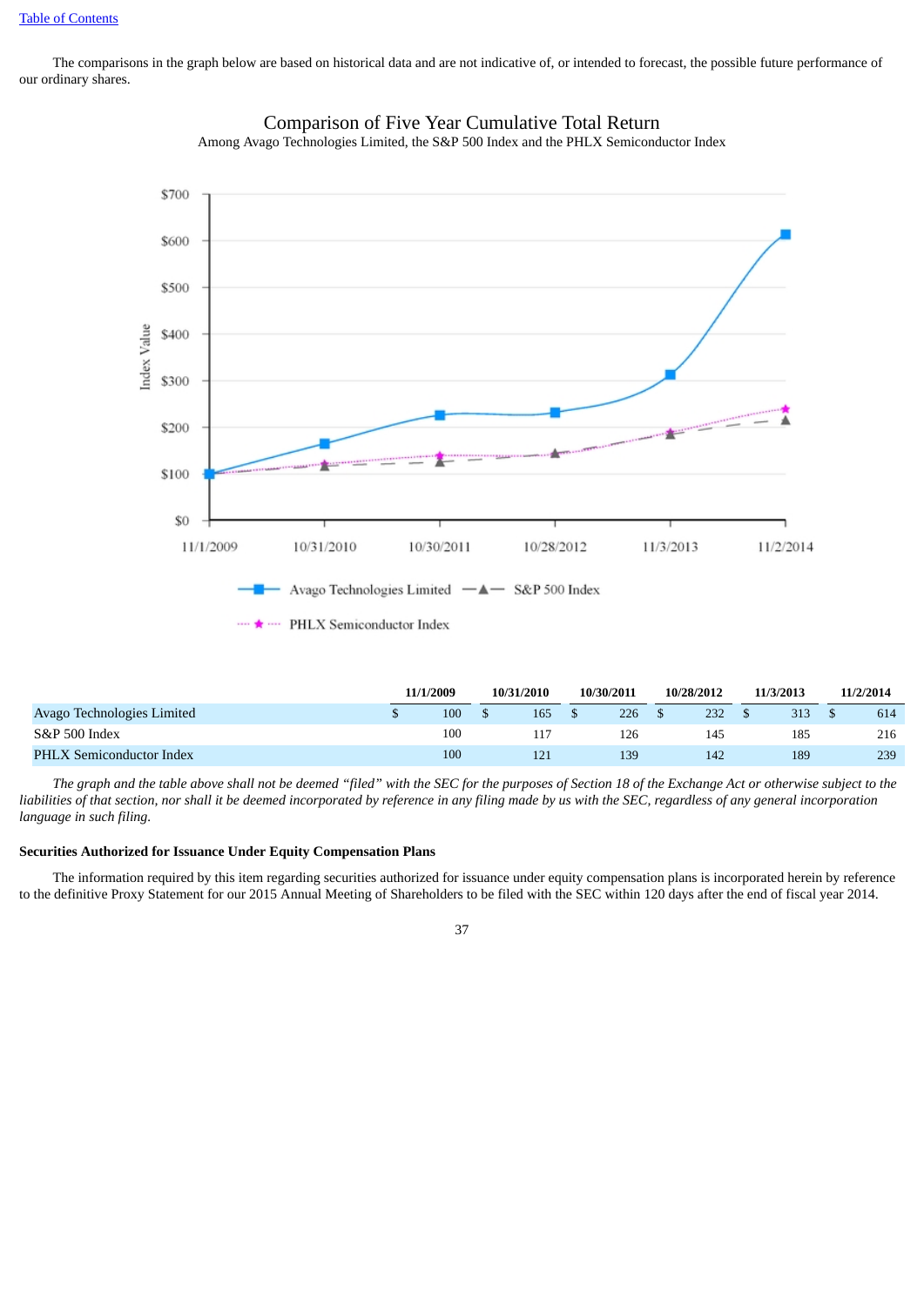The comparisons in the graph below are based on historical data and are not indicative of, or intended to forecast, the possible future performance of our ordinary shares.

Comparison of Five Year Cumulative Total Return
Among Avago Technologies Limited, the S&P 500 Index and the PHLX Semiconductor Index

| | 11/1/2009 | 10/31/2010 | 10/30/2011 | 10/28/2012 | 11/3/2013 | 11/2/2014 |
|---|---|---|---|---|---|---|
| Avago Technologies Limited | $ 100 | $ 165 | $ 226 | $ 232 | $ 313 | $ 614 |
| S&P 500 Index | 100 | 117 | 126 | 145 | 185 | 216 |
| PHLX Semiconductor Index | 100 | 121 | 139 | 142 | 189 | 239 |

*The graph and the table above shall not be deemed "filed" with the SEC for the purposes of Section 18 of the Exchange Act or otherwise subject to the liabilities of that section, nor shall it be deemed incorporated by reference in any filing made by us with the SEC, regardless of any general incorporation language in such filing.*

**Securities Authorized for Issuance Under Equity Compensation Plans**

The information required by this item regarding securities authorized for issuance under equity compensation plans is incorporated herein by reference to the definitive Proxy Statement for our 2015 Annual Meeting of Shareholders to be filed with the SEC within 120 days after the end of fiscal year 2014.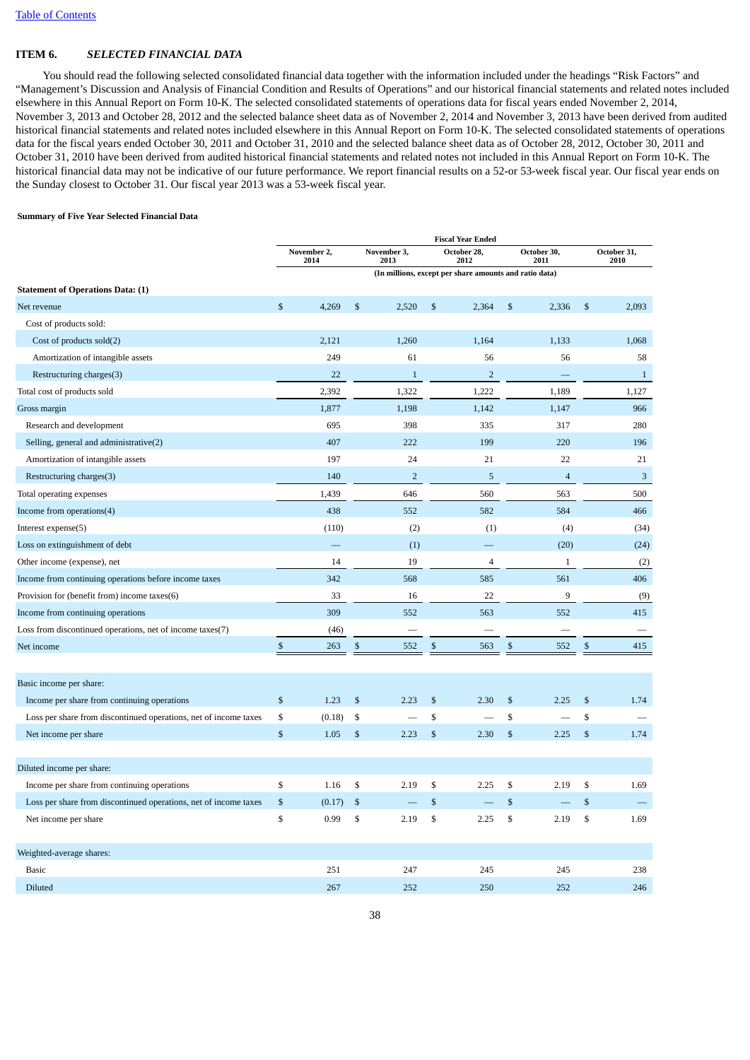[Table of Contents](#)

## ITEM 6. *SELECTED FINANCIAL DATA*

You should read the following selected consolidated financial data together with the information included under the headings "Risk Factors" and "Management's Discussion and Analysis of Financial Condition and Results of Operations" and our historical financial statements and related notes included elsewhere in this Annual Report on Form 10-K. The selected consolidated statements of operations data for fiscal years ended November 2, 2014, November 3, 2013 and October 28, 2012 and the selected balance sheet data as of November 2, 2014 and November 3, 2013 have been derived from audited historical financial statements and related notes included elsewhere in this Annual Report on Form 10-K. The selected consolidated statements of operations data for the fiscal years ended October 30, 2011 and October 31, 2010 and the selected balance sheet data as of October 28, 2012, October 30, 2011 and October 31, 2010 have been derived from audited historical financial statements and related notes not included in this Annual Report on Form 10-K. The historical financial data may not be indicative of our future performance. We report financial results on a 52-or 53-week fiscal year. Our fiscal year ends on the Sunday closest to October 31. Our fiscal year 2013 was a 53-week fiscal year.

**Summary of Five Year Selected Financial Data**

| | Fiscal Year Ended | | | | |
|---|---|---|---|---|---|
| | November 2, 2014 | November 3, 2013 | October 28, 2012 | October 30, 2011 | October 31, 2010 |
| | (In millions, except per share amounts and ratio data) | | | | |
| **Statement of Operations Data: (1)** | | | | | |
| Net revenue | $ 4,269 | $ 2,520 | $ 2,364 | $ 2,336 | $ 2,093 |
| Cost of products sold: | | | | | |
| Cost of products sold(2) | 2,121 | 1,260 | 1,164 | 1,133 | 1,068 |
| Amortization of intangible assets | 249 | 61 | 56 | 56 | 58 |
| Restructuring charges(3) | 22 | 1 | 2 | — | 1 |
| Total cost of products sold | 2,392 | 1,322 | 1,222 | 1,189 | 1,127 |
| Gross margin | 1,877 | 1,198 | 1,142 | 1,147 | 966 |
| Research and development | 695 | 398 | 335 | 317 | 280 |
| Selling, general and administrative(2) | 407 | 222 | 199 | 220 | 196 |
| Amortization of intangible assets | 197 | 24 | 21 | 22 | 21 |
| Restructuring charges(3) | 140 | 2 | 5 | 4 | 3 |
| Total operating expenses | 1,439 | 646 | 560 | 563 | 500 |
| Income from operations(4) | 438 | 552 | 582 | 584 | 466 |
| Interest expense(5) | (110) | (2) | (1) | (4) | (34) |
| Loss on extinguishment of debt | — | (1) | — | (20) | (24) |
| Other income (expense), net | 14 | 19 | 4 | 1 | (2) |
| Income from continuing operations before income taxes | 342 | 568 | 585 | 561 | 406 |
| Provision for (benefit from) income taxes(6) | 33 | 16 | 22 | 9 | (9) |
| Income from continuing operations | 309 | 552 | 563 | 552 | 415 |
| Loss from discontinued operations, net of income taxes(7) | (46) | — | — | — | — |
| Net income | $ 263 | $ 552 | $ 563 | $ 552 | $ 415 |
| | | | | | |
| Basic income per share: | | | | | |
| Income per share from continuing operations | $ 1.23 | $ 2.23 | $ 2.30 | $ 2.25 | $ 1.74 |
| Loss per share from discontinued operations, net of income taxes | $ (0.18) | $ — | $ — | $ — | $ — |
| Net income per share | $ 1.05 | $ 2.23 | $ 2.30 | $ 2.25 | $ 1.74 |
| | | | | | |
| Diluted income per share: | | | | | |
| Income per share from continuing operations | $ 1.16 | $ 2.19 | $ 2.25 | $ 2.19 | $ 1.69 |
| Loss per share from discontinued operations, net of income taxes | $ (0.17) | $ — | $ — | $ — | $ — |
| Net income per share | $ 0.99 | $ 2.19 | $ 2.25 | $ 2.19 | $ 1.69 |
| | | | | | |
| Weighted-average shares: | | | | | |
| Basic | 251 | 247 | 245 | 245 | 238 |
| Diluted | 267 | 252 | 250 | 252 | 246 |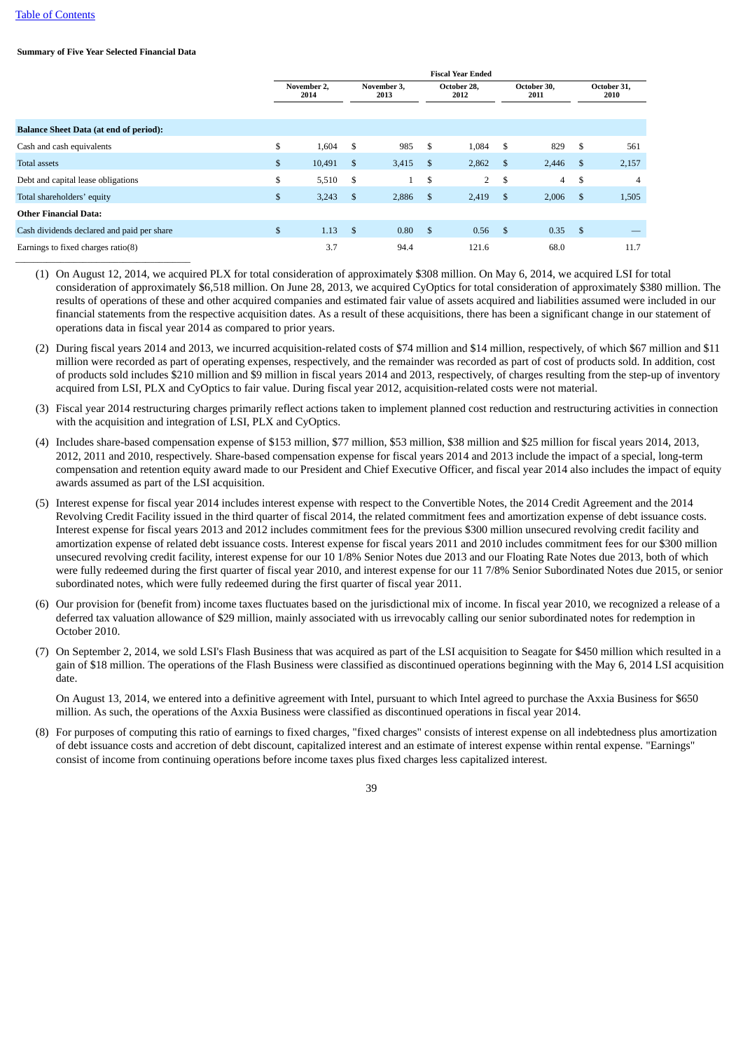**Summary of Five Year Selected Financial Data**

| | Fiscal Year Ended | | | | |
|---|---|---|---|---|---|
| | November 2, 2014 | November 3, 2013 | October 28, 2012 | October 30, 2011 | October 31, 2010 |
| **Balance Sheet Data (at end of period):** | | | | | |
| Cash and cash equivalents | $ 1,604 | $ 985 | $ 1,084 | $ 829 | $ 561 |
| Total assets | $ 10,491 | $ 3,415 | $ 2,862 | $ 2,446 | $ 2,157 |
| Debt and capital lease obligations | $ 5,510 | $ 1 | $ 2 | $ 4 | $ 4 |
| Total shareholders’ equity | $ 3,243 | $ 2,886 | $ 2,419 | $ 2,006 | $ 1,505 |
| **Other Financial Data:** | | | | | |
| Cash dividends declared and paid per share | $ 1.13 | $ 0.80 | $ 0.56 | $ 0.35 | $ — |
| Earnings to fixed charges ratio(8) | 3.7 | 94.4 | 121.6 | 68.0 | 11.7 |

(1) On August 12, 2014, we acquired PLX for total consideration of approximately $308 million. On May 6, 2014, we acquired LSI for total consideration of approximately $6,518 million. On June 28, 2013, we acquired CyOptics for total consideration of approximately $380 million. The results of operations of these and other acquired companies and estimated fair value of assets acquired and liabilities assumed were included in our financial statements from the respective acquisition dates. As a result of these acquisitions, there has been a significant change in our statement of operations data in fiscal year 2014 as compared to prior years.

(2) During fiscal years 2014 and 2013, we incurred acquisition-related costs of $74 million and $14 million, respectively, of which $67 million and $11 million were recorded as part of operating expenses, respectively, and the remainder was recorded as part of cost of products sold. In addition, cost of products sold includes $210 million and $9 million in fiscal years 2014 and 2013, respectively, of charges resulting from the step-up of inventory acquired from LSI, PLX and CyOptics to fair value. During fiscal year 2012, acquisition-related costs were not material.

(3) Fiscal year 2014 restructuring charges primarily reflect actions taken to implement planned cost reduction and restructuring activities in connection with the acquisition and integration of LSI, PLX and CyOptics.

(4) Includes share-based compensation expense of $153 million, $77 million, $53 million, $38 million and $25 million for fiscal years 2014, 2013, 2012, 2011 and 2010, respectively. Share-based compensation expense for fiscal years 2014 and 2013 include the impact of a special, long-term compensation and retention equity award made to our President and Chief Executive Officer, and fiscal year 2014 also includes the impact of equity awards assumed as part of the LSI acquisition.

(5) Interest expense for fiscal year 2014 includes interest expense with respect to the Convertible Notes, the 2014 Credit Agreement and the 2014 Revolving Credit Facility issued in the third quarter of fiscal 2014, the related commitment fees and amortization expense of debt issuance costs. Interest expense for fiscal years 2013 and 2012 includes commitment fees for the previous $300 million unsecured revolving credit facility and amortization expense of related debt issuance costs. Interest expense for fiscal years 2011 and 2010 includes commitment fees for our $300 million unsecured revolving credit facility, interest expense for our 10 1/8% Senior Notes due 2013 and our Floating Rate Notes due 2013, both of which were fully redeemed during the first quarter of fiscal year 2010, and interest expense for our 11 7/8% Senior Subordinated Notes due 2015, or senior subordinated notes, which were fully redeemed during the first quarter of fiscal year 2011.

(6) Our provision for (benefit from) income taxes fluctuates based on the jurisdictional mix of income. In fiscal year 2010, we recognized a release of a deferred tax valuation allowance of $29 million, mainly associated with us irrevocably calling our senior subordinated notes for redemption in October 2010.

(7) On September 2, 2014, we sold LSI's Flash Business that was acquired as part of the LSI acquisition to Seagate for $450 million which resulted in a gain of $18 million. The operations of the Flash Business were classified as discontinued operations beginning with the May 6, 2014 LSI acquisition date.

On August 13, 2014, we entered into a definitive agreement with Intel, pursuant to which Intel agreed to purchase the Axxia Business for $650 million. As such, the operations of the Axxia Business were classified as discontinued operations in fiscal year 2014.

(8) For purposes of computing this ratio of earnings to fixed charges, "fixed charges" consists of interest expense on all indebtedness plus amortization of debt issuance costs and accretion of debt discount, capitalized interest and an estimate of interest expense within rental expense. "Earnings" consist of income from continuing operations before income taxes plus fixed charges less capitalized interest.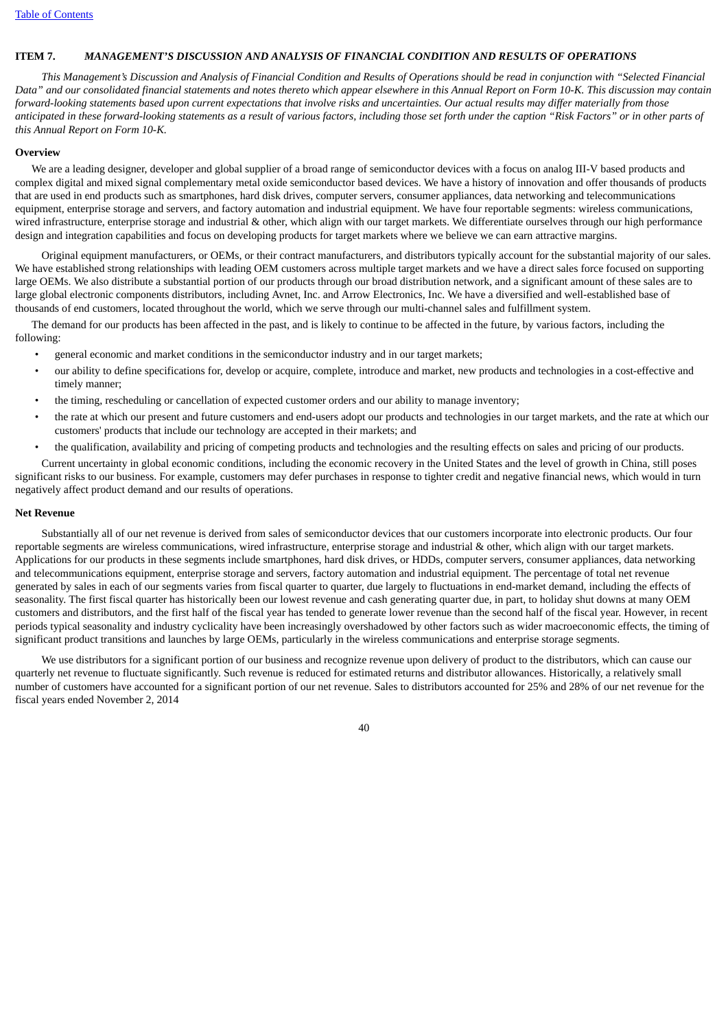## ITEM 7. *MANAGEMENT'S DISCUSSION AND ANALYSIS OF FINANCIAL CONDITION AND RESULTS OF OPERATIONS*

*This Management's Discussion and Analysis of Financial Condition and Results of Operations should be read in conjunction with "Selected Financial Data" and our consolidated financial statements and notes thereto which appear elsewhere in this Annual Report on Form 10-K. This discussion may contain forward-looking statements based upon current expectations that involve risks and uncertainties. Our actual results may differ materially from those anticipated in these forward-looking statements as a result of various factors, including those set forth under the caption "Risk Factors" or in other parts of this Annual Report on Form 10-K.*

### Overview

We are a leading designer, developer and global supplier of a broad range of semiconductor devices with a focus on analog III-V based products and complex digital and mixed signal complementary metal oxide semiconductor based devices. We have a history of innovation and offer thousands of products that are used in end products such as smartphones, hard disk drives, computer servers, consumer appliances, data networking and telecommunications equipment, enterprise storage and servers, and factory automation and industrial equipment. We have four reportable segments: wireless communications, wired infrastructure, enterprise storage and industrial & other, which align with our target markets. We differentiate ourselves through our high performance design and integration capabilities and focus on developing products for target markets where we believe we can earn attractive margins.

Original equipment manufacturers, or OEMs, or their contract manufacturers, and distributors typically account for the substantial majority of our sales. We have established strong relationships with leading OEM customers across multiple target markets and we have a direct sales force focused on supporting large OEMs. We also distribute a substantial portion of our products through our broad distribution network, and a significant amount of these sales are to large global electronic components distributors, including Avnet, Inc. and Arrow Electronics, Inc. We have a diversified and well-established base of thousands of end customers, located throughout the world, which we serve through our multi-channel sales and fulfillment system.

The demand for our products has been affected in the past, and is likely to continue to be affected in the future, by various factors, including the following:

- general economic and market conditions in the semiconductor industry and in our target markets;
- our ability to define specifications for, develop or acquire, complete, introduce and market, new products and technologies in a cost-effective and timely manner;
- the timing, rescheduling or cancellation of expected customer orders and our ability to manage inventory;
- the rate at which our present and future customers and end-users adopt our products and technologies in our target markets, and the rate at which our customers' products that include our technology are accepted in their markets; and
- the qualification, availability and pricing of competing products and technologies and the resulting effects on sales and pricing of our products.

Current uncertainty in global economic conditions, including the economic recovery in the United States and the level of growth in China, still poses significant risks to our business. For example, customers may defer purchases in response to tighter credit and negative financial news, which would in turn negatively affect product demand and our results of operations.

### Net Revenue

Substantially all of our net revenue is derived from sales of semiconductor devices that our customers incorporate into electronic products. Our four reportable segments are wireless communications, wired infrastructure, enterprise storage and industrial & other, which align with our target markets. Applications for our products in these segments include smartphones, hard disk drives, or HDDs, computer servers, consumer appliances, data networking and telecommunications equipment, enterprise storage and servers, factory automation and industrial equipment. The percentage of total net revenue generated by sales in each of our segments varies from fiscal quarter to quarter, due largely to fluctuations in end-market demand, including the effects of seasonality. The first fiscal quarter has historically been our lowest revenue and cash generating quarter due, in part, to holiday shut downs at many OEM customers and distributors, and the first half of the fiscal year has tended to generate lower revenue than the second half of the fiscal year. However, in recent periods typical seasonality and industry cyclicality have been increasingly overshadowed by other factors such as wider macroeconomic effects, the timing of significant product transitions and launches by large OEMs, particularly in the wireless communications and enterprise storage segments.

We use distributors for a significant portion of our business and recognize revenue upon delivery of product to the distributors, which can cause our quarterly net revenue to fluctuate significantly. Such revenue is reduced for estimated returns and distributor allowances. Historically, a relatively small number of customers have accounted for a significant portion of our net revenue. Sales to distributors accounted for 25% and 28% of our net revenue for the fiscal years ended November 2, 2014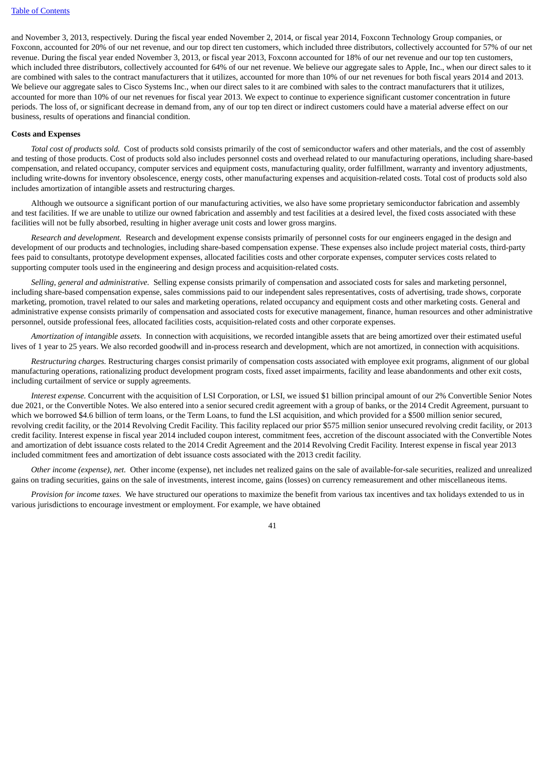and November 3, 2013, respectively. During the fiscal year ended November 2, 2014, or fiscal year 2014, Foxconn Technology Group companies, or Foxconn, accounted for 20% of our net revenue, and our top direct ten customers, which included three distributors, collectively accounted for 57% of our net revenue. During the fiscal year ended November 3, 2013, or fiscal year 2013, Foxconn accounted for 18% of our net revenue and our top ten customers, which included three distributors, collectively accounted for 64% of our net revenue. We believe our aggregate sales to Apple, Inc., when our direct sales to it are combined with sales to the contract manufacturers that it utilizes, accounted for more than 10% of our net revenues for both fiscal years 2014 and 2013. We believe our aggregate sales to Cisco Systems Inc., when our direct sales to it are combined with sales to the contract manufacturers that it utilizes, accounted for more than 10% of our net revenues for fiscal year 2013. We expect to continue to experience significant customer concentration in future periods. The loss of, or significant decrease in demand from, any of our top ten direct or indirect customers could have a material adverse effect on our business, results of operations and financial condition.

**Costs and Expenses**

*Total cost of products sold.* Cost of products sold consists primarily of the cost of semiconductor wafers and other materials, and the cost of assembly and testing of those products. Cost of products sold also includes personnel costs and overhead related to our manufacturing operations, including share-based compensation, and related occupancy, computer services and equipment costs, manufacturing quality, order fulfillment, warranty and inventory adjustments, including write-downs for inventory obsolescence, energy costs, other manufacturing expenses and acquisition-related costs. Total cost of products sold also includes amortization of intangible assets and restructuring charges.

Although we outsource a significant portion of our manufacturing activities, we also have some proprietary semiconductor fabrication and assembly and test facilities. If we are unable to utilize our owned fabrication and assembly and test facilities at a desired level, the fixed costs associated with these facilities will not be fully absorbed, resulting in higher average unit costs and lower gross margins.

*Research and development.* Research and development expense consists primarily of personnel costs for our engineers engaged in the design and development of our products and technologies, including share-based compensation expense. These expenses also include project material costs, third-party fees paid to consultants, prototype development expenses, allocated facilities costs and other corporate expenses, computer services costs related to supporting computer tools used in the engineering and design process and acquisition-related costs.

*Selling, general and administrative.* Selling expense consists primarily of compensation and associated costs for sales and marketing personnel, including share-based compensation expense, sales commissions paid to our independent sales representatives, costs of advertising, trade shows, corporate marketing, promotion, travel related to our sales and marketing operations, related occupancy and equipment costs and other marketing costs. General and administrative expense consists primarily of compensation and associated costs for executive management, finance, human resources and other administrative personnel, outside professional fees, allocated facilities costs, acquisition-related costs and other corporate expenses.

*Amortization of intangible assets.* In connection with acquisitions, we recorded intangible assets that are being amortized over their estimated useful lives of 1 year to 25 years. We also recorded goodwill and in-process research and development, which are not amortized, in connection with acquisitions.

*Restructuring charges.* Restructuring charges consist primarily of compensation costs associated with employee exit programs, alignment of our global manufacturing operations, rationalizing product development program costs, fixed asset impairments, facility and lease abandonments and other exit costs, including curtailment of service or supply agreements.

*Interest expense.* Concurrent with the acquisition of LSI Corporation, or LSI, we issued $1 billion principal amount of our 2% Convertible Senior Notes due 2021, or the Convertible Notes. We also entered into a senior secured credit agreement with a group of banks, or the 2014 Credit Agreement, pursuant to which we borrowed $4.6 billion of term loans, or the Term Loans, to fund the LSI acquisition, and which provided for a $500 million senior secured, revolving credit facility, or the 2014 Revolving Credit Facility. This facility replaced our prior $575 million senior unsecured revolving credit facility, or 2013 credit facility. Interest expense in fiscal year 2014 included coupon interest, commitment fees, accretion of the discount associated with the Convertible Notes and amortization of debt issuance costs related to the 2014 Credit Agreement and the 2014 Revolving Credit Facility. Interest expense in fiscal year 2013 included commitment fees and amortization of debt issuance costs associated with the 2013 credit facility.

*Other income (expense), net.* Other income (expense), net includes net realized gains on the sale of available-for-sale securities, realized and unrealized gains on trading securities, gains on the sale of investments, interest income, gains (losses) on currency remeasurement and other miscellaneous items.

*Provision for income taxes.* We have structured our operations to maximize the benefit from various tax incentives and tax holidays extended to us in various jurisdictions to encourage investment or employment. For example, we have obtained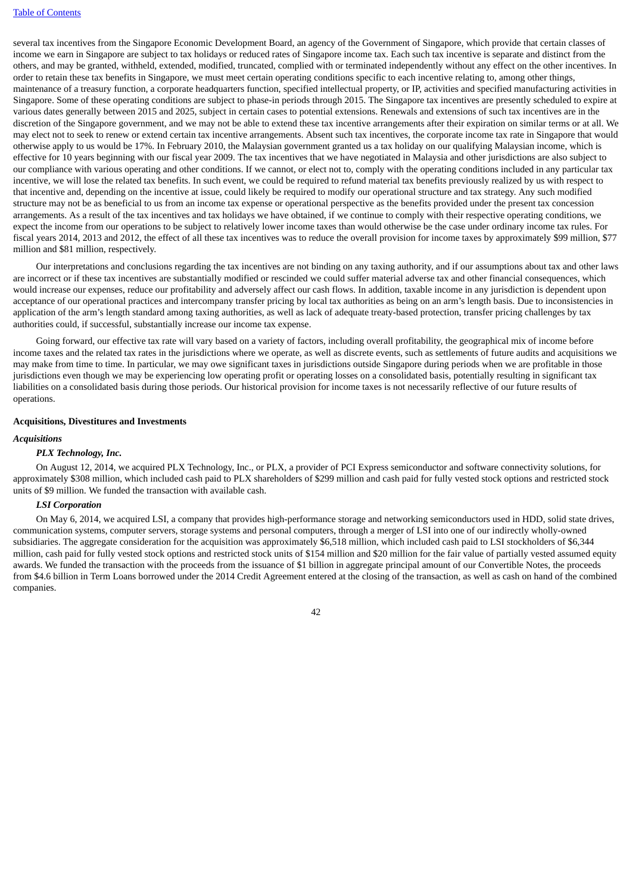several tax incentives from the Singapore Economic Development Board, an agency of the Government of Singapore, which provide that certain classes of income we earn in Singapore are subject to tax holidays or reduced rates of Singapore income tax. Each such tax incentive is separate and distinct from the others, and may be granted, withheld, extended, modified, truncated, complied with or terminated independently without any effect on the other incentives. In order to retain these tax benefits in Singapore, we must meet certain operating conditions specific to each incentive relating to, among other things, maintenance of a treasury function, a corporate headquarters function, specified intellectual property, or IP, activities and specified manufacturing activities in Singapore. Some of these operating conditions are subject to phase-in periods through 2015. The Singapore tax incentives are presently scheduled to expire at various dates generally between 2015 and 2025, subject in certain cases to potential extensions. Renewals and extensions of such tax incentives are in the discretion of the Singapore government, and we may not be able to extend these tax incentive arrangements after their expiration on similar terms or at all. We may elect not to seek to renew or extend certain tax incentive arrangements. Absent such tax incentives, the corporate income tax rate in Singapore that would otherwise apply to us would be 17%. In February 2010, the Malaysian government granted us a tax holiday on our qualifying Malaysian income, which is effective for 10 years beginning with our fiscal year 2009. The tax incentives that we have negotiated in Malaysia and other jurisdictions are also subject to our compliance with various operating and other conditions. If we cannot, or elect not to, comply with the operating conditions included in any particular tax incentive, we will lose the related tax benefits. In such event, we could be required to refund material tax benefits previously realized by us with respect to that incentive and, depending on the incentive at issue, could likely be required to modify our operational structure and tax strategy. Any such modified structure may not be as beneficial to us from an income tax expense or operational perspective as the benefits provided under the present tax concession arrangements. As a result of the tax incentives and tax holidays we have obtained, if we continue to comply with their respective operating conditions, we expect the income from our operations to be subject to relatively lower income taxes than would otherwise be the case under ordinary income tax rules. For fiscal years 2014, 2013 and 2012, the effect of all these tax incentives was to reduce the overall provision for income taxes by approximately $99 million, $77 million and $81 million, respectively.

Our interpretations and conclusions regarding the tax incentives are not binding on any taxing authority, and if our assumptions about tax and other laws are incorrect or if these tax incentives are substantially modified or rescinded we could suffer material adverse tax and other financial consequences, which would increase our expenses, reduce our profitability and adversely affect our cash flows. In addition, taxable income in any jurisdiction is dependent upon acceptance of our operational practices and intercompany transfer pricing by local tax authorities as being on an arm's length basis. Due to inconsistencies in application of the arm's length standard among taxing authorities, as well as lack of adequate treaty-based protection, transfer pricing challenges by tax authorities could, if successful, substantially increase our income tax expense.

Going forward, our effective tax rate will vary based on a variety of factors, including overall profitability, the geographical mix of income before income taxes and the related tax rates in the jurisdictions where we operate, as well as discrete events, such as settlements of future audits and acquisitions we may make from time to time. In particular, we may owe significant taxes in jurisdictions outside Singapore during periods when we are profitable in those jurisdictions even though we may be experiencing low operating profit or operating losses on a consolidated basis, potentially resulting in significant tax liabilities on a consolidated basis during those periods. Our historical provision for income taxes is not necessarily reflective of our future results of operations.

**Acquisitions, Divestitures and Investments**

*Acquisitions*

***PLX Technology, Inc.***

On August 12, 2014, we acquired PLX Technology, Inc., or PLX, a provider of PCI Express semiconductor and software connectivity solutions, for approximately $308 million, which included cash paid to PLX shareholders of $299 million and cash paid for fully vested stock options and restricted stock units of $9 million. We funded the transaction with available cash.

***LSI Corporation***

On May 6, 2014, we acquired LSI, a company that provides high-performance storage and networking semiconductors used in HDD, solid state drives, communication systems, computer servers, storage systems and personal computers, through a merger of LSI into one of our indirectly wholly-owned subsidiaries. The aggregate consideration for the acquisition was approximately $6,518 million, which included cash paid to LSI stockholders of $6,344 million, cash paid for fully vested stock options and restricted stock units of $154 million and $20 million for the fair value of partially vested assumed equity awards. We funded the transaction with the proceeds from the issuance of $1 billion in aggregate principal amount of our Convertible Notes, the proceeds from $4.6 billion in Term Loans borrowed under the 2014 Credit Agreement entered at the closing of the transaction, as well as cash on hand of the combined companies.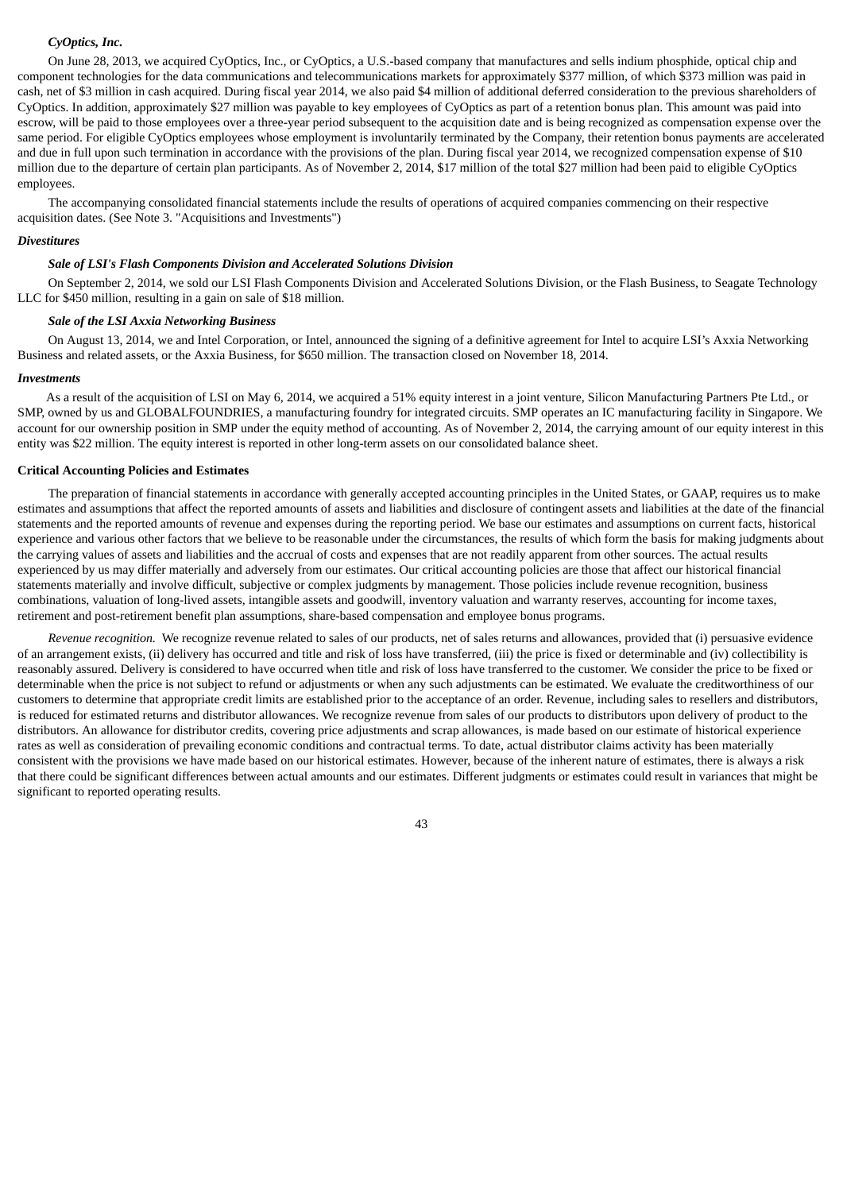#### *CyOptics, Inc.*

On June 28, 2013, we acquired CyOptics, Inc., or CyOptics, a U.S.-based company that manufactures and sells indium phosphide, optical chip and component technologies for the data communications and telecommunications markets for approximately $377 million, of which $373 million was paid in cash, net of $3 million in cash acquired. During fiscal year 2014, we also paid $4 million of additional deferred consideration to the previous shareholders of CyOptics. In addition, approximately $27 million was payable to key employees of CyOptics as part of a retention bonus plan. This amount was paid into escrow, will be paid to those employees over a three-year period subsequent to the acquisition date and is being recognized as compensation expense over the same period. For eligible CyOptics employees whose employment is involuntarily terminated by the Company, their retention bonus payments are accelerated and due in full upon such termination in accordance with the provisions of the plan. During fiscal year 2014, we recognized compensation expense of $10 million due to the departure of certain plan participants. As of November 2, 2014, $17 million of the total $27 million had been paid to eligible CyOptics employees.

The accompanying consolidated financial statements include the results of operations of acquired companies commencing on their respective acquisition dates. (See Note 3. "Acquisitions and Investments")

### *Divestitures*

#### *Sale of LSI's Flash Components Division and Accelerated Solutions Division*

On September 2, 2014, we sold our LSI Flash Components Division and Accelerated Solutions Division, or the Flash Business, to Seagate Technology LLC for $450 million, resulting in a gain on sale of $18 million.

#### *Sale of the LSI Axxia Networking Business*

On August 13, 2014, we and Intel Corporation, or Intel, announced the signing of a definitive agreement for Intel to acquire LSI's Axxia Networking Business and related assets, or the Axxia Business, for $650 million. The transaction closed on November 18, 2014.

### *Investments*

As a result of the acquisition of LSI on May 6, 2014, we acquired a 51% equity interest in a joint venture, Silicon Manufacturing Partners Pte Ltd., or SMP, owned by us and GLOBALFOUNDRIES, a manufacturing foundry for integrated circuits. SMP operates an IC manufacturing facility in Singapore. We account for our ownership position in SMP under the equity method of accounting. As of November 2, 2014, the carrying amount of our equity interest in this entity was $22 million. The equity interest is reported in other long-term assets on our consolidated balance sheet.

### Critical Accounting Policies and Estimates

The preparation of financial statements in accordance with generally accepted accounting principles in the United States, or GAAP, requires us to make estimates and assumptions that affect the reported amounts of assets and liabilities and disclosure of contingent assets and liabilities at the date of the financial statements and the reported amounts of revenue and expenses during the reporting period. We base our estimates and assumptions on current facts, historical experience and various other factors that we believe to be reasonable under the circumstances, the results of which form the basis for making judgments about the carrying values of assets and liabilities and the accrual of costs and expenses that are not readily apparent from other sources. The actual results experienced by us may differ materially and adversely from our estimates. Our critical accounting policies are those that affect our historical financial statements materially and involve difficult, subjective or complex judgments by management. Those policies include revenue recognition, business combinations, valuation of long-lived assets, intangible assets and goodwill, inventory valuation and warranty reserves, accounting for income taxes, retirement and post-retirement benefit plan assumptions, share-based compensation and employee bonus programs.

*Revenue recognition.* We recognize revenue related to sales of our products, net of sales returns and allowances, provided that (i) persuasive evidence of an arrangement exists, (ii) delivery has occurred and title and risk of loss have transferred, (iii) the price is fixed or determinable and (iv) collectibility is reasonably assured. Delivery is considered to have occurred when title and risk of loss have transferred to the customer. We consider the price to be fixed or determinable when the price is not subject to refund or adjustments or when any such adjustments can be estimated. We evaluate the creditworthiness of our customers to determine that appropriate credit limits are established prior to the acceptance of an order. Revenue, including sales to resellers and distributors, is reduced for estimated returns and distributor allowances. We recognize revenue from sales of our products to distributors upon delivery of product to the distributors. An allowance for distributor credits, covering price adjustments and scrap allowances, is made based on our estimate of historical experience rates as well as consideration of prevailing economic conditions and contractual terms. To date, actual distributor claims activity has been materially consistent with the provisions we have made based on our historical estimates. However, because of the inherent nature of estimates, there is always a risk that there could be significant differences between actual amounts and our estimates. Different judgments or estimates could result in variances that might be significant to reported operating results.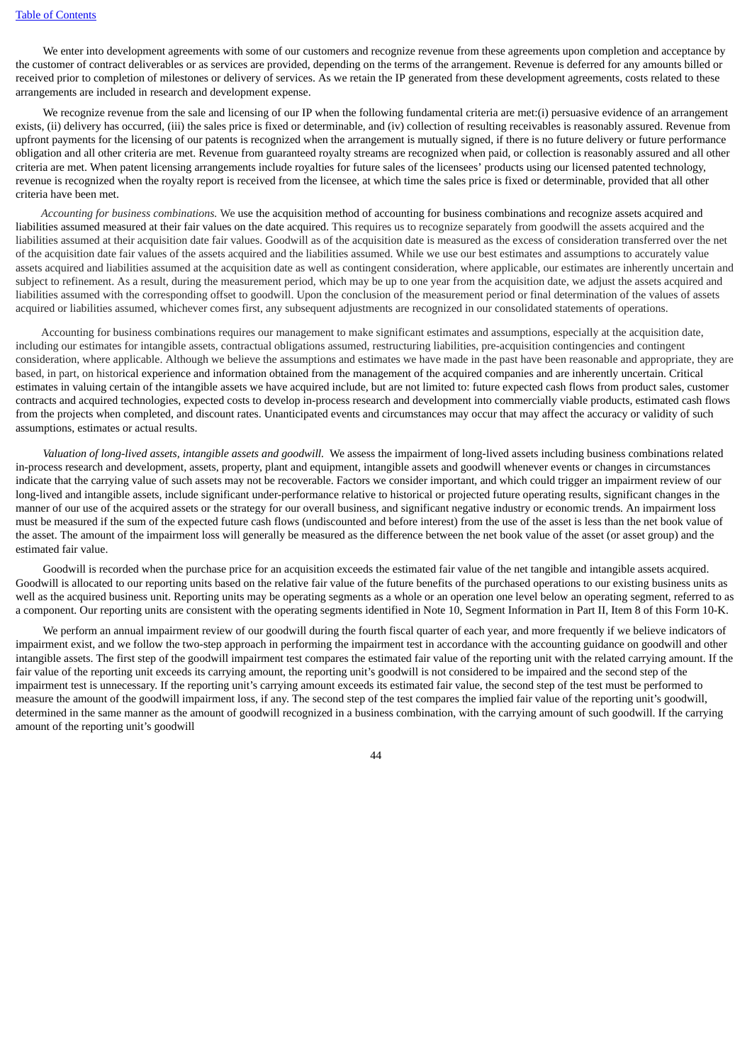We enter into development agreements with some of our customers and recognize revenue from these agreements upon completion and acceptance by the customer of contract deliverables or as services are provided, depending on the terms of the arrangement. Revenue is deferred for any amounts billed or received prior to completion of milestones or delivery of services. As we retain the IP generated from these development agreements, costs related to these arrangements are included in research and development expense.

We recognize revenue from the sale and licensing of our IP when the following fundamental criteria are met:(i) persuasive evidence of an arrangement exists, (ii) delivery has occurred, (iii) the sales price is fixed or determinable, and (iv) collection of resulting receivables is reasonably assured. Revenue from upfront payments for the licensing of our patents is recognized when the arrangement is mutually signed, if there is no future delivery or future performance obligation and all other criteria are met. Revenue from guaranteed royalty streams are recognized when paid, or collection is reasonably assured and all other criteria are met. When patent licensing arrangements include royalties for future sales of the licensees' products using our licensed patented technology, revenue is recognized when the royalty report is received from the licensee, at which time the sales price is fixed or determinable, provided that all other criteria have been met.

*Accounting for business combinations.* We use the acquisition method of accounting for business combinations and recognize assets acquired and liabilities assumed measured at their fair values on the date acquired. This requires us to recognize separately from goodwill the assets acquired and the liabilities assumed at their acquisition date fair values. Goodwill as of the acquisition date is measured as the excess of consideration transferred over the net of the acquisition date fair values of the assets acquired and the liabilities assumed. While we use our best estimates and assumptions to accurately value assets acquired and liabilities assumed at the acquisition date as well as contingent consideration, where applicable, our estimates are inherently uncertain and subject to refinement. As a result, during the measurement period, which may be up to one year from the acquisition date, we adjust the assets acquired and liabilities assumed with the corresponding offset to goodwill. Upon the conclusion of the measurement period or final determination of the values of assets acquired or liabilities assumed, whichever comes first, any subsequent adjustments are recognized in our consolidated statements of operations.

Accounting for business combinations requires our management to make significant estimates and assumptions, especially at the acquisition date, including our estimates for intangible assets, contractual obligations assumed, restructuring liabilities, pre-acquisition contingencies and contingent consideration, where applicable. Although we believe the assumptions and estimates we have made in the past have been reasonable and appropriate, they are based, in part, on historical experience and information obtained from the management of the acquired companies and are inherently uncertain. Critical estimates in valuing certain of the intangible assets we have acquired include, but are not limited to: future expected cash flows from product sales, customer contracts and acquired technologies, expected costs to develop in-process research and development into commercially viable products, estimated cash flows from the projects when completed, and discount rates. Unanticipated events and circumstances may occur that may affect the accuracy or validity of such assumptions, estimates or actual results.

*Valuation of long-lived assets, intangible assets and goodwill.* We assess the impairment of long-lived assets including business combinations related in-process research and development, assets, property, plant and equipment, intangible assets and goodwill whenever events or changes in circumstances indicate that the carrying value of such assets may not be recoverable. Factors we consider important, and which could trigger an impairment review of our long-lived and intangible assets, include significant under-performance relative to historical or projected future operating results, significant changes in the manner of our use of the acquired assets or the strategy for our overall business, and significant negative industry or economic trends. An impairment loss must be measured if the sum of the expected future cash flows (undiscounted and before interest) from the use of the asset is less than the net book value of the asset. The amount of the impairment loss will generally be measured as the difference between the net book value of the asset (or asset group) and the estimated fair value.

Goodwill is recorded when the purchase price for an acquisition exceeds the estimated fair value of the net tangible and intangible assets acquired. Goodwill is allocated to our reporting units based on the relative fair value of the future benefits of the purchased operations to our existing business units as well as the acquired business unit. Reporting units may be operating segments as a whole or an operation one level below an operating segment, referred to as a component. Our reporting units are consistent with the operating segments identified in Note 10, Segment Information in Part II, Item 8 of this Form 10-K.

We perform an annual impairment review of our goodwill during the fourth fiscal quarter of each year, and more frequently if we believe indicators of impairment exist, and we follow the two-step approach in performing the impairment test in accordance with the accounting guidance on goodwill and other intangible assets. The first step of the goodwill impairment test compares the estimated fair value of the reporting unit with the related carrying amount. If the fair value of the reporting unit exceeds its carrying amount, the reporting unit's goodwill is not considered to be impaired and the second step of the impairment test is unnecessary. If the reporting unit's carrying amount exceeds its estimated fair value, the second step of the test must be performed to measure the amount of the goodwill impairment loss, if any. The second step of the test compares the implied fair value of the reporting unit's goodwill, determined in the same manner as the amount of goodwill recognized in a business combination, with the carrying amount of such goodwill. If the carrying amount of the reporting unit's goodwill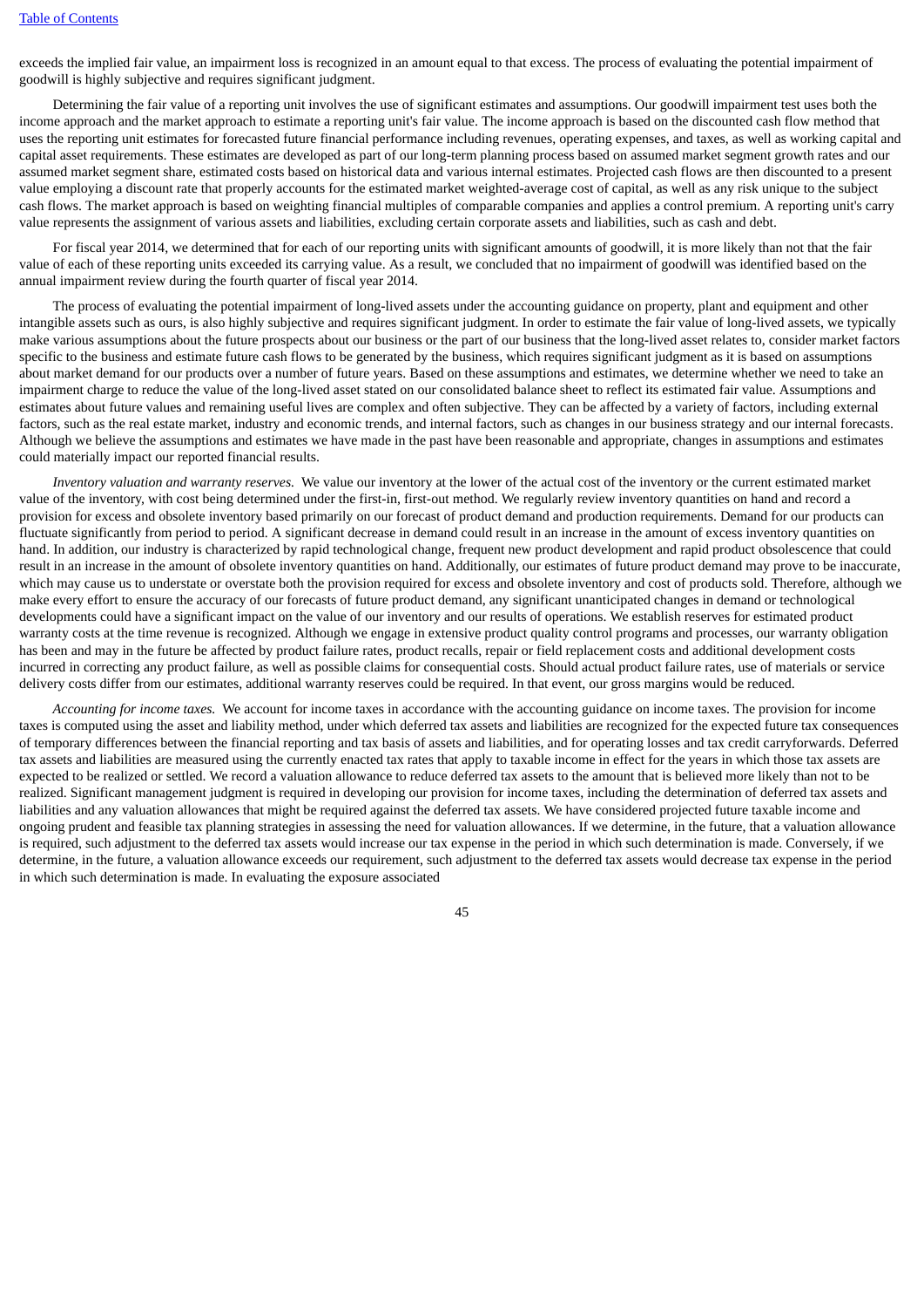exceeds the implied fair value, an impairment loss is recognized in an amount equal to that excess. The process of evaluating the potential impairment of goodwill is highly subjective and requires significant judgment.

Determining the fair value of a reporting unit involves the use of significant estimates and assumptions. Our goodwill impairment test uses both the income approach and the market approach to estimate a reporting unit's fair value. The income approach is based on the discounted cash flow method that uses the reporting unit estimates for forecasted future financial performance including revenues, operating expenses, and taxes, as well as working capital and capital asset requirements. These estimates are developed as part of our long-term planning process based on assumed market segment growth rates and our assumed market segment share, estimated costs based on historical data and various internal estimates. Projected cash flows are then discounted to a present value employing a discount rate that properly accounts for the estimated market weighted-average cost of capital, as well as any risk unique to the subject cash flows. The market approach is based on weighting financial multiples of comparable companies and applies a control premium. A reporting unit's carry value represents the assignment of various assets and liabilities, excluding certain corporate assets and liabilities, such as cash and debt.

For fiscal year 2014, we determined that for each of our reporting units with significant amounts of goodwill, it is more likely than not that the fair value of each of these reporting units exceeded its carrying value. As a result, we concluded that no impairment of goodwill was identified based on the annual impairment review during the fourth quarter of fiscal year 2014.

The process of evaluating the potential impairment of long-lived assets under the accounting guidance on property, plant and equipment and other intangible assets such as ours, is also highly subjective and requires significant judgment. In order to estimate the fair value of long-lived assets, we typically make various assumptions about the future prospects about our business or the part of our business that the long-lived asset relates to, consider market factors specific to the business and estimate future cash flows to be generated by the business, which requires significant judgment as it is based on assumptions about market demand for our products over a number of future years. Based on these assumptions and estimates, we determine whether we need to take an impairment charge to reduce the value of the long-lived asset stated on our consolidated balance sheet to reflect its estimated fair value. Assumptions and estimates about future values and remaining useful lives are complex and often subjective. They can be affected by a variety of factors, including external factors, such as the real estate market, industry and economic trends, and internal factors, such as changes in our business strategy and our internal forecasts. Although we believe the assumptions and estimates we have made in the past have been reasonable and appropriate, changes in assumptions and estimates could materially impact our reported financial results.

*Inventory valuation and warranty reserves.* We value our inventory at the lower of the actual cost of the inventory or the current estimated market value of the inventory, with cost being determined under the first-in, first-out method. We regularly review inventory quantities on hand and record a provision for excess and obsolete inventory based primarily on our forecast of product demand and production requirements. Demand for our products can fluctuate significantly from period to period. A significant decrease in demand could result in an increase in the amount of excess inventory quantities on hand. In addition, our industry is characterized by rapid technological change, frequent new product development and rapid product obsolescence that could result in an increase in the amount of obsolete inventory quantities on hand. Additionally, our estimates of future product demand may prove to be inaccurate, which may cause us to understate or overstate both the provision required for excess and obsolete inventory and cost of products sold. Therefore, although we make every effort to ensure the accuracy of our forecasts of future product demand, any significant unanticipated changes in demand or technological developments could have a significant impact on the value of our inventory and our results of operations. We establish reserves for estimated product warranty costs at the time revenue is recognized. Although we engage in extensive product quality control programs and processes, our warranty obligation has been and may in the future be affected by product failure rates, product recalls, repair or field replacement costs and additional development costs incurred in correcting any product failure, as well as possible claims for consequential costs. Should actual product failure rates, use of materials or service delivery costs differ from our estimates, additional warranty reserves could be required. In that event, our gross margins would be reduced.

*Accounting for income taxes.* We account for income taxes in accordance with the accounting guidance on income taxes. The provision for income taxes is computed using the asset and liability method, under which deferred tax assets and liabilities are recognized for the expected future tax consequences of temporary differences between the financial reporting and tax basis of assets and liabilities, and for operating losses and tax credit carryforwards. Deferred tax assets and liabilities are measured using the currently enacted tax rates that apply to taxable income in effect for the years in which those tax assets are expected to be realized or settled. We record a valuation allowance to reduce deferred tax assets to the amount that is believed more likely than not to be realized. Significant management judgment is required in developing our provision for income taxes, including the determination of deferred tax assets and liabilities and any valuation allowances that might be required against the deferred tax assets. We have considered projected future taxable income and ongoing prudent and feasible tax planning strategies in assessing the need for valuation allowances. If we determine, in the future, that a valuation allowance is required, such adjustment to the deferred tax assets would increase our tax expense in the period in which such determination is made. Conversely, if we determine, in the future, a valuation allowance exceeds our requirement, such adjustment to the deferred tax assets would decrease tax expense in the period in which such determination is made. In evaluating the exposure associated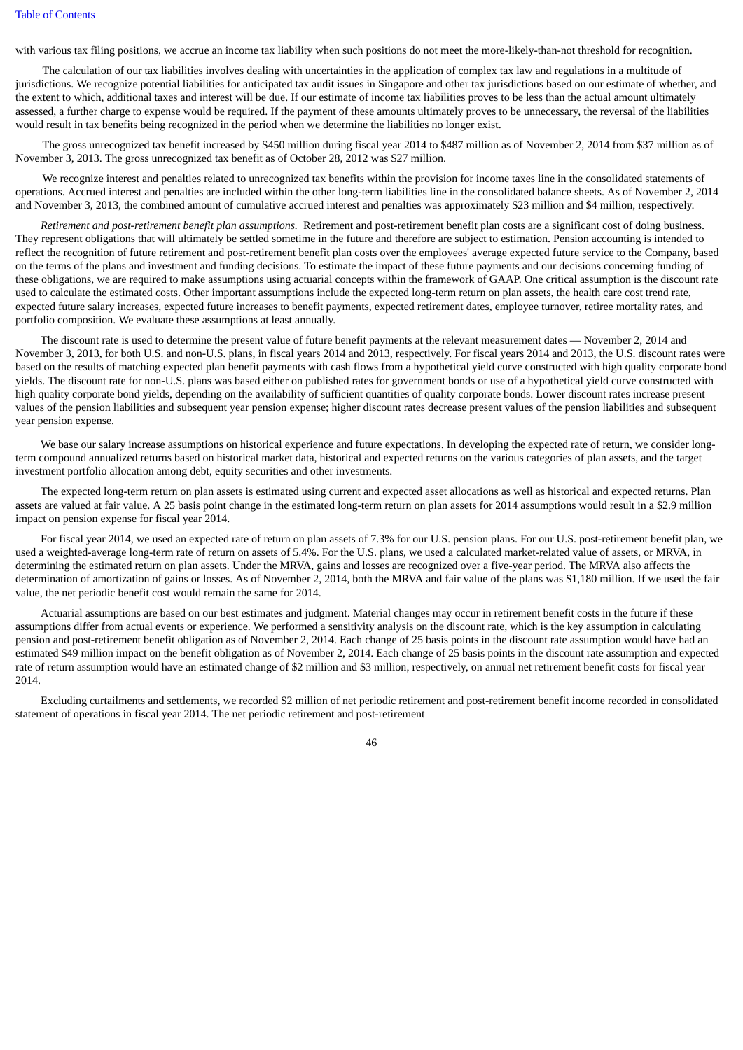with various tax filing positions, we accrue an income tax liability when such positions do not meet the more-likely-than-not threshold for recognition.

The calculation of our tax liabilities involves dealing with uncertainties in the application of complex tax law and regulations in a multitude of jurisdictions. We recognize potential liabilities for anticipated tax audit issues in Singapore and other tax jurisdictions based on our estimate of whether, and the extent to which, additional taxes and interest will be due. If our estimate of income tax liabilities proves to be less than the actual amount ultimately assessed, a further charge to expense would be required. If the payment of these amounts ultimately proves to be unnecessary, the reversal of the liabilities would result in tax benefits being recognized in the period when we determine the liabilities no longer exist.

The gross unrecognized tax benefit increased by $450 million during fiscal year 2014 to $487 million as of November 2, 2014 from $37 million as of November 3, 2013. The gross unrecognized tax benefit as of October 28, 2012 was $27 million.

We recognize interest and penalties related to unrecognized tax benefits within the provision for income taxes line in the consolidated statements of operations. Accrued interest and penalties are included within the other long-term liabilities line in the consolidated balance sheets. As of November 2, 2014 and November 3, 2013, the combined amount of cumulative accrued interest and penalties was approximately $23 million and $4 million, respectively.

*Retirement and post-retirement benefit plan assumptions.* Retirement and post-retirement benefit plan costs are a significant cost of doing business. They represent obligations that will ultimately be settled sometime in the future and therefore are subject to estimation. Pension accounting is intended to reflect the recognition of future retirement and post-retirement benefit plan costs over the employees' average expected future service to the Company, based on the terms of the plans and investment and funding decisions. To estimate the impact of these future payments and our decisions concerning funding of these obligations, we are required to make assumptions using actuarial concepts within the framework of GAAP. One critical assumption is the discount rate used to calculate the estimated costs. Other important assumptions include the expected long-term return on plan assets, the health care cost trend rate, expected future salary increases, expected future increases to benefit payments, expected retirement dates, employee turnover, retiree mortality rates, and portfolio composition. We evaluate these assumptions at least annually.

The discount rate is used to determine the present value of future benefit payments at the relevant measurement dates — November 2, 2014 and November 3, 2013, for both U.S. and non-U.S. plans, in fiscal years 2014 and 2013, respectively. For fiscal years 2014 and 2013, the U.S. discount rates were based on the results of matching expected plan benefit payments with cash flows from a hypothetical yield curve constructed with high quality corporate bond yields. The discount rate for non-U.S. plans was based either on published rates for government bonds or use of a hypothetical yield curve constructed with high quality corporate bond yields, depending on the availability of sufficient quantities of quality corporate bonds. Lower discount rates increase present values of the pension liabilities and subsequent year pension expense; higher discount rates decrease present values of the pension liabilities and subsequent year pension expense.

We base our salary increase assumptions on historical experience and future expectations. In developing the expected rate of return, we consider long-term compound annualized returns based on historical market data, historical and expected returns on the various categories of plan assets, and the target investment portfolio allocation among debt, equity securities and other investments.

The expected long-term return on plan assets is estimated using current and expected asset allocations as well as historical and expected returns. Plan assets are valued at fair value. A 25 basis point change in the estimated long-term return on plan assets for 2014 assumptions would result in a $2.9 million impact on pension expense for fiscal year 2014.

For fiscal year 2014, we used an expected rate of return on plan assets of 7.3% for our U.S. pension plans. For our U.S. post-retirement benefit plan, we used a weighted-average long-term rate of return on assets of 5.4%. For the U.S. plans, we used a calculated market-related value of assets, or MRVA, in determining the estimated return on plan assets. Under the MRVA, gains and losses are recognized over a five-year period. The MRVA also affects the determination of amortization of gains or losses. As of November 2, 2014, both the MRVA and fair value of the plans was $1,180 million. If we used the fair value, the net periodic benefit cost would remain the same for 2014.

Actuarial assumptions are based on our best estimates and judgment. Material changes may occur in retirement benefit costs in the future if these assumptions differ from actual events or experience. We performed a sensitivity analysis on the discount rate, which is the key assumption in calculating pension and post-retirement benefit obligation as of November 2, 2014. Each change of 25 basis points in the discount rate assumption would have had an estimated $49 million impact on the benefit obligation as of November 2, 2014. Each change of 25 basis points in the discount rate assumption and expected rate of return assumption would have an estimated change of $2 million and $3 million, respectively, on annual net retirement benefit costs for fiscal year 2014.

Excluding curtailments and settlements, we recorded $2 million of net periodic retirement and post-retirement benefit income recorded in consolidated statement of operations in fiscal year 2014. The net periodic retirement and post-retirement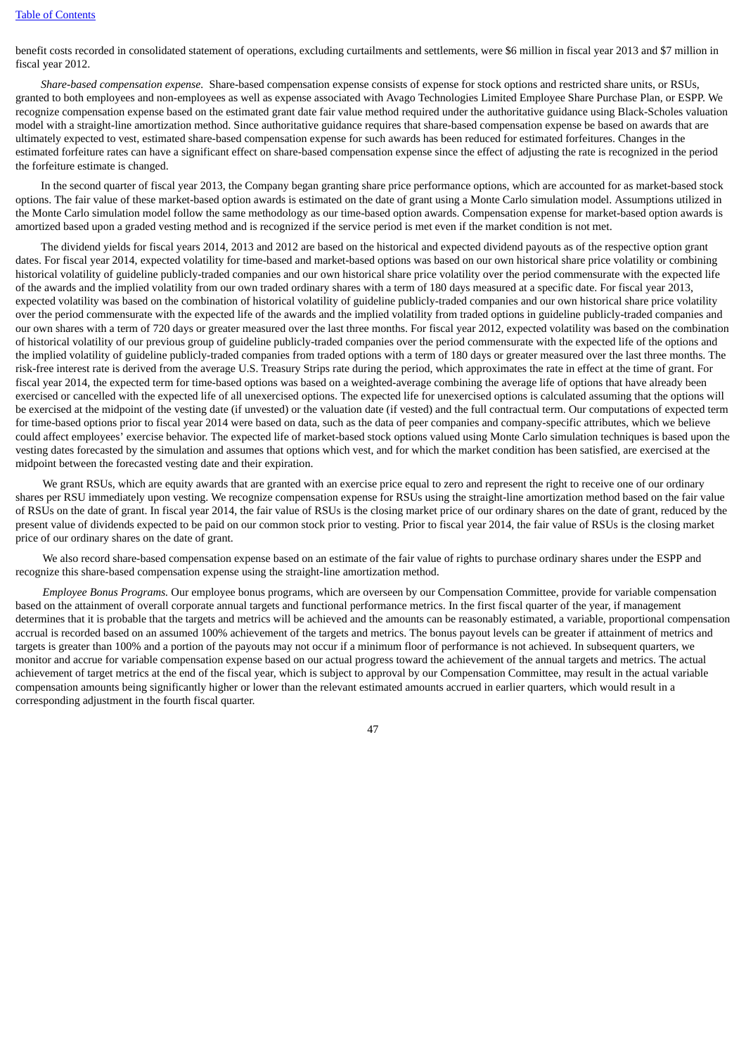benefit costs recorded in consolidated statement of operations, excluding curtailments and settlements, were $6 million in fiscal year 2013 and $7 million in fiscal year 2012.

*Share-based compensation expense.* Share-based compensation expense consists of expense for stock options and restricted share units, or RSUs, granted to both employees and non-employees as well as expense associated with Avago Technologies Limited Employee Share Purchase Plan, or ESPP. We recognize compensation expense based on the estimated grant date fair value method required under the authoritative guidance using Black-Scholes valuation model with a straight-line amortization method. Since authoritative guidance requires that share-based compensation expense be based on awards that are ultimately expected to vest, estimated share-based compensation expense for such awards has been reduced for estimated forfeitures. Changes in the estimated forfeiture rates can have a significant effect on share-based compensation expense since the effect of adjusting the rate is recognized in the period the forfeiture estimate is changed.

In the second quarter of fiscal year 2013, the Company began granting share price performance options, which are accounted for as market-based stock options. The fair value of these market-based option awards is estimated on the date of grant using a Monte Carlo simulation model. Assumptions utilized in the Monte Carlo simulation model follow the same methodology as our time-based option awards. Compensation expense for market-based option awards is amortized based upon a graded vesting method and is recognized if the service period is met even if the market condition is not met.

The dividend yields for fiscal years 2014, 2013 and 2012 are based on the historical and expected dividend payouts as of the respective option grant dates. For fiscal year 2014, expected volatility for time-based and market-based options was based on our own historical share price volatility or combining historical volatility of guideline publicly-traded companies and our own historical share price volatility over the period commensurate with the expected life of the awards and the implied volatility from our own traded ordinary shares with a term of 180 days measured at a specific date. For fiscal year 2013, expected volatility was based on the combination of historical volatility of guideline publicly-traded companies and our own historical share price volatility over the period commensurate with the expected life of the awards and the implied volatility from traded options in guideline publicly-traded companies and our own shares with a term of 720 days or greater measured over the last three months. For fiscal year 2012, expected volatility was based on the combination of historical volatility of our previous group of guideline publicly-traded companies over the period commensurate with the expected life of the options and the implied volatility of guideline publicly-traded companies from traded options with a term of 180 days or greater measured over the last three months. The risk-free interest rate is derived from the average U.S. Treasury Strips rate during the period, which approximates the rate in effect at the time of grant. For fiscal year 2014, the expected term for time-based options was based on a weighted-average combining the average life of options that have already been exercised or cancelled with the expected life of all unexercised options. The expected life for unexercised options is calculated assuming that the options will be exercised at the midpoint of the vesting date (if unvested) or the valuation date (if vested) and the full contractual term. Our computations of expected term for time-based options prior to fiscal year 2014 were based on data, such as the data of peer companies and company-specific attributes, which we believe could affect employees' exercise behavior. The expected life of market-based stock options valued using Monte Carlo simulation techniques is based upon the vesting dates forecasted by the simulation and assumes that options which vest, and for which the market condition has been satisfied, are exercised at the midpoint between the forecasted vesting date and their expiration.

We grant RSUs, which are equity awards that are granted with an exercise price equal to zero and represent the right to receive one of our ordinary shares per RSU immediately upon vesting. We recognize compensation expense for RSUs using the straight-line amortization method based on the fair value of RSUs on the date of grant. In fiscal year 2014, the fair value of RSUs is the closing market price of our ordinary shares on the date of grant, reduced by the present value of dividends expected to be paid on our common stock prior to vesting. Prior to fiscal year 2014, the fair value of RSUs is the closing market price of our ordinary shares on the date of grant.

We also record share-based compensation expense based on an estimate of the fair value of rights to purchase ordinary shares under the ESPP and recognize this share-based compensation expense using the straight-line amortization method.

*Employee Bonus Programs.* Our employee bonus programs, which are overseen by our Compensation Committee, provide for variable compensation based on the attainment of overall corporate annual targets and functional performance metrics. In the first fiscal quarter of the year, if management determines that it is probable that the targets and metrics will be achieved and the amounts can be reasonably estimated, a variable, proportional compensation accrual is recorded based on an assumed 100% achievement of the targets and metrics. The bonus payout levels can be greater if attainment of metrics and targets is greater than 100% and a portion of the payouts may not occur if a minimum floor of performance is not achieved. In subsequent quarters, we monitor and accrue for variable compensation expense based on our actual progress toward the achievement of the annual targets and metrics. The actual achievement of target metrics at the end of the fiscal year, which is subject to approval by our Compensation Committee, may result in the actual variable compensation amounts being significantly higher or lower than the relevant estimated amounts accrued in earlier quarters, which would result in a corresponding adjustment in the fourth fiscal quarter.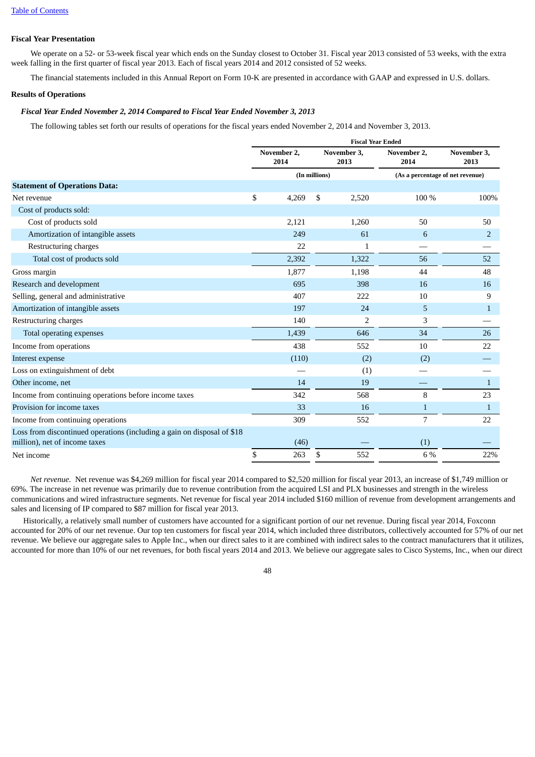[Table of Contents](#)

**Fiscal Year Presentation**

We operate on a 52- or 53-week fiscal year which ends on the Sunday closest to October 31. Fiscal year 2013 consisted of 53 weeks, with the extra week falling in the first quarter of fiscal year 2013. Each of fiscal years 2014 and 2012 consisted of 52 weeks.

The financial statements included in this Annual Report on Form 10-K are presented in accordance with GAAP and expressed in U.S. dollars.

**Results of Operations**

***Fiscal Year Ended November 2, 2014 Compared to Fiscal Year Ended November 3, 2013***

The following tables set forth our results of operations for the fiscal years ended November 2, 2014 and November 3, 2013.

| | Fiscal Year Ended | | | |
|---|---|---|---|---|
| | November 2, 2014 | November 3, 2013 | November 2, 2014 | November 3, 2013 |
| | (In millions) | | (As a percentage of net revenue) | |
| **Statement of Operations Data:** | | | | |
| Net revenue | $ 4,269 | $ 2,520 | 100 % | 100% |
| Cost of products sold: | | | | |
| Cost of products sold | 2,121 | 1,260 | 50 | 50 |
| Amortization of intangible assets | 249 | 61 | 6 | 2 |
| Restructuring charges | 22 | 1 | — | — |
| Total cost of products sold | 2,392 | 1,322 | 56 | 52 |
| Gross margin | 1,877 | 1,198 | 44 | 48 |
| Research and development | 695 | 398 | 16 | 16 |
| Selling, general and administrative | 407 | 222 | 10 | 9 |
| Amortization of intangible assets | 197 | 24 | 5 | 1 |
| Restructuring charges | 140 | 2 | 3 | — |
| Total operating expenses | 1,439 | 646 | 34 | 26 |
| Income from operations | 438 | 552 | 10 | 22 |
| Interest expense | (110) | (2) | (2) | — |
| Loss on extinguishment of debt | — | (1) | — | — |
| Other income, net | 14 | 19 | — | 1 |
| Income from continuing operations before income taxes | 342 | 568 | 8 | 23 |
| Provision for income taxes | 33 | 16 | 1 | 1 |
| Income from continuing operations | 309 | 552 | 7 | 22 |
| Loss from discontinued operations (including a gain on disposal of $18 million), net of income taxes | (46) | — | (1) | — |
| Net income | $ 263 | $ 552 | 6 % | 22% |

*Net revenue.* Net revenue was $4,269 million for fiscal year 2014 compared to $2,520 million for fiscal year 2013, an increase of $1,749 million or 69%. The increase in net revenue was primarily due to revenue contribution from the acquired LSI and PLX businesses and strength in the wireless communications and wired infrastructure segments. Net revenue for fiscal year 2014 included $160 million of revenue from development arrangements and sales and licensing of IP compared to $87 million for fiscal year 2013.

Historically, a relatively small number of customers have accounted for a significant portion of our net revenue. During fiscal year 2014, Foxconn accounted for 20% of our net revenue. Our top ten customers for fiscal year 2014, which included three distributors, collectively accounted for 57% of our net revenue. We believe our aggregate sales to Apple Inc., when our direct sales to it are combined with indirect sales to the contract manufacturers that it utilizes, accounted for more than 10% of our net revenues, for both fiscal years 2014 and 2013. We believe our aggregate sales to Cisco Systems, Inc., when our direct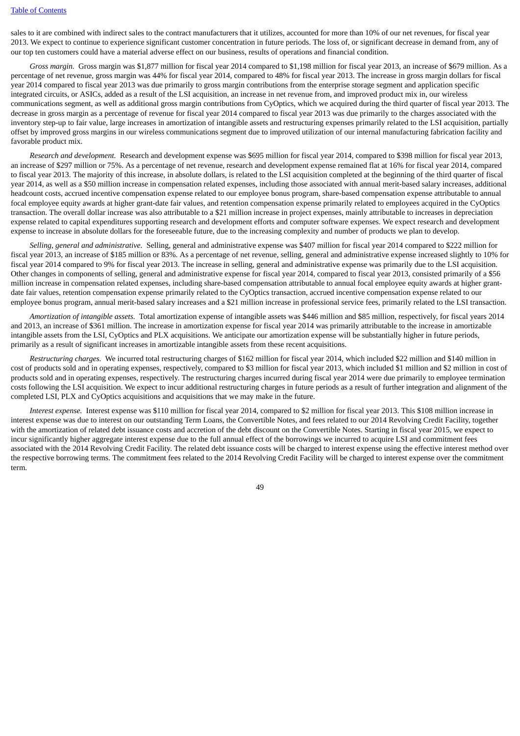sales to it are combined with indirect sales to the contract manufacturers that it utilizes, accounted for more than 10% of our net revenues, for fiscal year 2013. We expect to continue to experience significant customer concentration in future periods. The loss of, or significant decrease in demand from, any of our top ten customers could have a material adverse effect on our business, results of operations and financial condition.

*Gross margin.* Gross margin was $1,877 million for fiscal year 2014 compared to $1,198 million for fiscal year 2013, an increase of $679 million. As a percentage of net revenue, gross margin was 44% for fiscal year 2014, compared to 48% for fiscal year 2013. The increase in gross margin dollars for fiscal year 2014 compared to fiscal year 2013 was due primarily to gross margin contributions from the enterprise storage segment and application specific integrated circuits, or ASICs, added as a result of the LSI acquisition, an increase in net revenue from, and improved product mix in, our wireless communications segment, as well as additional gross margin contributions from CyOptics, which we acquired during the third quarter of fiscal year 2013. The decrease in gross margin as a percentage of revenue for fiscal year 2014 compared to fiscal year 2013 was due primarily to the charges associated with the inventory step-up to fair value, large increases in amortization of intangible assets and restructuring expenses primarily related to the LSI acquisition, partially offset by improved gross margins in our wireless communications segment due to improved utilization of our internal manufacturing fabrication facility and favorable product mix.

*Research and development.* Research and development expense was $695 million for fiscal year 2014, compared to $398 million for fiscal year 2013, an increase of $297 million or 75%. As a percentage of net revenue, research and development expense remained flat at 16% for fiscal year 2014, compared to fiscal year 2013. The majority of this increase, in absolute dollars, is related to the LSI acquisition completed at the beginning of the third quarter of fiscal year 2014, as well as a $50 million increase in compensation related expenses, including those associated with annual merit-based salary increases, additional headcount costs, accrued incentive compensation expense related to our employee bonus program, share-based compensation expense attributable to annual focal employee equity awards at higher grant-date fair values, and retention compensation expense primarily related to employees acquired in the CyOptics transaction. The overall dollar increase was also attributable to a $21 million increase in project expenses, mainly attributable to increases in depreciation expense related to capital expenditures supporting research and development efforts and computer software expenses. We expect research and development expense to increase in absolute dollars for the foreseeable future, due to the increasing complexity and number of products we plan to develop.

*Selling, general and administrative.* Selling, general and administrative expense was $407 million for fiscal year 2014 compared to $222 million for fiscal year 2013, an increase of $185 million or 83%. As a percentage of net revenue, selling, general and administrative expense increased slightly to 10% for fiscal year 2014 compared to 9% for fiscal year 2013. The increase in selling, general and administrative expense was primarily due to the LSI acquisition. Other changes in components of selling, general and administrative expense for fiscal year 2014, compared to fiscal year 2013, consisted primarily of a $56 million increase in compensation related expenses, including share-based compensation attributable to annual focal employee equity awards at higher grant-date fair values, retention compensation expense primarily related to the CyOptics transaction, accrued incentive compensation expense related to our employee bonus program, annual merit-based salary increases and a $21 million increase in professional service fees, primarily related to the LSI transaction.

*Amortization of intangible assets.* Total amortization expense of intangible assets was $446 million and $85 million, respectively, for fiscal years 2014 and 2013, an increase of $361 million. The increase in amortization expense for fiscal year 2014 was primarily attributable to the increase in amortizable intangible assets from the LSI, CyOptics and PLX acquisitions. We anticipate our amortization expense will be substantially higher in future periods, primarily as a result of significant increases in amortizable intangible assets from these recent acquisitions.

*Restructuring charges.* We incurred total restructuring charges of $162 million for fiscal year 2014, which included $22 million and $140 million in cost of products sold and in operating expenses, respectively, compared to $3 million for fiscal year 2013, which included $1 million and $2 million in cost of products sold and in operating expenses, respectively. The restructuring charges incurred during fiscal year 2014 were due primarily to employee termination costs following the LSI acquisition. We expect to incur additional restructuring charges in future periods as a result of further integration and alignment of the completed LSI, PLX and CyOptics acquisitions and acquisitions that we may make in the future.

*Interest expense.* Interest expense was $110 million for fiscal year 2014, compared to $2 million for fiscal year 2013. This $108 million increase in interest expense was due to interest on our outstanding Term Loans, the Convertible Notes, and fees related to our 2014 Revolving Credit Facility, together with the amortization of related debt issuance costs and accretion of the debt discount on the Convertible Notes. Starting in fiscal year 2015, we expect to incur significantly higher aggregate interest expense due to the full annual effect of the borrowings we incurred to acquire LSI and commitment fees associated with the 2014 Revolving Credit Facility. The related debt issuance costs will be charged to interest expense using the effective interest method over the respective borrowing terms. The commitment fees related to the 2014 Revolving Credit Facility will be charged to interest expense over the commitment term.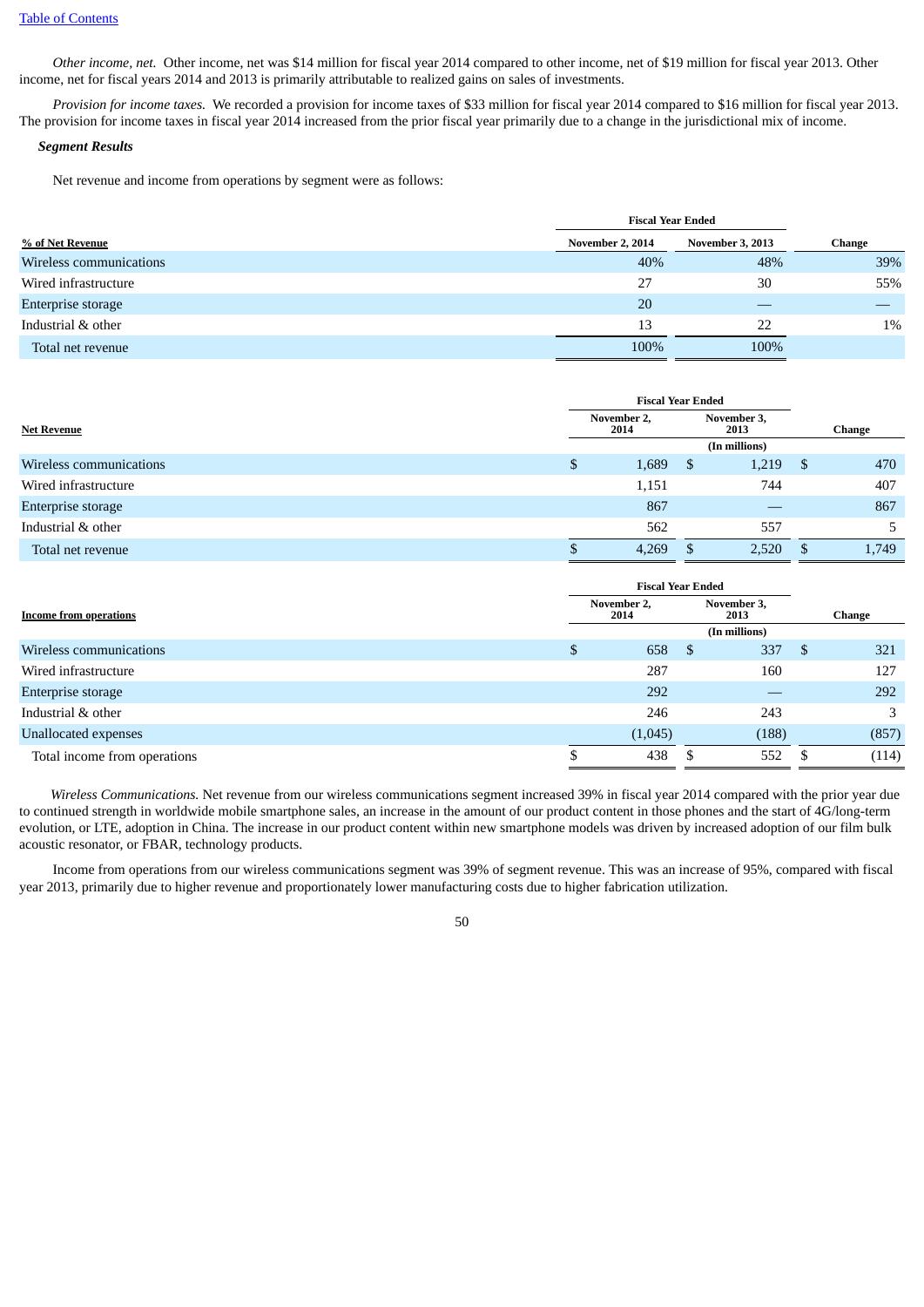*Other income, net.* Other income, net was $14 million for fiscal year 2014 compared to other income, net of $19 million for fiscal year 2013. Other income, net for fiscal years 2014 and 2013 is primarily attributable to realized gains on sales of investments.

*Provision for income taxes.* We recorded a provision for income taxes of $33 million for fiscal year 2014 compared to $16 million for fiscal year 2013. The provision for income taxes in fiscal year 2014 increased from the prior fiscal year primarily due to a change in the jurisdictional mix of income.

***Segment Results***

Net revenue and income from operations by segment were as follows:

| % of Net Revenue | Fiscal Year Ended | | |
|---|---|---|---|
| | November 2, 2014 | November 3, 2013 | Change |
| Wireless communications | 40% | 48% | 39% |
| Wired infrastructure | 27 | 30 | 55% |
| Enterprise storage | 20 | — | — |
| Industrial & other | 13 | 22 | 1% |
| Total net revenue | 100% | 100% | |

| Net Revenue | Fiscal Year Ended | | |
|---|---|---|---|
| | November 2, 2014 | November 3, 2013 | Change |
| | | (In millions) | |
| Wireless communications | $ 1,689 | $ 1,219 | $ 470 |
| Wired infrastructure | 1,151 | 744 | 407 |
| Enterprise storage | 867 | — | 867 |
| Industrial & other | 562 | 557 | 5 |
| Total net revenue | $ 4,269 | $ 2,520 | $ 1,749 |

| Income from operations | Fiscal Year Ended | | |
|---|---|---|---|
| | November 2, 2014 | November 3, 2013 | Change |
| | | (In millions) | |
| Wireless communications | $ 658 | $ 337 | $ 321 |
| Wired infrastructure | 287 | 160 | 127 |
| Enterprise storage | 292 | — | 292 |
| Industrial & other | 246 | 243 | 3 |
| Unallocated expenses | (1,045) | (188) | (857) |
| Total income from operations | $ 438 | $ 552 | $ (114) |

*Wireless Communications.* Net revenue from our wireless communications segment increased 39% in fiscal year 2014 compared with the prior year due to continued strength in worldwide mobile smartphone sales, an increase in the amount of our product content in those phones and the start of 4G/long-term evolution, or LTE, adoption in China. The increase in our product content within new smartphone models was driven by increased adoption of our film bulk acoustic resonator, or FBAR, technology products.

Income from operations from our wireless communications segment was 39% of segment revenue. This was an increase of 95%, compared with fiscal year 2013, primarily due to higher revenue and proportionately lower manufacturing costs due to higher fabrication utilization.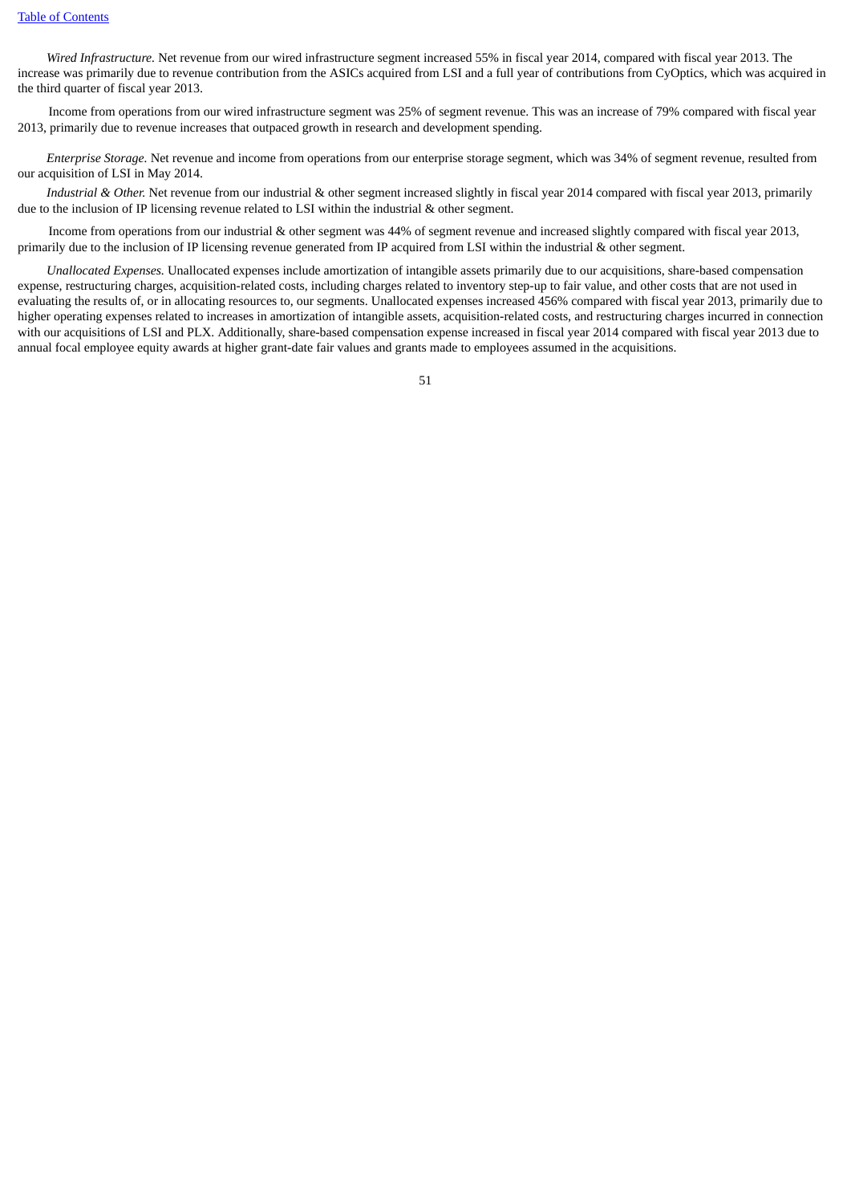*Wired Infrastructure.* Net revenue from our wired infrastructure segment increased 55% in fiscal year 2014, compared with fiscal year 2013. The increase was primarily due to revenue contribution from the ASICs acquired from LSI and a full year of contributions from CyOptics, which was acquired in the third quarter of fiscal year 2013.

Income from operations from our wired infrastructure segment was 25% of segment revenue. This was an increase of 79% compared with fiscal year 2013, primarily due to revenue increases that outpaced growth in research and development spending.

*Enterprise Storage.* Net revenue and income from operations from our enterprise storage segment, which was 34% of segment revenue, resulted from our acquisition of LSI in May 2014.

*Industrial & Other.* Net revenue from our industrial & other segment increased slightly in fiscal year 2014 compared with fiscal year 2013, primarily due to the inclusion of IP licensing revenue related to LSI within the industrial & other segment.

Income from operations from our industrial & other segment was 44% of segment revenue and increased slightly compared with fiscal year 2013, primarily due to the inclusion of IP licensing revenue generated from IP acquired from LSI within the industrial & other segment.

*Unallocated Expenses.* Unallocated expenses include amortization of intangible assets primarily due to our acquisitions, share-based compensation expense, restructuring charges, acquisition-related costs, including charges related to inventory step-up to fair value, and other costs that are not used in evaluating the results of, or in allocating resources to, our segments. Unallocated expenses increased 456% compared with fiscal year 2013, primarily due to higher operating expenses related to increases in amortization of intangible assets, acquisition-related costs, and restructuring charges incurred in connection with our acquisitions of LSI and PLX. Additionally, share-based compensation expense increased in fiscal year 2014 compared with fiscal year 2013 due to annual focal employee equity awards at higher grant-date fair values and grants made to employees assumed in the acquisitions.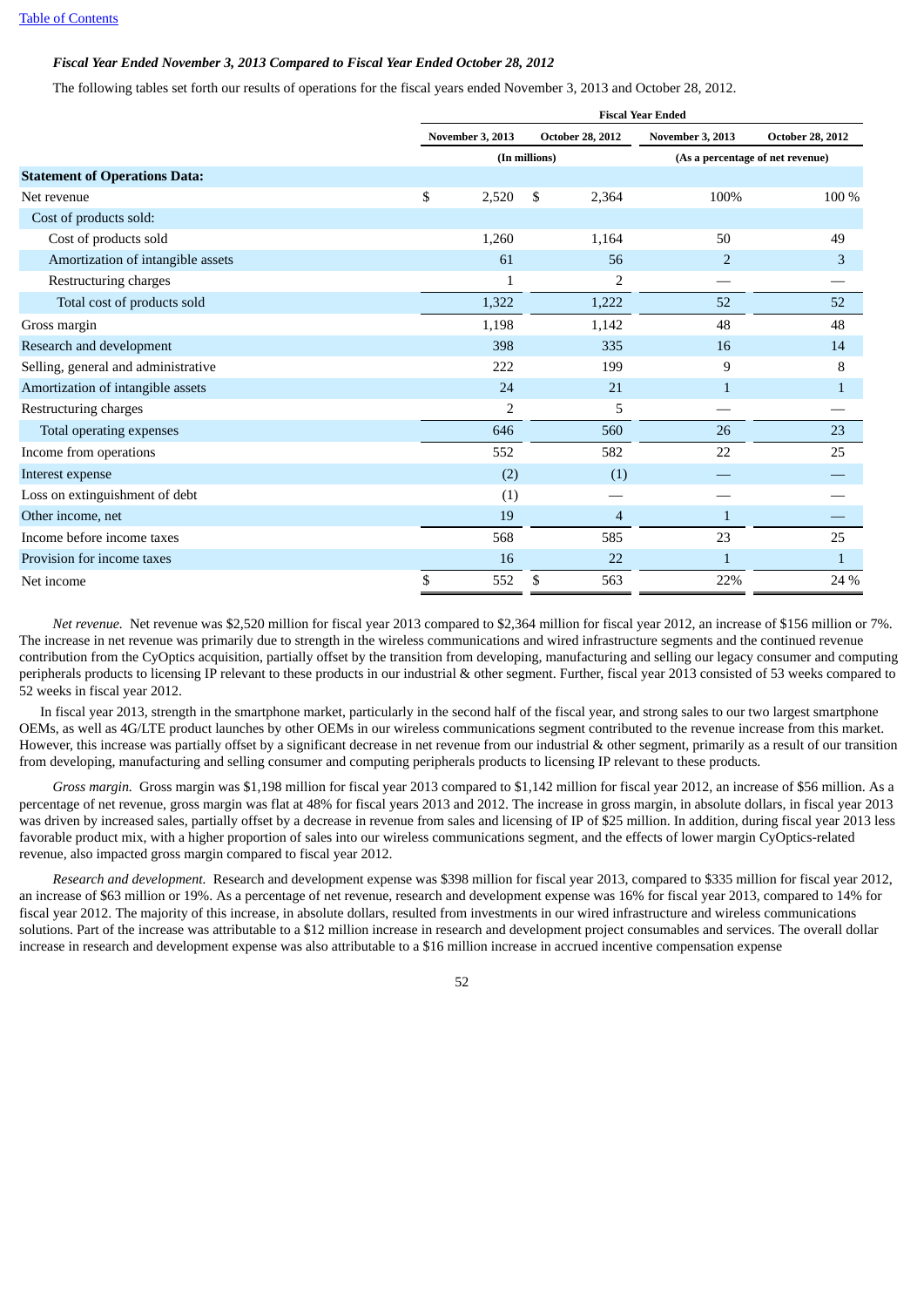*Fiscal Year Ended November 3, 2013 Compared to Fiscal Year Ended October 28, 2012*

The following tables set forth our results of operations for the fiscal years ended November 3, 2013 and October 28, 2012.

| | Fiscal Year Ended | | | |
|---|---|---|---|---|
| | November 3, 2013 | October 28, 2012 | November 3, 2013 | October 28, 2012 |
| | (In millions) | | (As a percentage of net revenue) | |
| **Statement of Operations Data:** | | | | |
| Net revenue | $ 2,520 | $ 2,364 | 100% | 100 % |
| Cost of products sold: | | | | |
| Cost of products sold | 1,260 | 1,164 | 50 | 49 |
| Amortization of intangible assets | 61 | 56 | 2 | 3 |
| Restructuring charges | 1 | 2 | — | — |
| Total cost of products sold | 1,322 | 1,222 | 52 | 52 |
| Gross margin | 1,198 | 1,142 | 48 | 48 |
| Research and development | 398 | 335 | 16 | 14 |
| Selling, general and administrative | 222 | 199 | 9 | 8 |
| Amortization of intangible assets | 24 | 21 | 1 | 1 |
| Restructuring charges | 2 | 5 | — | — |
| Total operating expenses | 646 | 560 | 26 | 23 |
| Income from operations | 552 | 582 | 22 | 25 |
| Interest expense | (2) | (1) | — | — |
| Loss on extinguishment of debt | (1) | — | — | — |
| Other income, net | 19 | 4 | 1 | — |
| Income before income taxes | 568 | 585 | 23 | 25 |
| Provision for income taxes | 16 | 22 | 1 | 1 |
| Net income | $ 552 | $ 563 | 22% | 24 % |

*Net revenue.* Net revenue was $2,520 million for fiscal year 2013 compared to $2,364 million for fiscal year 2012, an increase of $156 million or 7%. The increase in net revenue was primarily due to strength in the wireless communications and wired infrastructure segments and the continued revenue contribution from the CyOptics acquisition, partially offset by the transition from developing, manufacturing and selling our legacy consumer and computing peripherals products to licensing IP relevant to these products in our industrial & other segment. Further, fiscal year 2013 consisted of 53 weeks compared to 52 weeks in fiscal year 2012.

In fiscal year 2013, strength in the smartphone market, particularly in the second half of the fiscal year, and strong sales to our two largest smartphone OEMs, as well as 4G/LTE product launches by other OEMs in our wireless communications segment contributed to the revenue increase from this market. However, this increase was partially offset by a significant decrease in net revenue from our industrial & other segment, primarily as a result of our transition from developing, manufacturing and selling consumer and computing peripherals products to licensing IP relevant to these products.

*Gross margin.* Gross margin was $1,198 million for fiscal year 2013 compared to $1,142 million for fiscal year 2012, an increase of $56 million. As a percentage of net revenue, gross margin was flat at 48% for fiscal years 2013 and 2012. The increase in gross margin, in absolute dollars, in fiscal year 2013 was driven by increased sales, partially offset by a decrease in revenue from sales and licensing of IP of $25 million. In addition, during fiscal year 2013 less favorable product mix, with a higher proportion of sales into our wireless communications segment, and the effects of lower margin CyOptics-related revenue, also impacted gross margin compared to fiscal year 2012.

*Research and development.* Research and development expense was $398 million for fiscal year 2013, compared to $335 million for fiscal year 2012, an increase of $63 million or 19%. As a percentage of net revenue, research and development expense was 16% for fiscal year 2013, compared to 14% for fiscal year 2012. The majority of this increase, in absolute dollars, resulted from investments in our wired infrastructure and wireless communications solutions. Part of the increase was attributable to a $12 million increase in research and development project consumables and services. The overall dollar increase in research and development expense was also attributable to a $16 million increase in accrued incentive compensation expense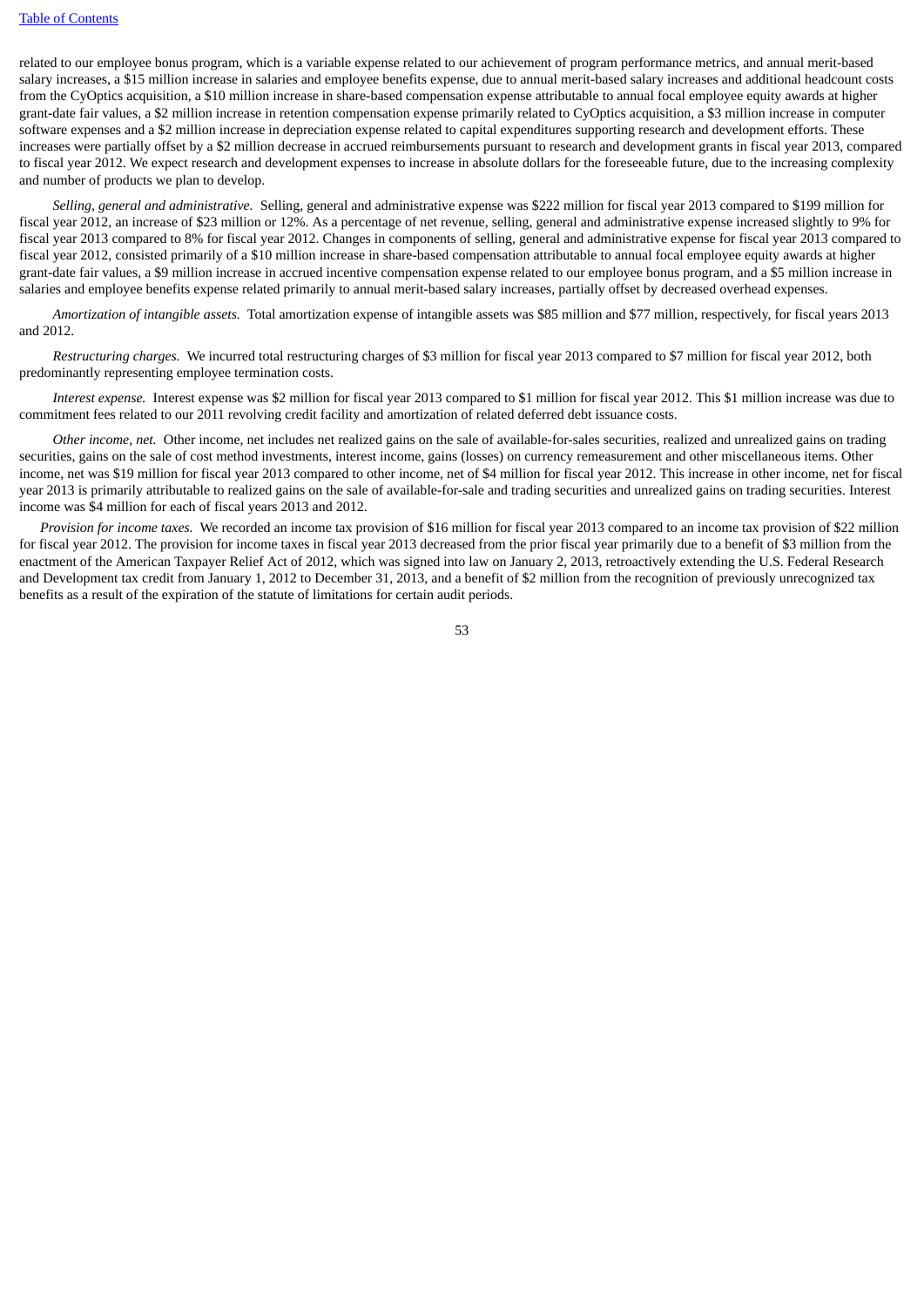related to our employee bonus program, which is a variable expense related to our achievement of program performance metrics, and annual merit-based salary increases, a $15 million increase in salaries and employee benefits expense, due to annual merit-based salary increases and additional headcount costs from the CyOptics acquisition, a $10 million increase in share-based compensation expense attributable to annual focal employee equity awards at higher grant-date fair values, a $2 million increase in retention compensation expense primarily related to CyOptics acquisition, a $3 million increase in computer software expenses and a $2 million increase in depreciation expense related to capital expenditures supporting research and development efforts. These increases were partially offset by a $2 million decrease in accrued reimbursements pursuant to research and development grants in fiscal year 2013, compared to fiscal year 2012. We expect research and development expenses to increase in absolute dollars for the foreseeable future, due to the increasing complexity and number of products we plan to develop.

*Selling, general and administrative.* Selling, general and administrative expense was $222 million for fiscal year 2013 compared to $199 million for fiscal year 2012, an increase of $23 million or 12%. As a percentage of net revenue, selling, general and administrative expense increased slightly to 9% for fiscal year 2013 compared to 8% for fiscal year 2012. Changes in components of selling, general and administrative expense for fiscal year 2013 compared to fiscal year 2012, consisted primarily of a $10 million increase in share-based compensation attributable to annual focal employee equity awards at higher grant-date fair values, a $9 million increase in accrued incentive compensation expense related to our employee bonus program, and a $5 million increase in salaries and employee benefits expense related primarily to annual merit-based salary increases, partially offset by decreased overhead expenses.

*Amortization of intangible assets.* Total amortization expense of intangible assets was $85 million and $77 million, respectively, for fiscal years 2013 and 2012.

*Restructuring charges.* We incurred total restructuring charges of $3 million for fiscal year 2013 compared to $7 million for fiscal year 2012, both predominantly representing employee termination costs.

*Interest expense.* Interest expense was $2 million for fiscal year 2013 compared to $1 million for fiscal year 2012. This $1 million increase was due to commitment fees related to our 2011 revolving credit facility and amortization of related deferred debt issuance costs.

*Other income, net.* Other income, net includes net realized gains on the sale of available-for-sales securities, realized and unrealized gains on trading securities, gains on the sale of cost method investments, interest income, gains (losses) on currency remeasurement and other miscellaneous items. Other income, net was $19 million for fiscal year 2013 compared to other income, net of $4 million for fiscal year 2012. This increase in other income, net for fiscal year 2013 is primarily attributable to realized gains on the sale of available-for-sale and trading securities and unrealized gains on trading securities. Interest income was $4 million for each of fiscal years 2013 and 2012.

*Provision for income taxes.* We recorded an income tax provision of $16 million for fiscal year 2013 compared to an income tax provision of $22 million for fiscal year 2012. The provision for income taxes in fiscal year 2013 decreased from the prior fiscal year primarily due to a benefit of $3 million from the enactment of the American Taxpayer Relief Act of 2012, which was signed into law on January 2, 2013, retroactively extending the U.S. Federal Research and Development tax credit from January 1, 2012 to December 31, 2013, and a benefit of $2 million from the recognition of previously unrecognized tax benefits as a result of the expiration of the statute of limitations for certain audit periods.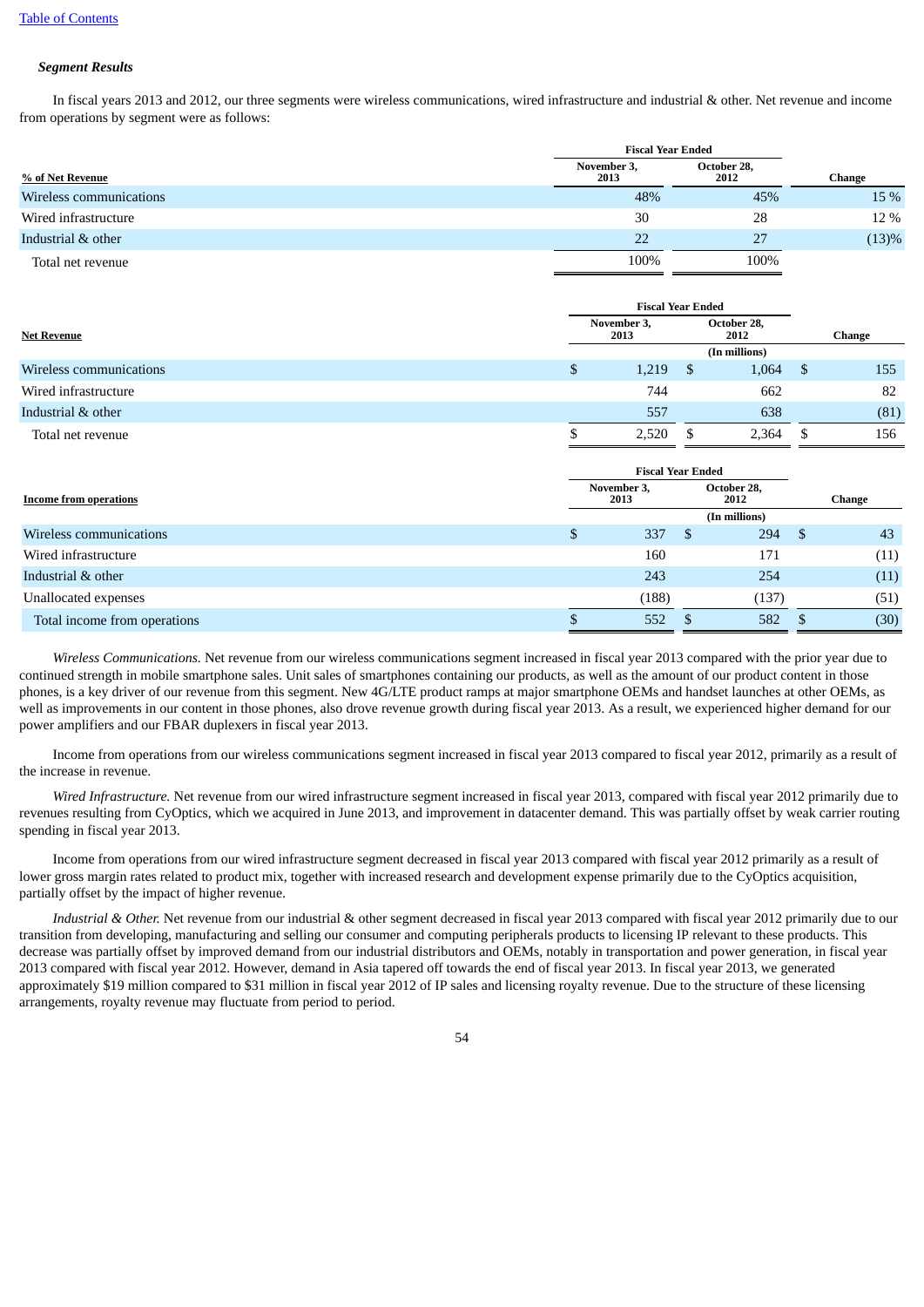*Segment Results*

In fiscal years 2013 and 2012, our three segments were wireless communications, wired infrastructure and industrial & other. Net revenue and income from operations by segment were as follows:

| % of Net Revenue | Fiscal Year Ended November 3, 2013 | Fiscal Year Ended October 28, 2012 | Change |
|---|---|---|---|
| Wireless communications | 48% | 45% | 15 % |
| Wired infrastructure | 30 | 28 | 12 % |
| Industrial & other | 22 | 27 | (13)% |
| Total net revenue | 100% | 100% | |

| Net Revenue | Fiscal Year Ended November 3, 2013 | Fiscal Year Ended October 28, 2012 | Change |
|---|---|---|---|
| | (In millions) | | |
| Wireless communications | $ 1,219 | $ 1,064 | $ 155 |
| Wired infrastructure | 744 | 662 | 82 |
| Industrial & other | 557 | 638 | (81) |
| Total net revenue | $ 2,520 | $ 2,364 | $ 156 |

| Income from operations | Fiscal Year Ended November 3, 2013 | Fiscal Year Ended October 28, 2012 | Change |
|---|---|---|---|
| | (In millions) | | |
| Wireless communications | $ 337 | $ 294 | $ 43 |
| Wired infrastructure | 160 | 171 | (11) |
| Industrial & other | 243 | 254 | (11) |
| Unallocated expenses | (188) | (137) | (51) |
| Total income from operations | $ 552 | $ 582 | $ (30) |

*Wireless Communications.* Net revenue from our wireless communications segment increased in fiscal year 2013 compared with the prior year due to continued strength in mobile smartphone sales. Unit sales of smartphones containing our products, as well as the amount of our product content in those phones, is a key driver of our revenue from this segment. New 4G/LTE product ramps at major smartphone OEMs and handset launches at other OEMs, as well as improvements in our content in those phones, also drove revenue growth during fiscal year 2013. As a result, we experienced higher demand for our power amplifiers and our FBAR duplexers in fiscal year 2013.

Income from operations from our wireless communications segment increased in fiscal year 2013 compared to fiscal year 2012, primarily as a result of the increase in revenue.

*Wired Infrastructure.* Net revenue from our wired infrastructure segment increased in fiscal year 2013, compared with fiscal year 2012 primarily due to revenues resulting from CyOptics, which we acquired in June 2013, and improvement in datacenter demand. This was partially offset by weak carrier routing spending in fiscal year 2013.

Income from operations from our wired infrastructure segment decreased in fiscal year 2013 compared with fiscal year 2012 primarily as a result of lower gross margin rates related to product mix, together with increased research and development expense primarily due to the CyOptics acquisition, partially offset by the impact of higher revenue.

*Industrial & Other.* Net revenue from our industrial & other segment decreased in fiscal year 2013 compared with fiscal year 2012 primarily due to our transition from developing, manufacturing and selling our consumer and computing peripherals products to licensing IP relevant to these products. This decrease was partially offset by improved demand from our industrial distributors and OEMs, notably in transportation and power generation, in fiscal year 2013 compared with fiscal year 2012. However, demand in Asia tapered off towards the end of fiscal year 2013. In fiscal year 2013, we generated approximately $19 million compared to $31 million in fiscal year 2012 of IP sales and licensing royalty revenue. Due to the structure of these licensing arrangements, royalty revenue may fluctuate from period to period.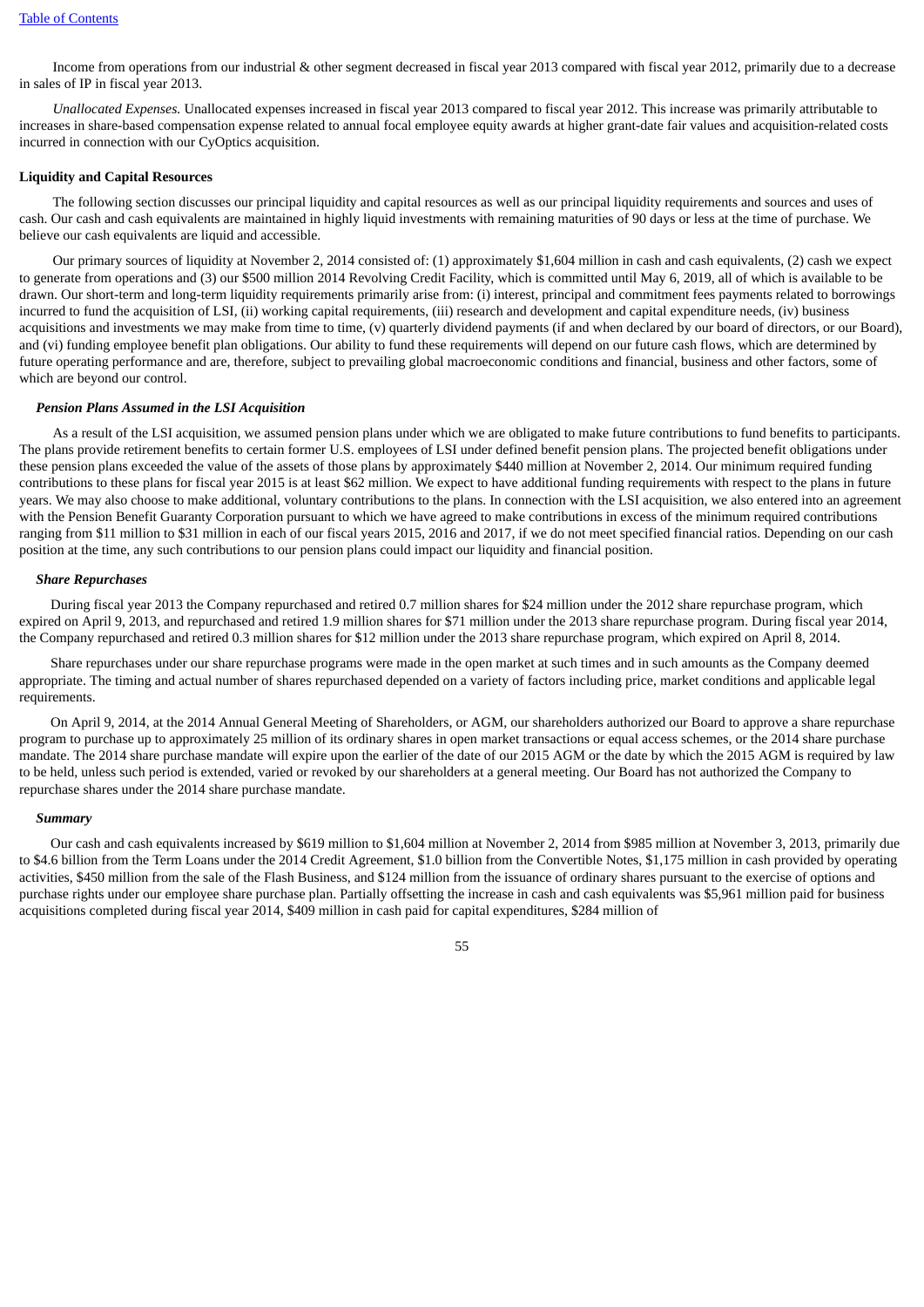Income from operations from our industrial & other segment decreased in fiscal year 2013 compared with fiscal year 2012, primarily due to a decrease in sales of IP in fiscal year 2013.

*Unallocated Expenses.* Unallocated expenses increased in fiscal year 2013 compared to fiscal year 2012. This increase was primarily attributable to increases in share-based compensation expense related to annual focal employee equity awards at higher grant-date fair values and acquisition-related costs incurred in connection with our CyOptics acquisition.

**Liquidity and Capital Resources**

The following section discusses our principal liquidity and capital resources as well as our principal liquidity requirements and sources and uses of cash. Our cash and cash equivalents are maintained in highly liquid investments with remaining maturities of 90 days or less at the time of purchase. We believe our cash equivalents are liquid and accessible.

Our primary sources of liquidity at November 2, 2014 consisted of: (1) approximately $1,604 million in cash and cash equivalents, (2) cash we expect to generate from operations and (3) our $500 million 2014 Revolving Credit Facility, which is committed until May 6, 2019, all of which is available to be drawn. Our short-term and long-term liquidity requirements primarily arise from: (i) interest, principal and commitment fees payments related to borrowings incurred to fund the acquisition of LSI, (ii) working capital requirements, (iii) research and development and capital expenditure needs, (iv) business acquisitions and investments we may make from time to time, (v) quarterly dividend payments (if and when declared by our board of directors, or our Board), and (vi) funding employee benefit plan obligations. Our ability to fund these requirements will depend on our future cash flows, which are determined by future operating performance and are, therefore, subject to prevailing global macroeconomic conditions and financial, business and other factors, some of which are beyond our control.

***Pension Plans Assumed in the LSI Acquisition***

As a result of the LSI acquisition, we assumed pension plans under which we are obligated to make future contributions to fund benefits to participants. The plans provide retirement benefits to certain former U.S. employees of LSI under defined benefit pension plans. The projected benefit obligations under these pension plans exceeded the value of the assets of those plans by approximately $440 million at November 2, 2014. Our minimum required funding contributions to these plans for fiscal year 2015 is at least $62 million. We expect to have additional funding requirements with respect to the plans in future years. We may also choose to make additional, voluntary contributions to the plans. In connection with the LSI acquisition, we also entered into an agreement with the Pension Benefit Guaranty Corporation pursuant to which we have agreed to make contributions in excess of the minimum required contributions ranging from $11 million to $31 million in each of our fiscal years 2015, 2016 and 2017, if we do not meet specified financial ratios. Depending on our cash position at the time, any such contributions to our pension plans could impact our liquidity and financial position.

***Share Repurchases***

During fiscal year 2013 the Company repurchased and retired 0.7 million shares for $24 million under the 2012 share repurchase program, which expired on April 9, 2013, and repurchased and retired 1.9 million shares for $71 million under the 2013 share repurchase program. During fiscal year 2014, the Company repurchased and retired 0.3 million shares for $12 million under the 2013 share repurchase program, which expired on April 8, 2014.

Share repurchases under our share repurchase programs were made in the open market at such times and in such amounts as the Company deemed appropriate. The timing and actual number of shares repurchased depended on a variety of factors including price, market conditions and applicable legal requirements.

On April 9, 2014, at the 2014 Annual General Meeting of Shareholders, or AGM, our shareholders authorized our Board to approve a share repurchase program to purchase up to approximately 25 million of its ordinary shares in open market transactions or equal access schemes, or the 2014 share purchase mandate. The 2014 share purchase mandate will expire upon the earlier of the date of our 2015 AGM or the date by which the 2015 AGM is required by law to be held, unless such period is extended, varied or revoked by our shareholders at a general meeting. Our Board has not authorized the Company to repurchase shares under the 2014 share purchase mandate.

***Summary***

Our cash and cash equivalents increased by $619 million to $1,604 million at November 2, 2014 from $985 million at November 3, 2013, primarily due to $4.6 billion from the Term Loans under the 2014 Credit Agreement, $1.0 billion from the Convertible Notes, $1,175 million in cash provided by operating activities, $450 million from the sale of the Flash Business, and $124 million from the issuance of ordinary shares pursuant to the exercise of options and purchase rights under our employee share purchase plan. Partially offsetting the increase in cash and cash equivalents was $5,961 million paid for business acquisitions completed during fiscal year 2014, $409 million in cash paid for capital expenditures, $284 million of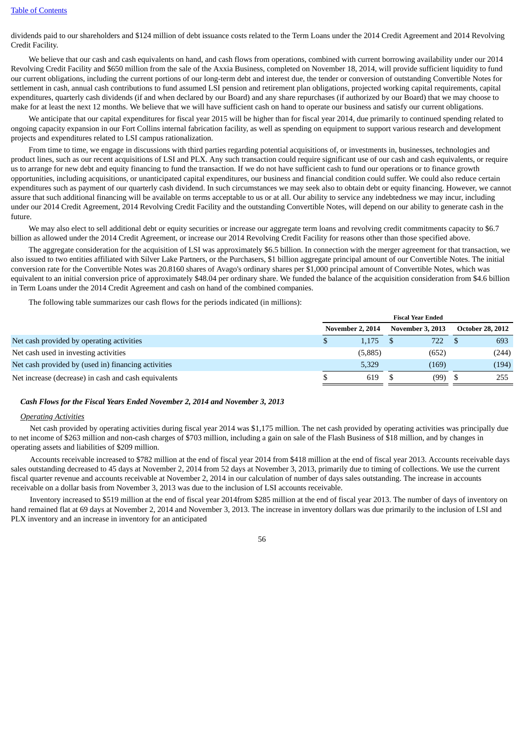dividends paid to our shareholders and $124 million of debt issuance costs related to the Term Loans under the 2014 Credit Agreement and 2014 Revolving Credit Facility.

We believe that our cash and cash equivalents on hand, and cash flows from operations, combined with current borrowing availability under our 2014 Revolving Credit Facility and $650 million from the sale of the Axxia Business, completed on November 18, 2014, will provide sufficient liquidity to fund our current obligations, including the current portions of our long-term debt and interest due, the tender or conversion of outstanding Convertible Notes for settlement in cash, annual cash contributions to fund assumed LSI pension and retirement plan obligations, projected working capital requirements, capital expenditures, quarterly cash dividends (if and when declared by our Board) and any share repurchases (if authorized by our Board) that we may choose to make for at least the next 12 months. We believe that we will have sufficient cash on hand to operate our business and satisfy our current obligations.

We anticipate that our capital expenditures for fiscal year 2015 will be higher than for fiscal year 2014, due primarily to continued spending related to ongoing capacity expansion in our Fort Collins internal fabrication facility, as well as spending on equipment to support various research and development projects and expenditures related to LSI campus rationalization.

From time to time, we engage in discussions with third parties regarding potential acquisitions of, or investments in, businesses, technologies and product lines, such as our recent acquisitions of LSI and PLX. Any such transaction could require significant use of our cash and cash equivalents, or require us to arrange for new debt and equity financing to fund the transaction. If we do not have sufficient cash to fund our operations or to finance growth opportunities, including acquisitions, or unanticipated capital expenditures, our business and financial condition could suffer. We could also reduce certain expenditures such as payment of our quarterly cash dividend. In such circumstances we may seek also to obtain debt or equity financing. However, we cannot assure that such additional financing will be available on terms acceptable to us or at all. Our ability to service any indebtedness we may incur, including under our 2014 Credit Agreement, 2014 Revolving Credit Facility and the outstanding Convertible Notes, will depend on our ability to generate cash in the future.

We may also elect to sell additional debt or equity securities or increase our aggregate term loans and revolving credit commitments capacity to $6.7 billion as allowed under the 2014 Credit Agreement, or increase our 2014 Revolving Credit Facility for reasons other than those specified above.

The aggregate consideration for the acquisition of LSI was approximately $6.5 billion. In connection with the merger agreement for that transaction, we also issued to two entities affiliated with Silver Lake Partners, or the Purchasers, $1 billion aggregate principal amount of our Convertible Notes. The initial conversion rate for the Convertible Notes was 20.8160 shares of Avago's ordinary shares per $1,000 principal amount of Convertible Notes, which was equivalent to an initial conversion price of approximately $48.04 per ordinary share. We funded the balance of the acquisition consideration from $4.6 billion in Term Loans under the 2014 Credit Agreement and cash on hand of the combined companies.

The following table summarizes our cash flows for the periods indicated (in millions):

| | Fiscal Year Ended | | |
|---|---|---|---|
| | November 2, 2014 | November 3, 2013 | October 28, 2012 |
| Net cash provided by operating activities | $ 1,175 | $ 722 | $ 693 |
| Net cash used in investing activities | (5,885) | (652) | (244) |
| Net cash provided by (used in) financing activities | 5,329 | (169) | (194) |
| Net increase (decrease) in cash and cash equivalents | $ 619 | $ (99) | $ 255 |

***Cash Flows for the Fiscal Years Ended November 2, 2014 and November 3, 2013***

*Operating Activities*

Net cash provided by operating activities during fiscal year 2014 was $1,175 million. The net cash provided by operating activities was principally due to net income of $263 million and non-cash charges of $703 million, including a gain on sale of the Flash Business of $18 million, and by changes in operating assets and liabilities of $209 million.

Accounts receivable increased to $782 million at the end of fiscal year 2014 from $418 million at the end of fiscal year 2013. Accounts receivable days sales outstanding decreased to 45 days at November 2, 2014 from 52 days at November 3, 2013, primarily due to timing of collections. We use the current fiscal quarter revenue and accounts receivable at November 2, 2014 in our calculation of number of days sales outstanding. The increase in accounts receivable on a dollar basis from November 3, 2013 was due to the inclusion of LSI accounts receivable.

Inventory increased to $519 million at the end of fiscal year 2014from $285 million at the end of fiscal year 2013. The number of days of inventory on hand remained flat at 69 days at November 2, 2014 and November 3, 2013. The increase in inventory dollars was due primarily to the inclusion of LSI and PLX inventory and an increase in inventory for an anticipated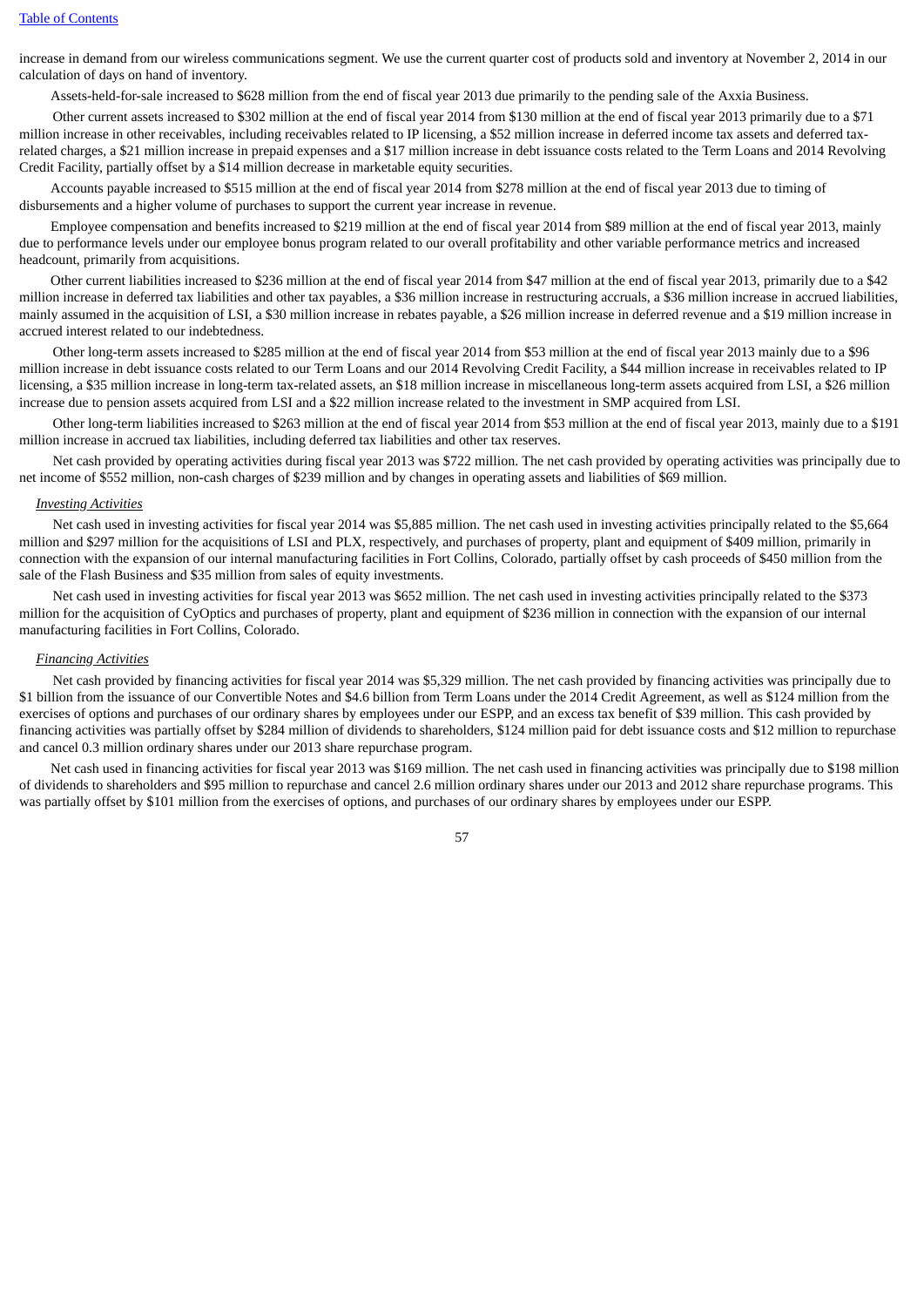increase in demand from our wireless communications segment. We use the current quarter cost of products sold and inventory at November 2, 2014 in our calculation of days on hand of inventory.

Assets-held-for-sale increased to $628 million from the end of fiscal year 2013 due primarily to the pending sale of the Axxia Business.

Other current assets increased to $302 million at the end of fiscal year 2014 from $130 million at the end of fiscal year 2013 primarily due to a $71 million increase in other receivables, including receivables related to IP licensing, a $52 million increase in deferred income tax assets and deferred tax-related charges, a $21 million increase in prepaid expenses and a $17 million increase in debt issuance costs related to the Term Loans and 2014 Revolving Credit Facility, partially offset by a $14 million decrease in marketable equity securities.

Accounts payable increased to $515 million at the end of fiscal year 2014 from $278 million at the end of fiscal year 2013 due to timing of disbursements and a higher volume of purchases to support the current year increase in revenue.

Employee compensation and benefits increased to $219 million at the end of fiscal year 2014 from $89 million at the end of fiscal year 2013, mainly due to performance levels under our employee bonus program related to our overall profitability and other variable performance metrics and increased headcount, primarily from acquisitions.

Other current liabilities increased to $236 million at the end of fiscal year 2014 from $47 million at the end of fiscal year 2013, primarily due to a $42 million increase in deferred tax liabilities and other tax payables, a $36 million increase in restructuring accruals, a $36 million increase in accrued liabilities, mainly assumed in the acquisition of LSI, a $30 million increase in rebates payable, a $26 million increase in deferred revenue and a $19 million increase in accrued interest related to our indebtedness.

Other long-term assets increased to $285 million at the end of fiscal year 2014 from $53 million at the end of fiscal year 2013 mainly due to a $96 million increase in debt issuance costs related to our Term Loans and our 2014 Revolving Credit Facility, a $44 million increase in receivables related to IP licensing, a $35 million increase in long-term tax-related assets, an $18 million increase in miscellaneous long-term assets acquired from LSI, a $26 million increase due to pension assets acquired from LSI and a $22 million increase related to the investment in SMP acquired from LSI.

Other long-term liabilities increased to $263 million at the end of fiscal year 2014 from $53 million at the end of fiscal year 2013, mainly due to a $191 million increase in accrued tax liabilities, including deferred tax liabilities and other tax reserves.

Net cash provided by operating activities during fiscal year 2013 was $722 million. The net cash provided by operating activities was principally due to net income of $552 million, non-cash charges of $239 million and by changes in operating assets and liabilities of $69 million.

*Investing Activities*

Net cash used in investing activities for fiscal year 2014 was $5,885 million. The net cash used in investing activities principally related to the $5,664 million and $297 million for the acquisitions of LSI and PLX, respectively, and purchases of property, plant and equipment of $409 million, primarily in connection with the expansion of our internal manufacturing facilities in Fort Collins, Colorado, partially offset by cash proceeds of $450 million from the sale of the Flash Business and $35 million from sales of equity investments.

Net cash used in investing activities for fiscal year 2013 was $652 million. The net cash used in investing activities principally related to the $373 million for the acquisition of CyOptics and purchases of property, plant and equipment of $236 million in connection with the expansion of our internal manufacturing facilities in Fort Collins, Colorado.

*Financing Activities*

Net cash provided by financing activities for fiscal year 2014 was $5,329 million. The net cash provided by financing activities was principally due to $1 billion from the issuance of our Convertible Notes and $4.6 billion from Term Loans under the 2014 Credit Agreement, as well as $124 million from the exercises of options and purchases of our ordinary shares by employees under our ESPP, and an excess tax benefit of $39 million. This cash provided by financing activities was partially offset by $284 million of dividends to shareholders, $124 million paid for debt issuance costs and $12 million to repurchase and cancel 0.3 million ordinary shares under our 2013 share repurchase program.

Net cash used in financing activities for fiscal year 2013 was $169 million. The net cash used in financing activities was principally due to $198 million of dividends to shareholders and $95 million to repurchase and cancel 2.6 million ordinary shares under our 2013 and 2012 share repurchase programs. This was partially offset by $101 million from the exercises of options, and purchases of our ordinary shares by employees under our ESPP.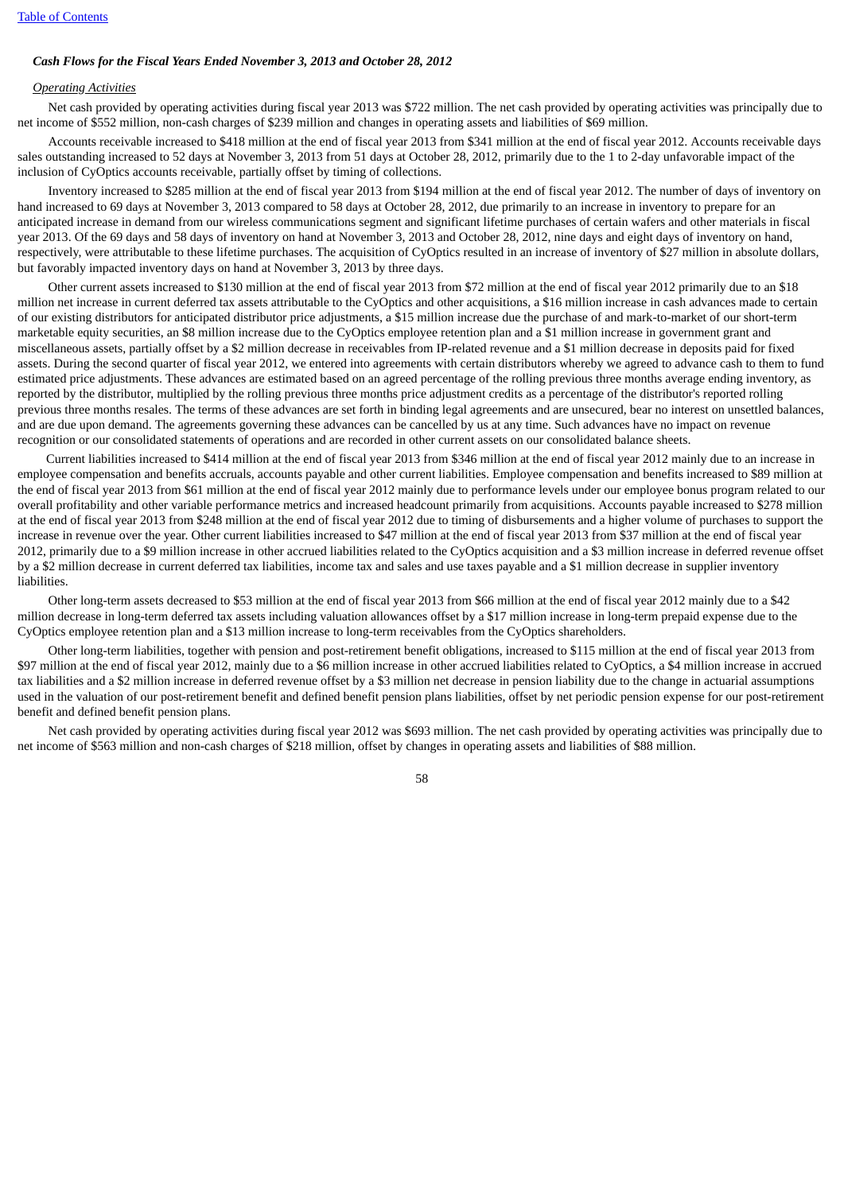*Cash Flows for the Fiscal Years Ended November 3, 2013 and October 28, 2012*

*Operating Activities*

Net cash provided by operating activities during fiscal year 2013 was $722 million. The net cash provided by operating activities was principally due to net income of $552 million, non-cash charges of $239 million and changes in operating assets and liabilities of $69 million.

Accounts receivable increased to $418 million at the end of fiscal year 2013 from $341 million at the end of fiscal year 2012. Accounts receivable days sales outstanding increased to 52 days at November 3, 2013 from 51 days at October 28, 2012, primarily due to the 1 to 2-day unfavorable impact of the inclusion of CyOptics accounts receivable, partially offset by timing of collections.

Inventory increased to $285 million at the end of fiscal year 2013 from $194 million at the end of fiscal year 2012. The number of days of inventory on hand increased to 69 days at November 3, 2013 compared to 58 days at October 28, 2012, due primarily to an increase in inventory to prepare for an anticipated increase in demand from our wireless communications segment and significant lifetime purchases of certain wafers and other materials in fiscal year 2013. Of the 69 days and 58 days of inventory on hand at November 3, 2013 and October 28, 2012, nine days and eight days of inventory on hand, respectively, were attributable to these lifetime purchases. The acquisition of CyOptics resulted in an increase of inventory of $27 million in absolute dollars, but favorably impacted inventory days on hand at November 3, 2013 by three days.

Other current assets increased to $130 million at the end of fiscal year 2013 from $72 million at the end of fiscal year 2012 primarily due to an $18 million net increase in current deferred tax assets attributable to the CyOptics and other acquisitions, a $16 million increase in cash advances made to certain of our existing distributors for anticipated distributor price adjustments, a $15 million increase due the purchase of and mark-to-market of our short-term marketable equity securities, an $8 million increase due to the CyOptics employee retention plan and a $1 million increase in government grant and miscellaneous assets, partially offset by a $2 million decrease in receivables from IP-related revenue and a $1 million decrease in deposits paid for fixed assets. During the second quarter of fiscal year 2012, we entered into agreements with certain distributors whereby we agreed to advance cash to them to fund estimated price adjustments. These advances are estimated based on an agreed percentage of the rolling previous three months average ending inventory, as reported by the distributor, multiplied by the rolling previous three months price adjustment credits as a percentage of the distributor's reported rolling previous three months resales. The terms of these advances are set forth in binding legal agreements and are unsecured, bear no interest on unsettled balances, and are due upon demand. The agreements governing these advances can be cancelled by us at any time. Such advances have no impact on revenue recognition or our consolidated statements of operations and are recorded in other current assets on our consolidated balance sheets.

Current liabilities increased to $414 million at the end of fiscal year 2013 from $346 million at the end of fiscal year 2012 mainly due to an increase in employee compensation and benefits accruals, accounts payable and other current liabilities. Employee compensation and benefits increased to $89 million at the end of fiscal year 2013 from $61 million at the end of fiscal year 2012 mainly due to performance levels under our employee bonus program related to our overall profitability and other variable performance metrics and increased headcount primarily from acquisitions. Accounts payable increased to $278 million at the end of fiscal year 2013 from $248 million at the end of fiscal year 2012 due to timing of disbursements and a higher volume of purchases to support the increase in revenue over the year. Other current liabilities increased to $47 million at the end of fiscal year 2013 from $37 million at the end of fiscal year 2012, primarily due to a $9 million increase in other accrued liabilities related to the CyOptics acquisition and a $3 million increase in deferred revenue offset by a $2 million decrease in current deferred tax liabilities, income tax and sales and use taxes payable and a $1 million decrease in supplier inventory liabilities.

Other long-term assets decreased to $53 million at the end of fiscal year 2013 from $66 million at the end of fiscal year 2012 mainly due to a $42 million decrease in long-term deferred tax assets including valuation allowances offset by a $17 million increase in long-term prepaid expense due to the CyOptics employee retention plan and a $13 million increase to long-term receivables from the CyOptics shareholders.

Other long-term liabilities, together with pension and post-retirement benefit obligations, increased to $115 million at the end of fiscal year 2013 from $97 million at the end of fiscal year 2012, mainly due to a $6 million increase in other accrued liabilities related to CyOptics, a $4 million increase in accrued tax liabilities and a $2 million increase in deferred revenue offset by a $3 million net decrease in pension liability due to the change in actuarial assumptions used in the valuation of our post-retirement benefit and defined benefit pension plans liabilities, offset by net periodic pension expense for our post-retirement benefit and defined benefit pension plans.

Net cash provided by operating activities during fiscal year 2012 was $693 million. The net cash provided by operating activities was principally due to net income of $563 million and non-cash charges of $218 million, offset by changes in operating assets and liabilities of $88 million.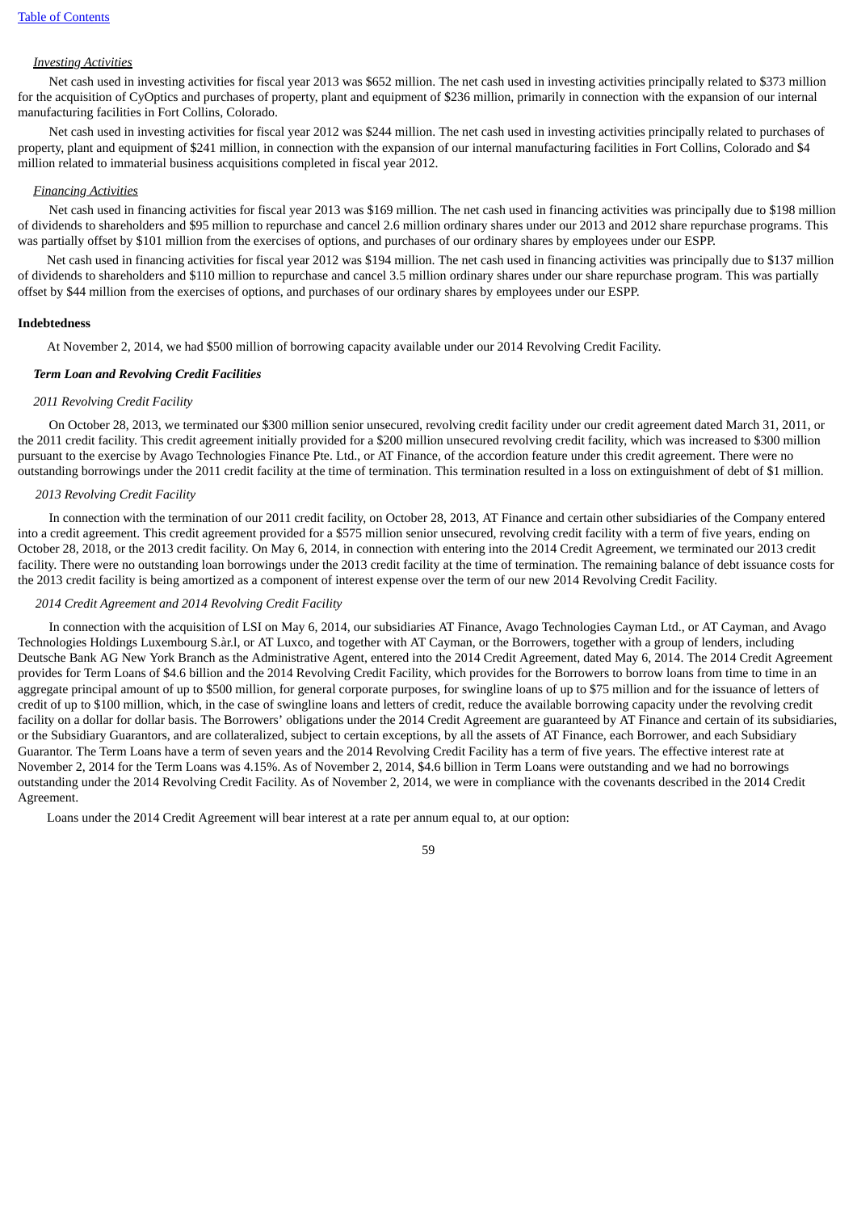*Investing Activities*

Net cash used in investing activities for fiscal year 2013 was $652 million. The net cash used in investing activities principally related to $373 million for the acquisition of CyOptics and purchases of property, plant and equipment of $236 million, primarily in connection with the expansion of our internal manufacturing facilities in Fort Collins, Colorado.

Net cash used in investing activities for fiscal year 2012 was $244 million. The net cash used in investing activities principally related to purchases of property, plant and equipment of $241 million, in connection with the expansion of our internal manufacturing facilities in Fort Collins, Colorado and $4 million related to immaterial business acquisitions completed in fiscal year 2012.

*Financing Activities*

Net cash used in financing activities for fiscal year 2013 was $169 million. The net cash used in financing activities was principally due to $198 million of dividends to shareholders and $95 million to repurchase and cancel 2.6 million ordinary shares under our 2013 and 2012 share repurchase programs. This was partially offset by $101 million from the exercises of options, and purchases of our ordinary shares by employees under our ESPP.

Net cash used in financing activities for fiscal year 2012 was $194 million. The net cash used in financing activities was principally due to $137 million of dividends to shareholders and $110 million to repurchase and cancel 3.5 million ordinary shares under our share repurchase program. This was partially offset by $44 million from the exercises of options, and purchases of our ordinary shares by employees under our ESPP.

**Indebtedness**

At November 2, 2014, we had $500 million of borrowing capacity available under our 2014 Revolving Credit Facility.

***Term Loan and Revolving Credit Facilities***

*2011 Revolving Credit Facility*

On October 28, 2013, we terminated our $300 million senior unsecured, revolving credit facility under our credit agreement dated March 31, 2011, or the 2011 credit facility. This credit agreement initially provided for a $200 million unsecured revolving credit facility, which was increased to $300 million pursuant to the exercise by Avago Technologies Finance Pte. Ltd., or AT Finance, of the accordion feature under this credit agreement. There were no outstanding borrowings under the 2011 credit facility at the time of termination. This termination resulted in a loss on extinguishment of debt of $1 million.

*2013 Revolving Credit Facility*

In connection with the termination of our 2011 credit facility, on October 28, 2013, AT Finance and certain other subsidiaries of the Company entered into a credit agreement. This credit agreement provided for a $575 million senior unsecured, revolving credit facility with a term of five years, ending on October 28, 2018, or the 2013 credit facility. On May 6, 2014, in connection with entering into the 2014 Credit Agreement, we terminated our 2013 credit facility. There were no outstanding loan borrowings under the 2013 credit facility at the time of termination. The remaining balance of debt issuance costs for the 2013 credit facility is being amortized as a component of interest expense over the term of our new 2014 Revolving Credit Facility.

*2014 Credit Agreement and 2014 Revolving Credit Facility*

In connection with the acquisition of LSI on May 6, 2014, our subsidiaries AT Finance, Avago Technologies Cayman Ltd., or AT Cayman, and Avago Technologies Holdings Luxembourg S.àr.l, or AT Luxco, and together with AT Cayman, or the Borrowers, together with a group of lenders, including Deutsche Bank AG New York Branch as the Administrative Agent, entered into the 2014 Credit Agreement, dated May 6, 2014. The 2014 Credit Agreement provides for Term Loans of $4.6 billion and the 2014 Revolving Credit Facility, which provides for the Borrowers to borrow loans from time to time in an aggregate principal amount of up to $500 million, for general corporate purposes, for swingline loans of up to $75 million and for the issuance of letters of credit of up to $100 million, which, in the case of swingline loans and letters of credit, reduce the available borrowing capacity under the revolving credit facility on a dollar for dollar basis. The Borrowers' obligations under the 2014 Credit Agreement are guaranteed by AT Finance and certain of its subsidiaries, or the Subsidiary Guarantors, and are collateralized, subject to certain exceptions, by all the assets of AT Finance, each Borrower, and each Subsidiary Guarantor. The Term Loans have a term of seven years and the 2014 Revolving Credit Facility has a term of five years. The effective interest rate at November 2, 2014 for the Term Loans was 4.15%. As of November 2, 2014, $4.6 billion in Term Loans were outstanding and we had no borrowings outstanding under the 2014 Revolving Credit Facility. As of November 2, 2014, we were in compliance with the covenants described in the 2014 Credit Agreement.

Loans under the 2014 Credit Agreement will bear interest at a rate per annum equal to, at our option: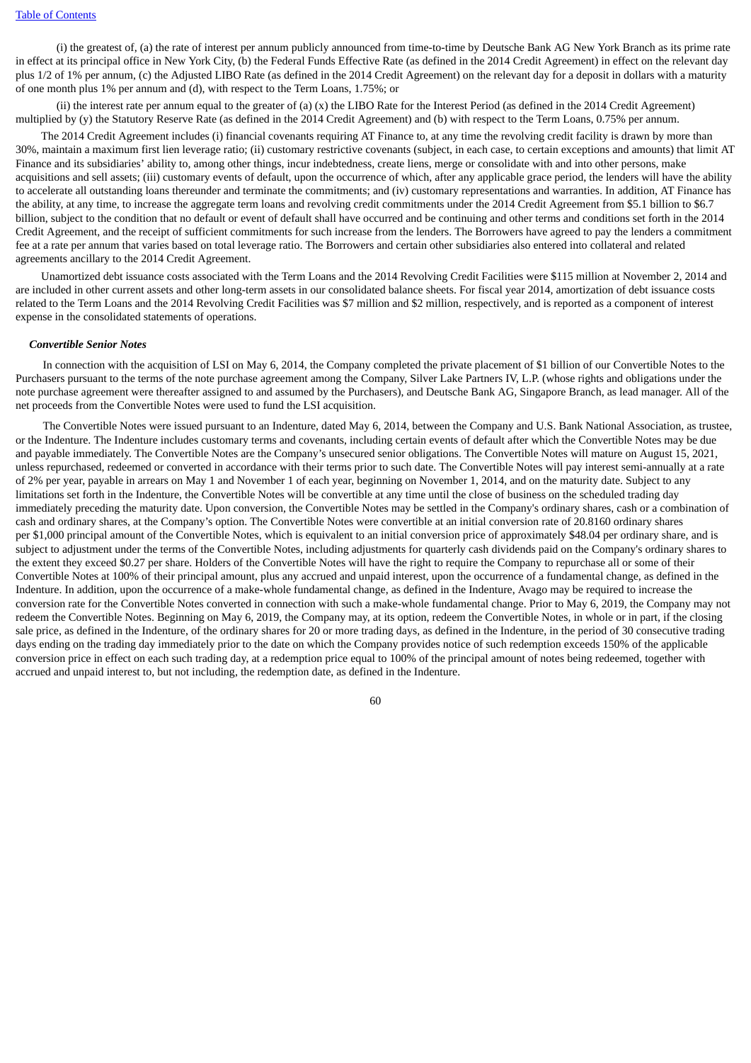(i) the greatest of, (a) the rate of interest per annum publicly announced from time-to-time by Deutsche Bank AG New York Branch as its prime rate in effect at its principal office in New York City, (b) the Federal Funds Effective Rate (as defined in the 2014 Credit Agreement) in effect on the relevant day plus 1/2 of 1% per annum, (c) the Adjusted LIBO Rate (as defined in the 2014 Credit Agreement) on the relevant day for a deposit in dollars with a maturity of one month plus 1% per annum and (d), with respect to the Term Loans, 1.75%; or

(ii) the interest rate per annum equal to the greater of (a) (x) the LIBO Rate for the Interest Period (as defined in the 2014 Credit Agreement) multiplied by (y) the Statutory Reserve Rate (as defined in the 2014 Credit Agreement) and (b) with respect to the Term Loans, 0.75% per annum.

The 2014 Credit Agreement includes (i) financial covenants requiring AT Finance to, at any time the revolving credit facility is drawn by more than 30%, maintain a maximum first lien leverage ratio; (ii) customary restrictive covenants (subject, in each case, to certain exceptions and amounts) that limit AT Finance and its subsidiaries' ability to, among other things, incur indebtedness, create liens, merge or consolidate with and into other persons, make acquisitions and sell assets; (iii) customary events of default, upon the occurrence of which, after any applicable grace period, the lenders will have the ability to accelerate all outstanding loans thereunder and terminate the commitments; and (iv) customary representations and warranties. In addition, AT Finance has the ability, at any time, to increase the aggregate term loans and revolving credit commitments under the 2014 Credit Agreement from $5.1 billion to $6.7 billion, subject to the condition that no default or event of default shall have occurred and be continuing and other terms and conditions set forth in the 2014 Credit Agreement, and the receipt of sufficient commitments for such increase from the lenders. The Borrowers have agreed to pay the lenders a commitment fee at a rate per annum that varies based on total leverage ratio. The Borrowers and certain other subsidiaries also entered into collateral and related agreements ancillary to the 2014 Credit Agreement.

Unamortized debt issuance costs associated with the Term Loans and the 2014 Revolving Credit Facilities were $115 million at November 2, 2014 and are included in other current assets and other long-term assets in our consolidated balance sheets. For fiscal year 2014, amortization of debt issuance costs related to the Term Loans and the 2014 Revolving Credit Facilities was $7 million and $2 million, respectively, and is reported as a component of interest expense in the consolidated statements of operations.

***Convertible Senior Notes***

In connection with the acquisition of LSI on May 6, 2014, the Company completed the private placement of $1 billion of our Convertible Notes to the Purchasers pursuant to the terms of the note purchase agreement among the Company, Silver Lake Partners IV, L.P. (whose rights and obligations under the note purchase agreement were thereafter assigned to and assumed by the Purchasers), and Deutsche Bank AG, Singapore Branch, as lead manager. All of the net proceeds from the Convertible Notes were used to fund the LSI acquisition.

The Convertible Notes were issued pursuant to an Indenture, dated May 6, 2014, between the Company and U.S. Bank National Association, as trustee, or the Indenture. The Indenture includes customary terms and covenants, including certain events of default after which the Convertible Notes may be due and payable immediately. The Convertible Notes are the Company's unsecured senior obligations. The Convertible Notes will mature on August 15, 2021, unless repurchased, redeemed or converted in accordance with their terms prior to such date. The Convertible Notes will pay interest semi-annually at a rate of 2% per year, payable in arrears on May 1 and November 1 of each year, beginning on November 1, 2014, and on the maturity date. Subject to any limitations set forth in the Indenture, the Convertible Notes will be convertible at any time until the close of business on the scheduled trading day immediately preceding the maturity date. Upon conversion, the Convertible Notes may be settled in the Company's ordinary shares, cash or a combination of cash and ordinary shares, at the Company's option. The Convertible Notes were convertible at an initial conversion rate of 20.8160 ordinary shares per $1,000 principal amount of the Convertible Notes, which is equivalent to an initial conversion price of approximately $48.04 per ordinary share, and is subject to adjustment under the terms of the Convertible Notes, including adjustments for quarterly cash dividends paid on the Company's ordinary shares to the extent they exceed $0.27 per share. Holders of the Convertible Notes will have the right to require the Company to repurchase all or some of their Convertible Notes at 100% of their principal amount, plus any accrued and unpaid interest, upon the occurrence of a fundamental change, as defined in the Indenture. In addition, upon the occurrence of a make-whole fundamental change, as defined in the Indenture, Avago may be required to increase the conversion rate for the Convertible Notes converted in connection with such a make-whole fundamental change. Prior to May 6, 2019, the Company may not redeem the Convertible Notes. Beginning on May 6, 2019, the Company may, at its option, redeem the Convertible Notes, in whole or in part, if the closing sale price, as defined in the Indenture, of the ordinary shares for 20 or more trading days, as defined in the Indenture, in the period of 30 consecutive trading days ending on the trading day immediately prior to the date on which the Company provides notice of such redemption exceeds 150% of the applicable conversion price in effect on each such trading day, at a redemption price equal to 100% of the principal amount of notes being redeemed, together with accrued and unpaid interest to, but not including, the redemption date, as defined in the Indenture.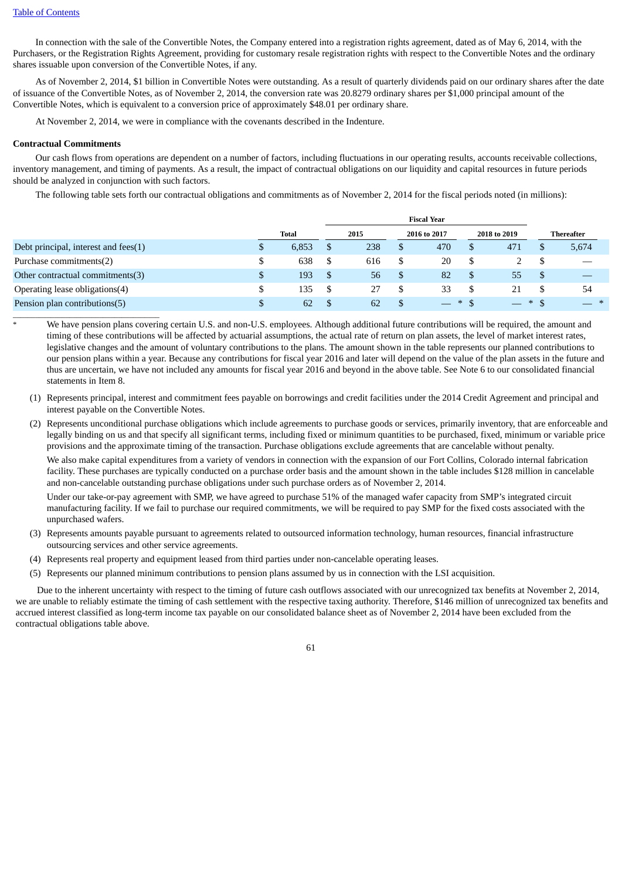In connection with the sale of the Convertible Notes, the Company entered into a registration rights agreement, dated as of May 6, 2014, with the Purchasers, or the Registration Rights Agreement, providing for customary resale registration rights with respect to the Convertible Notes and the ordinary shares issuable upon conversion of the Convertible Notes, if any.

As of November 2, 2014, $1 billion in Convertible Notes were outstanding. As a result of quarterly dividends paid on our ordinary shares after the date of issuance of the Convertible Notes, as of November 2, 2014, the conversion rate was 20.8279 ordinary shares per $1,000 principal amount of the Convertible Notes, which is equivalent to a conversion price of approximately $48.01 per ordinary share.

At November 2, 2014, we were in compliance with the covenants described in the Indenture.

**Contractual Commitments**

Our cash flows from operations are dependent on a number of factors, including fluctuations in our operating results, accounts receivable collections, inventory management, and timing of payments. As a result, the impact of contractual obligations on our liquidity and capital resources in future periods should be analyzed in conjunction with such factors.

The following table sets forth our contractual obligations and commitments as of November 2, 2014 for the fiscal periods noted (in millions):

| | | Fiscal Year | | | |
|---|---|---|---|---|---|
| | Total | 2015 | 2016 to 2017 | 2018 to 2019 | Thereafter |
| Debt principal, interest and fees(1) | $ 6,853 | $ 238 | $ 470 | $ 471 | $ 5,674 |
| Purchase commitments(2) | $ 638 | $ 616 | $ 20 | $ 2 | $ — |
| Other contractual commitments(3) | $ 193 | $ 56 | $ 82 | $ 55 | $ — |
| Operating lease obligations(4) | $ 135 | $ 27 | $ 33 | $ 21 | $ 54 |
| Pension plan contributions(5) | $ 62 | $ 62 | $ — * | $ — * | $ — * |

\* We have pension plans covering certain U.S. and non-U.S. employees. Although additional future contributions will be required, the amount and timing of these contributions will be affected by actuarial assumptions, the actual rate of return on plan assets, the level of market interest rates, legislative changes and the amount of voluntary contributions to the plans. The amount shown in the table represents our planned contributions to our pension plans within a year. Because any contributions for fiscal year 2016 and later will depend on the value of the plan assets in the future and thus are uncertain, we have not included any amounts for fiscal year 2016 and beyond in the above table. See Note 6 to our consolidated financial statements in Item 8.

(1) Represents principal, interest and commitment fees payable on borrowings and credit facilities under the 2014 Credit Agreement and principal and interest payable on the Convertible Notes.

(2) Represents unconditional purchase obligations which include agreements to purchase goods or services, primarily inventory, that are enforceable and legally binding on us and that specify all significant terms, including fixed or minimum quantities to be purchased, fixed, minimum or variable price provisions and the approximate timing of the transaction. Purchase obligations exclude agreements that are cancelable without penalty.

We also make capital expenditures from a variety of vendors in connection with the expansion of our Fort Collins, Colorado internal fabrication facility. These purchases are typically conducted on a purchase order basis and the amount shown in the table includes $128 million in cancelable and non-cancelable outstanding purchase obligations under such purchase orders as of November 2, 2014.

Under our take-or-pay agreement with SMP, we have agreed to purchase 51% of the managed wafer capacity from SMP's integrated circuit manufacturing facility. If we fail to purchase our required commitments, we will be required to pay SMP for the fixed costs associated with the unpurchased wafers.

(3) Represents amounts payable pursuant to agreements related to outsourced information technology, human resources, financial infrastructure outsourcing services and other service agreements.

(4) Represents real property and equipment leased from third parties under non-cancelable operating leases.

(5) Represents our planned minimum contributions to pension plans assumed by us in connection with the LSI acquisition.

Due to the inherent uncertainty with respect to the timing of future cash outflows associated with our unrecognized tax benefits at November 2, 2014, we are unable to reliably estimate the timing of cash settlement with the respective taxing authority. Therefore, $146 million of unrecognized tax benefits and accrued interest classified as long-term income tax payable on our consolidated balance sheet as of November 2, 2014 have been excluded from the contractual obligations table above.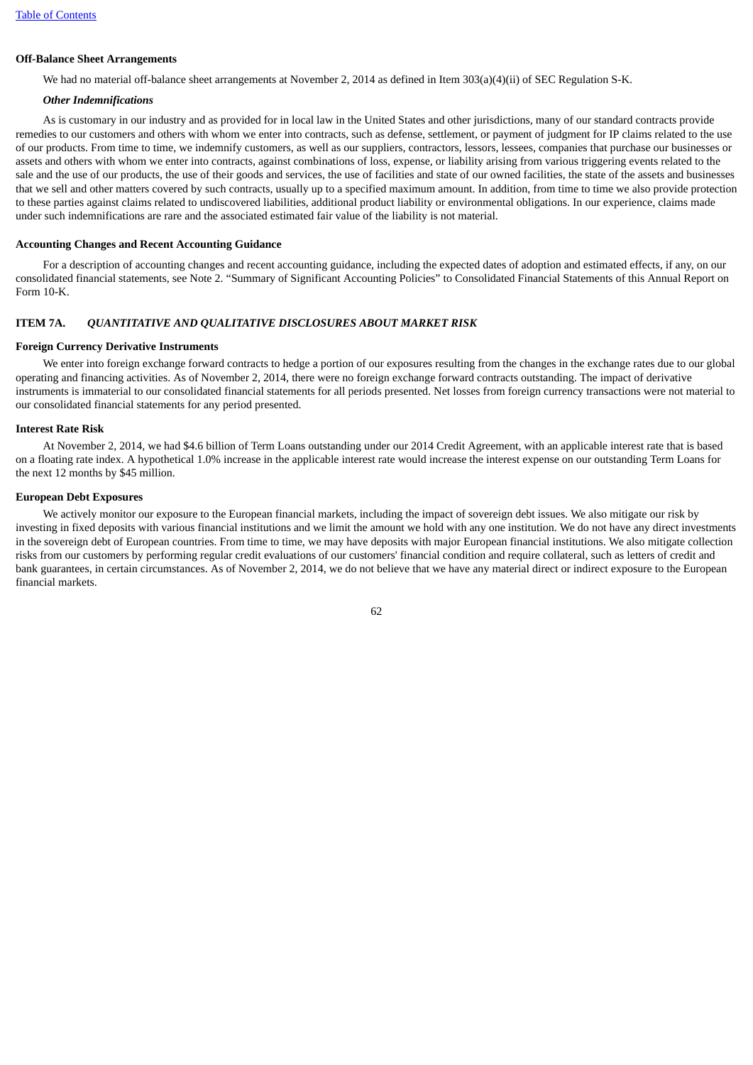**Off-Balance Sheet Arrangements**

We had no material off-balance sheet arrangements at November 2, 2014 as defined in Item 303(a)(4)(ii) of SEC Regulation S-K.

***Other Indemnifications***

As is customary in our industry and as provided for in local law in the United States and other jurisdictions, many of our standard contracts provide remedies to our customers and others with whom we enter into contracts, such as defense, settlement, or payment of judgment for IP claims related to the use of our products. From time to time, we indemnify customers, as well as our suppliers, contractors, lessors, lessees, companies that purchase our businesses or assets and others with whom we enter into contracts, against combinations of loss, expense, or liability arising from various triggering events related to the sale and the use of our products, the use of their goods and services, the use of facilities and state of our owned facilities, the state of the assets and businesses that we sell and other matters covered by such contracts, usually up to a specified maximum amount. In addition, from time to time we also provide protection to these parties against claims related to undiscovered liabilities, additional product liability or environmental obligations. In our experience, claims made under such indemnifications are rare and the associated estimated fair value of the liability is not material.

**Accounting Changes and Recent Accounting Guidance**

For a description of accounting changes and recent accounting guidance, including the expected dates of adoption and estimated effects, if any, on our consolidated financial statements, see Note 2. "Summary of Significant Accounting Policies" to Consolidated Financial Statements of this Annual Report on Form 10-K.

## ITEM 7A. *QUANTITATIVE AND QUALITATIVE DISCLOSURES ABOUT MARKET RISK*

**Foreign Currency Derivative Instruments**

We enter into foreign exchange forward contracts to hedge a portion of our exposures resulting from the changes in the exchange rates due to our global operating and financing activities. As of November 2, 2014, there were no foreign exchange forward contracts outstanding. The impact of derivative instruments is immaterial to our consolidated financial statements for all periods presented. Net losses from foreign currency transactions were not material to our consolidated financial statements for any period presented.

**Interest Rate Risk**

At November 2, 2014, we had $4.6 billion of Term Loans outstanding under our 2014 Credit Agreement, with an applicable interest rate that is based on a floating rate index. A hypothetical 1.0% increase in the applicable interest rate would increase the interest expense on our outstanding Term Loans for the next 12 months by $45 million.

**European Debt Exposures**

We actively monitor our exposure to the European financial markets, including the impact of sovereign debt issues. We also mitigate our risk by investing in fixed deposits with various financial institutions and we limit the amount we hold with any one institution. We do not have any direct investments in the sovereign debt of European countries. From time to time, we may have deposits with major European financial institutions. We also mitigate collection risks from our customers by performing regular credit evaluations of our customers' financial condition and require collateral, such as letters of credit and bank guarantees, in certain circumstances. As of November 2, 2014, we do not believe that we have any material direct or indirect exposure to the European financial markets.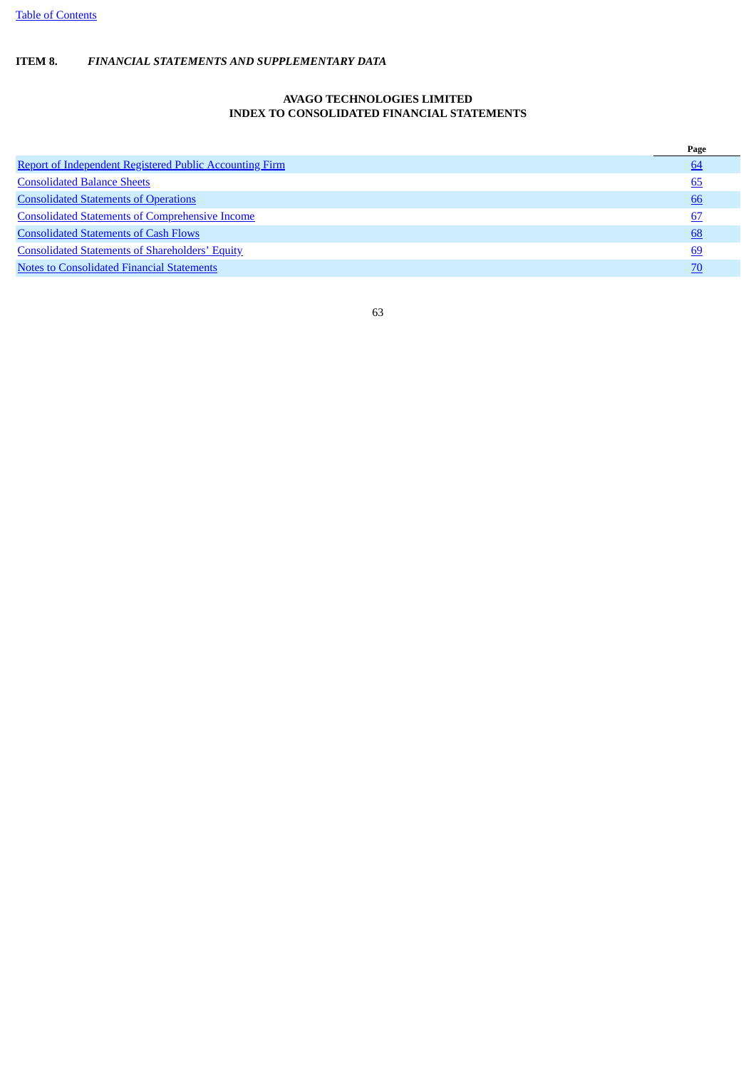**ITEM 8.** ***FINANCIAL STATEMENTS AND SUPPLEMENTARY DATA***

## AVAGO TECHNOLOGIES LIMITED
## INDEX TO CONSOLIDATED FINANCIAL STATEMENTS

| | Page |
|---|---|
| Report of Independent Registered Public Accounting Firm | 64 |
| Consolidated Balance Sheets | 65 |
| Consolidated Statements of Operations | 66 |
| Consolidated Statements of Comprehensive Income | 67 |
| Consolidated Statements of Cash Flows | 68 |
| Consolidated Statements of Shareholders' Equity | 69 |
| Notes to Consolidated Financial Statements | 70 |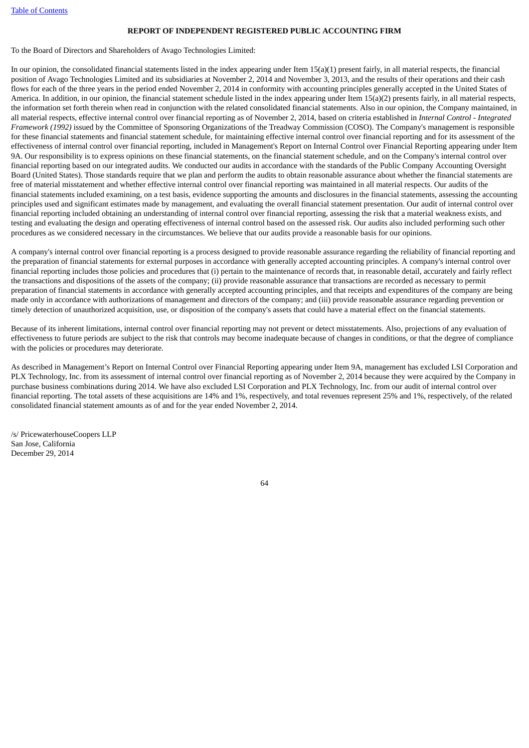## REPORT OF INDEPENDENT REGISTERED PUBLIC ACCOUNTING FIRM

To the Board of Directors and Shareholders of Avago Technologies Limited:

In our opinion, the consolidated financial statements listed in the index appearing under Item 15(a)(1) present fairly, in all material respects, the financial position of Avago Technologies Limited and its subsidiaries at November 2, 2014 and November 3, 2013, and the results of their operations and their cash flows for each of the three years in the period ended November 2, 2014 in conformity with accounting principles generally accepted in the United States of America. In addition, in our opinion, the financial statement schedule listed in the index appearing under Item 15(a)(2) presents fairly, in all material respects, the information set forth therein when read in conjunction with the related consolidated financial statements. Also in our opinion, the Company maintained, in all material respects, effective internal control over financial reporting as of November 2, 2014, based on criteria established in *Internal Control - Integrated Framework (1992)* issued by the Committee of Sponsoring Organizations of the Treadway Commission (COSO). The Company's management is responsible for these financial statements and financial statement schedule, for maintaining effective internal control over financial reporting and for its assessment of the effectiveness of internal control over financial reporting, included in Management's Report on Internal Control over Financial Reporting appearing under Item 9A. Our responsibility is to express opinions on these financial statements, on the financial statement schedule, and on the Company's internal control over financial reporting based on our integrated audits. We conducted our audits in accordance with the standards of the Public Company Accounting Oversight Board (United States). Those standards require that we plan and perform the audits to obtain reasonable assurance about whether the financial statements are free of material misstatement and whether effective internal control over financial reporting was maintained in all material respects. Our audits of the financial statements included examining, on a test basis, evidence supporting the amounts and disclosures in the financial statements, assessing the accounting principles used and significant estimates made by management, and evaluating the overall financial statement presentation. Our audit of internal control over financial reporting included obtaining an understanding of internal control over financial reporting, assessing the risk that a material weakness exists, and testing and evaluating the design and operating effectiveness of internal control based on the assessed risk. Our audits also included performing such other procedures as we considered necessary in the circumstances. We believe that our audits provide a reasonable basis for our opinions.

A company's internal control over financial reporting is a process designed to provide reasonable assurance regarding the reliability of financial reporting and the preparation of financial statements for external purposes in accordance with generally accepted accounting principles. A company's internal control over financial reporting includes those policies and procedures that (i) pertain to the maintenance of records that, in reasonable detail, accurately and fairly reflect the transactions and dispositions of the assets of the company; (ii) provide reasonable assurance that transactions are recorded as necessary to permit preparation of financial statements in accordance with generally accepted accounting principles, and that receipts and expenditures of the company are being made only in accordance with authorizations of management and directors of the company; and (iii) provide reasonable assurance regarding prevention or timely detection of unauthorized acquisition, use, or disposition of the company's assets that could have a material effect on the financial statements.

Because of its inherent limitations, internal control over financial reporting may not prevent or detect misstatements. Also, projections of any evaluation of effectiveness to future periods are subject to the risk that controls may become inadequate because of changes in conditions, or that the degree of compliance with the policies or procedures may deteriorate.

As described in Management's Report on Internal Control over Financial Reporting appearing under Item 9A, management has excluded LSI Corporation and PLX Technology, Inc. from its assessment of internal control over financial reporting as of November 2, 2014 because they were acquired by the Company in purchase business combinations during 2014. We have also excluded LSI Corporation and PLX Technology, Inc. from our audit of internal control over financial reporting. The total assets of these acquisitions are 14% and 1%, respectively, and total revenues represent 25% and 1%, respectively, of the related consolidated financial statement amounts as of and for the year ended November 2, 2014.

/s/ PricewaterhouseCoopers LLP
San Jose, California
December 29, 2014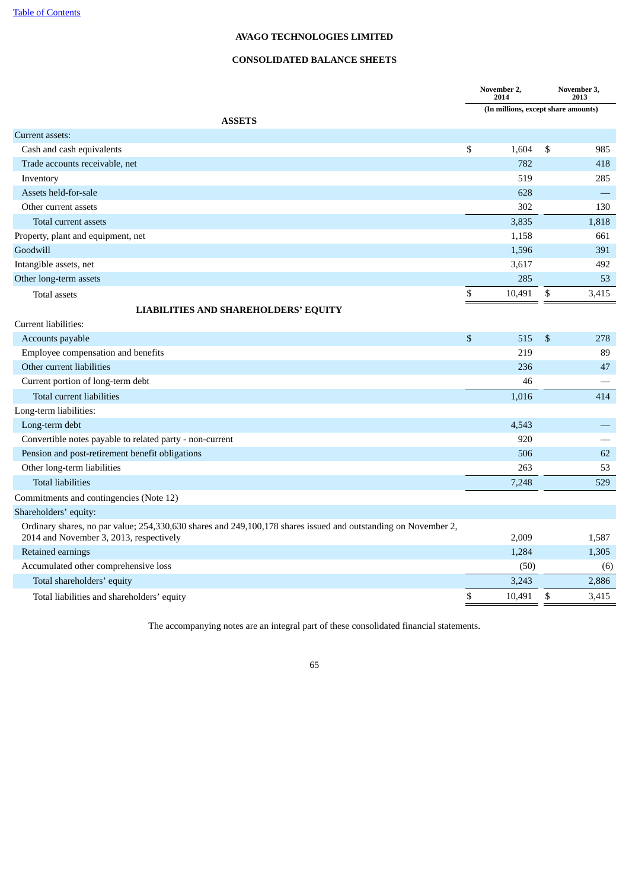Table of Contents

# AVAGO TECHNOLOGIES LIMITED

## CONSOLIDATED BALANCE SHEETS

| | November 2, 2014 | November 3, 2013 |
|---|---|---|
| | (In millions, except share amounts) | |
| **ASSETS** | | |
| Current assets: | | |
| Cash and cash equivalents | $ 1,604 | $ 985 |
| Trade accounts receivable, net | 782 | 418 |
| Inventory | 519 | 285 |
| Assets held-for-sale | 628 | — |
| Other current assets | 302 | 130 |
| Total current assets | 3,835 | 1,818 |
| Property, plant and equipment, net | 1,158 | 661 |
| Goodwill | 1,596 | 391 |
| Intangible assets, net | 3,617 | 492 |
| Other long-term assets | 285 | 53 |
| Total assets | $ 10,491 | $ 3,415 |
| **LIABILITIES AND SHAREHOLDERS' EQUITY** | | |
| Current liabilities: | | |
| Accounts payable | $ 515 | $ 278 |
| Employee compensation and benefits | 219 | 89 |
| Other current liabilities | 236 | 47 |
| Current portion of long-term debt | 46 | — |
| Total current liabilities | 1,016 | 414 |
| Long-term liabilities: | | |
| Long-term debt | 4,543 | — |
| Convertible notes payable to related party - non-current | 920 | — |
| Pension and post-retirement benefit obligations | 506 | 62 |
| Other long-term liabilities | 263 | 53 |
| Total liabilities | 7,248 | 529 |
| Commitments and contingencies (Note 12) | | |
| Shareholders' equity: | | |
| Ordinary shares, no par value; 254,330,630 shares and 249,100,178 shares issued and outstanding on November 2, 2014 and November 3, 2013, respectively | 2,009 | 1,587 |
| Retained earnings | 1,284 | 1,305 |
| Accumulated other comprehensive loss | (50) | (6) |
| Total shareholders' equity | 3,243 | 2,886 |
| Total liabilities and shareholders' equity | $ 10,491 | $ 3,415 |

The accompanying notes are an integral part of these consolidated financial statements.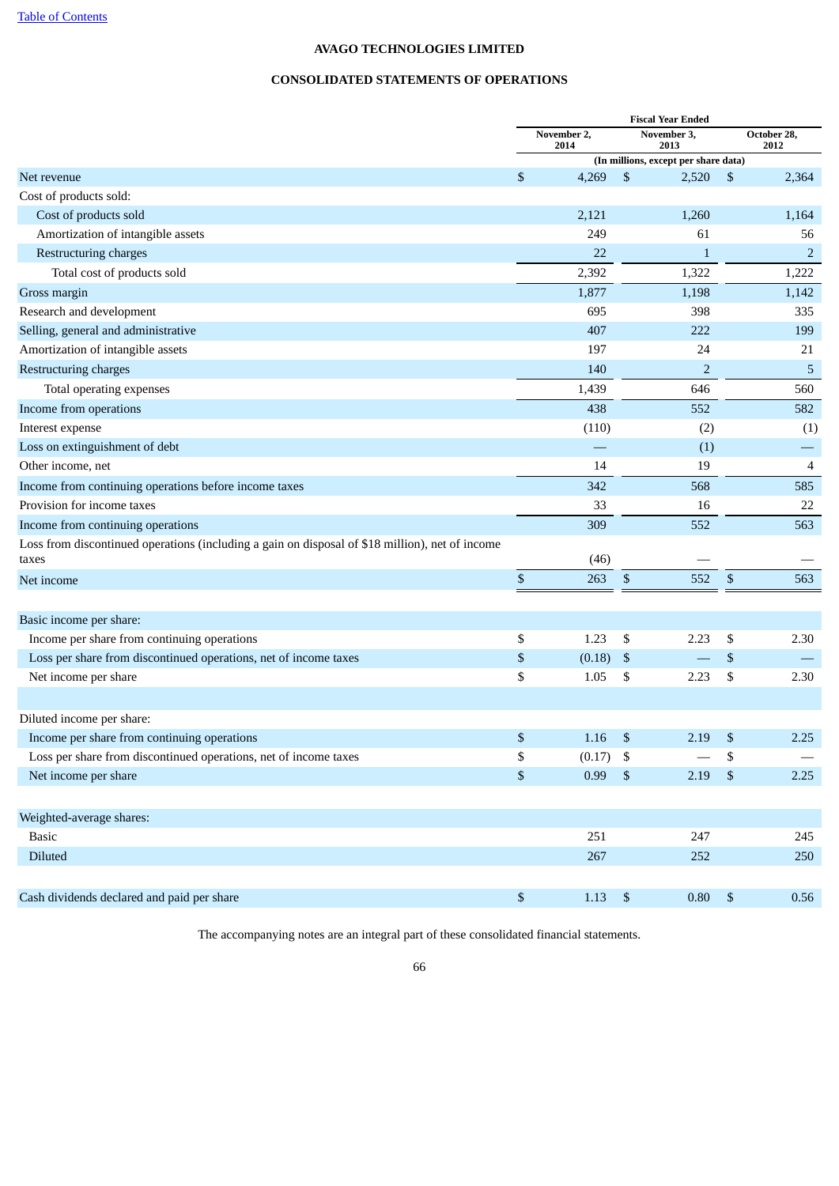[Table of Contents](#)

**AVAGO TECHNOLOGIES LIMITED**

**CONSOLIDATED STATEMENTS OF OPERATIONS**

| | Fiscal Year Ended | | |
|---|---|---|---|
| | November 2, 2014 | November 3, 2013 | October 28, 2012 |
| | (In millions, except per share data) | | |
| Net revenue | $ 4,269 | $ 2,520 | $ 2,364 |
| Cost of products sold: | | | |
| Cost of products sold | 2,121 | 1,260 | 1,164 |
| Amortization of intangible assets | 249 | 61 | 56 |
| Restructuring charges | 22 | 1 | 2 |
| Total cost of products sold | 2,392 | 1,322 | 1,222 |
| Gross margin | 1,877 | 1,198 | 1,142 |
| Research and development | 695 | 398 | 335 |
| Selling, general and administrative | 407 | 222 | 199 |
| Amortization of intangible assets | 197 | 24 | 21 |
| Restructuring charges | 140 | 2 | 5 |
| Total operating expenses | 1,439 | 646 | 560 |
| Income from operations | 438 | 552 | 582 |
| Interest expense | (110) | (2) | (1) |
| Loss on extinguishment of debt | — | (1) | — |
| Other income, net | 14 | 19 | 4 |
| Income from continuing operations before income taxes | 342 | 568 | 585 |
| Provision for income taxes | 33 | 16 | 22 |
| Income from continuing operations | 309 | 552 | 563 |
| Loss from discontinued operations (including a gain on disposal of $18 million), net of income taxes | (46) | — | — |
| Net income | $ 263 | $ 552 | $ 563 |
| | | | |
| Basic income per share: | | | |
| Income per share from continuing operations | $ 1.23 | $ 2.23 | $ 2.30 |
| Loss per share from discontinued operations, net of income taxes | $ (0.18) | $ — | $ — |
| Net income per share | $ 1.05 | $ 2.23 | $ 2.30 |
| | | | |
| Diluted income per share: | | | |
| Income per share from continuing operations | $ 1.16 | $ 2.19 | $ 2.25 |
| Loss per share from discontinued operations, net of income taxes | $ (0.17) | $ — | $ — |
| Net income per share | $ 0.99 | $ 2.19 | $ 2.25 |
| | | | |
| Weighted-average shares: | | | |
| Basic | 251 | 247 | 245 |
| Diluted | 267 | 252 | 250 |
| | | | |
| Cash dividends declared and paid per share | $ 1.13 | $ 0.80 | $ 0.56 |

The accompanying notes are an integral part of these consolidated financial statements.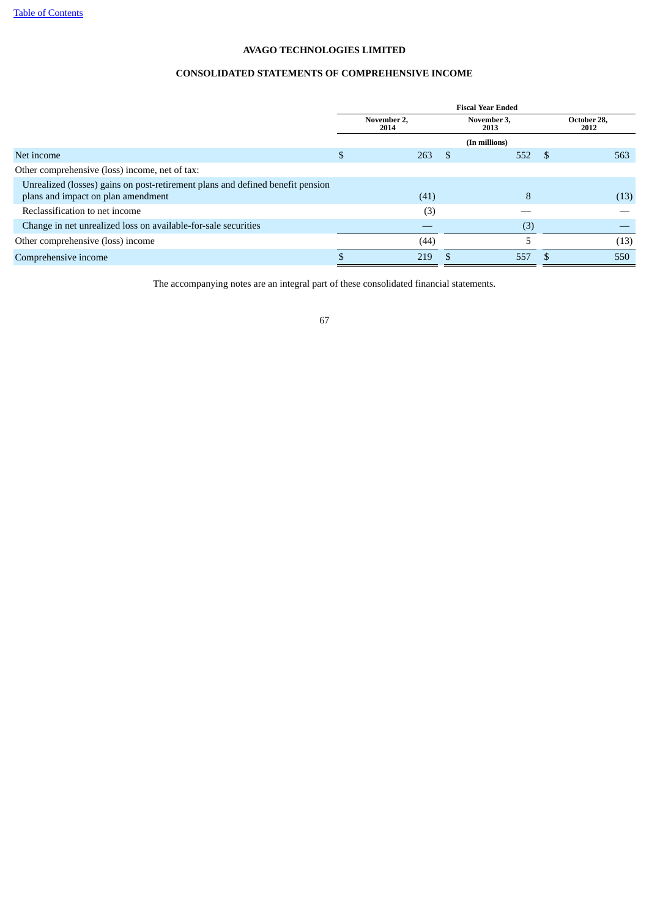**AVAGO TECHNOLOGIES LIMITED**

**CONSOLIDATED STATEMENTS OF COMPREHENSIVE INCOME**

| | Fiscal Year Ended | | |
|---|---|---|---|
| | November 2, 2014 | November 3, 2013 | October 28, 2012 |
| | (In millions) | | |
| Net income | $ 263 | $ 552 | $ 563 |
| Other comprehensive (loss) income, net of tax: | | | |
| Unrealized (losses) gains on post-retirement plans and defined benefit pension plans and impact on plan amendment | (41) | 8 | (13) |
| Reclassification to net income | (3) | — | — |
| Change in net unrealized loss on available-for-sale securities | — | (3) | — |
| Other comprehensive (loss) income | (44) | 5 | (13) |
| Comprehensive income | $ 219 | $ 557 | $ 550 |

The accompanying notes are an integral part of these consolidated financial statements.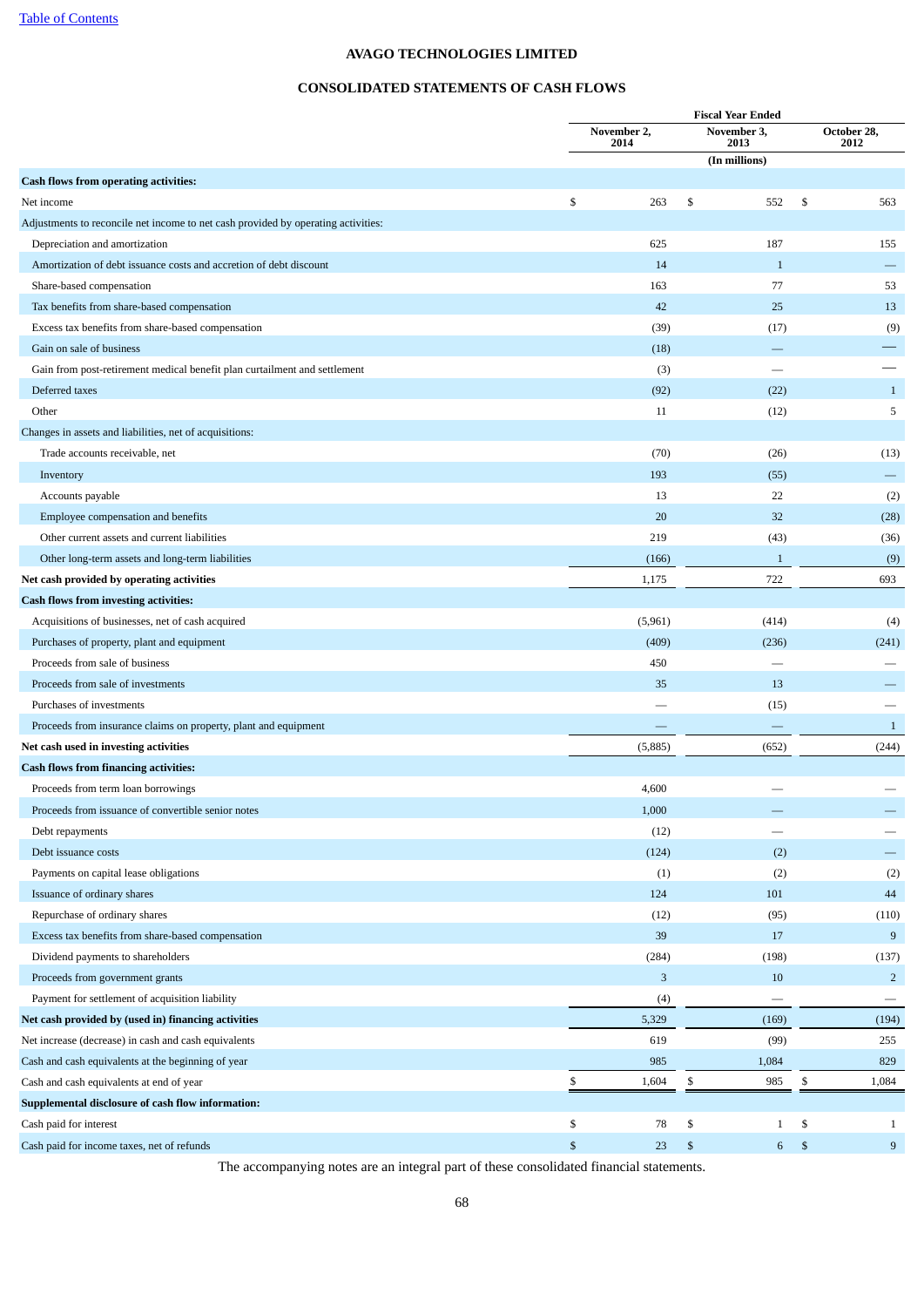**AVAGO TECHNOLOGIES LIMITED**

**CONSOLIDATED STATEMENTS OF CASH FLOWS**

| | Fiscal Year Ended | | |
|---|---|---|---|
| | November 2, 2014 | November 3, 2013 | October 28, 2012 |
| | (In millions) | | |
| **Cash flows from operating activities:** | | | |
| Net income | $ 263 | $ 552 | $ 563 |
| Adjustments to reconcile net income to net cash provided by operating activities: | | | |
| Depreciation and amortization | 625 | 187 | 155 |
| Amortization of debt issuance costs and accretion of debt discount | 14 | 1 | — |
| Share-based compensation | 163 | 77 | 53 |
| Tax benefits from share-based compensation | 42 | 25 | 13 |
| Excess tax benefits from share-based compensation | (39) | (17) | (9) |
| Gain on sale of business | (18) | — | — |
| Gain from post-retirement medical benefit plan curtailment and settlement | (3) | — | — |
| Deferred taxes | (92) | (22) | 1 |
| Other | 11 | (12) | 5 |
| Changes in assets and liabilities, net of acquisitions: | | | |
| Trade accounts receivable, net | (70) | (26) | (13) |
| Inventory | 193 | (55) | — |
| Accounts payable | 13 | 22 | (2) |
| Employee compensation and benefits | 20 | 32 | (28) |
| Other current assets and current liabilities | 219 | (43) | (36) |
| Other long-term assets and long-term liabilities | (166) | 1 | (9) |
| **Net cash provided by operating activities** | 1,175 | 722 | 693 |
| **Cash flows from investing activities:** | | | |
| Acquisitions of businesses, net of cash acquired | (5,961) | (414) | (4) |
| Purchases of property, plant and equipment | (409) | (236) | (241) |
| Proceeds from sale of business | 450 | — | — |
| Proceeds from sale of investments | 35 | 13 | — |
| Purchases of investments | — | (15) | — |
| Proceeds from insurance claims on property, plant and equipment | — | — | 1 |
| **Net cash used in investing activities** | (5,885) | (652) | (244) |
| **Cash flows from financing activities:** | | | |
| Proceeds from term loan borrowings | 4,600 | — | — |
| Proceeds from issuance of convertible senior notes | 1,000 | — | — |
| Debt repayments | (12) | — | — |
| Debt issuance costs | (124) | (2) | — |
| Payments on capital lease obligations | (1) | (2) | (2) |
| Issuance of ordinary shares | 124 | 101 | 44 |
| Repurchase of ordinary shares | (12) | (95) | (110) |
| Excess tax benefits from share-based compensation | 39 | 17 | 9 |
| Dividend payments to shareholders | (284) | (198) | (137) |
| Proceeds from government grants | 3 | 10 | 2 |
| Payment for settlement of acquisition liability | (4) | — | — |
| **Net cash provided by (used in) financing activities** | 5,329 | (169) | (194) |
| Net increase (decrease) in cash and cash equivalents | 619 | (99) | 255 |
| Cash and cash equivalents at the beginning of year | 985 | 1,084 | 829 |
| Cash and cash equivalents at end of year | $ 1,604 | $ 985 | $ 1,084 |
| **Supplemental disclosure of cash flow information:** | | | |
| Cash paid for interest | $ 78 | $ 1 | $ 1 |
| Cash paid for income taxes, net of refunds | $ 23 | $ 6 | $ 9 |

The accompanying notes are an integral part of these consolidated financial statements.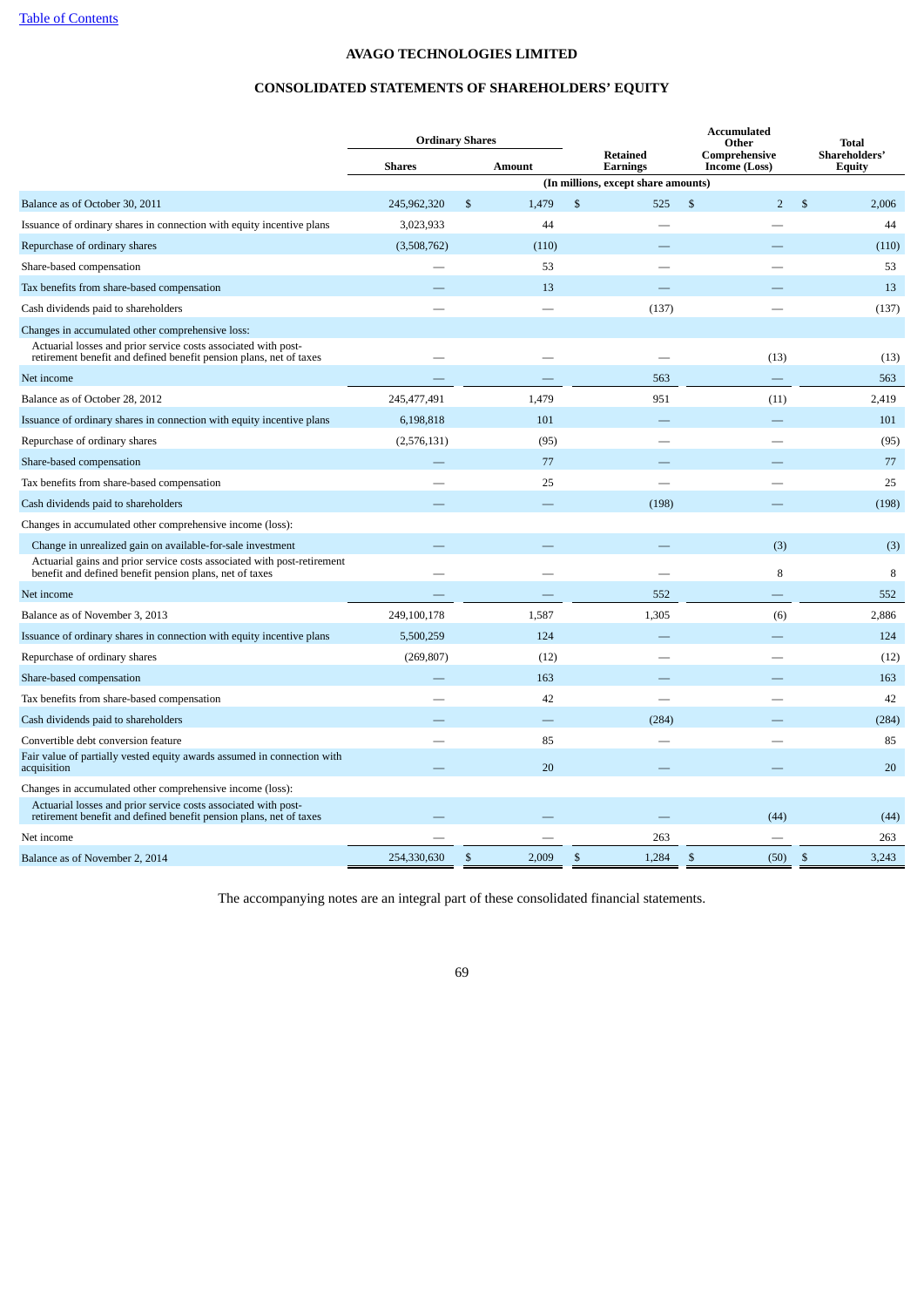[Table of Contents](#)

# AVAGO TECHNOLOGIES LIMITED

## CONSOLIDATED STATEMENTS OF SHAREHOLDERS' EQUITY

| | Ordinary Shares | | Retained Earnings | Accumulated Other Comprehensive Income (Loss) | Total Shareholders' Equity |
|---|---|---|---|---|---|
| | Shares | Amount | | | |
| | (In millions, except share amounts) | | | | |
| Balance as of October 30, 2011 | 245,962,320 | $ 1,479 | $ 525 | $ 2 | $ 2,006 |
| Issuance of ordinary shares in connection with equity incentive plans | 3,023,933 | 44 | — | — | 44 |
| Repurchase of ordinary shares | (3,508,762) | (110) | — | — | (110) |
| Share-based compensation | — | 53 | — | — | 53 |
| Tax benefits from share-based compensation | — | 13 | — | — | 13 |
| Cash dividends paid to shareholders | — | — | (137) | — | (137) |
| Changes in accumulated other comprehensive loss: | | | | | |
| Actuarial losses and prior service costs associated with post-retirement benefit and defined benefit pension plans, net of taxes | — | — | — | (13) | (13) |
| Net income | — | — | 563 | — | 563 |
| Balance as of October 28, 2012 | 245,477,491 | 1,479 | 951 | (11) | 2,419 |
| Issuance of ordinary shares in connection with equity incentive plans | 6,198,818 | 101 | — | — | 101 |
| Repurchase of ordinary shares | (2,576,131) | (95) | — | — | (95) |
| Share-based compensation | — | 77 | — | — | 77 |
| Tax benefits from share-based compensation | — | 25 | — | — | 25 |
| Cash dividends paid to shareholders | — | — | (198) | — | (198) |
| Changes in accumulated other comprehensive income (loss): | | | | | |
| Change in unrealized gain on available-for-sale investment | — | — | — | (3) | (3) |
| Actuarial gains and prior service costs associated with post-retirement benefit and defined benefit pension plans, net of taxes | — | — | — | 8 | 8 |
| Net income | — | — | 552 | — | 552 |
| Balance as of November 3, 2013 | 249,100,178 | 1,587 | 1,305 | (6) | 2,886 |
| Issuance of ordinary shares in connection with equity incentive plans | 5,500,259 | 124 | — | — | 124 |
| Repurchase of ordinary shares | (269,807) | (12) | — | — | (12) |
| Share-based compensation | — | 163 | — | — | 163 |
| Tax benefits from share-based compensation | — | 42 | — | — | 42 |
| Cash dividends paid to shareholders | — | — | (284) | — | (284) |
| Convertible debt conversion feature | — | 85 | — | — | 85 |
| Fair value of partially vested equity awards assumed in connection with acquisition | — | 20 | — | — | 20 |
| Changes in accumulated other comprehensive income (loss): | | | | | |
| Actuarial losses and prior service costs associated with post-retirement benefit and defined benefit pension plans, net of taxes | — | — | — | (44) | (44) |
| Net income | — | — | 263 | — | 263 |
| Balance as of November 2, 2014 | 254,330,630 | $ 2,009 | $ 1,284 | $ (50) | $ 3,243 |

The accompanying notes are an integral part of these consolidated financial statements.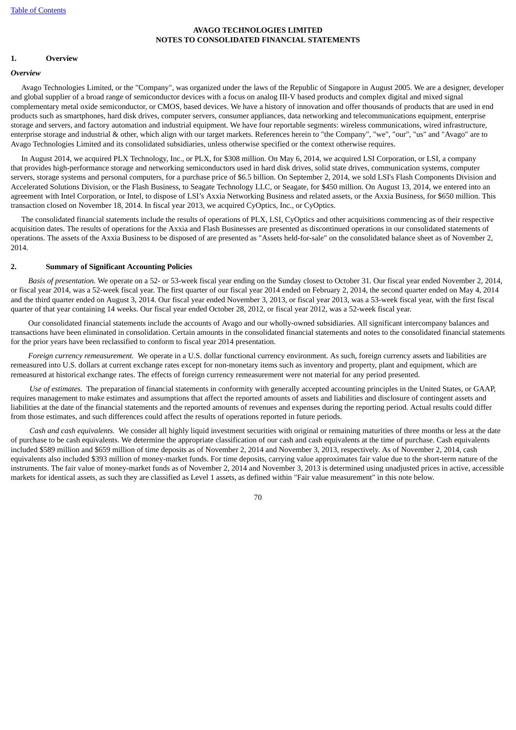**AVAGO TECHNOLOGIES LIMITED**
**NOTES TO CONSOLIDATED FINANCIAL STATEMENTS**

## 1. Overview

*Overview*

Avago Technologies Limited, or the "Company", was organized under the laws of the Republic of Singapore in August 2005. We are a designer, developer and global supplier of a broad range of semiconductor devices with a focus on analog III-V based products and complex digital and mixed signal complementary metal oxide semiconductor, or CMOS, based devices. We have a history of innovation and offer thousands of products that are used in end products such as smartphones, hard disk drives, computer servers, consumer appliances, data networking and telecommunications equipment, enterprise storage and servers, and factory automation and industrial equipment. We have four reportable segments: wireless communications, wired infrastructure, enterprise storage and industrial & other, which align with our target markets. References herein to "the Company", "we", "our", "us" and "Avago" are to Avago Technologies Limited and its consolidated subsidiaries, unless otherwise specified or the context otherwise requires.

In August 2014, we acquired PLX Technology, Inc., or PLX, for $308 million. On May 6, 2014, we acquired LSI Corporation, or LSI, a company that provides high-performance storage and networking semiconductors used in hard disk drives, solid state drives, communication systems, computer servers, storage systems and personal computers, for a purchase price of $6.5 billion. On September 2, 2014, we sold LSI's Flash Components Division and Accelerated Solutions Division, or the Flash Business, to Seagate Technology LLC, or Seagate, for $450 million. On August 13, 2014, we entered into an agreement with Intel Corporation, or Intel, to dispose of LSI's Axxia Networking Business and related assets, or the Axxia Business, for $650 million. This transaction closed on November 18, 2014. In fiscal year 2013, we acquired CyOptics, Inc., or CyOptics.

The consolidated financial statements include the results of operations of PLX, LSI, CyOptics and other acquisitions commencing as of their respective acquisition dates. The results of operations for the Axxia and Flash Businesses are presented as discontinued operations in our consolidated statements of operations. The assets of the Axxia Business to be disposed of are presented as "Assets held-for-sale" on the consolidated balance sheet as of November 2, 2014.

## 2. Summary of Significant Accounting Policies

*Basis of presentation.* We operate on a 52- or 53-week fiscal year ending on the Sunday closest to October 31. Our fiscal year ended November 2, 2014, or fiscal year 2014, was a 52-week fiscal year. The first quarter of our fiscal year 2014 ended on February 2, 2014, the second quarter ended on May 4, 2014 and the third quarter ended on August 3, 2014. Our fiscal year ended November 3, 2013, or fiscal year 2013, was a 53-week fiscal year, with the first fiscal quarter of that year containing 14 weeks. Our fiscal year ended October 28, 2012, or fiscal year 2012, was a 52-week fiscal year.

Our consolidated financial statements include the accounts of Avago and our wholly-owned subsidiaries. All significant intercompany balances and transactions have been eliminated in consolidation. Certain amounts in the consolidated financial statements and notes to the consolidated financial statements for the prior years have been reclassified to conform to fiscal year 2014 presentation.

*Foreign currency remeasurement.* We operate in a U.S. dollar functional currency environment. As such, foreign currency assets and liabilities are remeasured into U.S. dollars at current exchange rates except for non-monetary items such as inventory and property, plant and equipment, which are remeasured at historical exchange rates. The effects of foreign currency remeasurement were not material for any period presented.

*Use of estimates.* The preparation of financial statements in conformity with generally accepted accounting principles in the United States, or GAAP, requires management to make estimates and assumptions that affect the reported amounts of assets and liabilities and disclosure of contingent assets and liabilities at the date of the financial statements and the reported amounts of revenues and expenses during the reporting period. Actual results could differ from those estimates, and such differences could affect the results of operations reported in future periods.

*Cash and cash equivalents.* We consider all highly liquid investment securities with original or remaining maturities of three months or less at the date of purchase to be cash equivalents. We determine the appropriate classification of our cash and cash equivalents at the time of purchase. Cash equivalents included $589 million and $659 million of time deposits as of November 2, 2014 and November 3, 2013, respectively. As of November 2, 2014, cash equivalents also included $393 million of money-market funds. For time deposits, carrying value approximates fair value due to the short-term nature of the instruments. The fair value of money-market funds as of November 2, 2014 and November 3, 2013 is determined using unadjusted prices in active, accessible markets for identical assets, as such they are classified as Level 1 assets, as defined within "Fair value measurement" in this note below.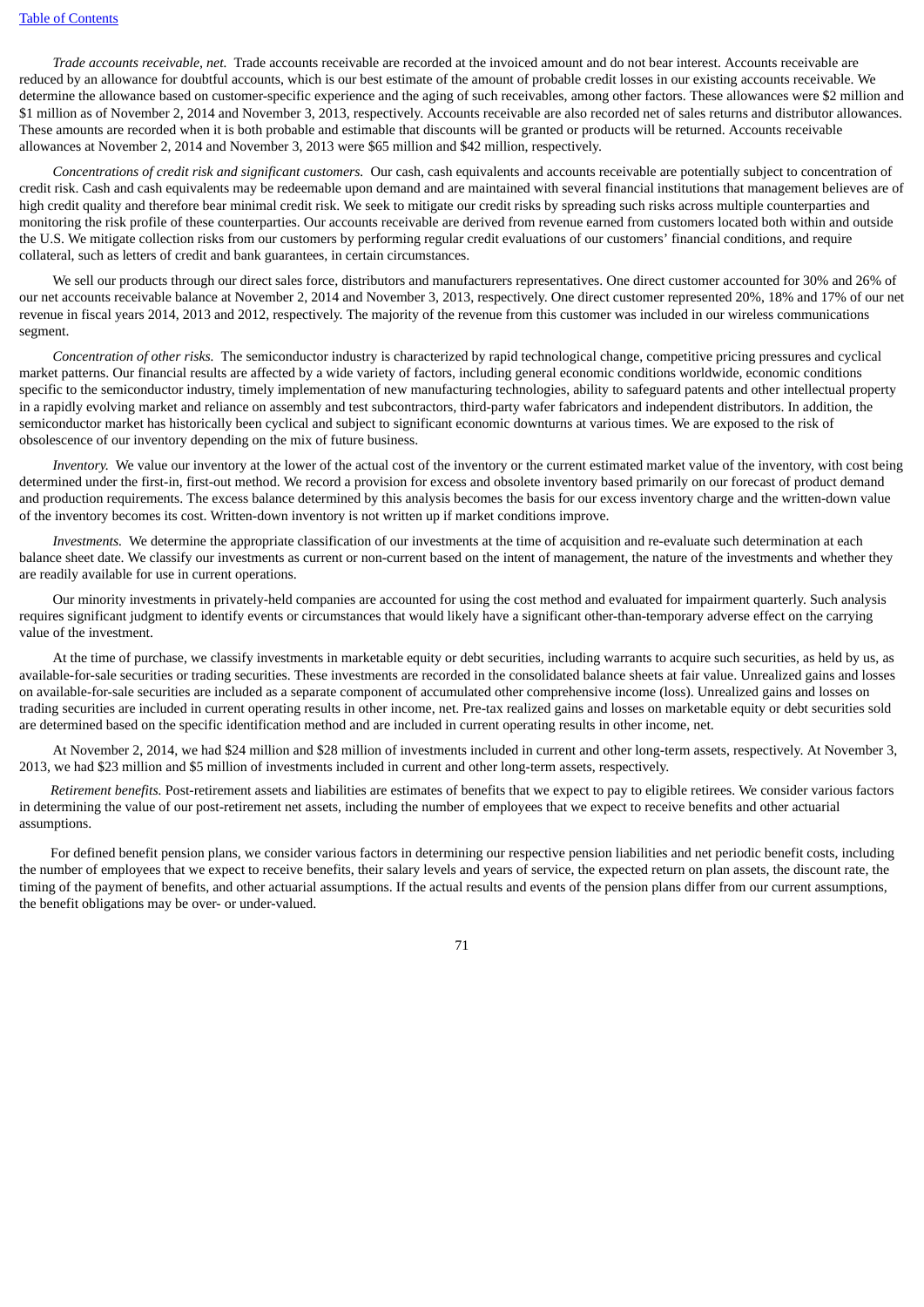*Trade accounts receivable, net.* Trade accounts receivable are recorded at the invoiced amount and do not bear interest. Accounts receivable are reduced by an allowance for doubtful accounts, which is our best estimate of the amount of probable credit losses in our existing accounts receivable. We determine the allowance based on customer-specific experience and the aging of such receivables, among other factors. These allowances were $2 million and $1 million as of November 2, 2014 and November 3, 2013, respectively. Accounts receivable are also recorded net of sales returns and distributor allowances. These amounts are recorded when it is both probable and estimable that discounts will be granted or products will be returned. Accounts receivable allowances at November 2, 2014 and November 3, 2013 were $65 million and $42 million, respectively.

*Concentrations of credit risk and significant customers.* Our cash, cash equivalents and accounts receivable are potentially subject to concentration of credit risk. Cash and cash equivalents may be redeemable upon demand and are maintained with several financial institutions that management believes are of high credit quality and therefore bear minimal credit risk. We seek to mitigate our credit risks by spreading such risks across multiple counterparties and monitoring the risk profile of these counterparties. Our accounts receivable are derived from revenue earned from customers located both within and outside the U.S. We mitigate collection risks from our customers by performing regular credit evaluations of our customers' financial conditions, and require collateral, such as letters of credit and bank guarantees, in certain circumstances.

We sell our products through our direct sales force, distributors and manufacturers representatives. One direct customer accounted for 30% and 26% of our net accounts receivable balance at November 2, 2014 and November 3, 2013, respectively. One direct customer represented 20%, 18% and 17% of our net revenue in fiscal years 2014, 2013 and 2012, respectively. The majority of the revenue from this customer was included in our wireless communications segment.

*Concentration of other risks.* The semiconductor industry is characterized by rapid technological change, competitive pricing pressures and cyclical market patterns. Our financial results are affected by a wide variety of factors, including general economic conditions worldwide, economic conditions specific to the semiconductor industry, timely implementation of new manufacturing technologies, ability to safeguard patents and other intellectual property in a rapidly evolving market and reliance on assembly and test subcontractors, third-party wafer fabricators and independent distributors. In addition, the semiconductor market has historically been cyclical and subject to significant economic downturns at various times. We are exposed to the risk of obsolescence of our inventory depending on the mix of future business.

*Inventory.* We value our inventory at the lower of the actual cost of the inventory or the current estimated market value of the inventory, with cost being determined under the first-in, first-out method. We record a provision for excess and obsolete inventory based primarily on our forecast of product demand and production requirements. The excess balance determined by this analysis becomes the basis for our excess inventory charge and the written-down value of the inventory becomes its cost. Written-down inventory is not written up if market conditions improve.

*Investments.* We determine the appropriate classification of our investments at the time of acquisition and re-evaluate such determination at each balance sheet date. We classify our investments as current or non-current based on the intent of management, the nature of the investments and whether they are readily available for use in current operations.

Our minority investments in privately-held companies are accounted for using the cost method and evaluated for impairment quarterly. Such analysis requires significant judgment to identify events or circumstances that would likely have a significant other-than-temporary adverse effect on the carrying value of the investment.

At the time of purchase, we classify investments in marketable equity or debt securities, including warrants to acquire such securities, as held by us, as available-for-sale securities or trading securities. These investments are recorded in the consolidated balance sheets at fair value. Unrealized gains and losses on available-for-sale securities are included as a separate component of accumulated other comprehensive income (loss). Unrealized gains and losses on trading securities are included in current operating results in other income, net. Pre-tax realized gains and losses on marketable equity or debt securities sold are determined based on the specific identification method and are included in current operating results in other income, net.

At November 2, 2014, we had $24 million and $28 million of investments included in current and other long-term assets, respectively. At November 3, 2013, we had $23 million and $5 million of investments included in current and other long-term assets, respectively.

*Retirement benefits.* Post-retirement assets and liabilities are estimates of benefits that we expect to pay to eligible retirees. We consider various factors in determining the value of our post-retirement net assets, including the number of employees that we expect to receive benefits and other actuarial assumptions.

For defined benefit pension plans, we consider various factors in determining our respective pension liabilities and net periodic benefit costs, including the number of employees that we expect to receive benefits, their salary levels and years of service, the expected return on plan assets, the discount rate, the timing of the payment of benefits, and other actuarial assumptions. If the actual results and events of the pension plans differ from our current assumptions, the benefit obligations may be over- or under-valued.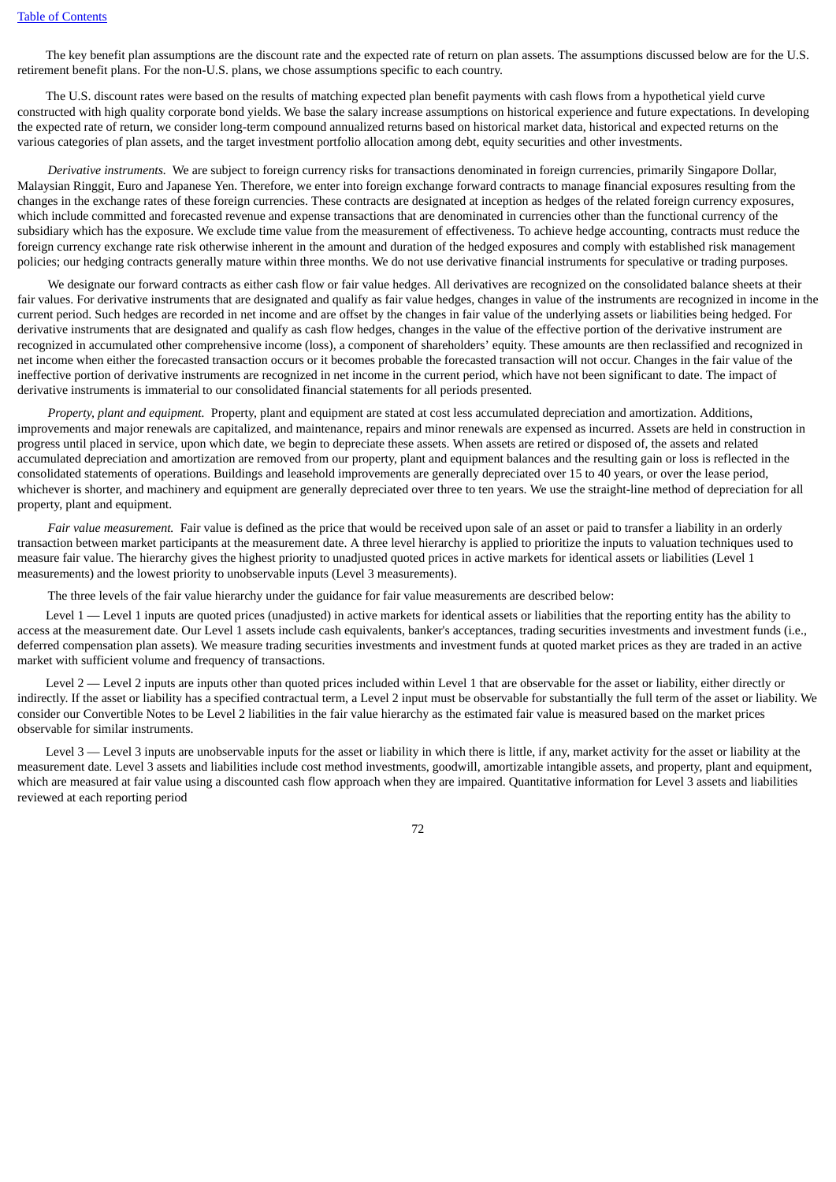The key benefit plan assumptions are the discount rate and the expected rate of return on plan assets. The assumptions discussed below are for the U.S. retirement benefit plans. For the non-U.S. plans, we chose assumptions specific to each country.

The U.S. discount rates were based on the results of matching expected plan benefit payments with cash flows from a hypothetical yield curve constructed with high quality corporate bond yields. We base the salary increase assumptions on historical experience and future expectations. In developing the expected rate of return, we consider long-term compound annualized returns based on historical market data, historical and expected returns on the various categories of plan assets, and the target investment portfolio allocation among debt, equity securities and other investments.

*Derivative instruments.* We are subject to foreign currency risks for transactions denominated in foreign currencies, primarily Singapore Dollar, Malaysian Ringgit, Euro and Japanese Yen. Therefore, we enter into foreign exchange forward contracts to manage financial exposures resulting from the changes in the exchange rates of these foreign currencies. These contracts are designated at inception as hedges of the related foreign currency exposures, which include committed and forecasted revenue and expense transactions that are denominated in currencies other than the functional currency of the subsidiary which has the exposure. We exclude time value from the measurement of effectiveness. To achieve hedge accounting, contracts must reduce the foreign currency exchange rate risk otherwise inherent in the amount and duration of the hedged exposures and comply with established risk management policies; our hedging contracts generally mature within three months. We do not use derivative financial instruments for speculative or trading purposes.

We designate our forward contracts as either cash flow or fair value hedges. All derivatives are recognized on the consolidated balance sheets at their fair values. For derivative instruments that are designated and qualify as fair value hedges, changes in value of the instruments are recognized in income in the current period. Such hedges are recorded in net income and are offset by the changes in fair value of the underlying assets or liabilities being hedged. For derivative instruments that are designated and qualify as cash flow hedges, changes in the value of the effective portion of the derivative instrument are recognized in accumulated other comprehensive income (loss), a component of shareholders' equity. These amounts are then reclassified and recognized in net income when either the forecasted transaction occurs or it becomes probable the forecasted transaction will not occur. Changes in the fair value of the ineffective portion of derivative instruments are recognized in net income in the current period, which have not been significant to date. The impact of derivative instruments is immaterial to our consolidated financial statements for all periods presented.

*Property, plant and equipment.* Property, plant and equipment are stated at cost less accumulated depreciation and amortization. Additions, improvements and major renewals are capitalized, and maintenance, repairs and minor renewals are expensed as incurred. Assets are held in construction in progress until placed in service, upon which date, we begin to depreciate these assets. When assets are retired or disposed of, the assets and related accumulated depreciation and amortization are removed from our property, plant and equipment balances and the resulting gain or loss is reflected in the consolidated statements of operations. Buildings and leasehold improvements are generally depreciated over 15 to 40 years, or over the lease period, whichever is shorter, and machinery and equipment are generally depreciated over three to ten years. We use the straight-line method of depreciation for all property, plant and equipment.

*Fair value measurement.* Fair value is defined as the price that would be received upon sale of an asset or paid to transfer a liability in an orderly transaction between market participants at the measurement date. A three level hierarchy is applied to prioritize the inputs to valuation techniques used to measure fair value. The hierarchy gives the highest priority to unadjusted quoted prices in active markets for identical assets or liabilities (Level 1 measurements) and the lowest priority to unobservable inputs (Level 3 measurements).

The three levels of the fair value hierarchy under the guidance for fair value measurements are described below:

Level 1 — Level 1 inputs are quoted prices (unadjusted) in active markets for identical assets or liabilities that the reporting entity has the ability to access at the measurement date. Our Level 1 assets include cash equivalents, banker's acceptances, trading securities investments and investment funds (i.e., deferred compensation plan assets). We measure trading securities investments and investment funds at quoted market prices as they are traded in an active market with sufficient volume and frequency of transactions.

Level 2 — Level 2 inputs are inputs other than quoted prices included within Level 1 that are observable for the asset or liability, either directly or indirectly. If the asset or liability has a specified contractual term, a Level 2 input must be observable for substantially the full term of the asset or liability. We consider our Convertible Notes to be Level 2 liabilities in the fair value hierarchy as the estimated fair value is measured based on the market prices observable for similar instruments.

Level 3 — Level 3 inputs are unobservable inputs for the asset or liability in which there is little, if any, market activity for the asset or liability at the measurement date. Level 3 assets and liabilities include cost method investments, goodwill, amortizable intangible assets, and property, plant and equipment, which are measured at fair value using a discounted cash flow approach when they are impaired. Quantitative information for Level 3 assets and liabilities reviewed at each reporting period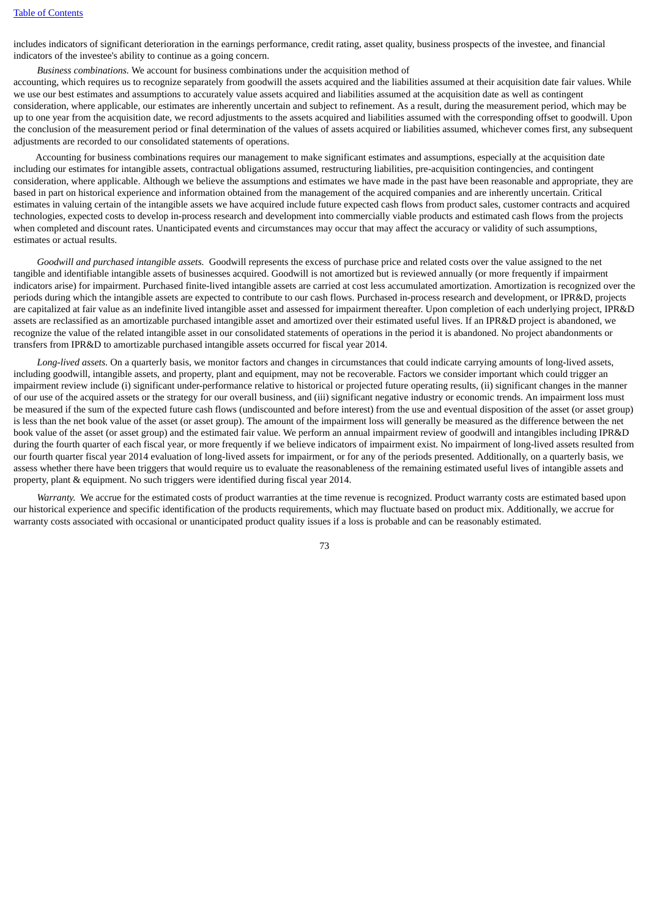includes indicators of significant deterioration in the earnings performance, credit rating, asset quality, business prospects of the investee, and financial indicators of the investee's ability to continue as a going concern.

*Business combinations.* We account for business combinations under the acquisition method of accounting, which requires us to recognize separately from goodwill the assets acquired and the liabilities assumed at their acquisition date fair values. While we use our best estimates and assumptions to accurately value assets acquired and liabilities assumed at the acquisition date as well as contingent consideration, where applicable, our estimates are inherently uncertain and subject to refinement. As a result, during the measurement period, which may be up to one year from the acquisition date, we record adjustments to the assets acquired and liabilities assumed with the corresponding offset to goodwill. Upon the conclusion of the measurement period or final determination of the values of assets acquired or liabilities assumed, whichever comes first, any subsequent adjustments are recorded to our consolidated statements of operations.

Accounting for business combinations requires our management to make significant estimates and assumptions, especially at the acquisition date including our estimates for intangible assets, contractual obligations assumed, restructuring liabilities, pre-acquisition contingencies, and contingent consideration, where applicable. Although we believe the assumptions and estimates we have made in the past have been reasonable and appropriate, they are based in part on historical experience and information obtained from the management of the acquired companies and are inherently uncertain. Critical estimates in valuing certain of the intangible assets we have acquired include future expected cash flows from product sales, customer contracts and acquired technologies, expected costs to develop in-process research and development into commercially viable products and estimated cash flows from the projects when completed and discount rates. Unanticipated events and circumstances may occur that may affect the accuracy or validity of such assumptions, estimates or actual results.

*Goodwill and purchased intangible assets.* Goodwill represents the excess of purchase price and related costs over the value assigned to the net tangible and identifiable intangible assets of businesses acquired. Goodwill is not amortized but is reviewed annually (or more frequently if impairment indicators arise) for impairment. Purchased finite-lived intangible assets are carried at cost less accumulated amortization. Amortization is recognized over the periods during which the intangible assets are expected to contribute to our cash flows. Purchased in-process research and development, or IPR&D, projects are capitalized at fair value as an indefinite lived intangible asset and assessed for impairment thereafter. Upon completion of each underlying project, IPR&D assets are reclassified as an amortizable purchased intangible asset and amortized over their estimated useful lives. If an IPR&D project is abandoned, we recognize the value of the related intangible asset in our consolidated statements of operations in the period it is abandoned. No project abandonments or transfers from IPR&D to amortizable purchased intangible assets occurred for fiscal year 2014.

*Long-lived assets.* On a quarterly basis, we monitor factors and changes in circumstances that could indicate carrying amounts of long-lived assets, including goodwill, intangible assets, and property, plant and equipment, may not be recoverable. Factors we consider important which could trigger an impairment review include (i) significant under-performance relative to historical or projected future operating results, (ii) significant changes in the manner of our use of the acquired assets or the strategy for our overall business, and (iii) significant negative industry or economic trends. An impairment loss must be measured if the sum of the expected future cash flows (undiscounted and before interest) from the use and eventual disposition of the asset (or asset group) is less than the net book value of the asset (or asset group). The amount of the impairment loss will generally be measured as the difference between the net book value of the asset (or asset group) and the estimated fair value. We perform an annual impairment review of goodwill and intangibles including IPR&D during the fourth quarter of each fiscal year, or more frequently if we believe indicators of impairment exist. No impairment of long-lived assets resulted from our fourth quarter fiscal year 2014 evaluation of long-lived assets for impairment, or for any of the periods presented. Additionally, on a quarterly basis, we assess whether there have been triggers that would require us to evaluate the reasonableness of the remaining estimated useful lives of intangible assets and property, plant & equipment. No such triggers were identified during fiscal year 2014.

*Warranty.* We accrue for the estimated costs of product warranties at the time revenue is recognized. Product warranty costs are estimated based upon our historical experience and specific identification of the products requirements, which may fluctuate based on product mix. Additionally, we accrue for warranty costs associated with occasional or unanticipated product quality issues if a loss is probable and can be reasonably estimated.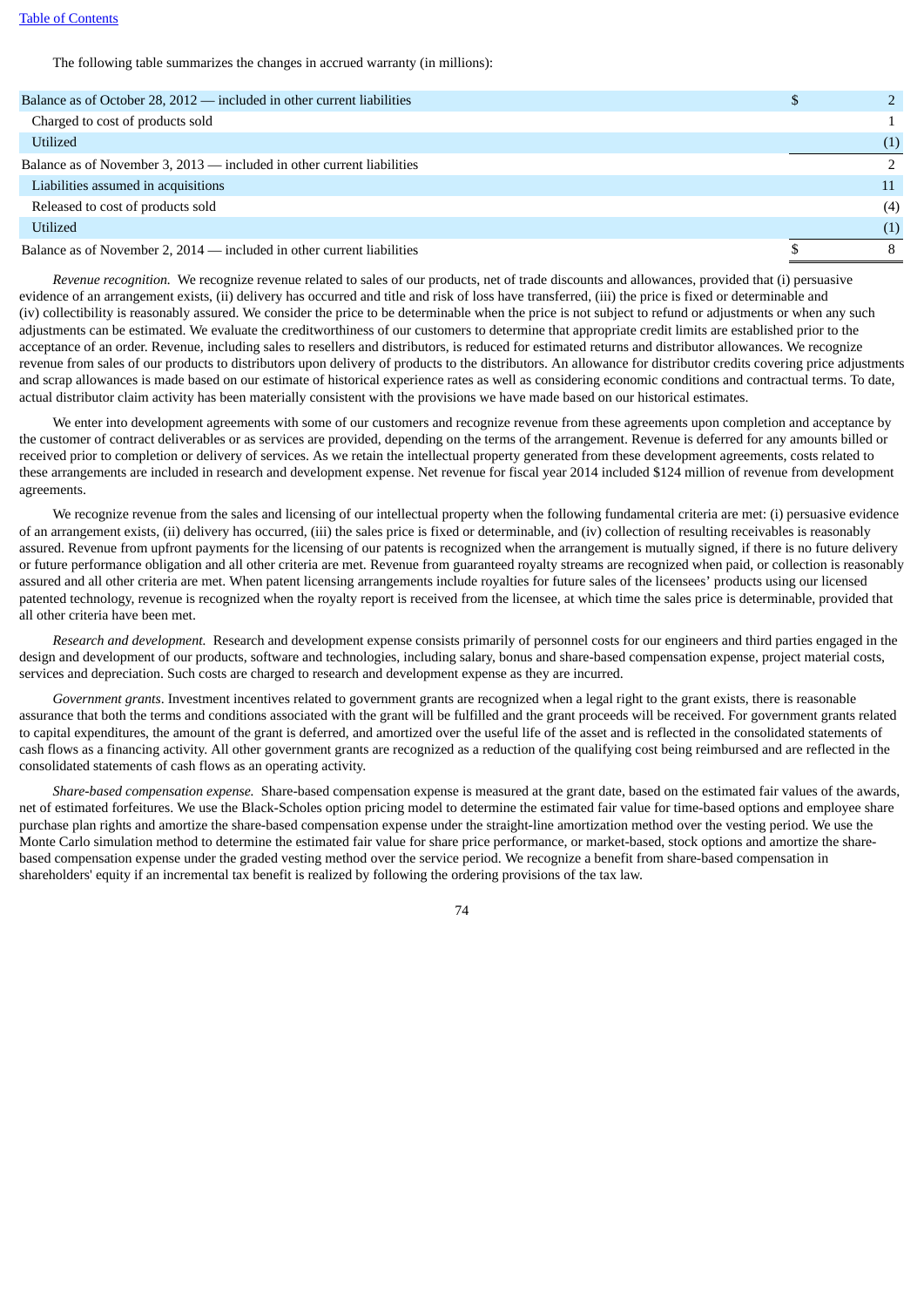The following table summarizes the changes in accrued warranty (in millions):

| | |
|---|---|
| Balance as of October 28, 2012 — included in other current liabilities | $ 2 |
| Charged to cost of products sold | 1 |
| Utilized | (1) |
| Balance as of November 3, 2013 — included in other current liabilities | 2 |
| Liabilities assumed in acquisitions | 11 |
| Released to cost of products sold | (4) |
| Utilized | (1) |
| Balance as of November 2, 2014 — included in other current liabilities | $ 8 |

*Revenue recognition.* We recognize revenue related to sales of our products, net of trade discounts and allowances, provided that (i) persuasive evidence of an arrangement exists, (ii) delivery has occurred and title and risk of loss have transferred, (iii) the price is fixed or determinable and (iv) collectibility is reasonably assured. We consider the price to be determinable when the price is not subject to refund or adjustments or when any such adjustments can be estimated. We evaluate the creditworthiness of our customers to determine that appropriate credit limits are established prior to the acceptance of an order. Revenue, including sales to resellers and distributors, is reduced for estimated returns and distributor allowances. We recognize revenue from sales of our products to distributors upon delivery of products to the distributors. An allowance for distributor credits covering price adjustments and scrap allowances is made based on our estimate of historical experience rates as well as considering economic conditions and contractual terms. To date, actual distributor claim activity has been materially consistent with the provisions we have made based on our historical estimates.

We enter into development agreements with some of our customers and recognize revenue from these agreements upon completion and acceptance by the customer of contract deliverables or as services are provided, depending on the terms of the arrangement. Revenue is deferred for any amounts billed or received prior to completion or delivery of services. As we retain the intellectual property generated from these development agreements, costs related to these arrangements are included in research and development expense. Net revenue for fiscal year 2014 included $124 million of revenue from development agreements.

We recognize revenue from the sales and licensing of our intellectual property when the following fundamental criteria are met: (i) persuasive evidence of an arrangement exists, (ii) delivery has occurred, (iii) the sales price is fixed or determinable, and (iv) collection of resulting receivables is reasonably assured. Revenue from upfront payments for the licensing of our patents is recognized when the arrangement is mutually signed, if there is no future delivery or future performance obligation and all other criteria are met. Revenue from guaranteed royalty streams are recognized when paid, or collection is reasonably assured and all other criteria are met. When patent licensing arrangements include royalties for future sales of the licensees' products using our licensed patented technology, revenue is recognized when the royalty report is received from the licensee, at which time the sales price is determinable, provided that all other criteria have been met.

*Research and development.* Research and development expense consists primarily of personnel costs for our engineers and third parties engaged in the design and development of our products, software and technologies, including salary, bonus and share-based compensation expense, project material costs, services and depreciation. Such costs are charged to research and development expense as they are incurred.

*Government grants*. Investment incentives related to government grants are recognized when a legal right to the grant exists, there is reasonable assurance that both the terms and conditions associated with the grant will be fulfilled and the grant proceeds will be received. For government grants related to capital expenditures, the amount of the grant is deferred, and amortized over the useful life of the asset and is reflected in the consolidated statements of cash flows as a financing activity. All other government grants are recognized as a reduction of the qualifying cost being reimbursed and are reflected in the consolidated statements of cash flows as an operating activity.

*Share-based compensation expense.* Share-based compensation expense is measured at the grant date, based on the estimated fair values of the awards, net of estimated forfeitures. We use the Black-Scholes option pricing model to determine the estimated fair value for time-based options and employee share purchase plan rights and amortize the share-based compensation expense under the straight-line amortization method over the vesting period. We use the Monte Carlo simulation method to determine the estimated fair value for share price performance, or market-based, stock options and amortize the share-based compensation expense under the graded vesting method over the service period. We recognize a benefit from share-based compensation in shareholders' equity if an incremental tax benefit is realized by following the ordering provisions of the tax law.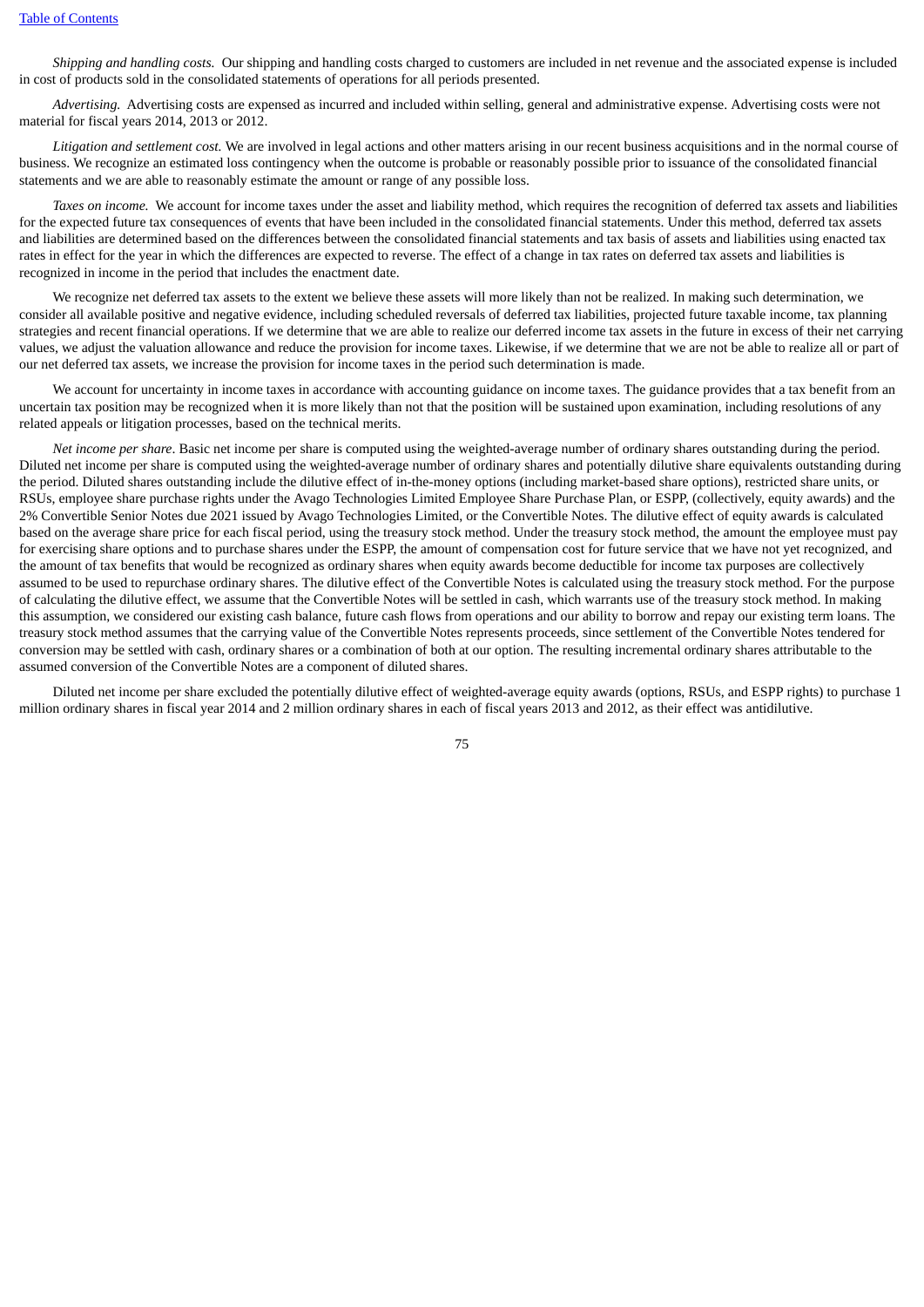*Shipping and handling costs.* Our shipping and handling costs charged to customers are included in net revenue and the associated expense is included in cost of products sold in the consolidated statements of operations for all periods presented.

*Advertising.* Advertising costs are expensed as incurred and included within selling, general and administrative expense. Advertising costs were not material for fiscal years 2014, 2013 or 2012.

*Litigation and settlement cost.* We are involved in legal actions and other matters arising in our recent business acquisitions and in the normal course of business. We recognize an estimated loss contingency when the outcome is probable or reasonably possible prior to issuance of the consolidated financial statements and we are able to reasonably estimate the amount or range of any possible loss.

*Taxes on income.* We account for income taxes under the asset and liability method, which requires the recognition of deferred tax assets and liabilities for the expected future tax consequences of events that have been included in the consolidated financial statements. Under this method, deferred tax assets and liabilities are determined based on the differences between the consolidated financial statements and tax basis of assets and liabilities using enacted tax rates in effect for the year in which the differences are expected to reverse. The effect of a change in tax rates on deferred tax assets and liabilities is recognized in income in the period that includes the enactment date.

We recognize net deferred tax assets to the extent we believe these assets will more likely than not be realized. In making such determination, we consider all available positive and negative evidence, including scheduled reversals of deferred tax liabilities, projected future taxable income, tax planning strategies and recent financial operations. If we determine that we are able to realize our deferred income tax assets in the future in excess of their net carrying values, we adjust the valuation allowance and reduce the provision for income taxes. Likewise, if we determine that we are not be able to realize all or part of our net deferred tax assets, we increase the provision for income taxes in the period such determination is made.

We account for uncertainty in income taxes in accordance with accounting guidance on income taxes. The guidance provides that a tax benefit from an uncertain tax position may be recognized when it is more likely than not that the position will be sustained upon examination, including resolutions of any related appeals or litigation processes, based on the technical merits.

*Net income per share*. Basic net income per share is computed using the weighted-average number of ordinary shares outstanding during the period. Diluted net income per share is computed using the weighted-average number of ordinary shares and potentially dilutive share equivalents outstanding during the period. Diluted shares outstanding include the dilutive effect of in-the-money options (including market-based share options), restricted share units, or RSUs, employee share purchase rights under the Avago Technologies Limited Employee Share Purchase Plan, or ESPP, (collectively, equity awards) and the 2% Convertible Senior Notes due 2021 issued by Avago Technologies Limited, or the Convertible Notes. The dilutive effect of equity awards is calculated based on the average share price for each fiscal period, using the treasury stock method. Under the treasury stock method, the amount the employee must pay for exercising share options and to purchase shares under the ESPP, the amount of compensation cost for future service that we have not yet recognized, and the amount of tax benefits that would be recognized as ordinary shares when equity awards become deductible for income tax purposes are collectively assumed to be used to repurchase ordinary shares. The dilutive effect of the Convertible Notes is calculated using the treasury stock method. For the purpose of calculating the dilutive effect, we assume that the Convertible Notes will be settled in cash, which warrants use of the treasury stock method. In making this assumption, we considered our existing cash balance, future cash flows from operations and our ability to borrow and repay our existing term loans. The treasury stock method assumes that the carrying value of the Convertible Notes represents proceeds, since settlement of the Convertible Notes tendered for conversion may be settled with cash, ordinary shares or a combination of both at our option. The resulting incremental ordinary shares attributable to the assumed conversion of the Convertible Notes are a component of diluted shares.

Diluted net income per share excluded the potentially dilutive effect of weighted-average equity awards (options, RSUs, and ESPP rights) to purchase 1 million ordinary shares in fiscal year 2014 and 2 million ordinary shares in each of fiscal years 2013 and 2012, as their effect was antidilutive.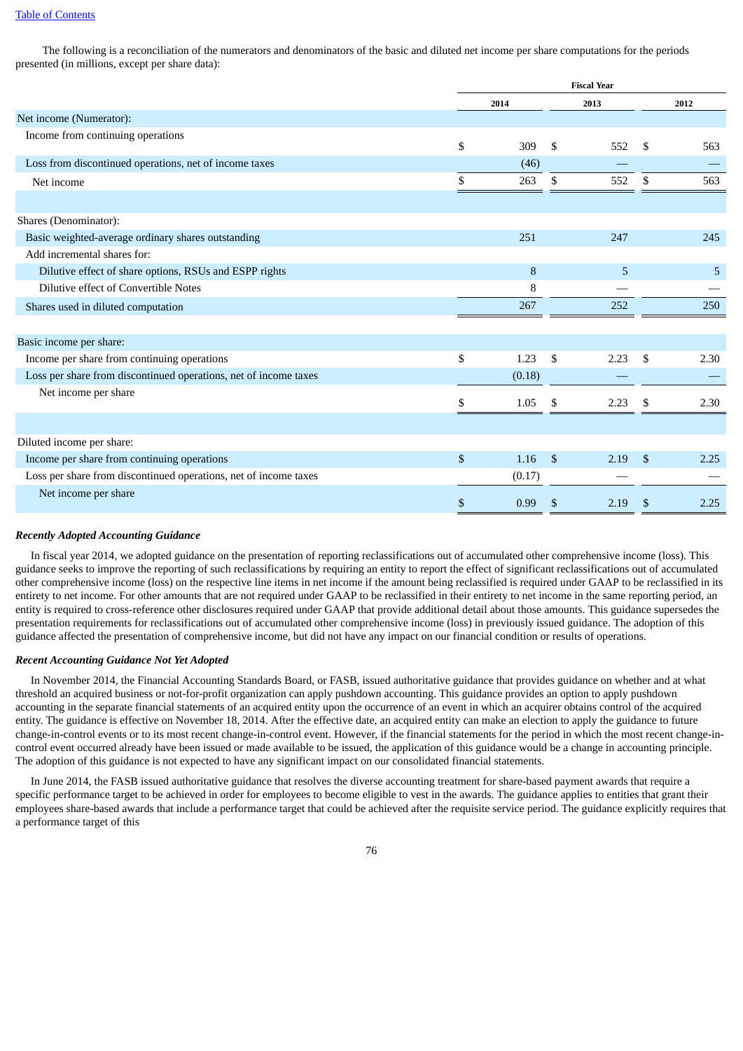The following is a reconciliation of the numerators and denominators of the basic and diluted net income per share computations for the periods presented (in millions, except per share data):

| | Fiscal Year | | |
|---|---|---|---|
| | 2014 | 2013 | 2012 |
| Net income (Numerator): | | | |
| Income from continuing operations | $ 309 | $ 552 | $ 563 |
| Loss from discontinued operations, net of income taxes | (46) | — | — |
| Net income | $ 263 | $ 552 | $ 563 |
| | | | |
| Shares (Denominator): | | | |
| Basic weighted-average ordinary shares outstanding | 251 | 247 | 245 |
| Add incremental shares for: | | | |
| Dilutive effect of share options, RSUs and ESPP rights | 8 | 5 | 5 |
| Dilutive effect of Convertible Notes | 8 | — | — |
| Shares used in diluted computation | 267 | 252 | 250 |
| | | | |
| Basic income per share: | | | |
| Income per share from continuing operations | $ 1.23 | $ 2.23 | $ 2.30 |
| Loss per share from discontinued operations, net of income taxes | (0.18) | — | — |
| Net income per share | $ 1.05 | $ 2.23 | $ 2.30 |
| | | | |
| Diluted income per share: | | | |
| Income per share from continuing operations | $ 1.16 | $ 2.19 | $ 2.25 |
| Loss per share from discontinued operations, net of income taxes | (0.17) | — | — |
| Net income per share | $ 0.99 | $ 2.19 | $ 2.25 |

***Recently Adopted Accounting Guidance***

In fiscal year 2014, we adopted guidance on the presentation of reporting reclassifications out of accumulated other comprehensive income (loss). This guidance seeks to improve the reporting of such reclassifications by requiring an entity to report the effect of significant reclassifications out of accumulated other comprehensive income (loss) on the respective line items in net income if the amount being reclassified is required under GAAP to be reclassified in its entirety to net income. For other amounts that are not required under GAAP to be reclassified in their entirety to net income in the same reporting period, an entity is required to cross-reference other disclosures required under GAAP that provide additional detail about those amounts. This guidance supersedes the presentation requirements for reclassifications out of accumulated other comprehensive income (loss) in previously issued guidance. The adoption of this guidance affected the presentation of comprehensive income, but did not have any impact on our financial condition or results of operations.

***Recent Accounting Guidance Not Yet Adopted***

In November 2014, the Financial Accounting Standards Board, or FASB, issued authoritative guidance that provides guidance on whether and at what threshold an acquired business or not-for-profit organization can apply pushdown accounting. This guidance provides an option to apply pushdown accounting in the separate financial statements of an acquired entity upon the occurrence of an event in which an acquirer obtains control of the acquired entity. The guidance is effective on November 18, 2014. After the effective date, an acquired entity can make an election to apply the guidance to future change-in-control events or to its most recent change-in-control event. However, if the financial statements for the period in which the most recent change-in-control event occurred already have been issued or made available to be issued, the application of this guidance would be a change in accounting principle. The adoption of this guidance is not expected to have any significant impact on our consolidated financial statements.

In June 2014, the FASB issued authoritative guidance that resolves the diverse accounting treatment for share-based payment awards that require a specific performance target to be achieved in order for employees to become eligible to vest in the awards. The guidance applies to entities that grant their employees share-based awards that include a performance target that could be achieved after the requisite service period. The guidance explicitly requires that a performance target of this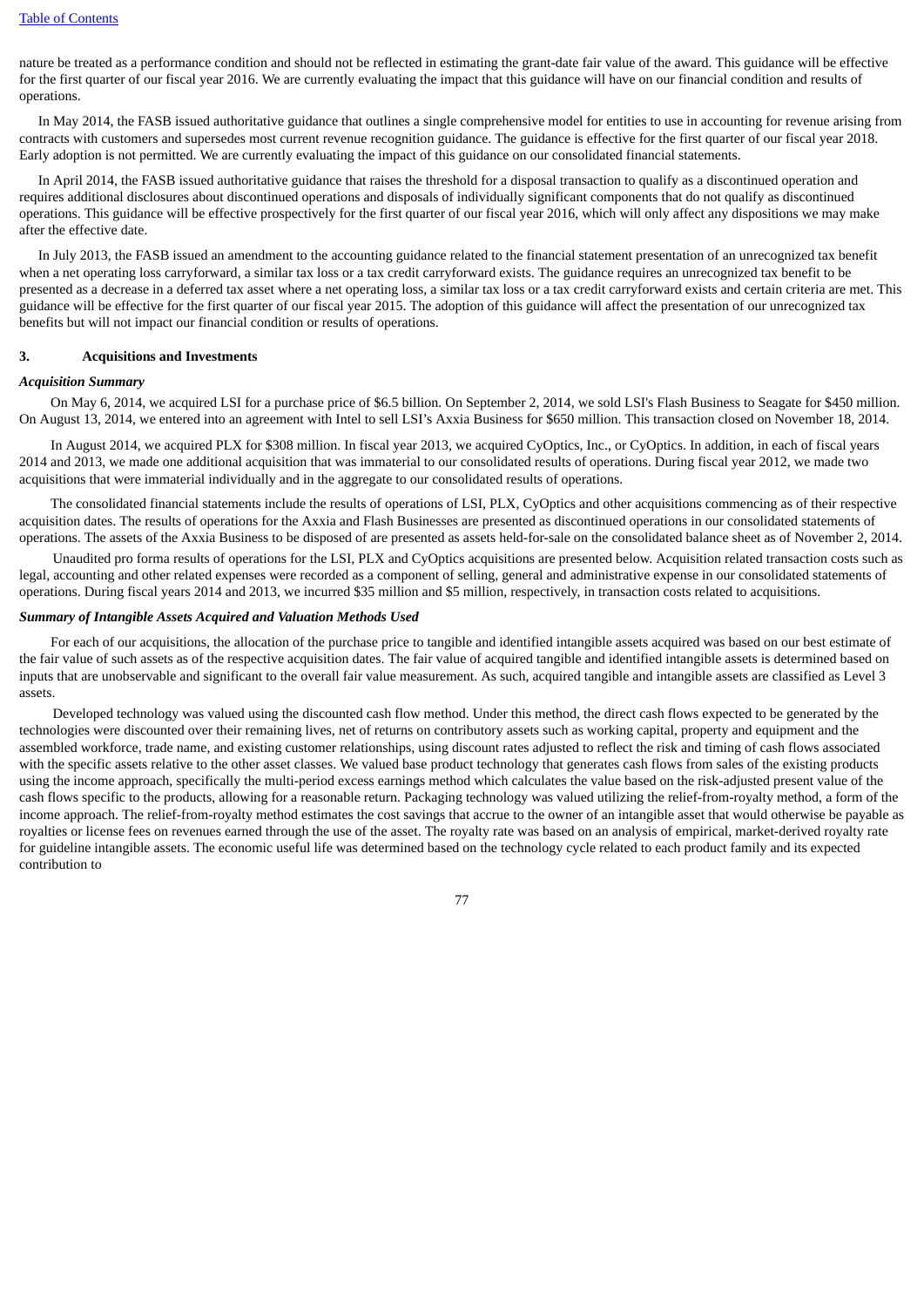nature be treated as a performance condition and should not be reflected in estimating the grant-date fair value of the award. This guidance will be effective for the first quarter of our fiscal year 2016. We are currently evaluating the impact that this guidance will have on our financial condition and results of operations.

In May 2014, the FASB issued authoritative guidance that outlines a single comprehensive model for entities to use in accounting for revenue arising from contracts with customers and supersedes most current revenue recognition guidance. The guidance is effective for the first quarter of our fiscal year 2018. Early adoption is not permitted. We are currently evaluating the impact of this guidance on our consolidated financial statements.

In April 2014, the FASB issued authoritative guidance that raises the threshold for a disposal transaction to qualify as a discontinued operation and requires additional disclosures about discontinued operations and disposals of individually significant components that do not qualify as discontinued operations. This guidance will be effective prospectively for the first quarter of our fiscal year 2016, which will only affect any dispositions we may make after the effective date.

In July 2013, the FASB issued an amendment to the accounting guidance related to the financial statement presentation of an unrecognized tax benefit when a net operating loss carryforward, a similar tax loss or a tax credit carryforward exists. The guidance requires an unrecognized tax benefit to be presented as a decrease in a deferred tax asset where a net operating loss, a similar tax loss or a tax credit carryforward exists and certain criteria are met. This guidance will be effective for the first quarter of our fiscal year 2015. The adoption of this guidance will affect the presentation of our unrecognized tax benefits but will not impact our financial condition or results of operations.

## 3. Acquisitions and Investments

***Acquisition Summary***

On May 6, 2014, we acquired LSI for a purchase price of $6.5 billion. On September 2, 2014, we sold LSI's Flash Business to Seagate for $450 million. On August 13, 2014, we entered into an agreement with Intel to sell LSI's Axxia Business for $650 million. This transaction closed on November 18, 2014.

In August 2014, we acquired PLX for $308 million. In fiscal year 2013, we acquired CyOptics, Inc., or CyOptics. In addition, in each of fiscal years 2014 and 2013, we made one additional acquisition that was immaterial to our consolidated results of operations. During fiscal year 2012, we made two acquisitions that were immaterial individually and in the aggregate to our consolidated results of operations.

The consolidated financial statements include the results of operations of LSI, PLX, CyOptics and other acquisitions commencing as of their respective acquisition dates. The results of operations for the Axxia and Flash Businesses are presented as discontinued operations in our consolidated statements of operations. The assets of the Axxia Business to be disposed of are presented as assets held-for-sale on the consolidated balance sheet as of November 2, 2014.

Unaudited pro forma results of operations for the LSI, PLX and CyOptics acquisitions are presented below. Acquisition related transaction costs such as legal, accounting and other related expenses were recorded as a component of selling, general and administrative expense in our consolidated statements of operations. During fiscal years 2014 and 2013, we incurred $35 million and $5 million, respectively, in transaction costs related to acquisitions.

***Summary of Intangible Assets Acquired and Valuation Methods Used***

For each of our acquisitions, the allocation of the purchase price to tangible and identified intangible assets acquired was based on our best estimate of the fair value of such assets as of the respective acquisition dates. The fair value of acquired tangible and identified intangible assets is determined based on inputs that are unobservable and significant to the overall fair value measurement. As such, acquired tangible and intangible assets are classified as Level 3 assets.

Developed technology was valued using the discounted cash flow method. Under this method, the direct cash flows expected to be generated by the technologies were discounted over their remaining lives, net of returns on contributory assets such as working capital, property and equipment and the assembled workforce, trade name, and existing customer relationships, using discount rates adjusted to reflect the risk and timing of cash flows associated with the specific assets relative to the other asset classes. We valued base product technology that generates cash flows from sales of the existing products using the income approach, specifically the multi-period excess earnings method which calculates the value based on the risk-adjusted present value of the cash flows specific to the products, allowing for a reasonable return. Packaging technology was valued utilizing the relief-from-royalty method, a form of the income approach. The relief-from-royalty method estimates the cost savings that accrue to the owner of an intangible asset that would otherwise be payable as royalties or license fees on revenues earned through the use of the asset. The royalty rate was based on an analysis of empirical, market-derived royalty rate for guideline intangible assets. The economic useful life was determined based on the technology cycle related to each product family and its expected contribution to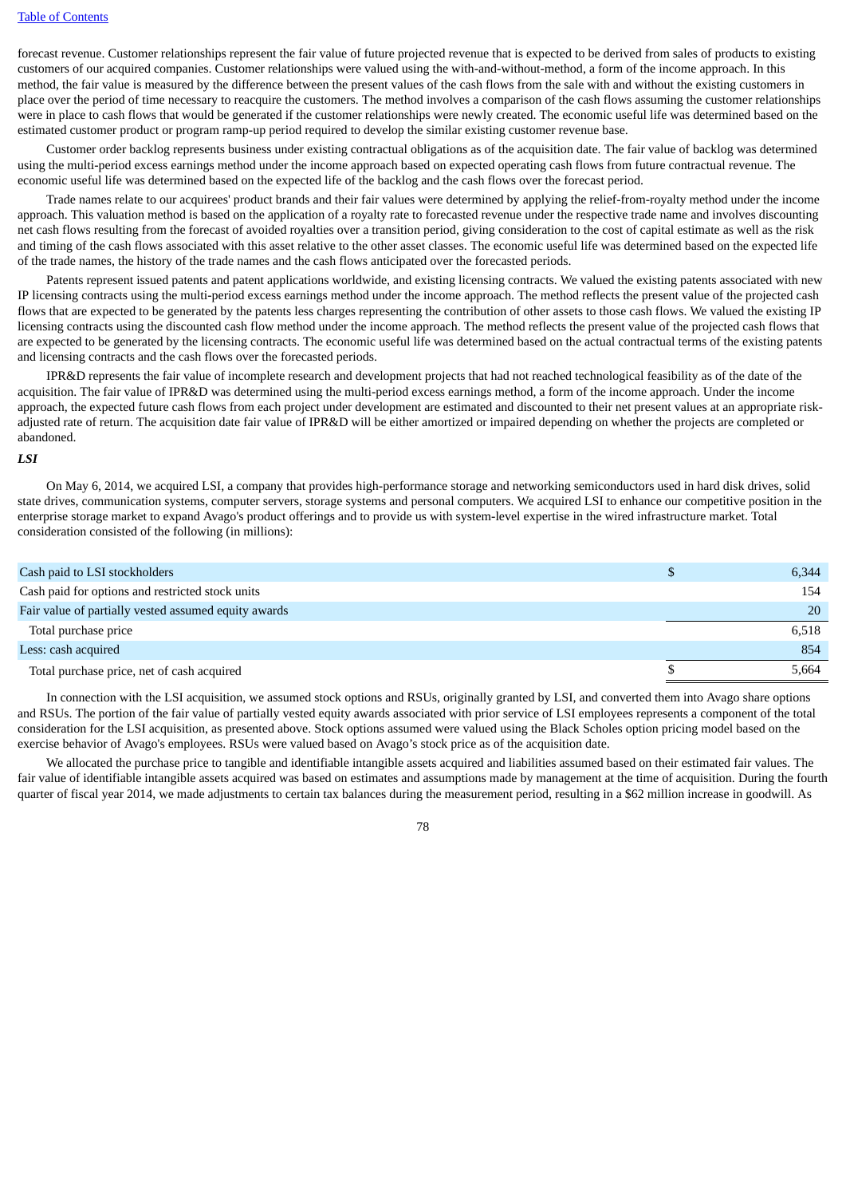forecast revenue. Customer relationships represent the fair value of future projected revenue that is expected to be derived from sales of products to existing customers of our acquired companies. Customer relationships were valued using the with-and-without-method, a form of the income approach. In this method, the fair value is measured by the difference between the present values of the cash flows from the sale with and without the existing customers in place over the period of time necessary to reacquire the customers. The method involves a comparison of the cash flows assuming the customer relationships were in place to cash flows that would be generated if the customer relationships were newly created. The economic useful life was determined based on the estimated customer product or program ramp-up period required to develop the similar existing customer revenue base.

Customer order backlog represents business under existing contractual obligations as of the acquisition date. The fair value of backlog was determined using the multi-period excess earnings method under the income approach based on expected operating cash flows from future contractual revenue. The economic useful life was determined based on the expected life of the backlog and the cash flows over the forecast period.

Trade names relate to our acquirees' product brands and their fair values were determined by applying the relief-from-royalty method under the income approach. This valuation method is based on the application of a royalty rate to forecasted revenue under the respective trade name and involves discounting net cash flows resulting from the forecast of avoided royalties over a transition period, giving consideration to the cost of capital estimate as well as the risk and timing of the cash flows associated with this asset relative to the other asset classes. The economic useful life was determined based on the expected life of the trade names, the history of the trade names and the cash flows anticipated over the forecasted periods.

Patents represent issued patents and patent applications worldwide, and existing licensing contracts. We valued the existing patents associated with new IP licensing contracts using the multi-period excess earnings method under the income approach. The method reflects the present value of the projected cash flows that are expected to be generated by the patents less charges representing the contribution of other assets to those cash flows. We valued the existing IP licensing contracts using the discounted cash flow method under the income approach. The method reflects the present value of the projected cash flows that are expected to be generated by the licensing contracts. The economic useful life was determined based on the actual contractual terms of the existing patents and licensing contracts and the cash flows over the forecasted periods.

IPR&D represents the fair value of incomplete research and development projects that had not reached technological feasibility as of the date of the acquisition. The fair value of IPR&D was determined using the multi-period excess earnings method, a form of the income approach. Under the income approach, the expected future cash flows from each project under development are estimated and discounted to their net present values at an appropriate risk-adjusted rate of return. The acquisition date fair value of IPR&D will be either amortized or impaired depending on whether the projects are completed or abandoned.

***LSI***

On May 6, 2014, we acquired LSI, a company that provides high-performance storage and networking semiconductors used in hard disk drives, solid state drives, communication systems, computer servers, storage systems and personal computers. We acquired LSI to enhance our competitive position in the enterprise storage market to expand Avago's product offerings and to provide us with system-level expertise in the wired infrastructure market. Total consideration consisted of the following (in millions):

| | | |
|---|---|---|
| Cash paid to LSI stockholders | $ | 6,344 |
| Cash paid for options and restricted stock units | | 154 |
| Fair value of partially vested assumed equity awards | | 20 |
| Total purchase price | | 6,518 |
| Less: cash acquired | | 854 |
| Total purchase price, net of cash acquired | $ | 5,664 |

In connection with the LSI acquisition, we assumed stock options and RSUs, originally granted by LSI, and converted them into Avago share options and RSUs. The portion of the fair value of partially vested equity awards associated with prior service of LSI employees represents a component of the total consideration for the LSI acquisition, as presented above. Stock options assumed were valued using the Black Scholes option pricing model based on the exercise behavior of Avago's employees. RSUs were valued based on Avago's stock price as of the acquisition date.

We allocated the purchase price to tangible and identifiable intangible assets acquired and liabilities assumed based on their estimated fair values. The fair value of identifiable intangible assets acquired was based on estimates and assumptions made by management at the time of acquisition. During the fourth quarter of fiscal year 2014, we made adjustments to certain tax balances during the measurement period, resulting in a $62 million increase in goodwill. As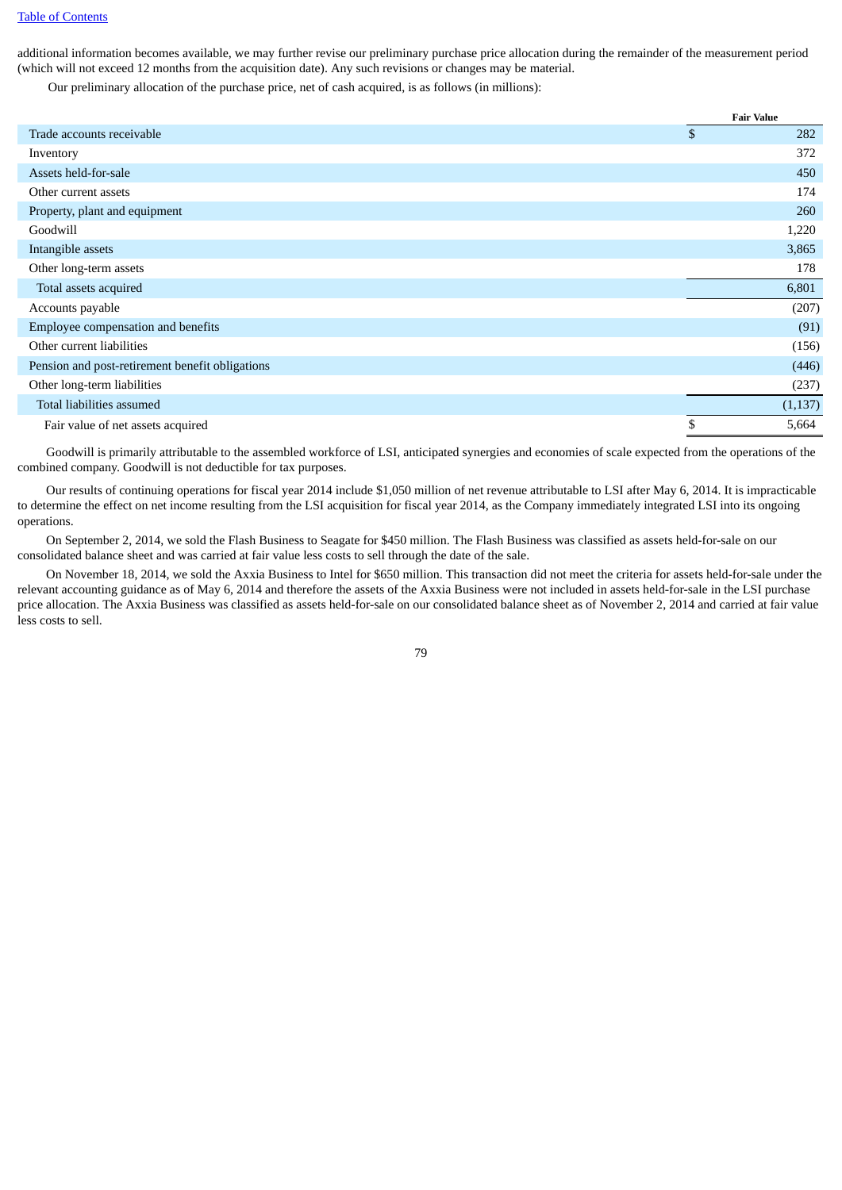additional information becomes available, we may further revise our preliminary purchase price allocation during the remainder of the measurement period (which will not exceed 12 months from the acquisition date). Any such revisions or changes may be material.

Our preliminary allocation of the purchase price, net of cash acquired, is as follows (in millions):

| | Fair Value |
|---|---|
| Trade accounts receivable | $ 282 |
| Inventory | 372 |
| Assets held-for-sale | 450 |
| Other current assets | 174 |
| Property, plant and equipment | 260 |
| Goodwill | 1,220 |
| Intangible assets | 3,865 |
| Other long-term assets | 178 |
| Total assets acquired | 6,801 |
| Accounts payable | (207) |
| Employee compensation and benefits | (91) |
| Other current liabilities | (156) |
| Pension and post-retirement benefit obligations | (446) |
| Other long-term liabilities | (237) |
| Total liabilities assumed | (1,137) |
| Fair value of net assets acquired | $ 5,664 |

Goodwill is primarily attributable to the assembled workforce of LSI, anticipated synergies and economies of scale expected from the operations of the combined company. Goodwill is not deductible for tax purposes.

Our results of continuing operations for fiscal year 2014 include $1,050 million of net revenue attributable to LSI after May 6, 2014. It is impracticable to determine the effect on net income resulting from the LSI acquisition for fiscal year 2014, as the Company immediately integrated LSI into its ongoing operations.

On September 2, 2014, we sold the Flash Business to Seagate for $450 million. The Flash Business was classified as assets held-for-sale on our consolidated balance sheet and was carried at fair value less costs to sell through the date of the sale.

On November 18, 2014, we sold the Axxia Business to Intel for $650 million. This transaction did not meet the criteria for assets held-for-sale under the relevant accounting guidance as of May 6, 2014 and therefore the assets of the Axxia Business were not included in assets held-for-sale in the LSI purchase price allocation. The Axxia Business was classified as assets held-for-sale on our consolidated balance sheet as of November 2, 2014 and carried at fair value less costs to sell.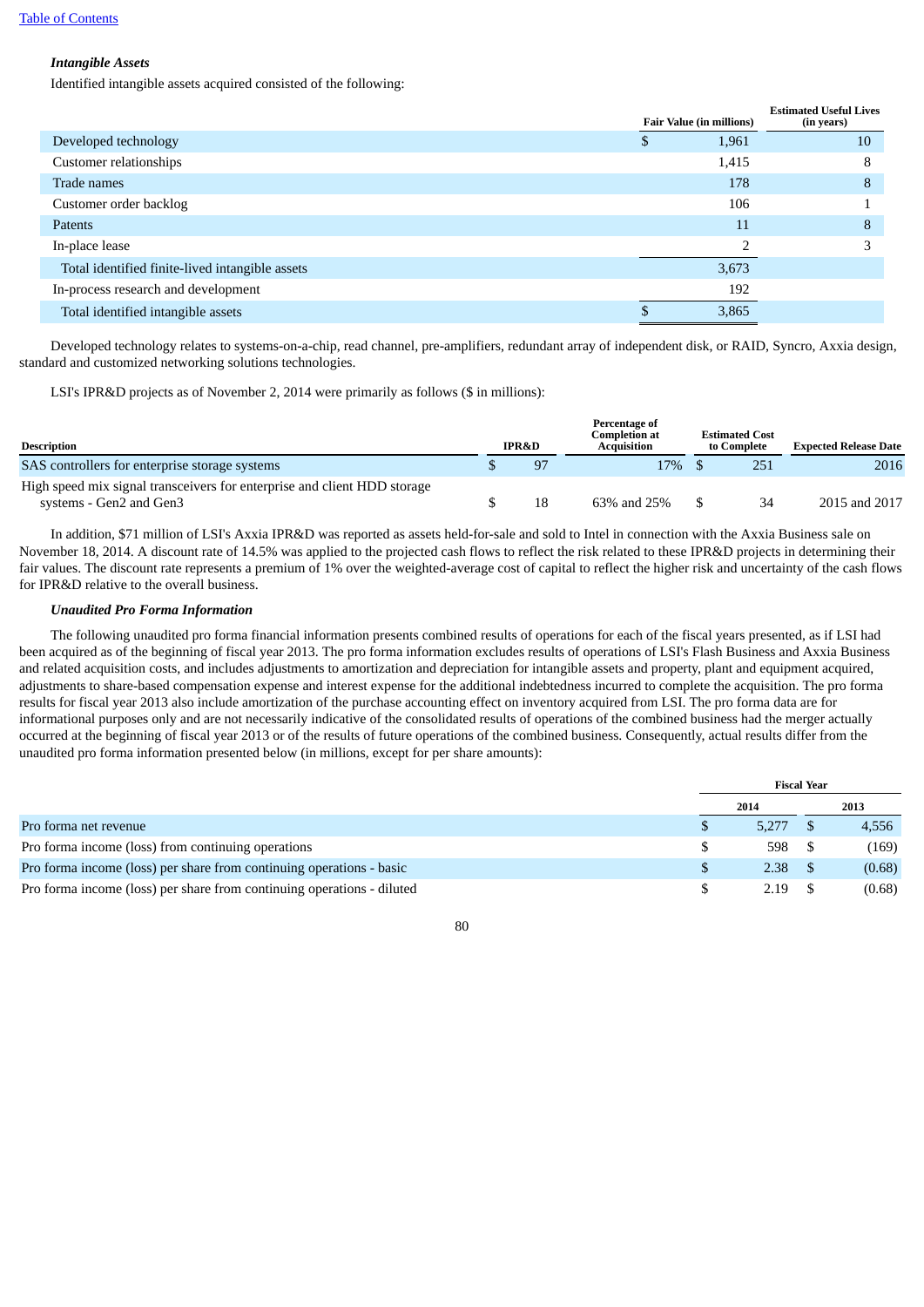*Intangible Assets*

Identified intangible assets acquired consisted of the following:

| | Fair Value (in millions) | Estimated Useful Lives (in years) |
|---|---|---|
| Developed technology | $ 1,961 | 10 |
| Customer relationships | 1,415 | 8 |
| Trade names | 178 | 8 |
| Customer order backlog | 106 | 1 |
| Patents | 11 | 8 |
| In-place lease | 2 | 3 |
| Total identified finite-lived intangible assets | 3,673 | |
| In-process research and development | 192 | |
| Total identified intangible assets | $ 3,865 | |

Developed technology relates to systems-on-a-chip, read channel, pre-amplifiers, redundant array of independent disk, or RAID, Syncro, Axxia design, standard and customized networking solutions technologies.

LSI's IPR&D projects as of November 2, 2014 were primarily as follows ($ in millions):

| Description | IPR&D | Percentage of Completion at Acquisition | Estimated Cost to Complete | Expected Release Date |
|---|---|---|---|---|
| SAS controllers for enterprise storage systems | $ 97 | 17% | $ 251 | 2016 |
| High speed mix signal transceivers for enterprise and client HDD storage systems - Gen2 and Gen3 | $ 18 | 63% and 25% | $ 34 | 2015 and 2017 |

In addition, $71 million of LSI's Axxia IPR&D was reported as assets held-for-sale and sold to Intel in connection with the Axxia Business sale on November 18, 2014. A discount rate of 14.5% was applied to the projected cash flows to reflect the risk related to these IPR&D projects in determining their fair values. The discount rate represents a premium of 1% over the weighted-average cost of capital to reflect the higher risk and uncertainty of the cash flows for IPR&D relative to the overall business.

*Unaudited Pro Forma Information*

The following unaudited pro forma financial information presents combined results of operations for each of the fiscal years presented, as if LSI had been acquired as of the beginning of fiscal year 2013. The pro forma information excludes results of operations of LSI's Flash Business and Axxia Business and related acquisition costs, and includes adjustments to amortization and depreciation for intangible assets and property, plant and equipment acquired, adjustments to share-based compensation expense and interest expense for the additional indebtedness incurred to complete the acquisition. The pro forma results for fiscal year 2013 also include amortization of the purchase accounting effect on inventory acquired from LSI. The pro forma data are for informational purposes only and are not necessarily indicative of the consolidated results of operations of the combined business had the merger actually occurred at the beginning of fiscal year 2013 or of the results of future operations of the combined business. Consequently, actual results differ from the unaudited pro forma information presented below (in millions, except for per share amounts):

| | Fiscal Year | |
|---|---|---|
| | 2014 | 2013 |
| Pro forma net revenue | $ 5,277 | $ 4,556 |
| Pro forma income (loss) from continuing operations | $ 598 | $ (169) |
| Pro forma income (loss) per share from continuing operations - basic | $ 2.38 | $ (0.68) |
| Pro forma income (loss) per share from continuing operations - diluted | $ 2.19 | $ (0.68) |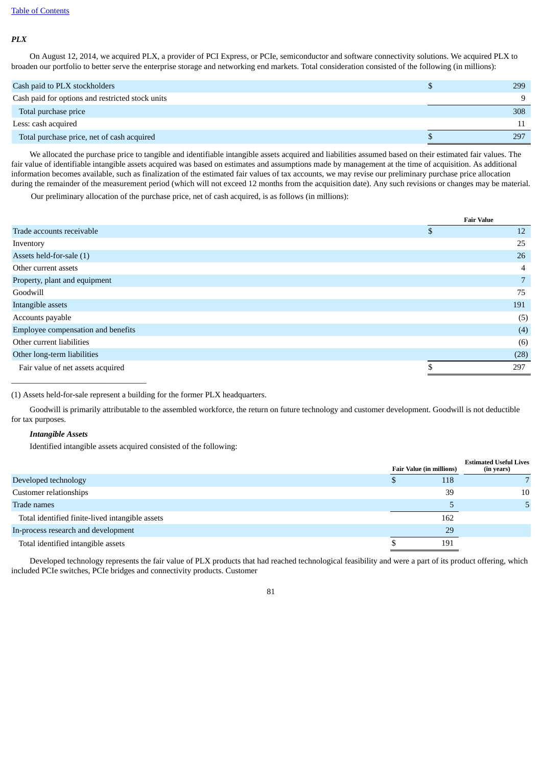*PLX*

On August 12, 2014, we acquired PLX, a provider of PCI Express, or PCIe, semiconductor and software connectivity solutions. We acquired PLX to broaden our portfolio to better serve the enterprise storage and networking end markets. Total consideration consisted of the following (in millions):

| | | |
|---|---|---|
| Cash paid to PLX stockholders | $ | 299 |
| Cash paid for options and restricted stock units | | 9 |
| Total purchase price | | 308 |
| Less: cash acquired | | 11 |
| Total purchase price, net of cash acquired | $ | 297 |

We allocated the purchase price to tangible and identifiable intangible assets acquired and liabilities assumed based on their estimated fair values. The fair value of identifiable intangible assets acquired was based on estimates and assumptions made by management at the time of acquisition. As additional information becomes available, such as finalization of the estimated fair values of tax accounts, we may revise our preliminary purchase price allocation during the remainder of the measurement period (which will not exceed 12 months from the acquisition date). Any such revisions or changes may be material.

Our preliminary allocation of the purchase price, net of cash acquired, is as follows (in millions):

| | Fair Value | |
|---|---|---|
| Trade accounts receivable | $ | 12 |
| Inventory | | 25 |
| Assets held-for-sale (1) | | 26 |
| Other current assets | | 4 |
| Property, plant and equipment | | 7 |
| Goodwill | | 75 |
| Intangible assets | | 191 |
| Accounts payable | | (5) |
| Employee compensation and benefits | | (4) |
| Other current liabilities | | (6) |
| Other long-term liabilities | | (28) |
| Fair value of net assets acquired | $ | 297 |

(1) Assets held-for-sale represent a building for the former PLX headquarters.

Goodwill is primarily attributable to the assembled workforce, the return on future technology and customer development. Goodwill is not deductible for tax purposes.

***Intangible Assets***

Identified intangible assets acquired consisted of the following:

| | Fair Value (in millions) | | Estimated Useful Lives (in years) |
|---|---|---|---|
| Developed technology | $ | 118 | 7 |
| Customer relationships | | 39 | 10 |
| Trade names | | 5 | 5 |
| Total identified finite-lived intangible assets | | 162 | |
| In-process research and development | | 29 | |
| Total identified intangible assets | $ | 191 | |

Developed technology represents the fair value of PLX products that had reached technological feasibility and were a part of its product offering, which included PCIe switches, PCIe bridges and connectivity products. Customer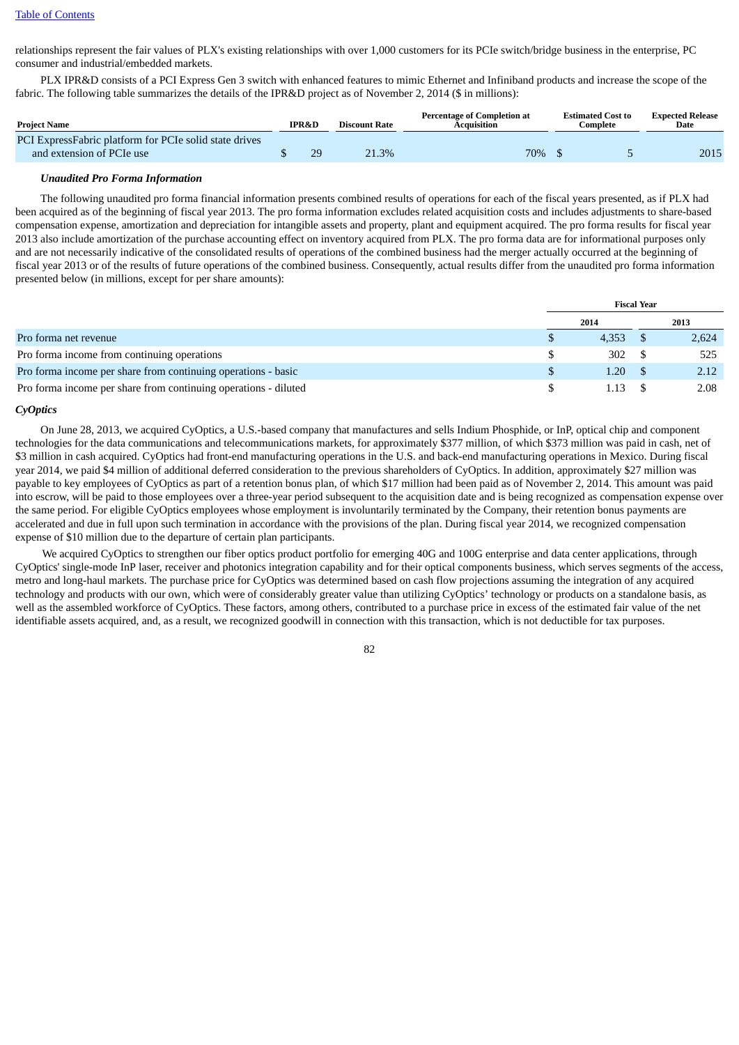relationships represent the fair values of PLX's existing relationships with over 1,000 customers for its PCIe switch/bridge business in the enterprise, PC consumer and industrial/embedded markets.

PLX IPR&D consists of a PCI Express Gen 3 switch with enhanced features to mimic Ethernet and Infiniband products and increase the scope of the fabric. The following table summarizes the details of the IPR&D project as of November 2, 2014 ($ in millions):

| Project Name | IPR&D | Discount Rate | Percentage of Completion at Acquisition | Estimated Cost to Complete | Expected Release Date |
|---|---|---|---|---|---|
| PCI ExpressFabric platform for PCIe solid state drives and extension of PCIe use | $ 29 | 21.3% | 70% | $ 5 | 2015 |

***Unaudited Pro Forma Information***

The following unaudited pro forma financial information presents combined results of operations for each of the fiscal years presented, as if PLX had been acquired as of the beginning of fiscal year 2013. The pro forma information excludes related acquisition costs and includes adjustments to share-based compensation expense, amortization and depreciation for intangible assets and property, plant and equipment acquired. The pro forma results for fiscal year 2013 also include amortization of the purchase accounting effect on inventory acquired from PLX. The pro forma data are for informational purposes only and are not necessarily indicative of the consolidated results of operations of the combined business had the merger actually occurred at the beginning of fiscal year 2013 or of the results of future operations of the combined business. Consequently, actual results differ from the unaudited pro forma information presented below (in millions, except for per share amounts):

| | Fiscal Year | |
|---|---|---|
| | 2014 | 2013 |
| Pro forma net revenue | $ 4,353 | $ 2,624 |
| Pro forma income from continuing operations | $ 302 | $ 525 |
| Pro forma income per share from continuing operations - basic | $ 1.20 | $ 2.12 |
| Pro forma income per share from continuing operations - diluted | $ 1.13 | $ 2.08 |

***CyOptics***

On June 28, 2013, we acquired CyOptics, a U.S.-based company that manufactures and sells Indium Phosphide, or InP, optical chip and component technologies for the data communications and telecommunications markets, for approximately $377 million, of which $373 million was paid in cash, net of $3 million in cash acquired. CyOptics had front-end manufacturing operations in the U.S. and back-end manufacturing operations in Mexico. During fiscal year 2014, we paid $4 million of additional deferred consideration to the previous shareholders of CyOptics. In addition, approximately $27 million was payable to key employees of CyOptics as part of a retention bonus plan, of which $17 million had been paid as of November 2, 2014. This amount was paid into escrow, will be paid to those employees over a three-year period subsequent to the acquisition date and is being recognized as compensation expense over the same period. For eligible CyOptics employees whose employment is involuntarily terminated by the Company, their retention bonus payments are accelerated and due in full upon such termination in accordance with the provisions of the plan. During fiscal year 2014, we recognized compensation expense of $10 million due to the departure of certain plan participants.

We acquired CyOptics to strengthen our fiber optics product portfolio for emerging 40G and 100G enterprise and data center applications, through CyOptics' single-mode InP laser, receiver and photonics integration capability and for their optical components business, which serves segments of the access, metro and long-haul markets. The purchase price for CyOptics was determined based on cash flow projections assuming the integration of any acquired technology and products with our own, which were of considerably greater value than utilizing CyOptics' technology or products on a standalone basis, as well as the assembled workforce of CyOptics. These factors, among others, contributed to a purchase price in excess of the estimated fair value of the net identifiable assets acquired, and, as a result, we recognized goodwill in connection with this transaction, which is not deductible for tax purposes.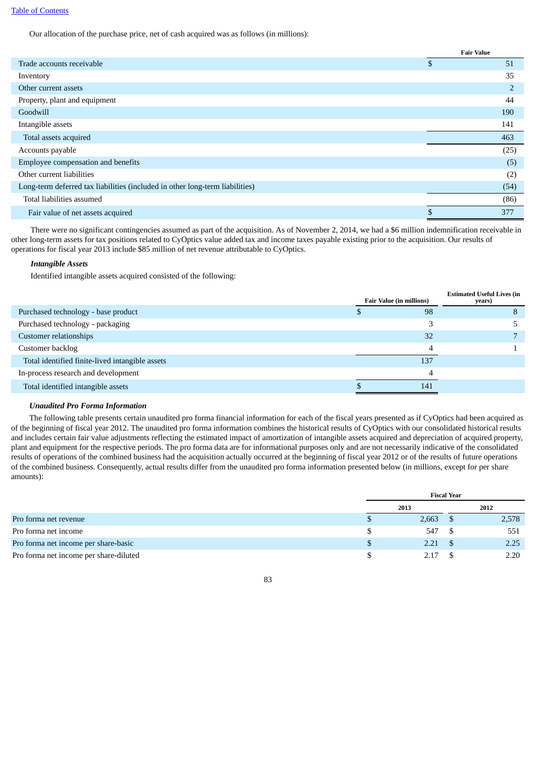Our allocation of the purchase price, net of cash acquired was as follows (in millions):

| | Fair Value |
|---|---|
| Trade accounts receivable | $ 51 |
| Inventory | 35 |
| Other current assets | 2 |
| Property, plant and equipment | 44 |
| Goodwill | 190 |
| Intangible assets | 141 |
| Total assets acquired | 463 |
| Accounts payable | (25) |
| Employee compensation and benefits | (5) |
| Other current liabilities | (2) |
| Long-term deferred tax liabilities (included in other long-term liabilities) | (54) |
| Total liabilities assumed | (86) |
| Fair value of net assets acquired | $ 377 |

There were no significant contingencies assumed as part of the acquisition. As of November 2, 2014, we had a $6 million indemnification receivable in other long-term assets for tax positions related to CyOptics value added tax and income taxes payable existing prior to the acquisition. Our results of operations for fiscal year 2013 include $85 million of net revenue attributable to CyOptics.

***Intangible Assets***

Identified intangible assets acquired consisted of the following:

| | Fair Value (in millions) | Estimated Useful Lives (in years) |
|---|---|---|
| Purchased technology - base product | $ 98 | 8 |
| Purchased technology - packaging | 3 | 5 |
| Customer relationships | 32 | 7 |
| Customer backlog | 4 | 1 |
| Total identified finite-lived intangible assets | 137 | |
| In-process research and development | 4 | |
| Total identified intangible assets | $ 141 | |

***Unaudited Pro Forma Information***

The following table presents certain unaudited pro forma financial information for each of the fiscal years presented as if CyOptics had been acquired as of the beginning of fiscal year 2012. The unaudited pro forma information combines the historical results of CyOptics with our consolidated historical results and includes certain fair value adjustments reflecting the estimated impact of amortization of intangible assets acquired and depreciation of acquired property, plant and equipment for the respective periods. The pro forma data are for informational purposes only and are not necessarily indicative of the consolidated results of operations of the combined business had the acquisition actually occurred at the beginning of fiscal year 2012 or of the results of future operations of the combined business. Consequently, actual results differ from the unaudited pro forma information presented below (in millions, except for per share amounts):

| | Fiscal Year | |
|---|---|---|
| | 2013 | 2012 |
| Pro forma net revenue | $ 2,663 | $ 2,578 |
| Pro forma net income | $ 547 | $ 551 |
| Pro forma net income per share-basic | $ 2.21 | $ 2.25 |
| Pro forma net income per share-diluted | $ 2.17 | $ 2.20 |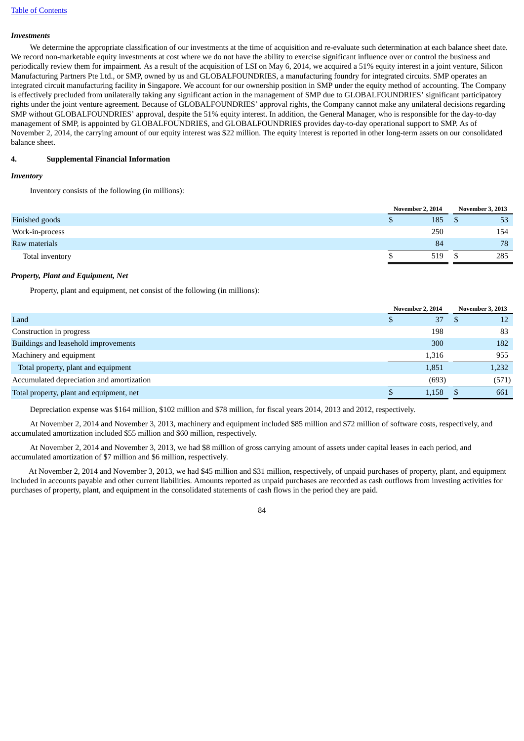*Investments*

We determine the appropriate classification of our investments at the time of acquisition and re-evaluate such determination at each balance sheet date. We record non-marketable equity investments at cost where we do not have the ability to exercise significant influence over or control the business and periodically review them for impairment. As a result of the acquisition of LSI on May 6, 2014, we acquired a 51% equity interest in a joint venture, Silicon Manufacturing Partners Pte Ltd., or SMP, owned by us and GLOBALFOUNDRIES, a manufacturing foundry for integrated circuits. SMP operates an integrated circuit manufacturing facility in Singapore. We account for our ownership position in SMP under the equity method of accounting. The Company is effectively precluded from unilaterally taking any significant action in the management of SMP due to GLOBALFOUNDRIES' significant participatory rights under the joint venture agreement. Because of GLOBALFOUNDRIES' approval rights, the Company cannot make any unilateral decisions regarding SMP without GLOBALFOUNDRIES' approval, despite the 51% equity interest. In addition, the General Manager, who is responsible for the day-to-day management of SMP, is appointed by GLOBALFOUNDRIES, and GLOBALFOUNDRIES provides day-to-day operational support to SMP. As of November 2, 2014, the carrying amount of our equity interest was $22 million. The equity interest is reported in other long-term assets on our consolidated balance sheet.

## 4. Supplemental Financial Information

*Inventory*

Inventory consists of the following (in millions):

| | November 2, 2014 | November 3, 2013 |
|---|---|---|
| Finished goods | $ 185 | $ 53 |
| Work-in-process | 250 | 154 |
| Raw materials | 84 | 78 |
| Total inventory | $ 519 | $ 285 |

*Property, Plant and Equipment, Net*

Property, plant and equipment, net consist of the following (in millions):

| | November 2, 2014 | November 3, 2013 |
|---|---|---|
| Land | $ 37 | $ 12 |
| Construction in progress | 198 | 83 |
| Buildings and leasehold improvements | 300 | 182 |
| Machinery and equipment | 1,316 | 955 |
| Total property, plant and equipment | 1,851 | 1,232 |
| Accumulated depreciation and amortization | (693) | (571) |
| Total property, plant and equipment, net | $ 1,158 | $ 661 |

Depreciation expense was $164 million, $102 million and $78 million, for fiscal years 2014, 2013 and 2012, respectively.

At November 2, 2014 and November 3, 2013, machinery and equipment included $85 million and $72 million of software costs, respectively, and accumulated amortization included $55 million and $60 million, respectively.

At November 2, 2014 and November 3, 2013, we had $8 million of gross carrying amount of assets under capital leases in each period, and accumulated amortization of $7 million and $6 million, respectively.

At November 2, 2014 and November 3, 2013, we had $45 million and $31 million, respectively, of unpaid purchases of property, plant, and equipment included in accounts payable and other current liabilities. Amounts reported as unpaid purchases are recorded as cash outflows from investing activities for purchases of property, plant, and equipment in the consolidated statements of cash flows in the period they are paid.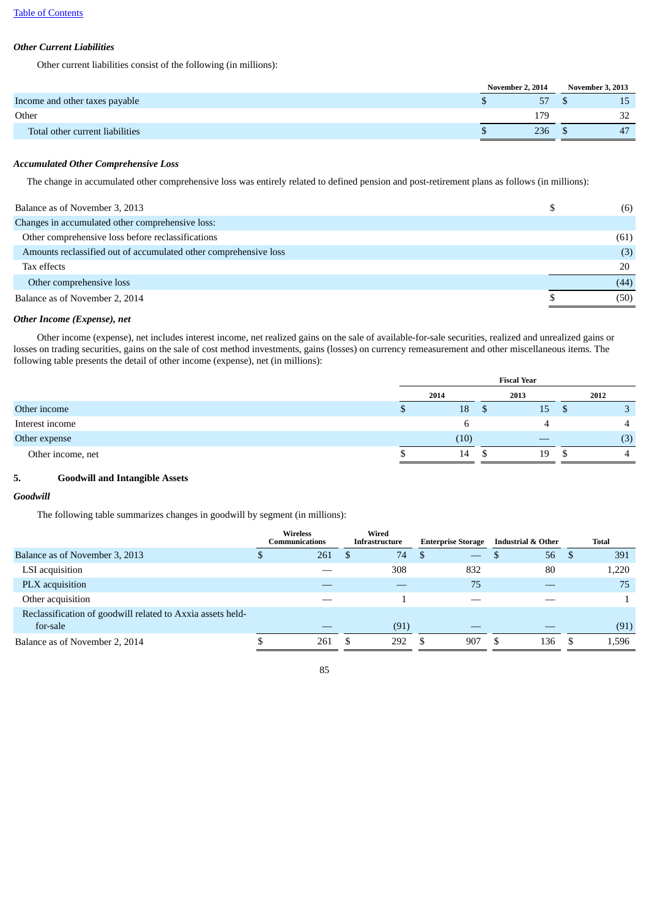*Other Current Liabilities*

Other current liabilities consist of the following (in millions):

| | November 2, 2014 | November 3, 2013 |
|---|---|---|
| Income and other taxes payable | $ 57 | $ 15 |
| Other | 179 | 32 |
| Total other current liabilities | $ 236 | $ 47 |

*Accumulated Other Comprehensive Loss*

The change in accumulated other comprehensive loss was entirely related to defined pension and post-retirement plans as follows (in millions):

| | |
|---|---|
| Balance as of November 3, 2013 | $ (6) |
| Changes in accumulated other comprehensive loss: | |
| Other comprehensive loss before reclassifications | (61) |
| Amounts reclassified out of accumulated other comprehensive loss | (3) |
| Tax effects | 20 |
| Other comprehensive loss | (44) |
| Balance as of November 2, 2014 | $ (50) |

*Other Income (Expense), net*

Other income (expense), net includes interest income, net realized gains on the sale of available-for-sale securities, realized and unrealized gains or losses on trading securities, gains on the sale of cost method investments, gains (losses) on currency remeasurement and other miscellaneous items. The following table presents the detail of other income (expense), net (in millions):

| | Fiscal Year | | |
|---|---|---|---|
| | 2014 | 2013 | 2012 |
| Other income | $ 18 | $ 15 | $ 3 |
| Interest income | 6 | 4 | 4 |
| Other expense | (10) | — | (3) |
| Other income, net | $ 14 | $ 19 | $ 4 |

## 5. Goodwill and Intangible Assets

*Goodwill*

The following table summarizes changes in goodwill by segment (in millions):

| | Wireless Communications | Wired Infrastructure | Enterprise Storage | Industrial & Other | Total |
|---|---|---|---|---|---|
| Balance as of November 3, 2013 | $ 261 | $ 74 | $ — | $ 56 | $ 391 |
| LSI acquisition | — | 308 | 832 | 80 | 1,220 |
| PLX acquisition | — | — | 75 | — | 75 |
| Other acquisition | — | 1 | — | — | 1 |
| Reclassification of goodwill related to Axxia assets held-for-sale | — | (91) | — | — | (91) |
| Balance as of November 2, 2014 | $ 261 | $ 292 | $ 907 | $ 136 | $ 1,596 |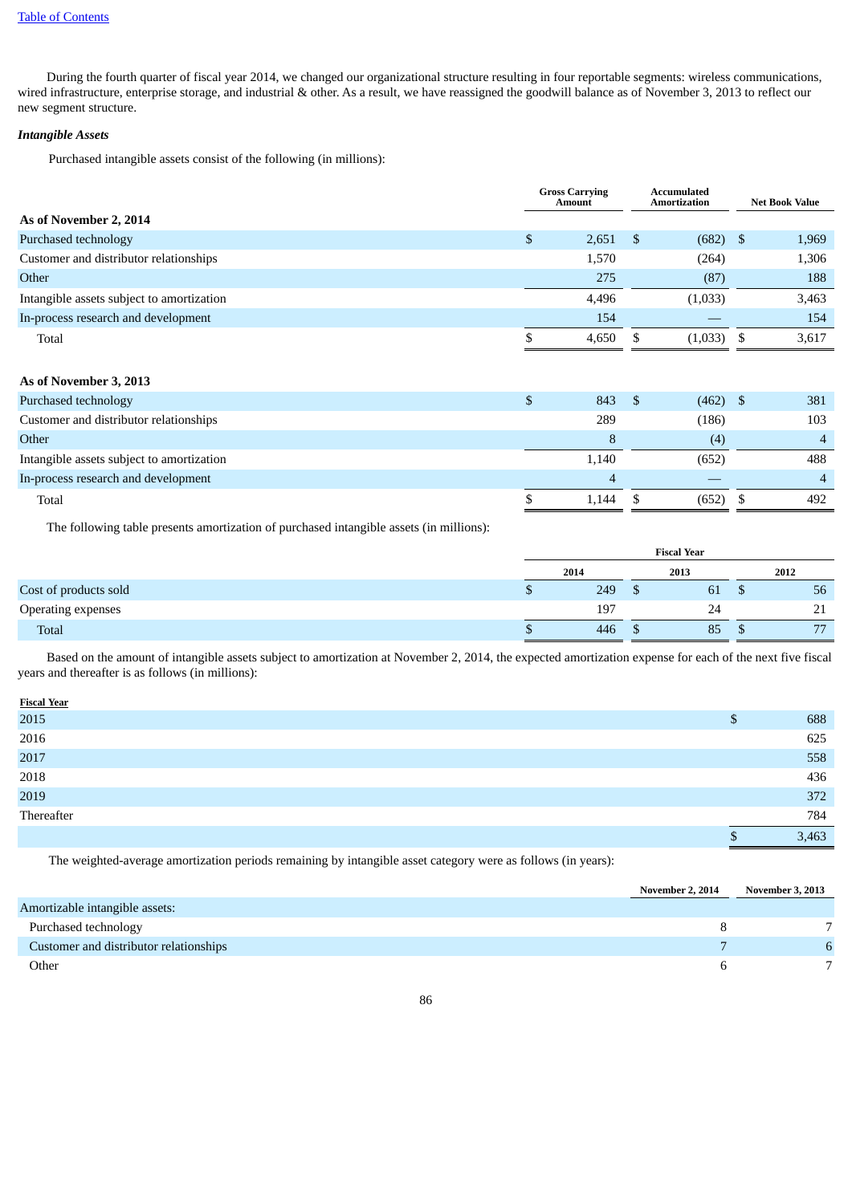During the fourth quarter of fiscal year 2014, we changed our organizational structure resulting in four reportable segments: wireless communications, wired infrastructure, enterprise storage, and industrial & other. As a result, we have reassigned the goodwill balance as of November 3, 2013 to reflect our new segment structure.

*Intangible Assets*

Purchased intangible assets consist of the following (in millions):

| | Gross Carrying Amount | Accumulated Amortization | Net Book Value |
|---|---|---|---|
| **As of November 2, 2014** | | | |
| Purchased technology | $ 2,651 | $ (682) | $ 1,969 |
| Customer and distributor relationships | 1,570 | (264) | 1,306 |
| Other | 275 | (87) | 188 |
| Intangible assets subject to amortization | 4,496 | (1,033) | 3,463 |
| In-process research and development | 154 | — | 154 |
| Total | $ 4,650 | $ (1,033) | $ 3,617 |
| **As of November 3, 2013** | | | |
| Purchased technology | $ 843 | $ (462) | $ 381 |
| Customer and distributor relationships | 289 | (186) | 103 |
| Other | 8 | (4) | 4 |
| Intangible assets subject to amortization | 1,140 | (652) | 488 |
| In-process research and development | 4 | — | 4 |
| Total | $ 1,144 | $ (652) | $ 492 |

The following table presents amortization of purchased intangible assets (in millions):

| | Fiscal Year | | |
|---|---|---|---|
| | 2014 | 2013 | 2012 |
| Cost of products sold | $ 249 | $ 61 | $ 56 |
| Operating expenses | 197 | 24 | 21 |
| Total | $ 446 | $ 85 | $ 77 |

Based on the amount of intangible assets subject to amortization at November 2, 2014, the expected amortization expense for each of the next five fiscal years and thereafter is as follows (in millions):

| Fiscal Year | |
|---|---|
| 2015 | $ 688 |
| 2016 | 625 |
| 2017 | 558 |
| 2018 | 436 |
| 2019 | 372 |
| Thereafter | 784 |
| | $ 3,463 |

The weighted-average amortization periods remaining by intangible asset category were as follows (in years):

| | November 2, 2014 | November 3, 2013 |
|---|---|---|
| Amortizable intangible assets: | | |
| Purchased technology | 8 | 7 |
| Customer and distributor relationships | 7 | 6 |
| Other | 6 | 7 |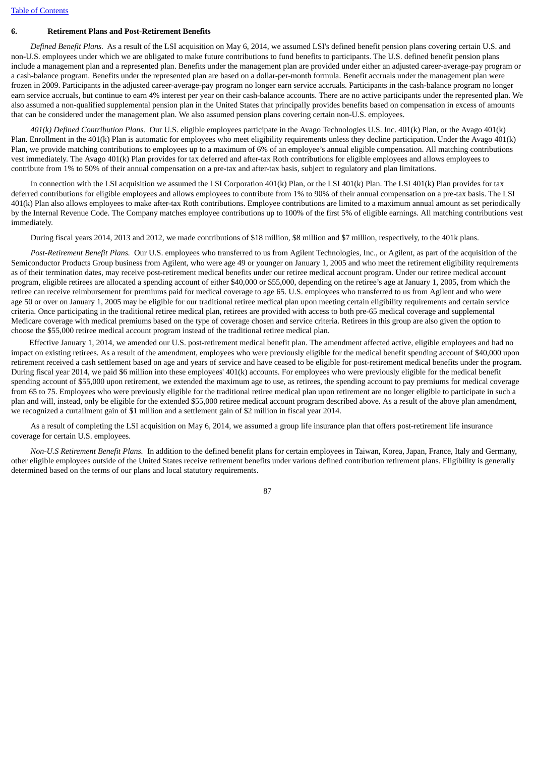### 6. Retirement Plans and Post-Retirement Benefits

*Defined Benefit Plans.* As a result of the LSI acquisition on May 6, 2014, we assumed LSI's defined benefit pension plans covering certain U.S. and non-U.S. employees under which we are obligated to make future contributions to fund benefits to participants. The U.S. defined benefit pension plans include a management plan and a represented plan. Benefits under the management plan are provided under either an adjusted career-average-pay program or a cash-balance program. Benefits under the represented plan are based on a dollar-per-month formula. Benefit accruals under the management plan were frozen in 2009. Participants in the adjusted career-average-pay program no longer earn service accruals. Participants in the cash-balance program no longer earn service accruals, but continue to earn 4% interest per year on their cash-balance accounts. There are no active participants under the represented plan. We also assumed a non-qualified supplemental pension plan in the United States that principally provides benefits based on compensation in excess of amounts that can be considered under the management plan. We also assumed pension plans covering certain non-U.S. employees.

*401(k) Defined Contribution Plans.* Our U.S. eligible employees participate in the Avago Technologies U.S. Inc. 401(k) Plan, or the Avago 401(k) Plan. Enrollment in the 401(k) Plan is automatic for employees who meet eligibility requirements unless they decline participation. Under the Avago 401(k) Plan, we provide matching contributions to employees up to a maximum of 6% of an employee's annual eligible compensation. All matching contributions vest immediately. The Avago 401(k) Plan provides for tax deferred and after-tax Roth contributions for eligible employees and allows employees to contribute from 1% to 50% of their annual compensation on a pre-tax and after-tax basis, subject to regulatory and plan limitations.

In connection with the LSI acquisition we assumed the LSI Corporation 401(k) Plan, or the LSI 401(k) Plan. The LSI 401(k) Plan provides for tax deferred contributions for eligible employees and allows employees to contribute from 1% to 90% of their annual compensation on a pre-tax basis. The LSI 401(k) Plan also allows employees to make after-tax Roth contributions. Employee contributions are limited to a maximum annual amount as set periodically by the Internal Revenue Code. The Company matches employee contributions up to 100% of the first 5% of eligible earnings. All matching contributions vest immediately.

During fiscal years 2014, 2013 and 2012, we made contributions of $18 million, $8 million and $7 million, respectively, to the 401k plans.

*Post-Retirement Benefit Plans.* Our U.S. employees who transferred to us from Agilent Technologies, Inc., or Agilent, as part of the acquisition of the Semiconductor Products Group business from Agilent, who were age 49 or younger on January 1, 2005 and who meet the retirement eligibility requirements as of their termination dates, may receive post-retirement medical benefits under our retiree medical account program. Under our retiree medical account program, eligible retirees are allocated a spending account of either $40,000 or $55,000, depending on the retiree's age at January 1, 2005, from which the retiree can receive reimbursement for premiums paid for medical coverage to age 65. U.S. employees who transferred to us from Agilent and who were age 50 or over on January 1, 2005 may be eligible for our traditional retiree medical plan upon meeting certain eligibility requirements and certain service criteria. Once participating in the traditional retiree medical plan, retirees are provided with access to both pre-65 medical coverage and supplemental Medicare coverage with medical premiums based on the type of coverage chosen and service criteria. Retirees in this group are also given the option to choose the $55,000 retiree medical account program instead of the traditional retiree medical plan.

Effective January 1, 2014, we amended our U.S. post-retirement medical benefit plan. The amendment affected active, eligible employees and had no impact on existing retirees. As a result of the amendment, employees who were previously eligible for the medical benefit spending account of $40,000 upon retirement received a cash settlement based on age and years of service and have ceased to be eligible for post-retirement medical benefits under the program. During fiscal year 2014, we paid $6 million into these employees' 401(k) accounts. For employees who were previously eligible for the medical benefit spending account of $55,000 upon retirement, we extended the maximum age to use, as retirees, the spending account to pay premiums for medical coverage from 65 to 75. Employees who were previously eligible for the traditional retiree medical plan upon retirement are no longer eligible to participate in such a plan and will, instead, only be eligible for the extended $55,000 retiree medical account program described above. As a result of the above plan amendment, we recognized a curtailment gain of $1 million and a settlement gain of $2 million in fiscal year 2014.

As a result of completing the LSI acquisition on May 6, 2014, we assumed a group life insurance plan that offers post-retirement life insurance coverage for certain U.S. employees.

*Non-U.S Retirement Benefit Plans.* In addition to the defined benefit plans for certain employees in Taiwan, Korea, Japan, France, Italy and Germany, other eligible employees outside of the United States receive retirement benefits under various defined contribution retirement plans. Eligibility is generally determined based on the terms of our plans and local statutory requirements.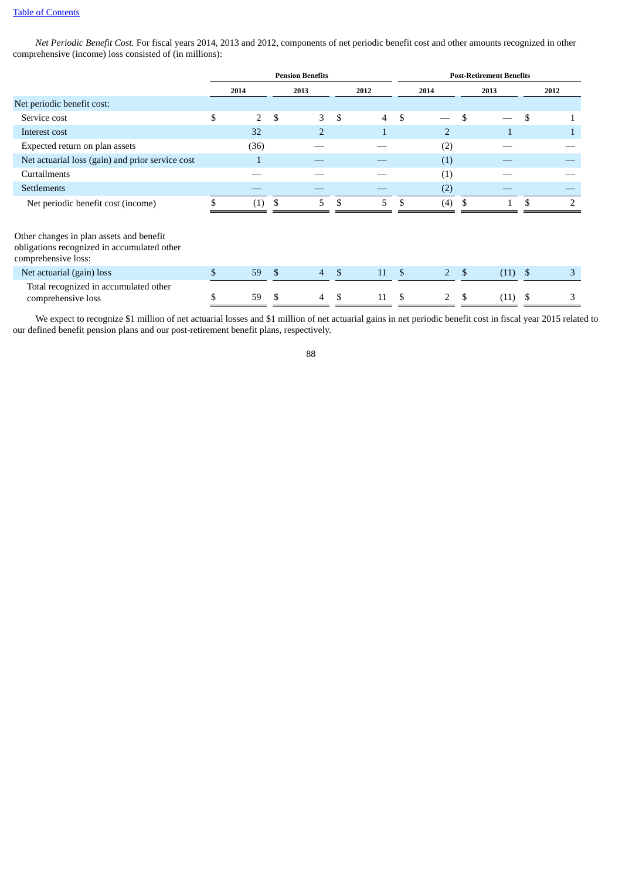*Net Periodic Benefit Cost.* For fiscal years 2014, 2013 and 2012, components of net periodic benefit cost and other amounts recognized in other comprehensive (income) loss consisted of (in millions):

| | Pension Benefits | | | Post-Retirement Benefits | | |
|---|---|---|---|---|---|---|
| | 2014 | 2013 | 2012 | 2014 | 2013 | 2012 |
| Net periodic benefit cost: | | | | | | |
| Service cost | $ 2 | $ 3 | $ 4 | $ — | $ — | $ 1 |
| Interest cost | 32 | 2 | 1 | 2 | 1 | 1 |
| Expected return on plan assets | (36) | — | — | (2) | — | — |
| Net actuarial loss (gain) and prior service cost | 1 | — | — | (1) | — | — |
| Curtailments | — | — | — | (1) | — | — |
| Settlements | — | — | — | (2) | — | — |
| Net periodic benefit cost (income) | $ (1) | $ 5 | $ 5 | $ (4) | $ 1 | $ 2 |
| Other changes in plan assets and benefit obligations recognized in accumulated other comprehensive loss: | | | | | | |
| Net actuarial (gain) loss | $ 59 | $ 4 | $ 11 | $ 2 | $ (11) | $ 3 |
| Total recognized in accumulated other comprehensive loss | $ 59 | $ 4 | $ 11 | $ 2 | $ (11) | $ 3 |

We expect to recognize $1 million of net actuarial losses and $1 million of net actuarial gains in net periodic benefit cost in fiscal year 2015 related to our defined benefit pension plans and our post-retirement benefit plans, respectively.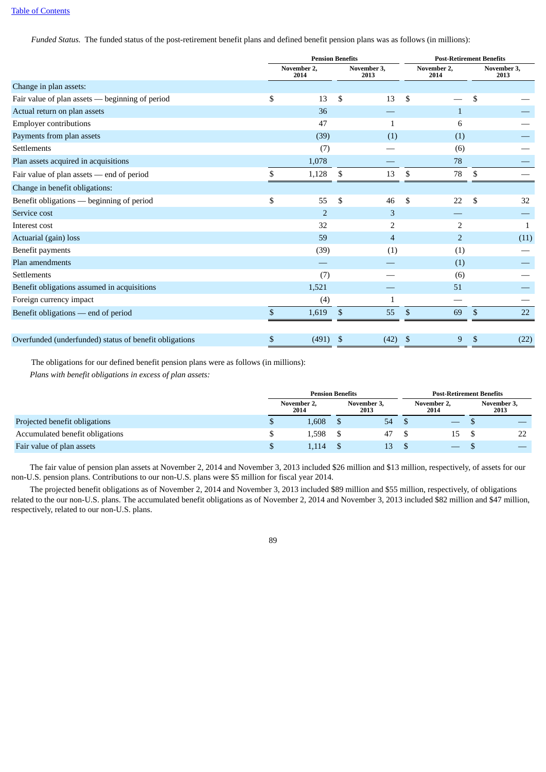*Funded Status.* The funded status of the post-retirement benefit plans and defined benefit pension plans was as follows (in millions):

| | Pension Benefits | | Post-Retirement Benefits | |
|---|---|---|---|---|
| | November 2, 2014 | November 3, 2013 | November 2, 2014 | November 3, 2013 |
| Change in plan assets: | | | | |
| Fair value of plan assets — beginning of period | $ 13 | $ 13 | $ — | $ — |
| Actual return on plan assets | 36 | — | 1 | — |
| Employer contributions | 47 | 1 | 6 | — |
| Payments from plan assets | (39) | (1) | (1) | — |
| Settlements | (7) | — | (6) | — |
| Plan assets acquired in acquisitions | 1,078 | — | 78 | — |
| Fair value of plan assets — end of period | $ 1,128 | $ 13 | $ 78 | $ — |
| Change in benefit obligations: | | | | |
| Benefit obligations — beginning of period | $ 55 | $ 46 | $ 22 | $ 32 |
| Service cost | 2 | 3 | — | — |
| Interest cost | 32 | 2 | 2 | 1 |
| Actuarial (gain) loss | 59 | 4 | 2 | (11) |
| Benefit payments | (39) | (1) | (1) | — |
| Plan amendments | — | — | (1) | — |
| Settlements | (7) | — | (6) | — |
| Benefit obligations assumed in acquisitions | 1,521 | — | 51 | — |
| Foreign currency impact | (4) | 1 | — | — |
| Benefit obligations — end of period | $ 1,619 | $ 55 | $ 69 | $ 22 |
| | | | | |
| Overfunded (underfunded) status of benefit obligations | $ (491) | $ (42) | $ 9 | $ (22) |

The obligations for our defined benefit pension plans were as follows (in millions):

*Plans with benefit obligations in excess of plan assets:*

| | Pension Benefits | | Post-Retirement Benefits | |
|---|---|---|---|---|
| | November 2, 2014 | November 3, 2013 | November 2, 2014 | November 3, 2013 |
| Projected benefit obligations | $ 1,608 | $ 54 | $ — | $ — |
| Accumulated benefit obligations | $ 1,598 | $ 47 | $ 15 | $ 22 |
| Fair value of plan assets | $ 1,114 | $ 13 | $ — | $ — |

The fair value of pension plan assets at November 2, 2014 and November 3, 2013 included $26 million and $13 million, respectively, of assets for our non-U.S. pension plans. Contributions to our non-U.S. plans were $5 million for fiscal year 2014.

The projected benefit obligations as of November 2, 2014 and November 3, 2013 included $89 million and $55 million, respectively, of obligations related to the our non-U.S. plans. The accumulated benefit obligations as of November 2, 2014 and November 3, 2013 included $82 million and $47 million, respectively, related to our non-U.S. plans.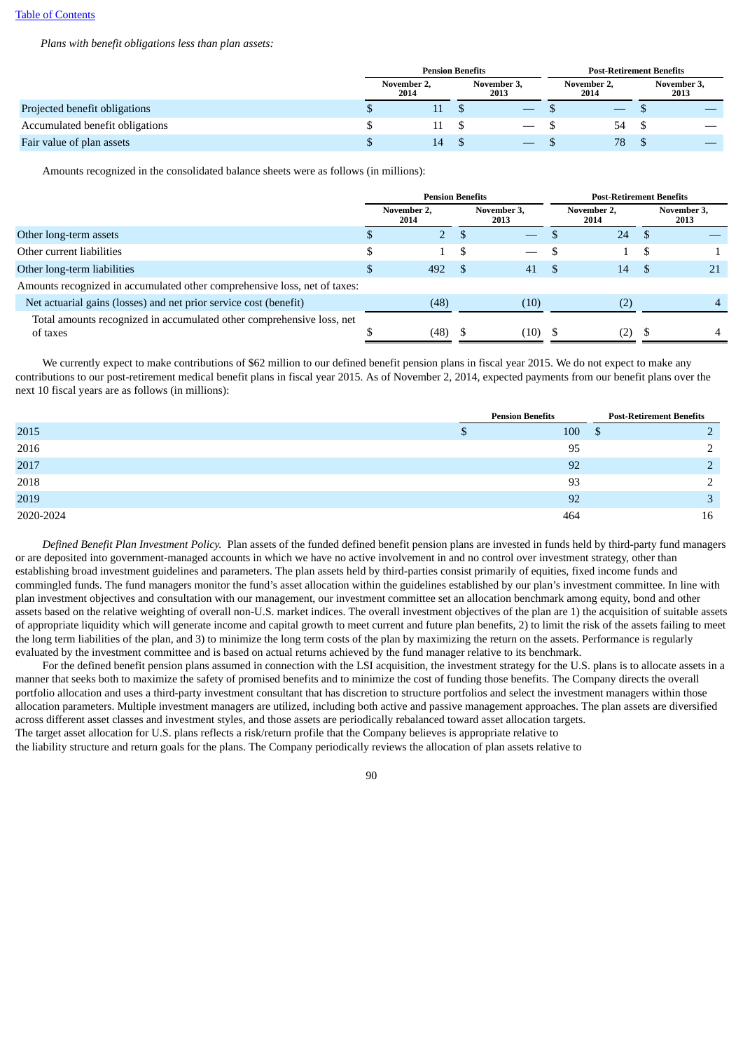*Plans with benefit obligations less than plan assets:*

| | Pension Benefits | | Post-Retirement Benefits | |
|---|---|---|---|---|
| | November 2, 2014 | November 3, 2013 | November 2, 2014 | November 3, 2013 |
| Projected benefit obligations | $ 11 | $ — | $ — | $ — |
| Accumulated benefit obligations | $ 11 | $ — | $ 54 | $ — |
| Fair value of plan assets | $ 14 | $ — | $ 78 | $ — |

Amounts recognized in the consolidated balance sheets were as follows (in millions):

| | Pension Benefits | | Post-Retirement Benefits | |
|---|---|---|---|---|
| | November 2, 2014 | November 3, 2013 | November 2, 2014 | November 3, 2013 |
| Other long-term assets | $ 2 | $ — | $ 24 | $ — |
| Other current liabilities | $ 1 | $ — | $ 1 | $ 1 |
| Other long-term liabilities | $ 492 | $ 41 | $ 14 | $ 21 |
| Amounts recognized in accumulated other comprehensive loss, net of taxes: | | | | |
| Net actuarial gains (losses) and net prior service cost (benefit) | (48) | (10) | (2) | 4 |
| Total amounts recognized in accumulated other comprehensive loss, net of taxes | $ (48) | $ (10) | $ (2) | $ 4 |

We currently expect to make contributions of $62 million to our defined benefit pension plans in fiscal year 2015. We do not expect to make any contributions to our post-retirement medical benefit plans in fiscal year 2015. As of November 2, 2014, expected payments from our benefit plans over the next 10 fiscal years are as follows (in millions):

| | Pension Benefits | Post-Retirement Benefits |
|---|---|---|
| 2015 | $ 100 | $ 2 |
| 2016 | 95 | 2 |
| 2017 | 92 | 2 |
| 2018 | 93 | 2 |
| 2019 | 92 | 3 |
| 2020-2024 | 464 | 16 |

*Defined Benefit Plan Investment Policy.* Plan assets of the funded defined benefit pension plans are invested in funds held by third-party fund managers or are deposited into government-managed accounts in which we have no active involvement in and no control over investment strategy, other than establishing broad investment guidelines and parameters. The plan assets held by third-parties consist primarily of equities, fixed income funds and commingled funds. The fund managers monitor the fund's asset allocation within the guidelines established by our plan's investment committee. In line with plan investment objectives and consultation with our management, our investment committee set an allocation benchmark among equity, bond and other assets based on the relative weighting of overall non-U.S. market indices. The overall investment objectives of the plan are 1) the acquisition of suitable assets of appropriate liquidity which will generate income and capital growth to meet current and future plan benefits, 2) to limit the risk of the assets failing to meet the long term liabilities of the plan, and 3) to minimize the long term costs of the plan by maximizing the return on the assets. Performance is regularly evaluated by the investment committee and is based on actual returns achieved by the fund manager relative to its benchmark.

For the defined benefit pension plans assumed in connection with the LSI acquisition, the investment strategy for the U.S. plans is to allocate assets in a manner that seeks both to maximize the safety of promised benefits and to minimize the cost of funding those benefits. The Company directs the overall portfolio allocation and uses a third-party investment consultant that has discretion to structure portfolios and select the investment managers within those allocation parameters. Multiple investment managers are utilized, including both active and passive management approaches. The plan assets are diversified across different asset classes and investment styles, and those assets are periodically rebalanced toward asset allocation targets. The target asset allocation for U.S. plans reflects a risk/return profile that the Company believes is appropriate relative to the liability structure and return goals for the plans. The Company periodically reviews the allocation of plan assets relative to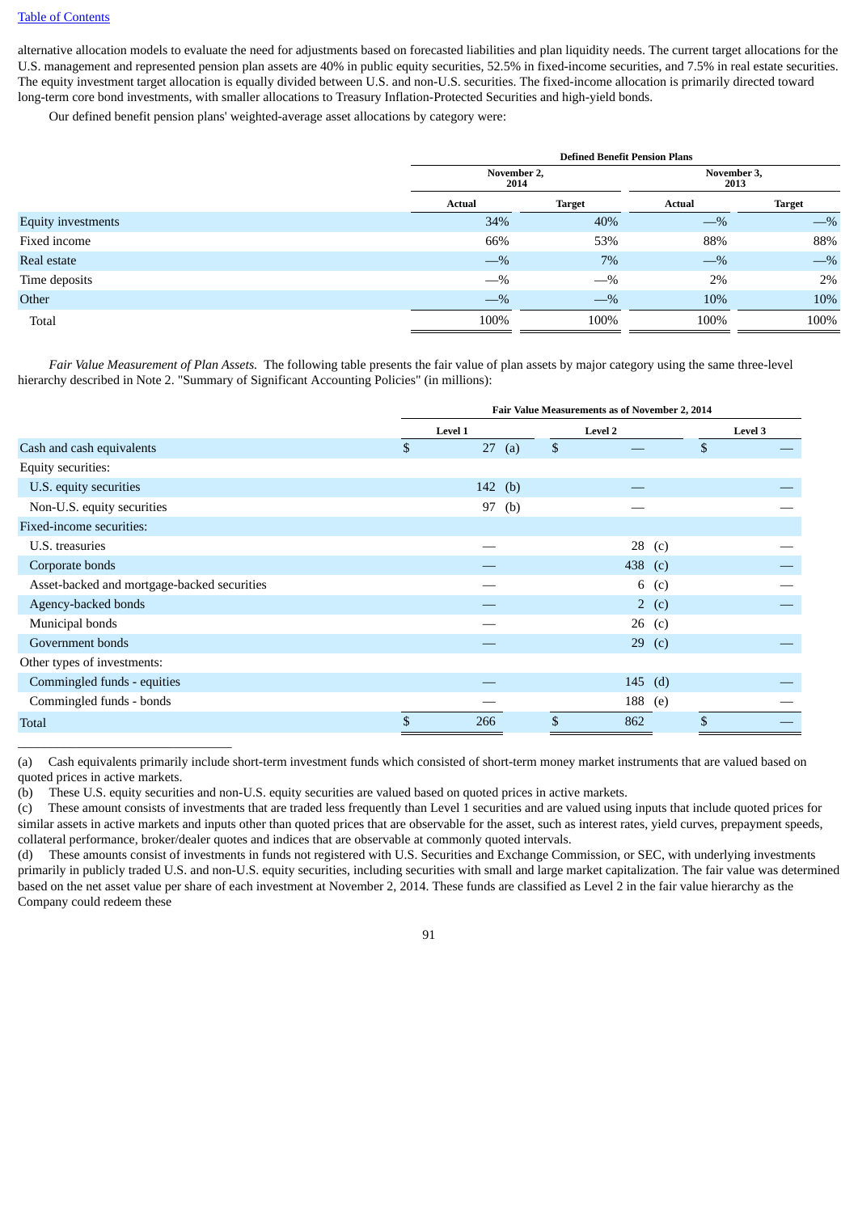alternative allocation models to evaluate the need for adjustments based on forecasted liabilities and plan liquidity needs. The current target allocations for the U.S. management and represented pension plan assets are 40% in public equity securities, 52.5% in fixed-income securities, and 7.5% in real estate securities. The equity investment target allocation is equally divided between U.S. and non-U.S. securities. The fixed-income allocation is primarily directed toward long-term core bond investments, with smaller allocations to Treasury Inflation-Protected Securities and high-yield bonds.

Our defined benefit pension plans' weighted-average asset allocations by category were:

| | Defined Benefit Pension Plans | | | |
|---|---|---|---|---|
| | November 2, 2014 | | November 3, 2013 | |
| | Actual | Target | Actual | Target |
| Equity investments | 34% | 40% | —% | —% |
| Fixed income | 66% | 53% | 88% | 88% |
| Real estate | —% | 7% | —% | —% |
| Time deposits | —% | —% | 2% | 2% |
| Other | —% | —% | 10% | 10% |
| Total | 100% | 100% | 100% | 100% |

*Fair Value Measurement of Plan Assets.* The following table presents the fair value of plan assets by major category using the same three-level hierarchy described in Note 2. "Summary of Significant Accounting Policies" (in millions):

| | Fair Value Measurements as of November 2, 2014 | | |
|---|---|---|---|
| | Level 1 | Level 2 | Level 3 |
| Cash and cash equivalents | $ 27 (a) | $ — | $ — |
| Equity securities: | | | |
| U.S. equity securities | 142 (b) | — | — |
| Non-U.S. equity securities | 97 (b) | — | — |
| Fixed-income securities: | | | |
| U.S. treasuries | — | 28 (c) | — |
| Corporate bonds | — | 438 (c) | — |
| Asset-backed and mortgage-backed securities | — | 6 (c) | — |
| Agency-backed bonds | — | 2 (c) | — |
| Municipal bonds | — | 26 (c) | — |
| Government bonds | — | 29 (c) | — |
| Other types of investments: | | | |
| Commingled funds - equities | — | 145 (d) | — |
| Commingled funds - bonds | — | 188 (e) | — |
| Total | $ 266 | $ 862 | $ — |

(a) Cash equivalents primarily include short-term investment funds which consisted of short-term money market instruments that are valued based on quoted prices in active markets.

(b) These U.S. equity securities and non-U.S. equity securities are valued based on quoted prices in active markets.

(c) These amount consists of investments that are traded less frequently than Level 1 securities and are valued using inputs that include quoted prices for similar assets in active markets and inputs other than quoted prices that are observable for the asset, such as interest rates, yield curves, prepayment speeds, collateral performance, broker/dealer quotes and indices that are observable at commonly quoted intervals.

(d) These amounts consist of investments in funds not registered with U.S. Securities and Exchange Commission, or SEC, with underlying investments primarily in publicly traded U.S. and non-U.S. equity securities, including securities with small and large market capitalization. The fair value was determined based on the net asset value per share of each investment at November 2, 2014. These funds are classified as Level 2 in the fair value hierarchy as the Company could redeem these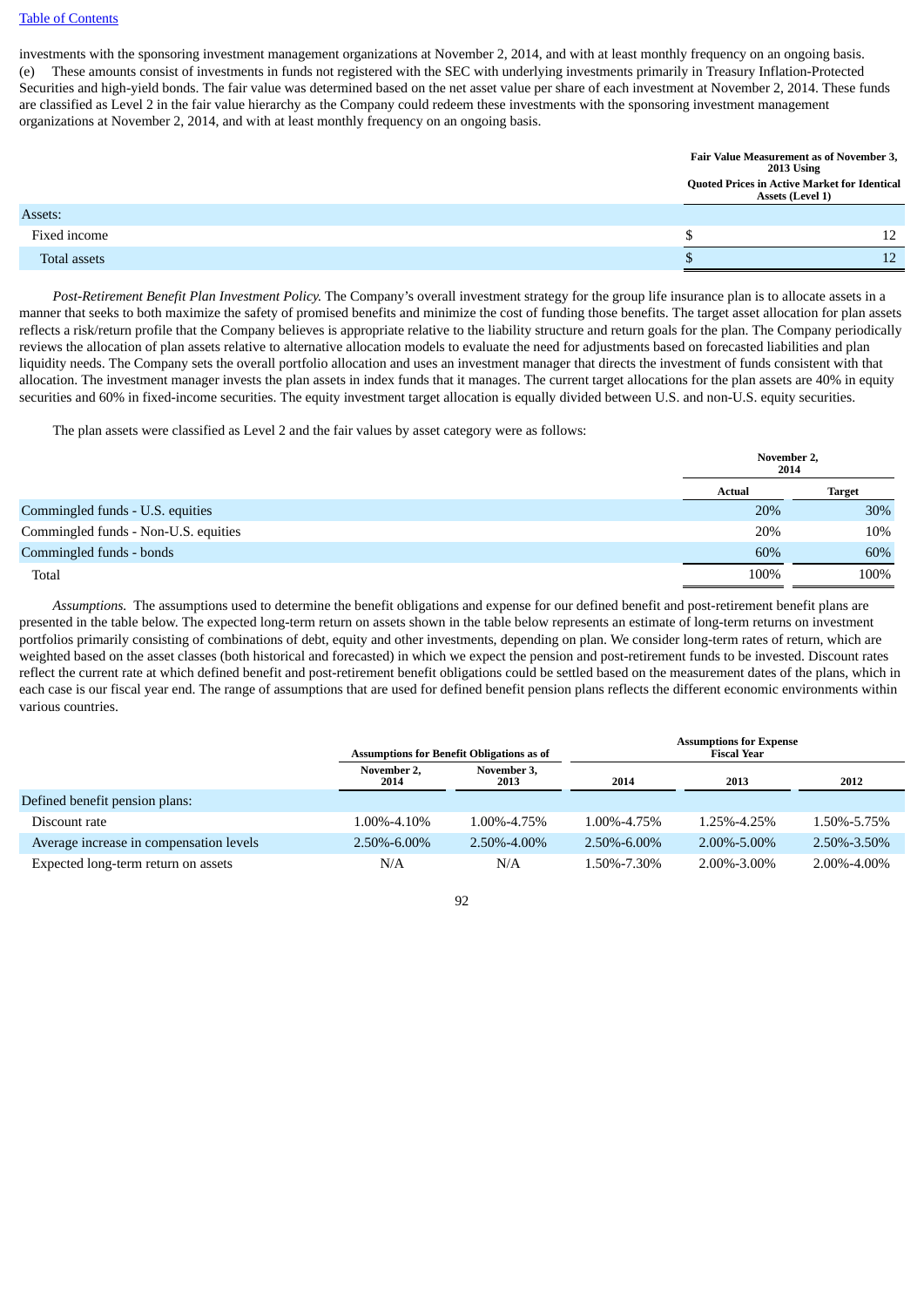investments with the sponsoring investment management organizations at November 2, 2014, and with at least monthly frequency on an ongoing basis.

(e) These amounts consist of investments in funds not registered with the SEC with underlying investments primarily in Treasury Inflation-Protected Securities and high-yield bonds. The fair value was determined based on the net asset value per share of each investment at November 2, 2014. These funds are classified as Level 2 in the fair value hierarchy as the Company could redeem these investments with the sponsoring investment management organizations at November 2, 2014, and with at least monthly frequency on an ongoing basis.

| | Fair Value Measurement as of November 3, 2013 Using | |
|---|---|---|
| | Quoted Prices in Active Market for Identical Assets (Level 1) | |
| Assets: | | |
| Fixed income | $ | 12 |
| Total assets | $ | 12 |

*Post-Retirement Benefit Plan Investment Policy.* The Company's overall investment strategy for the group life insurance plan is to allocate assets in a manner that seeks to both maximize the safety of promised benefits and minimize the cost of funding those benefits. The target asset allocation for plan assets reflects a risk/return profile that the Company believes is appropriate relative to the liability structure and return goals for the plan. The Company periodically reviews the allocation of plan assets relative to alternative allocation models to evaluate the need for adjustments based on forecasted liabilities and plan liquidity needs. The Company sets the overall portfolio allocation and uses an investment manager that directs the investment of funds consistent with that allocation. The investment manager invests the plan assets in index funds that it manages. The current target allocations for the plan assets are 40% in equity securities and 60% in fixed-income securities. The equity investment target allocation is equally divided between U.S. and non-U.S. equity securities.

The plan assets were classified as Level 2 and the fair values by asset category were as follows:

| | November 2, 2014 | |
|---|---|---|
| | Actual | Target |
| Commingled funds - U.S. equities | 20% | 30% |
| Commingled funds - Non-U.S. equities | 20% | 10% |
| Commingled funds - bonds | 60% | 60% |
| Total | 100% | 100% |

*Assumptions.* The assumptions used to determine the benefit obligations and expense for our defined benefit and post-retirement benefit plans are presented in the table below. The expected long-term return on assets shown in the table below represents an estimate of long-term returns on investment portfolios primarily consisting of combinations of debt, equity and other investments, depending on plan. We consider long-term rates of return, which are weighted based on the asset classes (both historical and forecasted) in which we expect the pension and post-retirement funds to be invested. Discount rates reflect the current rate at which defined benefit and post-retirement benefit obligations could be settled based on the measurement dates of the plans, which in each case is our fiscal year end. The range of assumptions that are used for defined benefit pension plans reflects the different economic environments within various countries.

| | Assumptions for Benefit Obligations as of | | Assumptions for Expense Fiscal Year | | |
|---|---|---|---|---|---|
| | November 2, 2014 | November 3, 2013 | 2014 | 2013 | 2012 |
| Defined benefit pension plans: | | | | | |
| Discount rate | 1.00%-4.10% | 1.00%-4.75% | 1.00%-4.75% | 1.25%-4.25% | 1.50%-5.75% |
| Average increase in compensation levels | 2.50%-6.00% | 2.50%-4.00% | 2.50%-6.00% | 2.00%-5.00% | 2.50%-3.50% |
| Expected long-term return on assets | N/A | N/A | 1.50%-7.30% | 2.00%-3.00% | 2.00%-4.00% |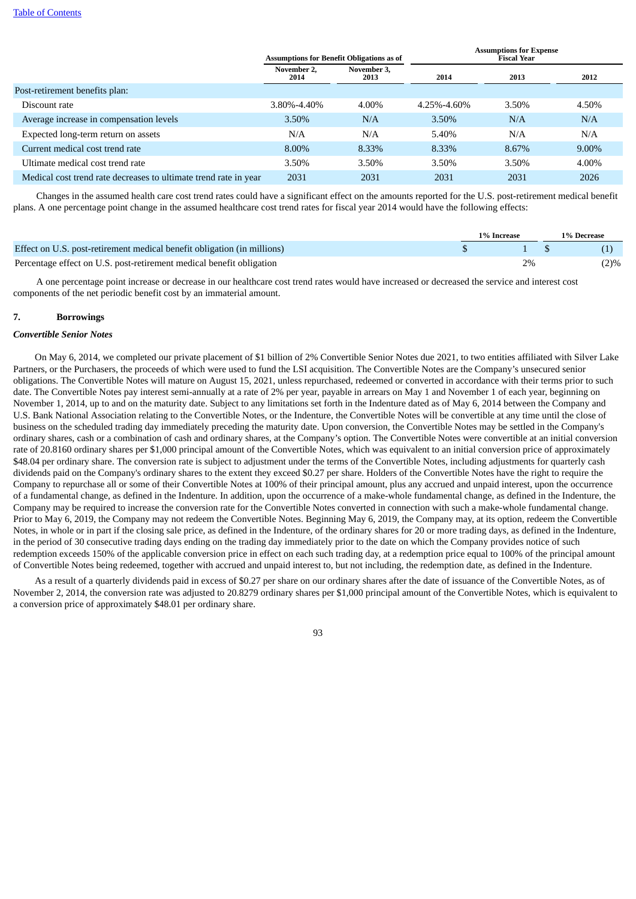| | Assumptions for Benefit Obligations as of | | Assumptions for Expense Fiscal Year | | |
|---|---|---|---|---|---|
| | November 2, 2014 | November 3, 2013 | 2014 | 2013 | 2012 |
| Post-retirement benefits plan: | | | | | |
| Discount rate | 3.80%-4.40% | 4.00% | 4.25%-4.60% | 3.50% | 4.50% |
| Average increase in compensation levels | 3.50% | N/A | 3.50% | N/A | N/A |
| Expected long-term return on assets | N/A | N/A | 5.40% | N/A | N/A |
| Current medical cost trend rate | 8.00% | 8.33% | 8.33% | 8.67% | 9.00% |
| Ultimate medical cost trend rate | 3.50% | 3.50% | 3.50% | 3.50% | 4.00% |
| Medical cost trend rate decreases to ultimate trend rate in year | 2031 | 2031 | 2031 | 2031 | 2026 |

Changes in the assumed health care cost trend rates could have a significant effect on the amounts reported for the U.S. post-retirement medical benefit plans. A one percentage point change in the assumed healthcare cost trend rates for fiscal year 2014 would have the following effects:

| | 1% Increase | 1% Decrease |
|---|---|---|
| Effect on U.S. post-retirement medical benefit obligation (in millions) | $ 1 | $ (1) |
| Percentage effect on U.S. post-retirement medical benefit obligation | 2% | (2)% |

A one percentage point increase or decrease in our healthcare cost trend rates would have increased or decreased the service and interest cost components of the net periodic benefit cost by an immaterial amount.

## 7. Borrowings

### *Convertible Senior Notes*

On May 6, 2014, we completed our private placement of $1 billion of 2% Convertible Senior Notes due 2021, to two entities affiliated with Silver Lake Partners, or the Purchasers, the proceeds of which were used to fund the LSI acquisition. The Convertible Notes are the Company's unsecured senior obligations. The Convertible Notes will mature on August 15, 2021, unless repurchased, redeemed or converted in accordance with their terms prior to such date. The Convertible Notes pay interest semi-annually at a rate of 2% per year, payable in arrears on May 1 and November 1 of each year, beginning on November 1, 2014, up to and on the maturity date. Subject to any limitations set forth in the Indenture dated as of May 6, 2014 between the Company and U.S. Bank National Association relating to the Convertible Notes, or the Indenture, the Convertible Notes will be convertible at any time until the close of business on the scheduled trading day immediately preceding the maturity date. Upon conversion, the Convertible Notes may be settled in the Company's ordinary shares, cash or a combination of cash and ordinary shares, at the Company's option. The Convertible Notes were convertible at an initial conversion rate of 20.8160 ordinary shares per $1,000 principal amount of the Convertible Notes, which was equivalent to an initial conversion price of approximately $48.04 per ordinary share. The conversion rate is subject to adjustment under the terms of the Convertible Notes, including adjustments for quarterly cash dividends paid on the Company's ordinary shares to the extent they exceed $0.27 per share. Holders of the Convertible Notes have the right to require the Company to repurchase all or some of their Convertible Notes at 100% of their principal amount, plus any accrued and unpaid interest, upon the occurrence of a fundamental change, as defined in the Indenture. In addition, upon the occurrence of a make-whole fundamental change, as defined in the Indenture, the Company may be required to increase the conversion rate for the Convertible Notes converted in connection with such a make-whole fundamental change. Prior to May 6, 2019, the Company may not redeem the Convertible Notes. Beginning May 6, 2019, the Company may, at its option, redeem the Convertible Notes, in whole or in part if the closing sale price, as defined in the Indenture, of the ordinary shares for 20 or more trading days, as defined in the Indenture, in the period of 30 consecutive trading days ending on the trading day immediately prior to the date on which the Company provides notice of such redemption exceeds 150% of the applicable conversion price in effect on each such trading day, at a redemption price equal to 100% of the principal amount of Convertible Notes being redeemed, together with accrued and unpaid interest to, but not including, the redemption date, as defined in the Indenture.

As a result of a quarterly dividends paid in excess of $0.27 per share on our ordinary shares after the date of issuance of the Convertible Notes, as of November 2, 2014, the conversion rate was adjusted to 20.8279 ordinary shares per $1,000 principal amount of the Convertible Notes, which is equivalent to a conversion price of approximately $48.01 per ordinary share.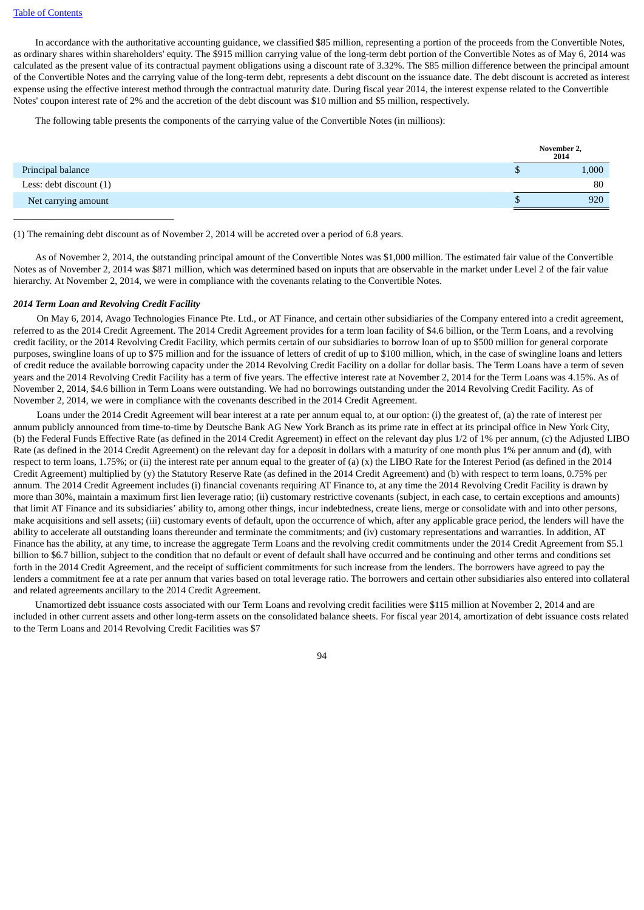In accordance with the authoritative accounting guidance, we classified $85 million, representing a portion of the proceeds from the Convertible Notes, as ordinary shares within shareholders' equity. The $915 million carrying value of the long-term debt portion of the Convertible Notes as of May 6, 2014 was calculated as the present value of its contractual payment obligations using a discount rate of 3.32%. The $85 million difference between the principal amount of the Convertible Notes and the carrying value of the long-term debt, represents a debt discount on the issuance date. The debt discount is accreted as interest expense using the effective interest method through the contractual maturity date. During fiscal year 2014, the interest expense related to the Convertible Notes' coupon interest rate of 2% and the accretion of the debt discount was $10 million and $5 million, respectively.

The following table presents the components of the carrying value of the Convertible Notes (in millions):

| | November 2, 2014 |
|---|---|
| Principal balance | $ 1,000 |
| Less: debt discount (1) | 80 |
| Net carrying amount | $ 920 |

(1) The remaining debt discount as of November 2, 2014 will be accreted over a period of 6.8 years.

As of November 2, 2014, the outstanding principal amount of the Convertible Notes was $1,000 million. The estimated fair value of the Convertible Notes as of November 2, 2014 was $871 million, which was determined based on inputs that are observable in the market under Level 2 of the fair value hierarchy. At November 2, 2014, we were in compliance with the covenants relating to the Convertible Notes.

***2014 Term Loan and Revolving Credit Facility***

On May 6, 2014, Avago Technologies Finance Pte. Ltd., or AT Finance, and certain other subsidiaries of the Company entered into a credit agreement, referred to as the 2014 Credit Agreement. The 2014 Credit Agreement provides for a term loan facility of $4.6 billion, or the Term Loans, and a revolving credit facility, or the 2014 Revolving Credit Facility, which permits certain of our subsidiaries to borrow loan of up to $500 million for general corporate purposes, swingline loans of up to $75 million and for the issuance of letters of credit of up to $100 million, which, in the case of swingline loans and letters of credit reduce the available borrowing capacity under the 2014 Revolving Credit Facility on a dollar for dollar basis. The Term Loans have a term of seven years and the 2014 Revolving Credit Facility has a term of five years. The effective interest rate at November 2, 2014 for the Term Loans was 4.15%. As of November 2, 2014, $4.6 billion in Term Loans were outstanding. We had no borrowings outstanding under the 2014 Revolving Credit Facility. As of November 2, 2014, we were in compliance with the covenants described in the 2014 Credit Agreement.

Loans under the 2014 Credit Agreement will bear interest at a rate per annum equal to, at our option: (i) the greatest of, (a) the rate of interest per annum publicly announced from time-to-time by Deutsche Bank AG New York Branch as its prime rate in effect at its principal office in New York City, (b) the Federal Funds Effective Rate (as defined in the 2014 Credit Agreement) in effect on the relevant day plus 1/2 of 1% per annum, (c) the Adjusted LIBO Rate (as defined in the 2014 Credit Agreement) on the relevant day for a deposit in dollars with a maturity of one month plus 1% per annum and (d), with respect to term loans, 1.75%; or (ii) the interest rate per annum equal to the greater of (a) (x) the LIBO Rate for the Interest Period (as defined in the 2014 Credit Agreement) multiplied by (y) the Statutory Reserve Rate (as defined in the 2014 Credit Agreement) and (b) with respect to term loans, 0.75% per annum. The 2014 Credit Agreement includes (i) financial covenants requiring AT Finance to, at any time the 2014 Revolving Credit Facility is drawn by more than 30%, maintain a maximum first lien leverage ratio; (ii) customary restrictive covenants (subject, in each case, to certain exceptions and amounts) that limit AT Finance and its subsidiaries' ability to, among other things, incur indebtedness, create liens, merge or consolidate with and into other persons, make acquisitions and sell assets; (iii) customary events of default, upon the occurrence of which, after any applicable grace period, the lenders will have the ability to accelerate all outstanding loans thereunder and terminate the commitments; and (iv) customary representations and warranties. In addition, AT Finance has the ability, at any time, to increase the aggregate Term Loans and the revolving credit commitments under the 2014 Credit Agreement from $5.1 billion to $6.7 billion, subject to the condition that no default or event of default shall have occurred and be continuing and other terms and conditions set forth in the 2014 Credit Agreement, and the receipt of sufficient commitments for such increase from the lenders. The borrowers have agreed to pay the lenders a commitment fee at a rate per annum that varies based on total leverage ratio. The borrowers and certain other subsidiaries also entered into collateral and related agreements ancillary to the 2014 Credit Agreement.

Unamortized debt issuance costs associated with our Term Loans and revolving credit facilities were $115 million at November 2, 2014 and are included in other current assets and other long-term assets on the consolidated balance sheets. For fiscal year 2014, amortization of debt issuance costs related to the Term Loans and 2014 Revolving Credit Facilities was $7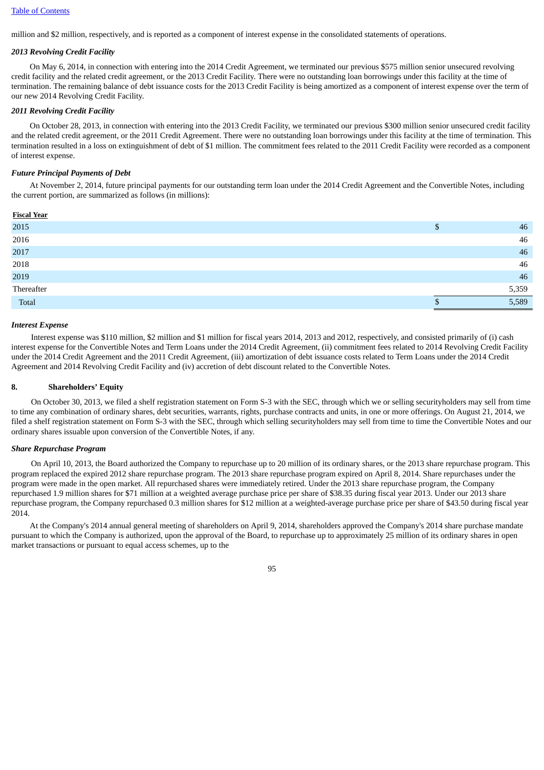million and $2 million, respectively, and is reported as a component of interest expense in the consolidated statements of operations.

*2013 Revolving Credit Facility*

On May 6, 2014, in connection with entering into the 2014 Credit Agreement, we terminated our previous $575 million senior unsecured revolving credit facility and the related credit agreement, or the 2013 Credit Facility. There were no outstanding loan borrowings under this facility at the time of termination. The remaining balance of debt issuance costs for the 2013 Credit Facility is being amortized as a component of interest expense over the term of our new 2014 Revolving Credit Facility.

*2011 Revolving Credit Facility*

On October 28, 2013, in connection with entering into the 2013 Credit Facility, we terminated our previous $300 million senior unsecured credit facility and the related credit agreement, or the 2011 Credit Agreement. There were no outstanding loan borrowings under this facility at the time of termination. This termination resulted in a loss on extinguishment of debt of $1 million. The commitment fees related to the 2011 Credit Facility were recorded as a component of interest expense.

*Future Principal Payments of Debt*

At November 2, 2014, future principal payments for our outstanding term loan under the 2014 Credit Agreement and the Convertible Notes, including the current portion, are summarized as follows (in millions):

| Fiscal Year | | |
|---|---|---|
| 2015 | $ | 46 |
| 2016 | | 46 |
| 2017 | | 46 |
| 2018 | | 46 |
| 2019 | | 46 |
| Thereafter | | 5,359 |
| Total | $ | 5,589 |

*Interest Expense*

Interest expense was $110 million, $2 million and $1 million for fiscal years 2014, 2013 and 2012, respectively, and consisted primarily of (i) cash interest expense for the Convertible Notes and Term Loans under the 2014 Credit Agreement, (ii) commitment fees related to 2014 Revolving Credit Facility under the 2014 Credit Agreement and the 2011 Credit Agreement, (iii) amortization of debt issuance costs related to Term Loans under the 2014 Credit Agreement and 2014 Revolving Credit Facility and (iv) accretion of debt discount related to the Convertible Notes.

## 8. Shareholders' Equity

On October 30, 2013, we filed a shelf registration statement on Form S-3 with the SEC, through which we or selling securityholders may sell from time to time any combination of ordinary shares, debt securities, warrants, rights, purchase contracts and units, in one or more offerings. On August 21, 2014, we filed a shelf registration statement on Form S-3 with the SEC, through which selling securityholders may sell from time to time the Convertible Notes and our ordinary shares issuable upon conversion of the Convertible Notes, if any.

*Share Repurchase Program*

On April 10, 2013, the Board authorized the Company to repurchase up to 20 million of its ordinary shares, or the 2013 share repurchase program. This program replaced the expired 2012 share repurchase program. The 2013 share repurchase program expired on April 8, 2014. Share repurchases under the program were made in the open market. All repurchased shares were immediately retired. Under the 2013 share repurchase program, the Company repurchased 1.9 million shares for $71 million at a weighted average purchase price per share of $38.35 during fiscal year 2013. Under our 2013 share repurchase program, the Company repurchased 0.3 million shares for $12 million at a weighted-average purchase price per share of $43.50 during fiscal year 2014.

At the Company's 2014 annual general meeting of shareholders on April 9, 2014, shareholders approved the Company's 2014 share purchase mandate pursuant to which the Company is authorized, upon the approval of the Board, to repurchase up to approximately 25 million of its ordinary shares in open market transactions or pursuant to equal access schemes, up to the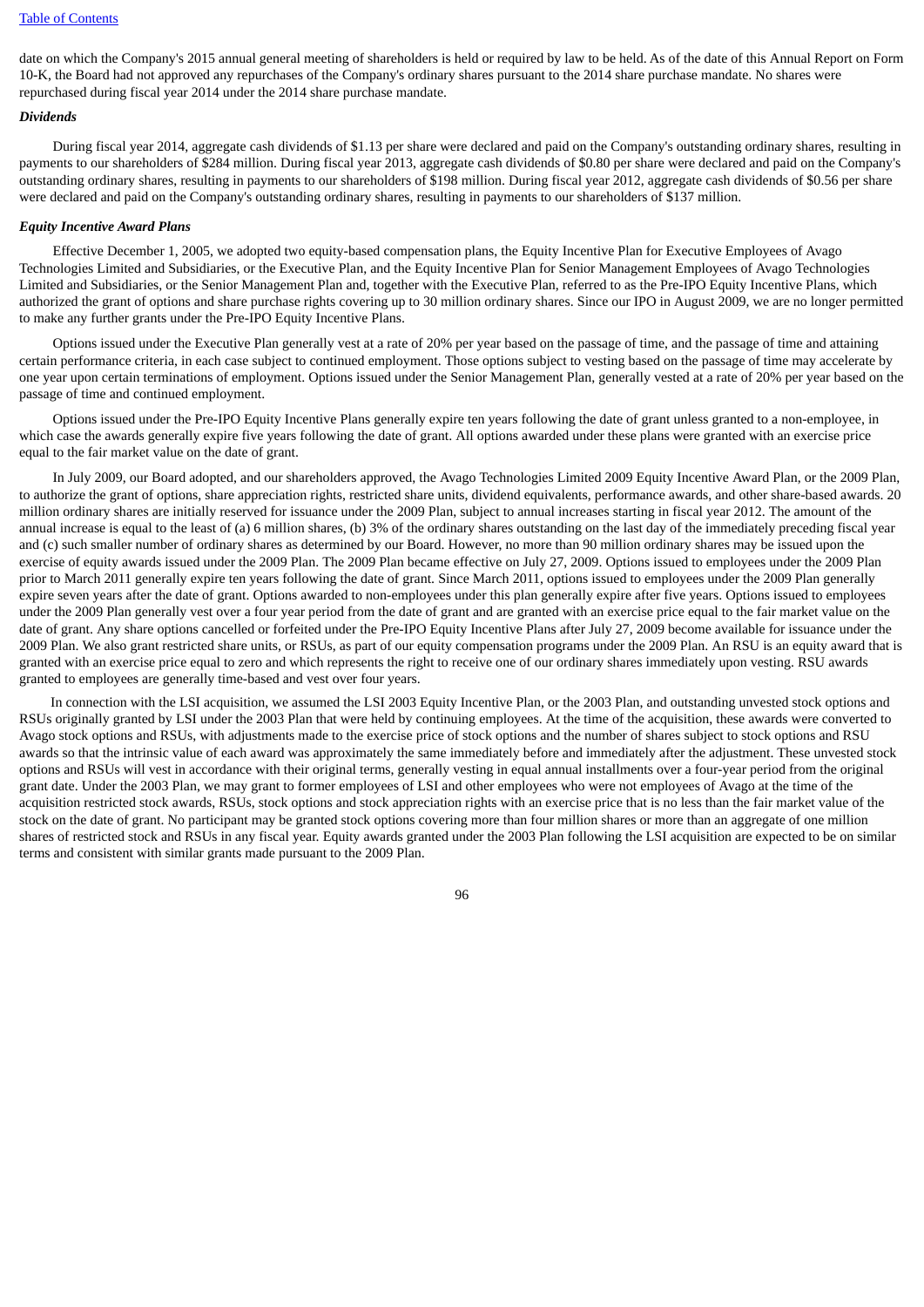date on which the Company's 2015 annual general meeting of shareholders is held or required by law to be held. As of the date of this Annual Report on Form 10-K, the Board had not approved any repurchases of the Company's ordinary shares pursuant to the 2014 share purchase mandate. No shares were repurchased during fiscal year 2014 under the 2014 share purchase mandate.

***Dividends***

During fiscal year 2014, aggregate cash dividends of $1.13 per share were declared and paid on the Company's outstanding ordinary shares, resulting in payments to our shareholders of $284 million. During fiscal year 2013, aggregate cash dividends of $0.80 per share were declared and paid on the Company's outstanding ordinary shares, resulting in payments to our shareholders of $198 million. During fiscal year 2012, aggregate cash dividends of $0.56 per share were declared and paid on the Company's outstanding ordinary shares, resulting in payments to our shareholders of $137 million.

***Equity Incentive Award Plans***

Effective December 1, 2005, we adopted two equity-based compensation plans, the Equity Incentive Plan for Executive Employees of Avago Technologies Limited and Subsidiaries, or the Executive Plan, and the Equity Incentive Plan for Senior Management Employees of Avago Technologies Limited and Subsidiaries, or the Senior Management Plan and, together with the Executive Plan, referred to as the Pre-IPO Equity Incentive Plans, which authorized the grant of options and share purchase rights covering up to 30 million ordinary shares. Since our IPO in August 2009, we are no longer permitted to make any further grants under the Pre-IPO Equity Incentive Plans.

Options issued under the Executive Plan generally vest at a rate of 20% per year based on the passage of time, and the passage of time and attaining certain performance criteria, in each case subject to continued employment. Those options subject to vesting based on the passage of time may accelerate by one year upon certain terminations of employment. Options issued under the Senior Management Plan, generally vested at a rate of 20% per year based on the passage of time and continued employment.

Options issued under the Pre-IPO Equity Incentive Plans generally expire ten years following the date of grant unless granted to a non-employee, in which case the awards generally expire five years following the date of grant. All options awarded under these plans were granted with an exercise price equal to the fair market value on the date of grant.

In July 2009, our Board adopted, and our shareholders approved, the Avago Technologies Limited 2009 Equity Incentive Award Plan, or the 2009 Plan, to authorize the grant of options, share appreciation rights, restricted share units, dividend equivalents, performance awards, and other share-based awards. 20 million ordinary shares are initially reserved for issuance under the 2009 Plan, subject to annual increases starting in fiscal year 2012. The amount of the annual increase is equal to the least of (a) 6 million shares, (b) 3% of the ordinary shares outstanding on the last day of the immediately preceding fiscal year and (c) such smaller number of ordinary shares as determined by our Board. However, no more than 90 million ordinary shares may be issued upon the exercise of equity awards issued under the 2009 Plan. The 2009 Plan became effective on July 27, 2009. Options issued to employees under the 2009 Plan prior to March 2011 generally expire ten years following the date of grant. Since March 2011, options issued to employees under the 2009 Plan generally expire seven years after the date of grant. Options awarded to non-employees under this plan generally expire after five years. Options issued to employees under the 2009 Plan generally vest over a four year period from the date of grant and are granted with an exercise price equal to the fair market value on the date of grant. Any share options cancelled or forfeited under the Pre-IPO Equity Incentive Plans after July 27, 2009 become available for issuance under the 2009 Plan. We also grant restricted share units, or RSUs, as part of our equity compensation programs under the 2009 Plan. An RSU is an equity award that is granted with an exercise price equal to zero and which represents the right to receive one of our ordinary shares immediately upon vesting. RSU awards granted to employees are generally time-based and vest over four years.

In connection with the LSI acquisition, we assumed the LSI 2003 Equity Incentive Plan, or the 2003 Plan, and outstanding unvested stock options and RSUs originally granted by LSI under the 2003 Plan that were held by continuing employees. At the time of the acquisition, these awards were converted to Avago stock options and RSUs, with adjustments made to the exercise price of stock options and the number of shares subject to stock options and RSU awards so that the intrinsic value of each award was approximately the same immediately before and immediately after the adjustment. These unvested stock options and RSUs will vest in accordance with their original terms, generally vesting in equal annual installments over a four-year period from the original grant date. Under the 2003 Plan, we may grant to former employees of LSI and other employees who were not employees of Avago at the time of the acquisition restricted stock awards, RSUs, stock options and stock appreciation rights with an exercise price that is no less than the fair market value of the stock on the date of grant. No participant may be granted stock options covering more than four million shares or more than an aggregate of one million shares of restricted stock and RSUs in any fiscal year. Equity awards granted under the 2003 Plan following the LSI acquisition are expected to be on similar terms and consistent with similar grants made pursuant to the 2009 Plan.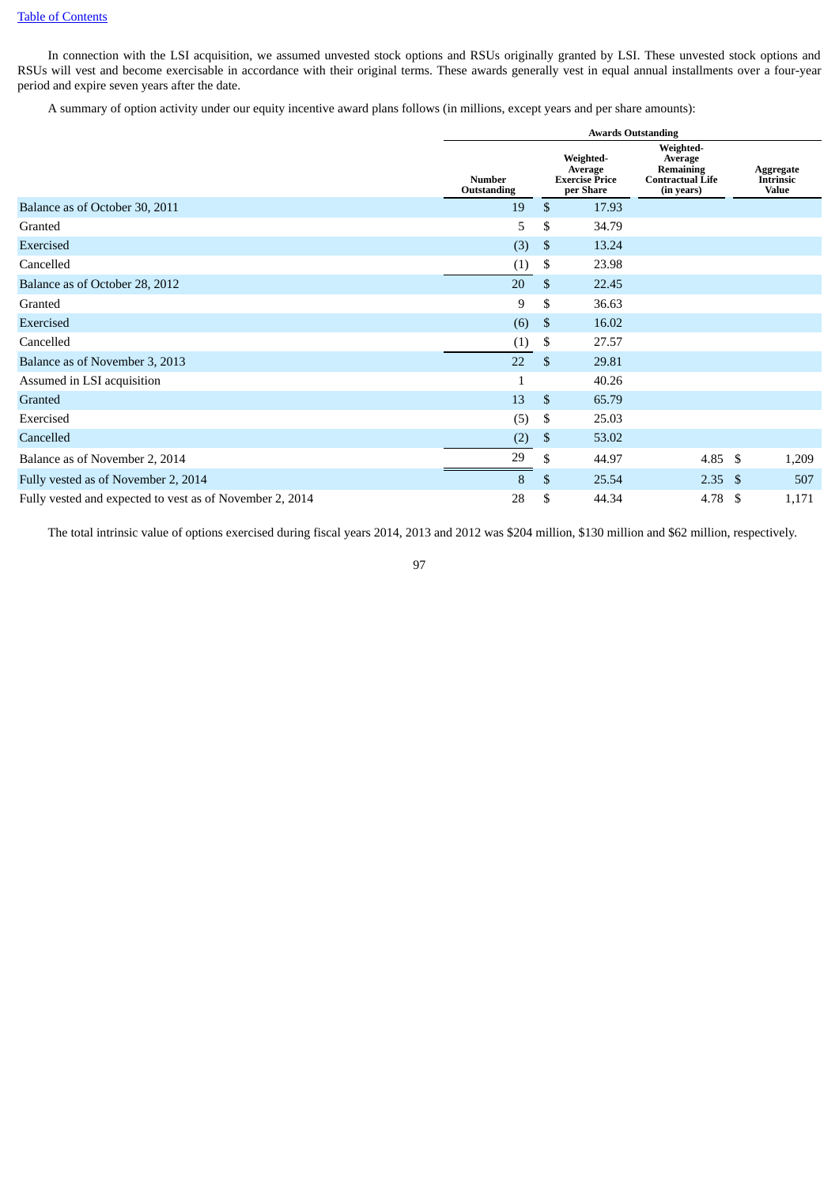[Table of Contents](#)

In connection with the LSI acquisition, we assumed unvested stock options and RSUs originally granted by LSI. These unvested stock options and RSUs will vest and become exercisable in accordance with their original terms. These awards generally vest in equal annual installments over a four-year period and expire seven years after the date.

A summary of option activity under our equity incentive award plans follows (in millions, except years and per share amounts):

| | Awards Outstanding | | | |
|---|---|---|---|---|
| | Number Outstanding | Weighted-Average Exercise Price per Share | Weighted-Average Remaining Contractual Life (in years) | Aggregate Intrinsic Value |
| Balance as of October 30, 2011 | 19 | $ 17.93 | | |
| Granted | 5 | $ 34.79 | | |
| Exercised | (3) | $ 13.24 | | |
| Cancelled | (1) | $ 23.98 | | |
| Balance as of October 28, 2012 | 20 | $ 22.45 | | |
| Granted | 9 | $ 36.63 | | |
| Exercised | (6) | $ 16.02 | | |
| Cancelled | (1) | $ 27.57 | | |
| Balance as of November 3, 2013 | 22 | $ 29.81 | | |
| Assumed in LSI acquisition | 1 | 40.26 | | |
| Granted | 13 | $ 65.79 | | |
| Exercised | (5) | $ 25.03 | | |
| Cancelled | (2) | $ 53.02 | | |
| Balance as of November 2, 2014 | 29 | $ 44.97 | 4.85 | $ 1,209 |
| Fully vested as of November 2, 2014 | 8 | $ 25.54 | 2.35 | $ 507 |
| Fully vested and expected to vest as of November 2, 2014 | 28 | $ 44.34 | 4.78 | $ 1,171 |

The total intrinsic value of options exercised during fiscal years 2014, 2013 and 2012 was $204 million, $130 million and $62 million, respectively.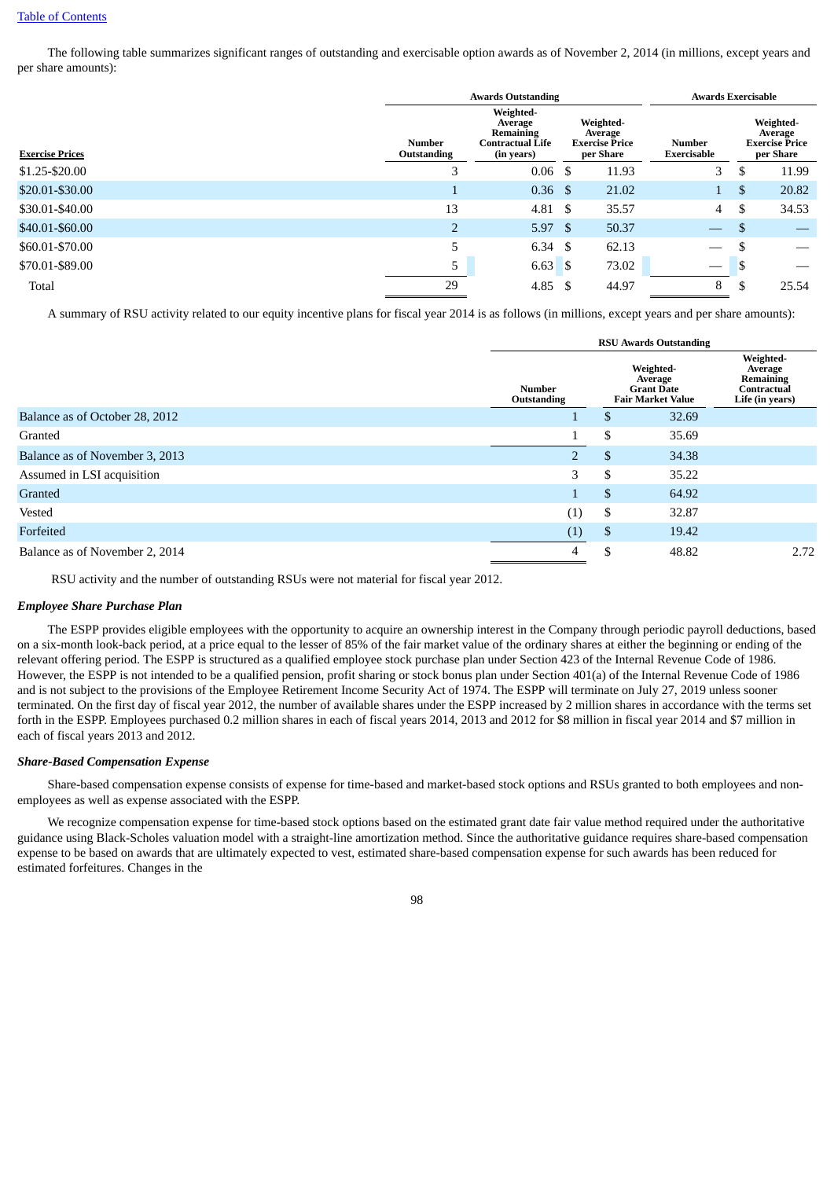The following table summarizes significant ranges of outstanding and exercisable option awards as of November 2, 2014 (in millions, except years and per share amounts):

| | Awards Outstanding | | | Awards Exercisable | |
|---|---|---|---|---|---|
| **Exercise Prices** | **Number Outstanding** | **Weighted-Average Remaining Contractual Life (in years)** | **Weighted-Average Exercise Price per Share** | **Number Exercisable** | **Weighted-Average Exercise Price per Share** |
| $1.25-$20.00 | 3 | 0.06 | $ 11.93 | 3 | $ 11.99 |
| $20.01-$30.00 | 1 | 0.36 | $ 21.02 | 1 | $ 20.82 |
| $30.01-$40.00 | 13 | 4.81 | $ 35.57 | 4 | $ 34.53 |
| $40.01-$60.00 | 2 | 5.97 | $ 50.37 | — | $ — |
| $60.01-$70.00 | 5 | 6.34 | $ 62.13 | — | $ — |
| $70.01-$89.00 | 5 | 6.63 | $ 73.02 | — | $ — |
| Total | 29 | 4.85 | $ 44.97 | 8 | $ 25.54 |

A summary of RSU activity related to our equity incentive plans for fiscal year 2014 is as follows (in millions, except years and per share amounts):

| | RSU Awards Outstanding | | |
|---|---|---|---|
| | **Number Outstanding** | **Weighted-Average Grant Date Fair Market Value** | **Weighted-Average Remaining Contractual Life (in years)** |
| Balance as of October 28, 2012 | 1 | $ 32.69 | |
| Granted | 1 | $ 35.69 | |
| Balance as of November 3, 2013 | 2 | $ 34.38 | |
| Assumed in LSI acquisition | 3 | $ 35.22 | |
| Granted | 1 | $ 64.92 | |
| Vested | (1) | $ 32.87 | |
| Forfeited | (1) | $ 19.42 | |
| Balance as of November 2, 2014 | 4 | $ 48.82 | 2.72 |

RSU activity and the number of outstanding RSUs were not material for fiscal year 2012.

***Employee Share Purchase Plan***

The ESPP provides eligible employees with the opportunity to acquire an ownership interest in the Company through periodic payroll deductions, based on a six-month look-back period, at a price equal to the lesser of 85% of the fair market value of the ordinary shares at either the beginning or ending of the relevant offering period. The ESPP is structured as a qualified employee stock purchase plan under Section 423 of the Internal Revenue Code of 1986. However, the ESPP is not intended to be a qualified pension, profit sharing or stock bonus plan under Section 401(a) of the Internal Revenue Code of 1986 and is not subject to the provisions of the Employee Retirement Income Security Act of 1974. The ESPP will terminate on July 27, 2019 unless sooner terminated. On the first day of fiscal year 2012, the number of available shares under the ESPP increased by 2 million shares in accordance with the terms set forth in the ESPP. Employees purchased 0.2 million shares in each of fiscal years 2014, 2013 and 2012 for $8 million in fiscal year 2014 and $7 million in each of fiscal years 2013 and 2012.

***Share-Based Compensation Expense***

Share-based compensation expense consists of expense for time-based and market-based stock options and RSUs granted to both employees and non-employees as well as expense associated with the ESPP.

We recognize compensation expense for time-based stock options based on the estimated grant date fair value method required under the authoritative guidance using Black-Scholes valuation model with a straight-line amortization method. Since the authoritative guidance requires share-based compensation expense to be based on awards that are ultimately expected to vest, estimated share-based compensation expense for such awards has been reduced for estimated forfeitures. Changes in the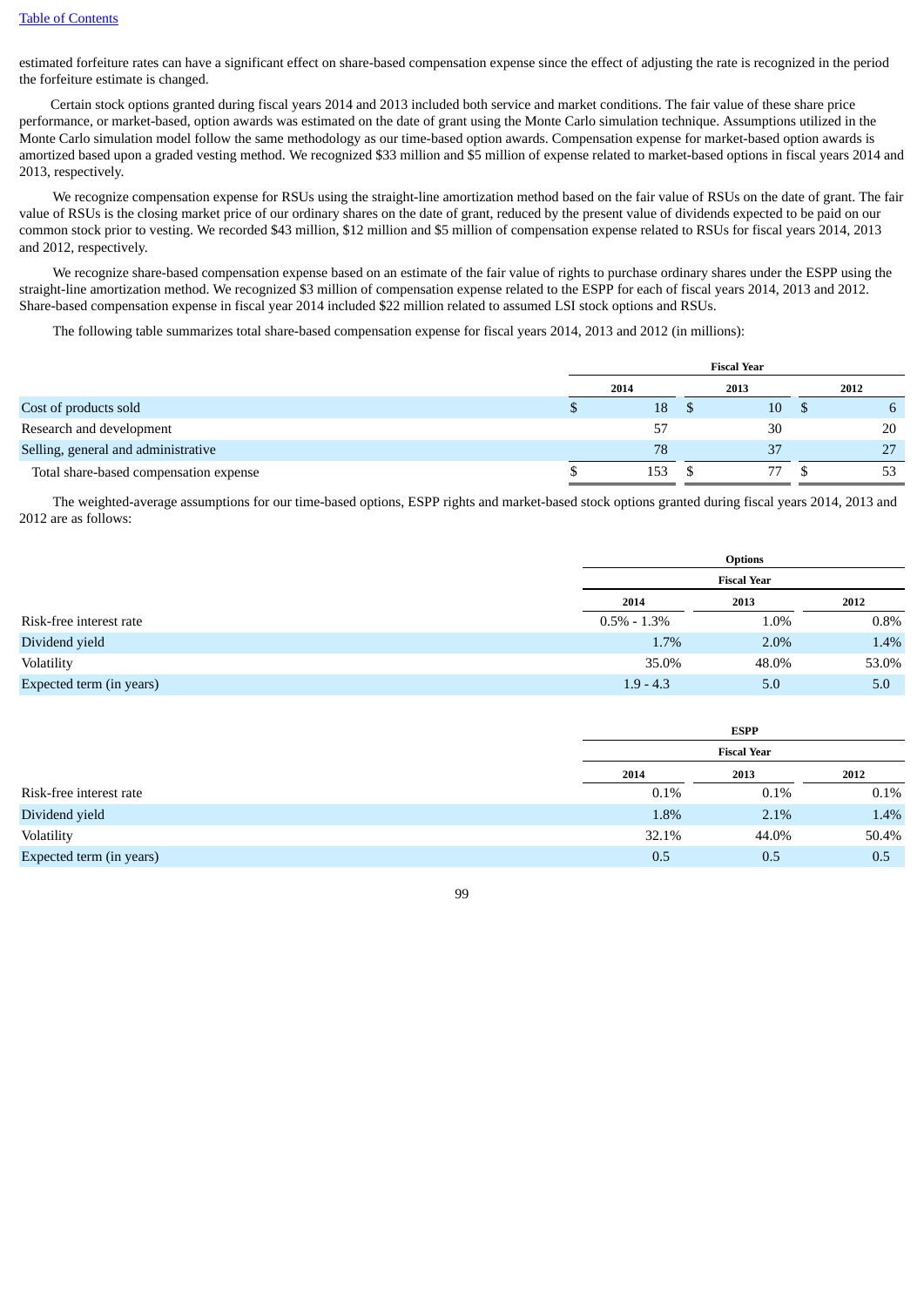estimated forfeiture rates can have a significant effect on share-based compensation expense since the effect of adjusting the rate is recognized in the period the forfeiture estimate is changed.

Certain stock options granted during fiscal years 2014 and 2013 included both service and market conditions. The fair value of these share price performance, or market-based, option awards was estimated on the date of grant using the Monte Carlo simulation technique. Assumptions utilized in the Monte Carlo simulation model follow the same methodology as our time-based option awards. Compensation expense for market-based option awards is amortized based upon a graded vesting method. We recognized $33 million and $5 million of expense related to market-based options in fiscal years 2014 and 2013, respectively.

We recognize compensation expense for RSUs using the straight-line amortization method based on the fair value of RSUs on the date of grant. The fair value of RSUs is the closing market price of our ordinary shares on the date of grant, reduced by the present value of dividends expected to be paid on our common stock prior to vesting. We recorded $43 million, $12 million and $5 million of compensation expense related to RSUs for fiscal years 2014, 2013 and 2012, respectively.

We recognize share-based compensation expense based on an estimate of the fair value of rights to purchase ordinary shares under the ESPP using the straight-line amortization method. We recognized $3 million of compensation expense related to the ESPP for each of fiscal years 2014, 2013 and 2012. Share-based compensation expense in fiscal year 2014 included $22 million related to assumed LSI stock options and RSUs.

The following table summarizes total share-based compensation expense for fiscal years 2014, 2013 and 2012 (in millions):

| | Fiscal Year | | |
|---|---|---|---|
| | 2014 | 2013 | 2012 |
| Cost of products sold | $ 18 | $ 10 | $ 6 |
| Research and development | 57 | 30 | 20 |
| Selling, general and administrative | 78 | 37 | 27 |
| Total share-based compensation expense | $ 153 | $ 77 | $ 53 |

The weighted-average assumptions for our time-based options, ESPP rights and market-based stock options granted during fiscal years 2014, 2013 and 2012 are as follows:

| | Options | | |
|---|---|---|---|
| | Fiscal Year | | |
| | 2014 | 2013 | 2012 |
| Risk-free interest rate | 0.5% - 1.3% | 1.0% | 0.8% |
| Dividend yield | 1.7% | 2.0% | 1.4% |
| Volatility | 35.0% | 48.0% | 53.0% |
| Expected term (in years) | 1.9 - 4.3 | 5.0 | 5.0 |

| | ESPP | | |
|---|---|---|---|
| | Fiscal Year | | |
| | 2014 | 2013 | 2012 |
| Risk-free interest rate | 0.1% | 0.1% | 0.1% |
| Dividend yield | 1.8% | 2.1% | 1.4% |
| Volatility | 32.1% | 44.0% | 50.4% |
| Expected term (in years) | 0.5 | 0.5 | 0.5 |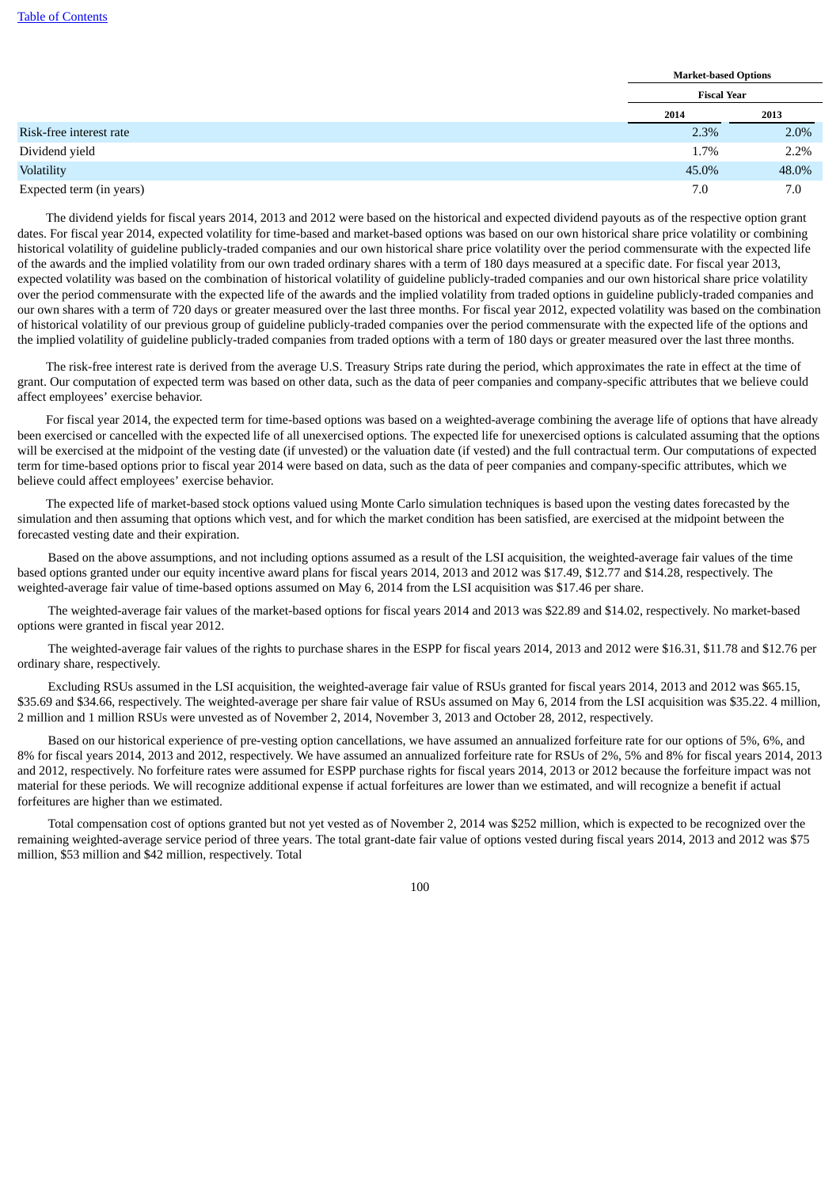| | Market-based Options | |
|---|---|---|
| | Fiscal Year | |
| | 2014 | 2013 |
| Risk-free interest rate | 2.3% | 2.0% |
| Dividend yield | 1.7% | 2.2% |
| Volatility | 45.0% | 48.0% |
| Expected term (in years) | 7.0 | 7.0 |

The dividend yields for fiscal years 2014, 2013 and 2012 were based on the historical and expected dividend payouts as of the respective option grant dates. For fiscal year 2014, expected volatility for time-based and market-based options was based on our own historical share price volatility or combining historical volatility of guideline publicly-traded companies and our own historical share price volatility over the period commensurate with the expected life of the awards and the implied volatility from our own traded ordinary shares with a term of 180 days measured at a specific date. For fiscal year 2013, expected volatility was based on the combination of historical volatility of guideline publicly-traded companies and our own historical share price volatility over the period commensurate with the expected life of the awards and the implied volatility from traded options in guideline publicly-traded companies and our own shares with a term of 720 days or greater measured over the last three months. For fiscal year 2012, expected volatility was based on the combination of historical volatility of our previous group of guideline publicly-traded companies over the period commensurate with the expected life of the options and the implied volatility of guideline publicly-traded companies from traded options with a term of 180 days or greater measured over the last three months.

The risk-free interest rate is derived from the average U.S. Treasury Strips rate during the period, which approximates the rate in effect at the time of grant. Our computation of expected term was based on other data, such as the data of peer companies and company-specific attributes that we believe could affect employees' exercise behavior.

For fiscal year 2014, the expected term for time-based options was based on a weighted-average combining the average life of options that have already been exercised or cancelled with the expected life of all unexercised options. The expected life for unexercised options is calculated assuming that the options will be exercised at the midpoint of the vesting date (if unvested) or the valuation date (if vested) and the full contractual term. Our computations of expected term for time-based options prior to fiscal year 2014 were based on data, such as the data of peer companies and company-specific attributes, which we believe could affect employees' exercise behavior.

The expected life of market-based stock options valued using Monte Carlo simulation techniques is based upon the vesting dates forecasted by the simulation and then assuming that options which vest, and for which the market condition has been satisfied, are exercised at the midpoint between the forecasted vesting date and their expiration.

Based on the above assumptions, and not including options assumed as a result of the LSI acquisition, the weighted-average fair values of the time based options granted under our equity incentive award plans for fiscal years 2014, 2013 and 2012 was $17.49, $12.77 and $14.28, respectively. The weighted-average fair value of time-based options assumed on May 6, 2014 from the LSI acquisition was $17.46 per share.

The weighted-average fair values of the market-based options for fiscal years 2014 and 2013 was $22.89 and $14.02, respectively. No market-based options were granted in fiscal year 2012.

The weighted-average fair values of the rights to purchase shares in the ESPP for fiscal years 2014, 2013 and 2012 were $16.31, $11.78 and $12.76 per ordinary share, respectively.

Excluding RSUs assumed in the LSI acquisition, the weighted-average fair value of RSUs granted for fiscal years 2014, 2013 and 2012 was $65.15, $35.69 and $34.66, respectively. The weighted-average per share fair value of RSUs assumed on May 6, 2014 from the LSI acquisition was $35.22. 4 million, 2 million and 1 million RSUs were unvested as of November 2, 2014, November 3, 2013 and October 28, 2012, respectively.

Based on our historical experience of pre-vesting option cancellations, we have assumed an annualized forfeiture rate for our options of 5%, 6%, and 8% for fiscal years 2014, 2013 and 2012, respectively. We have assumed an annualized forfeiture rate for RSUs of 2%, 5% and 8% for fiscal years 2014, 2013 and 2012, respectively. No forfeiture rates were assumed for ESPP purchase rights for fiscal years 2014, 2013 or 2012 because the forfeiture impact was not material for these periods. We will recognize additional expense if actual forfeitures are lower than we estimated, and will recognize a benefit if actual forfeitures are higher than we estimated.

Total compensation cost of options granted but not yet vested as of November 2, 2014 was $252 million, which is expected to be recognized over the remaining weighted-average service period of three years. The total grant-date fair value of options vested during fiscal years 2014, 2013 and 2012 was $75 million, $53 million and $42 million, respectively. Total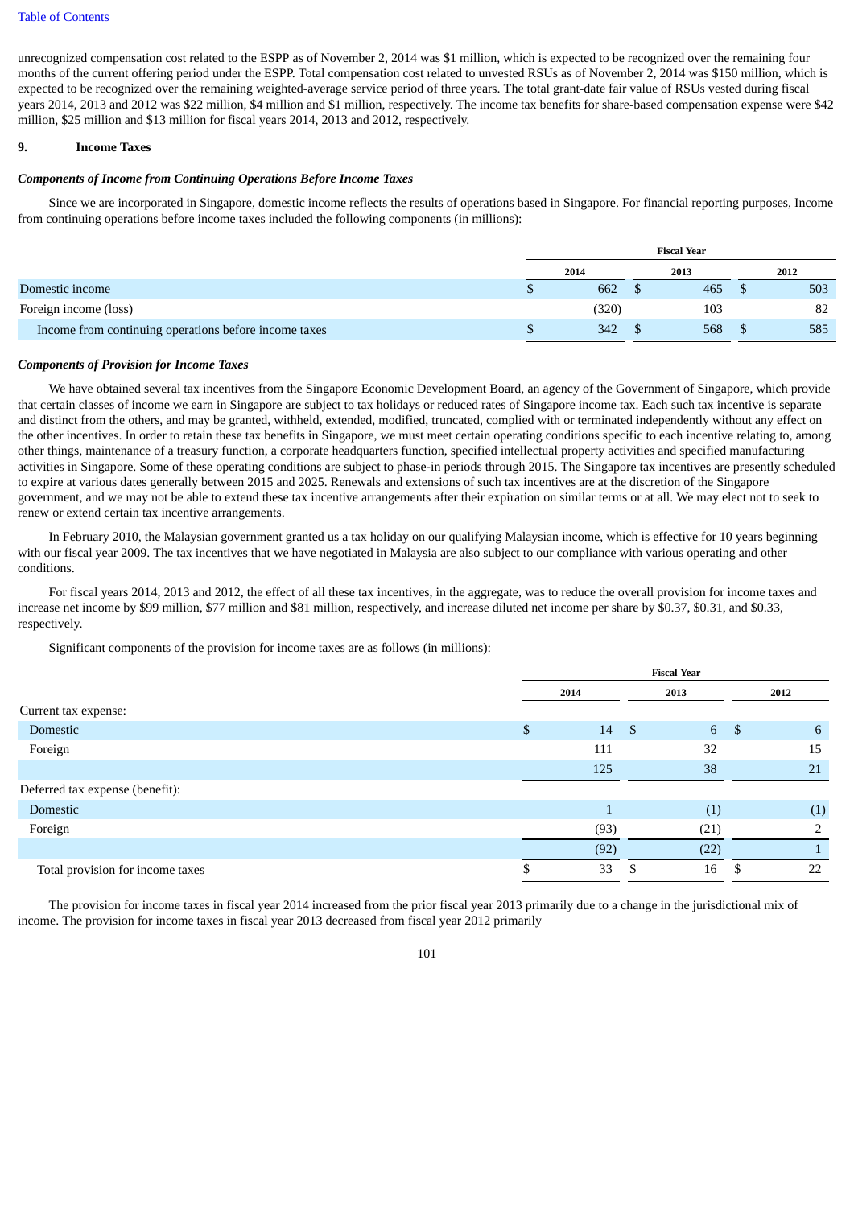unrecognized compensation cost related to the ESPP as of November 2, 2014 was $1 million, which is expected to be recognized over the remaining four months of the current offering period under the ESPP. Total compensation cost related to unvested RSUs as of November 2, 2014 was $150 million, which is expected to be recognized over the remaining weighted-average service period of three years. The total grant-date fair value of RSUs vested during fiscal years 2014, 2013 and 2012 was $22 million, $4 million and $1 million, respectively. The income tax benefits for share-based compensation expense were $42 million, $25 million and $13 million for fiscal years 2014, 2013 and 2012, respectively.

## 9. Income Taxes

***Components of Income from Continuing Operations Before Income Taxes***

Since we are incorporated in Singapore, domestic income reflects the results of operations based in Singapore. For financial reporting purposes, Income from continuing operations before income taxes included the following components (in millions):

| | Fiscal Year | | |
|---|---|---|---|
| | 2014 | 2013 | 2012 |
| Domestic income | $ 662 | $ 465 | $ 503 |
| Foreign income (loss) | (320) | 103 | 82 |
| Income from continuing operations before income taxes | $ 342 | $ 568 | $ 585 |

***Components of Provision for Income Taxes***

We have obtained several tax incentives from the Singapore Economic Development Board, an agency of the Government of Singapore, which provide that certain classes of income we earn in Singapore are subject to tax holidays or reduced rates of Singapore income tax. Each such tax incentive is separate and distinct from the others, and may be granted, withheld, extended, modified, truncated, complied with or terminated independently without any effect on the other incentives. In order to retain these tax benefits in Singapore, we must meet certain operating conditions specific to each incentive relating to, among other things, maintenance of a treasury function, a corporate headquarters function, specified intellectual property activities and specified manufacturing activities in Singapore. Some of these operating conditions are subject to phase-in periods through 2015. The Singapore tax incentives are presently scheduled to expire at various dates generally between 2015 and 2025. Renewals and extensions of such tax incentives are at the discretion of the Singapore government, and we may not be able to extend these tax incentive arrangements after their expiration on similar terms or at all. We may elect not to seek to renew or extend certain tax incentive arrangements.

In February 2010, the Malaysian government granted us a tax holiday on our qualifying Malaysian income, which is effective for 10 years beginning with our fiscal year 2009. The tax incentives that we have negotiated in Malaysia are also subject to our compliance with various operating and other conditions.

For fiscal years 2014, 2013 and 2012, the effect of all these tax incentives, in the aggregate, was to reduce the overall provision for income taxes and increase net income by $99 million, $77 million and $81 million, respectively, and increase diluted net income per share by $0.37, $0.31, and $0.33, respectively.

Significant components of the provision for income taxes are as follows (in millions):

| | Fiscal Year | | |
|---|---|---|---|
| | 2014 | 2013 | 2012 |
| Current tax expense: | | | |
| Domestic | $ 14 | $ 6 | $ 6 |
| Foreign | 111 | 32 | 15 |
| | 125 | 38 | 21 |
| Deferred tax expense (benefit): | | | |
| Domestic | 1 | (1) | (1) |
| Foreign | (93) | (21) | 2 |
| | (92) | (22) | 1 |
| Total provision for income taxes | $ 33 | $ 16 | $ 22 |

The provision for income taxes in fiscal year 2014 increased from the prior fiscal year 2013 primarily due to a change in the jurisdictional mix of income. The provision for income taxes in fiscal year 2013 decreased from fiscal year 2012 primarily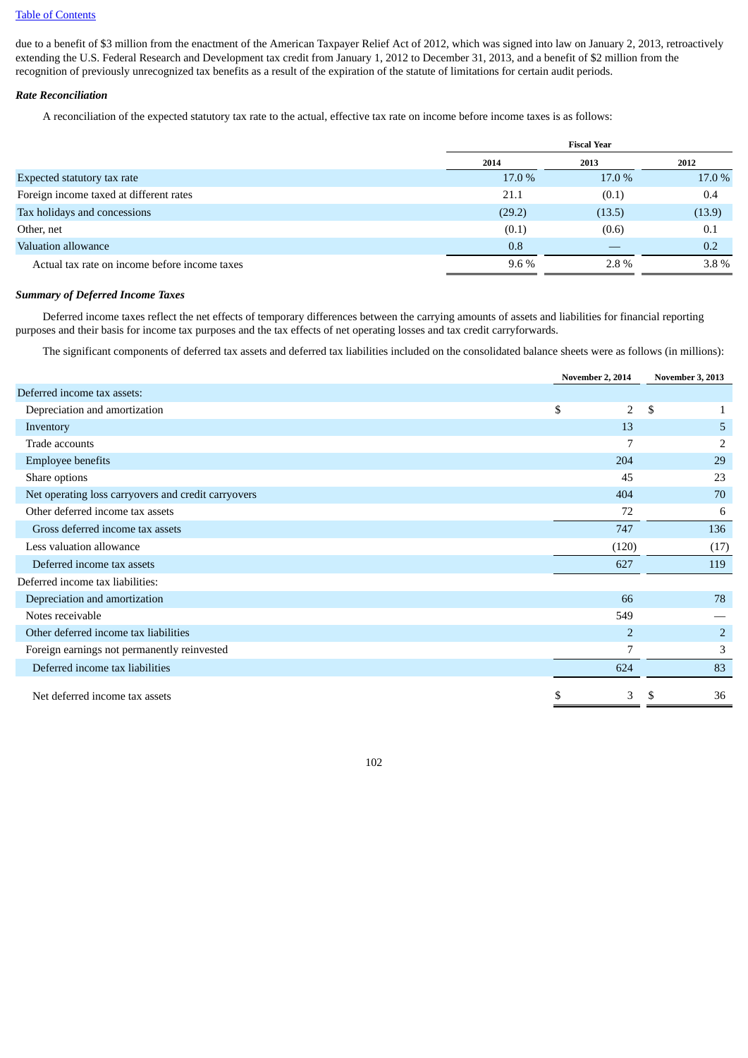due to a benefit of $3 million from the enactment of the American Taxpayer Relief Act of 2012, which was signed into law on January 2, 2013, retroactively extending the U.S. Federal Research and Development tax credit from January 1, 2012 to December 31, 2013, and a benefit of $2 million from the recognition of previously unrecognized tax benefits as a result of the expiration of the statute of limitations for certain audit periods.

***Rate Reconciliation***

A reconciliation of the expected statutory tax rate to the actual, effective tax rate on income before income taxes is as follows:

| | Fiscal Year | | |
|---|---|---|---|
| | 2014 | 2013 | 2012 |
| Expected statutory tax rate | 17.0 % | 17.0 % | 17.0 % |
| Foreign income taxed at different rates | 21.1 | (0.1) | 0.4 |
| Tax holidays and concessions | (29.2) | (13.5) | (13.9) |
| Other, net | (0.1) | (0.6) | 0.1 |
| Valuation allowance | 0.8 | — | 0.2 |
| Actual tax rate on income before income taxes | 9.6 % | 2.8 % | 3.8 % |

***Summary of Deferred Income Taxes***

Deferred income taxes reflect the net effects of temporary differences between the carrying amounts of assets and liabilities for financial reporting purposes and their basis for income tax purposes and the tax effects of net operating losses and tax credit carryforwards.

The significant components of deferred tax assets and deferred tax liabilities included on the consolidated balance sheets were as follows (in millions):

| | November 2, 2014 | November 3, 2013 |
|---|---|---|
| Deferred income tax assets: | | |
| Depreciation and amortization | $ 2 | $ 1 |
| Inventory | 13 | 5 |
| Trade accounts | 7 | 2 |
| Employee benefits | 204 | 29 |
| Share options | 45 | 23 |
| Net operating loss carryovers and credit carryovers | 404 | 70 |
| Other deferred income tax assets | 72 | 6 |
| Gross deferred income tax assets | 747 | 136 |
| Less valuation allowance | (120) | (17) |
| Deferred income tax assets | 627 | 119 |
| Deferred income tax liabilities: | | |
| Depreciation and amortization | 66 | 78 |
| Notes receivable | 549 | — |
| Other deferred income tax liabilities | 2 | 2 |
| Foreign earnings not permanently reinvested | 7 | 3 |
| Deferred income tax liabilities | 624 | 83 |
| Net deferred income tax assets | $ 3 | $ 36 |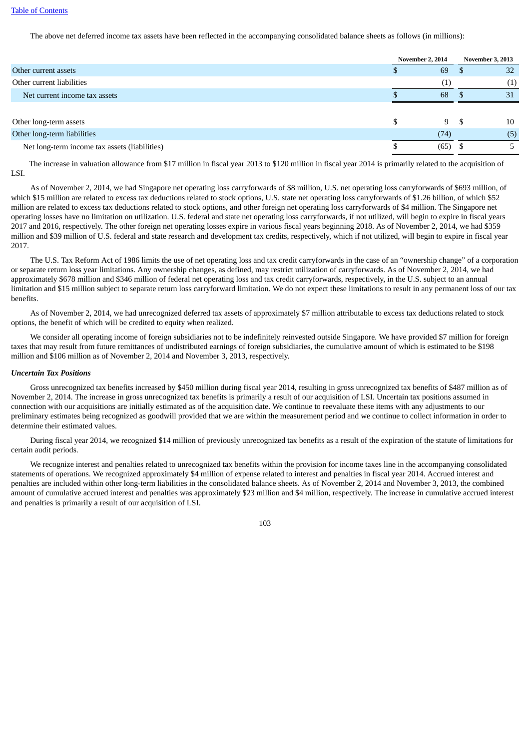The above net deferred income tax assets have been reflected in the accompanying consolidated balance sheets as follows (in millions):

| | November 2, 2014 | November 3, 2013 |
|---|---|---|
| Other current assets | $ 69 | $ 32 |
| Other current liabilities | (1) | (1) |
| Net current income tax assets | $ 68 | $ 31 |
| | | |
| Other long-term assets | $ 9 | $ 10 |
| Other long-term liabilities | (74) | (5) |
| Net long-term income tax assets (liabilities) | $ (65) | $ 5 |

The increase in valuation allowance from $17 million in fiscal year 2013 to $120 million in fiscal year 2014 is primarily related to the acquisition of LSI.

As of November 2, 2014, we had Singapore net operating loss carryforwards of $8 million, U.S. net operating loss carryforwards of $693 million, of which $15 million are related to excess tax deductions related to stock options, U.S. state net operating loss carryforwards of $1.26 billion, of which $52 million are related to excess tax deductions related to stock options, and other foreign net operating loss carryforwards of $4 million. The Singapore net operating losses have no limitation on utilization. U.S. federal and state net operating loss carryforwards, if not utilized, will begin to expire in fiscal years 2017 and 2016, respectively. The other foreign net operating losses expire in various fiscal years beginning 2018. As of November 2, 2014, we had $359 million and $39 million of U.S. federal and state research and development tax credits, respectively, which if not utilized, will begin to expire in fiscal year 2017.

The U.S. Tax Reform Act of 1986 limits the use of net operating loss and tax credit carryforwards in the case of an "ownership change" of a corporation or separate return loss year limitations. Any ownership changes, as defined, may restrict utilization of carryforwards. As of November 2, 2014, we had approximately $678 million and $346 million of federal net operating loss and tax credit carryforwards, respectively, in the U.S. subject to an annual limitation and $15 million subject to separate return loss carryforward limitation. We do not expect these limitations to result in any permanent loss of our tax benefits.

As of November 2, 2014, we had unrecognized deferred tax assets of approximately $7 million attributable to excess tax deductions related to stock options, the benefit of which will be credited to equity when realized.

We consider all operating income of foreign subsidiaries not to be indefinitely reinvested outside Singapore. We have provided $7 million for foreign taxes that may result from future remittances of undistributed earnings of foreign subsidiaries, the cumulative amount of which is estimated to be $198 million and $106 million as of November 2, 2014 and November 3, 2013, respectively.

***Uncertain Tax Positions***

Gross unrecognized tax benefits increased by $450 million during fiscal year 2014, resulting in gross unrecognized tax benefits of $487 million as of November 2, 2014. The increase in gross unrecognized tax benefits is primarily a result of our acquisition of LSI. Uncertain tax positions assumed in connection with our acquisitions are initially estimated as of the acquisition date. We continue to reevaluate these items with any adjustments to our preliminary estimates being recognized as goodwill provided that we are within the measurement period and we continue to collect information in order to determine their estimated values.

During fiscal year 2014, we recognized $14 million of previously unrecognized tax benefits as a result of the expiration of the statute of limitations for certain audit periods.

We recognize interest and penalties related to unrecognized tax benefits within the provision for income taxes line in the accompanying consolidated statements of operations. We recognized approximately $4 million of expense related to interest and penalties in fiscal year 2014. Accrued interest and penalties are included within other long-term liabilities in the consolidated balance sheets. As of November 2, 2014 and November 3, 2013, the combined amount of cumulative accrued interest and penalties was approximately $23 million and $4 million, respectively. The increase in cumulative accrued interest and penalties is primarily a result of our acquisition of LSI.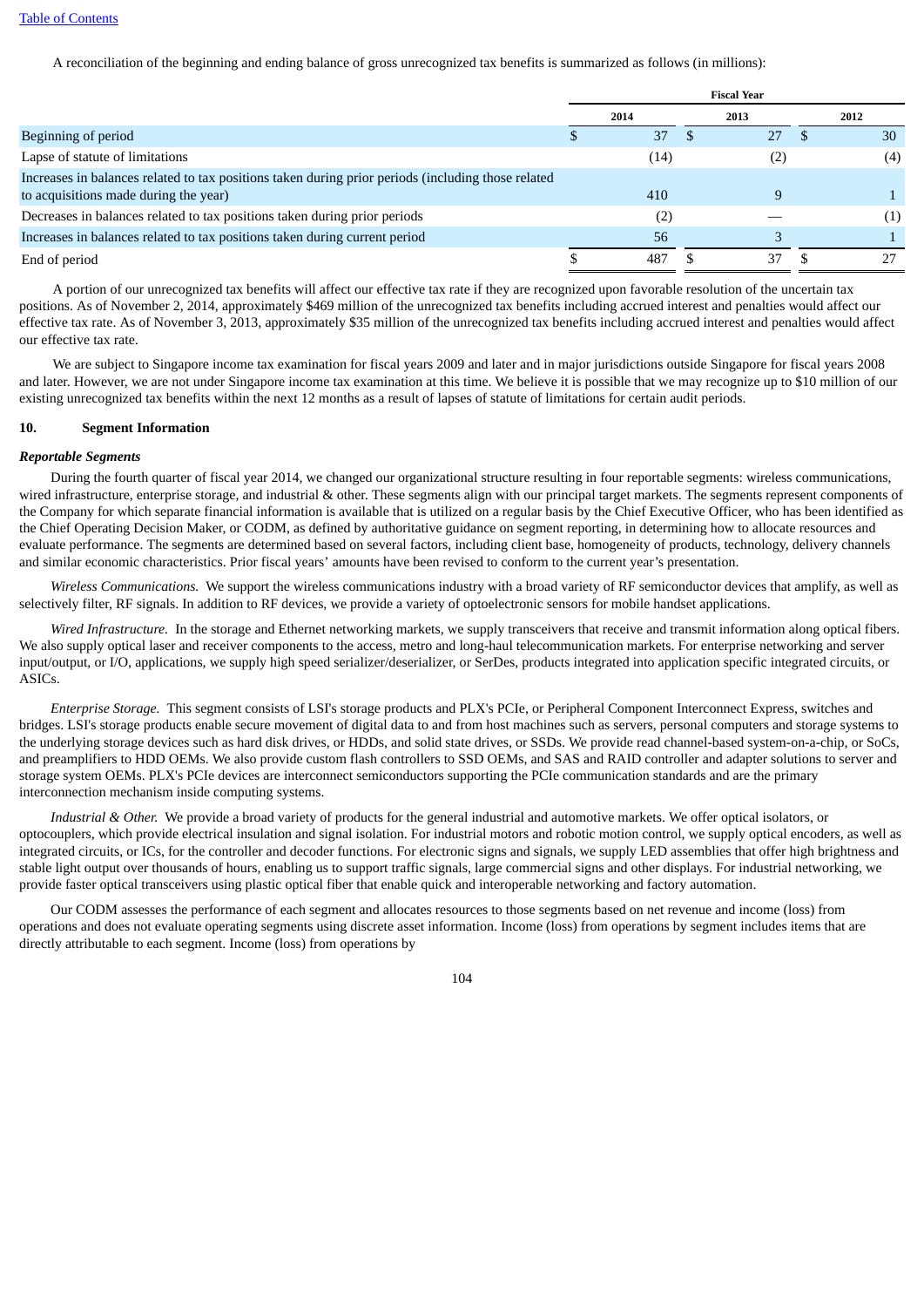A reconciliation of the beginning and ending balance of gross unrecognized tax benefits is summarized as follows (in millions):

| | Fiscal Year | | |
|---|---|---|---|
| | 2014 | 2013 | 2012 |
| Beginning of period | $ 37 | $ 27 | $ 30 |
| Lapse of statute of limitations | (14) | (2) | (4) |
| Increases in balances related to tax positions taken during prior periods (including those related to acquisitions made during the year) | 410 | 9 | 1 |
| Decreases in balances related to tax positions taken during prior periods | (2) | — | (1) |
| Increases in balances related to tax positions taken during current period | 56 | 3 | 1 |
| End of period | $ 487 | $ 37 | $ 27 |

A portion of our unrecognized tax benefits will affect our effective tax rate if they are recognized upon favorable resolution of the uncertain tax positions. As of November 2, 2014, approximately $469 million of the unrecognized tax benefits including accrued interest and penalties would affect our effective tax rate. As of November 3, 2013, approximately $35 million of the unrecognized tax benefits including accrued interest and penalties would affect our effective tax rate.

We are subject to Singapore income tax examination for fiscal years 2009 and later and in major jurisdictions outside Singapore for fiscal years 2008 and later. However, we are not under Singapore income tax examination at this time. We believe it is possible that we may recognize up to $10 million of our existing unrecognized tax benefits within the next 12 months as a result of lapses of statute of limitations for certain audit periods.

## 10. Segment Information

### *Reportable Segments*

During the fourth quarter of fiscal year 2014, we changed our organizational structure resulting in four reportable segments: wireless communications, wired infrastructure, enterprise storage, and industrial & other. These segments align with our principal target markets. The segments represent components of the Company for which separate financial information is available that is utilized on a regular basis by the Chief Executive Officer, who has been identified as the Chief Operating Decision Maker, or CODM, as defined by authoritative guidance on segment reporting, in determining how to allocate resources and evaluate performance. The segments are determined based on several factors, including client base, homogeneity of products, technology, delivery channels and similar economic characteristics. Prior fiscal years' amounts have been revised to conform to the current year's presentation.

*Wireless Communications.* We support the wireless communications industry with a broad variety of RF semiconductor devices that amplify, as well as selectively filter, RF signals. In addition to RF devices, we provide a variety of optoelectronic sensors for mobile handset applications.

*Wired Infrastructure.* In the storage and Ethernet networking markets, we supply transceivers that receive and transmit information along optical fibers. We also supply optical laser and receiver components to the access, metro and long-haul telecommunication markets. For enterprise networking and server input/output, or I/O, applications, we supply high speed serializer/deserializer, or SerDes, products integrated into application specific integrated circuits, or ASICs.

*Enterprise Storage.* This segment consists of LSI's storage products and PLX's PCIe, or Peripheral Component Interconnect Express, switches and bridges. LSI's storage products enable secure movement of digital data to and from host machines such as servers, personal computers and storage systems to the underlying storage devices such as hard disk drives, or HDDs, and solid state drives, or SSDs. We provide read channel-based system-on-a-chip, or SoCs, and preamplifiers to HDD OEMs. We also provide custom flash controllers to SSD OEMs, and SAS and RAID controller and adapter solutions to server and storage system OEMs. PLX's PCIe devices are interconnect semiconductors supporting the PCIe communication standards and are the primary interconnection mechanism inside computing systems.

*Industrial & Other.* We provide a broad variety of products for the general industrial and automotive markets. We offer optical isolators, or optocouplers, which provide electrical insulation and signal isolation. For industrial motors and robotic motion control, we supply optical encoders, as well as integrated circuits, or ICs, for the controller and decoder functions. For electronic signs and signals, we supply LED assemblies that offer high brightness and stable light output over thousands of hours, enabling us to support traffic signals, large commercial signs and other displays. For industrial networking, we provide faster optical transceivers using plastic optical fiber that enable quick and interoperable networking and factory automation.

Our CODM assesses the performance of each segment and allocates resources to those segments based on net revenue and income (loss) from operations and does not evaluate operating segments using discrete asset information. Income (loss) from operations by segment includes items that are directly attributable to each segment. Income (loss) from operations by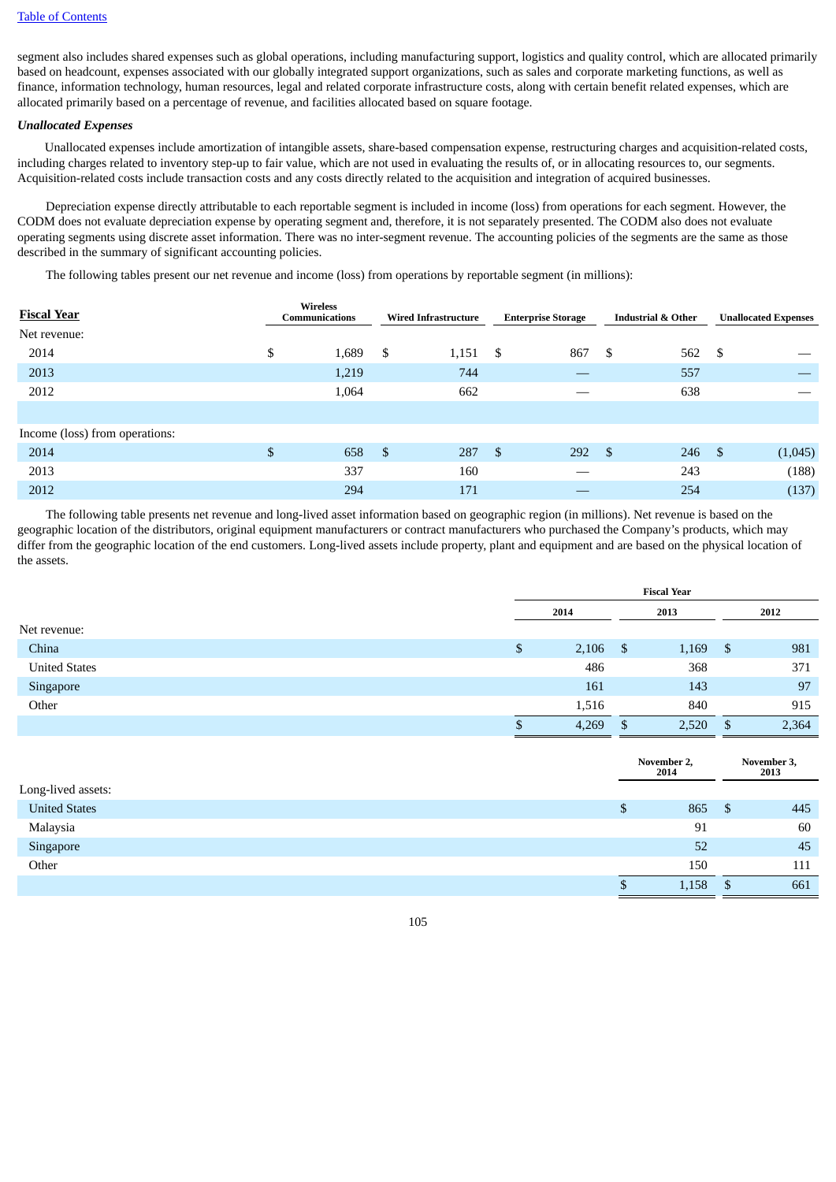segment also includes shared expenses such as global operations, including manufacturing support, logistics and quality control, which are allocated primarily based on headcount, expenses associated with our globally integrated support organizations, such as sales and corporate marketing functions, as well as finance, information technology, human resources, legal and related corporate infrastructure costs, along with certain benefit related expenses, which are allocated primarily based on a percentage of revenue, and facilities allocated based on square footage.

***Unallocated Expenses***

Unallocated expenses include amortization of intangible assets, share-based compensation expense, restructuring charges and acquisition-related costs, including charges related to inventory step-up to fair value, which are not used in evaluating the results of, or in allocating resources to, our segments. Acquisition-related costs include transaction costs and any costs directly related to the acquisition and integration of acquired businesses.

Depreciation expense directly attributable to each reportable segment is included in income (loss) from operations for each segment. However, the CODM does not evaluate depreciation expense by operating segment and, therefore, it is not separately presented. The CODM also does not evaluate operating segments using discrete asset information. There was no inter-segment revenue. The accounting policies of the segments are the same as those described in the summary of significant accounting policies.

The following tables present our net revenue and income (loss) from operations by reportable segment (in millions):

| Fiscal Year | Wireless Communications | Wired Infrastructure | Enterprise Storage | Industrial & Other | Unallocated Expenses |
|---|---|---|---|---|---|
| Net revenue: | | | | | |
| 2014 | $ 1,689 | $ 1,151 | $ 867 | $ 562 | $ — |
| 2013 | 1,219 | 744 | — | 557 | — |
| 2012 | 1,064 | 662 | — | 638 | — |
| | | | | | |
| Income (loss) from operations: | | | | | |
| 2014 | $ 658 | $ 287 | $ 292 | $ 246 | $ (1,045) |
| 2013 | 337 | 160 | — | 243 | (188) |
| 2012 | 294 | 171 | — | 254 | (137) |

The following table presents net revenue and long-lived asset information based on geographic region (in millions). Net revenue is based on the geographic location of the distributors, original equipment manufacturers or contract manufacturers who purchased the Company's products, which may differ from the geographic location of the end customers. Long-lived assets include property, plant and equipment and are based on the physical location of the assets.

| | Fiscal Year | | |
|---|---|---|---|
| | 2014 | 2013 | 2012 |
| Net revenue: | | | |
| China | $ 2,106 | $ 1,169 | $ 981 |
| United States | 486 | 368 | 371 |
| Singapore | 161 | 143 | 97 |
| Other | 1,516 | 840 | 915 |
| | $ 4,269 | $ 2,520 | $ 2,364 |

| | November 2, 2014 | November 3, 2013 |
|---|---|---|
| Long-lived assets: | | |
| United States | $ 865 | $ 445 |
| Malaysia | 91 | 60 |
| Singapore | 52 | 45 |
| Other | 150 | 111 |
| | $ 1,158 | $ 661 |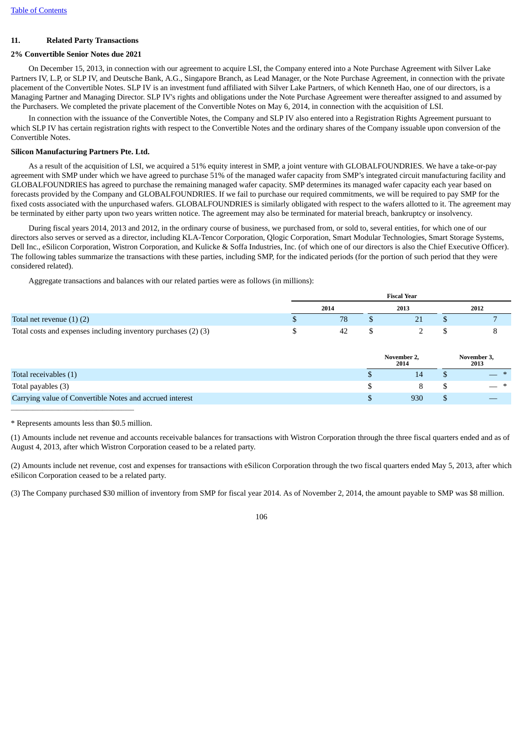[Table of Contents](#)

## 11. Related Party Transactions

### 2% Convertible Senior Notes due 2021

On December 15, 2013, in connection with our agreement to acquire LSI, the Company entered into a Note Purchase Agreement with Silver Lake Partners IV, L.P, or SLP IV, and Deutsche Bank, A.G., Singapore Branch, as Lead Manager, or the Note Purchase Agreement, in connection with the private placement of the Convertible Notes. SLP IV is an investment fund affiliated with Silver Lake Partners, of which Kenneth Hao, one of our directors, is a Managing Partner and Managing Director. SLP IV's rights and obligations under the Note Purchase Agreement were thereafter assigned to and assumed by the Purchasers. We completed the private placement of the Convertible Notes on May 6, 2014, in connection with the acquisition of LSI.

In connection with the issuance of the Convertible Notes, the Company and SLP IV also entered into a Registration Rights Agreement pursuant to which SLP IV has certain registration rights with respect to the Convertible Notes and the ordinary shares of the Company issuable upon conversion of the Convertible Notes.

### Silicon Manufacturing Partners Pte. Ltd.

As a result of the acquisition of LSI, we acquired a 51% equity interest in SMP, a joint venture with GLOBALFOUNDRIES. We have a take-or-pay agreement with SMP under which we have agreed to purchase 51% of the managed wafer capacity from SMP's integrated circuit manufacturing facility and GLOBALFOUNDRIES has agreed to purchase the remaining managed wafer capacity. SMP determines its managed wafer capacity each year based on forecasts provided by the Company and GLOBALFOUNDRIES. If we fail to purchase our required commitments, we will be required to pay SMP for the fixed costs associated with the unpurchased wafers. GLOBALFOUNDRIES is similarly obligated with respect to the wafers allotted to it. The agreement may be terminated by either party upon two years written notice. The agreement may also be terminated for material breach, bankruptcy or insolvency.

During fiscal years 2014, 2013 and 2012, in the ordinary course of business, we purchased from, or sold to, several entities, for which one of our directors also serves or served as a director, including KLA-Tencor Corporation, Qlogic Corporation, Smart Modular Technologies, Smart Storage Systems, Dell Inc., eSilicon Corporation, Wistron Corporation, and Kulicke & Soffa Industries, Inc. (of which one of our directors is also the Chief Executive Officer). The following tables summarize the transactions with these parties, including SMP, for the indicated periods (for the portion of such period that they were considered related).

Aggregate transactions and balances with our related parties were as follows (in millions):

| | Fiscal Year | | |
|---|---|---|---|
| | 2014 | 2013 | 2012 |
| Total net revenue (1) (2) | $ 78 | $ 21 | $ 7 |
| Total costs and expenses including inventory purchases (2) (3) | $ 42 | $ 2 | $ 8 |

| | November 2, 2014 | November 3, 2013 |
|---|---|---|
| Total receivables (1) | $ 14 | $ — * |
| Total payables (3) | $ 8 | $ — * |
| Carrying value of Convertible Notes and accrued interest | $ 930 | $ — |

* Represents amounts less than $0.5 million.

(1) Amounts include net revenue and accounts receivable balances for transactions with Wistron Corporation through the three fiscal quarters ended and as of August 4, 2013, after which Wistron Corporation ceased to be a related party.

(2) Amounts include net revenue, cost and expenses for transactions with eSilicon Corporation through the two fiscal quarters ended May 5, 2013, after which eSilicon Corporation ceased to be a related party.

(3) The Company purchased $30 million of inventory from SMP for fiscal year 2014. As of November 2, 2014, the amount payable to SMP was $8 million.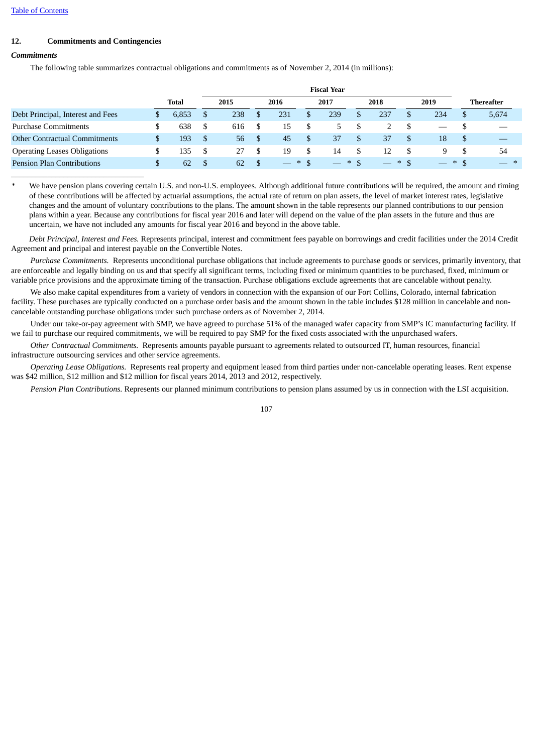## 12. Commitments and Contingencies

### *Commitments*

The following table summarizes contractual obligations and commitments as of November 2, 2014 (in millions):

| | Total | Fiscal Year 2015 | 2016 | 2017 | 2018 | 2019 | Thereafter |
|---|---|---|---|---|---|---|---|
| Debt Principal, Interest and Fees | $ 6,853 | $ 238 | $ 231 | $ 239 | $ 237 | $ 234 | $ 5,674 |
| Purchase Commitments | $ 638 | $ 616 | $ 15 | $ 5 | $ 2 | $ — | $ — |
| Other Contractual Commitments | $ 193 | $ 56 | $ 45 | $ 37 | $ 37 | $ 18 | $ — |
| Operating Leases Obligations | $ 135 | $ 27 | $ 19 | $ 14 | $ 12 | $ 9 | $ 54 |
| Pension Plan Contributions | $ 62 | $ 62 | $ — * | $ — * | $ — * | $ — * | $ — * |

\* We have pension plans covering certain U.S. and non-U.S. employees. Although additional future contributions will be required, the amount and timing of these contributions will be affected by actuarial assumptions, the actual rate of return on plan assets, the level of market interest rates, legislative changes and the amount of voluntary contributions to the plans. The amount shown in the table represents our planned contributions to our pension plans within a year. Because any contributions for fiscal year 2016 and later will depend on the value of the plan assets in the future and thus are uncertain, we have not included any amounts for fiscal year 2016 and beyond in the above table.

*Debt Principal, Interest and Fees.* Represents principal, interest and commitment fees payable on borrowings and credit facilities under the 2014 Credit Agreement and principal and interest payable on the Convertible Notes.

*Purchase Commitments.* Represents unconditional purchase obligations that include agreements to purchase goods or services, primarily inventory, that are enforceable and legally binding on us and that specify all significant terms, including fixed or minimum quantities to be purchased, fixed, minimum or variable price provisions and the approximate timing of the transaction. Purchase obligations exclude agreements that are cancelable without penalty.

We also make capital expenditures from a variety of vendors in connection with the expansion of our Fort Collins, Colorado, internal fabrication facility. These purchases are typically conducted on a purchase order basis and the amount shown in the table includes $128 million in cancelable and non-cancelable outstanding purchase obligations under such purchase orders as of November 2, 2014.

Under our take-or-pay agreement with SMP, we have agreed to purchase 51% of the managed wafer capacity from SMP's IC manufacturing facility. If we fail to purchase our required commitments, we will be required to pay SMP for the fixed costs associated with the unpurchased wafers.

*Other Contractual Commitments.* Represents amounts payable pursuant to agreements related to outsourced IT, human resources, financial infrastructure outsourcing services and other service agreements.

*Operating Lease Obligations.* Represents real property and equipment leased from third parties under non-cancelable operating leases. Rent expense was $42 million, $12 million and $12 million for fiscal years 2014, 2013 and 2012, respectively.

*Pension Plan Contributions.* Represents our planned minimum contributions to pension plans assumed by us in connection with the LSI acquisition.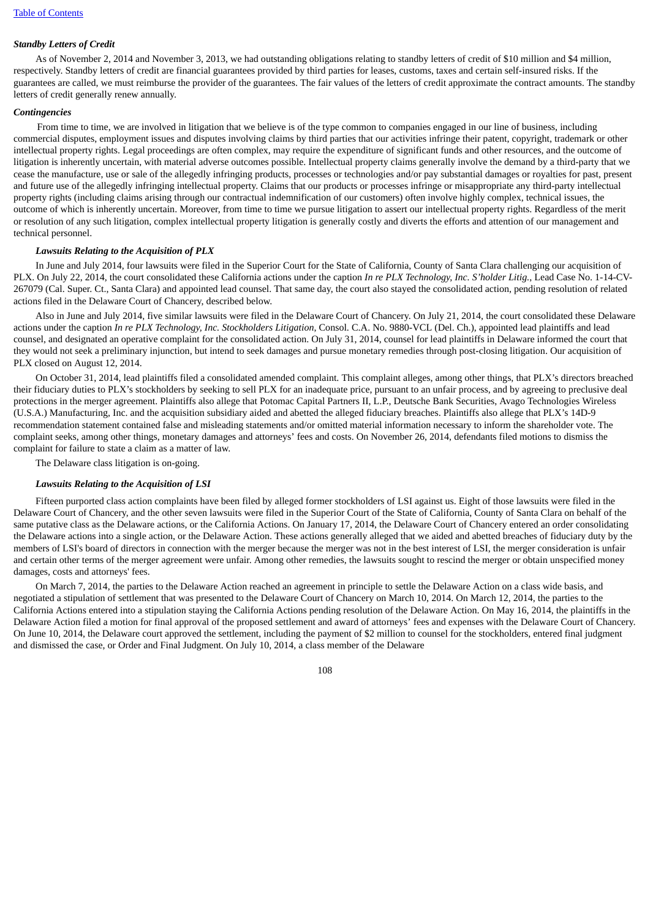***Standby Letters of Credit***

As of November 2, 2014 and November 3, 2013, we had outstanding obligations relating to standby letters of credit of $10 million and $4 million, respectively. Standby letters of credit are financial guarantees provided by third parties for leases, customs, taxes and certain self-insured risks. If the guarantees are called, we must reimburse the provider of the guarantees. The fair values of the letters of credit approximate the contract amounts. The standby letters of credit generally renew annually.

***Contingencies***

From time to time, we are involved in litigation that we believe is of the type common to companies engaged in our line of business, including commercial disputes, employment issues and disputes involving claims by third parties that our activities infringe their patent, copyright, trademark or other intellectual property rights. Legal proceedings are often complex, may require the expenditure of significant funds and other resources, and the outcome of litigation is inherently uncertain, with material adverse outcomes possible. Intellectual property claims generally involve the demand by a third-party that we cease the manufacture, use or sale of the allegedly infringing products, processes or technologies and/or pay substantial damages or royalties for past, present and future use of the allegedly infringing intellectual property. Claims that our products or processes infringe or misappropriate any third-party intellectual property rights (including claims arising through our contractual indemnification of our customers) often involve highly complex, technical issues, the outcome of which is inherently uncertain. Moreover, from time to time we pursue litigation to assert our intellectual property rights. Regardless of the merit or resolution of any such litigation, complex intellectual property litigation is generally costly and diverts the efforts and attention of our management and technical personnel.

***Lawsuits Relating to the Acquisition of PLX***

In June and July 2014, four lawsuits were filed in the Superior Court for the State of California, County of Santa Clara challenging our acquisition of PLX. On July 22, 2014, the court consolidated these California actions under the caption *In re PLX Technology, Inc. S'holder Litig.*, Lead Case No. 1-14-CV-267079 (Cal. Super. Ct., Santa Clara) and appointed lead counsel. That same day, the court also stayed the consolidated action, pending resolution of related actions filed in the Delaware Court of Chancery, described below.

Also in June and July 2014, five similar lawsuits were filed in the Delaware Court of Chancery. On July 21, 2014, the court consolidated these Delaware actions under the caption *In re PLX Technology, Inc. Stockholders Litigation*, Consol. C.A. No. 9880-VCL (Del. Ch.), appointed lead plaintiffs and lead counsel, and designated an operative complaint for the consolidated action. On July 31, 2014, counsel for lead plaintiffs in Delaware informed the court that they would not seek a preliminary injunction, but intend to seek damages and pursue monetary remedies through post-closing litigation. Our acquisition of PLX closed on August 12, 2014.

On October 31, 2014, lead plaintiffs filed a consolidated amended complaint. This complaint alleges, among other things, that PLX's directors breached their fiduciary duties to PLX's stockholders by seeking to sell PLX for an inadequate price, pursuant to an unfair process, and by agreeing to preclusive deal protections in the merger agreement. Plaintiffs also allege that Potomac Capital Partners II, L.P., Deutsche Bank Securities, Avago Technologies Wireless (U.S.A.) Manufacturing, Inc. and the acquisition subsidiary aided and abetted the alleged fiduciary breaches. Plaintiffs also allege that PLX's 14D-9 recommendation statement contained false and misleading statements and/or omitted material information necessary to inform the shareholder vote. The complaint seeks, among other things, monetary damages and attorneys' fees and costs. On November 26, 2014, defendants filed motions to dismiss the complaint for failure to state a claim as a matter of law.

The Delaware class litigation is on-going.

***Lawsuits Relating to the Acquisition of LSI***

Fifteen purported class action complaints have been filed by alleged former stockholders of LSI against us. Eight of those lawsuits were filed in the Delaware Court of Chancery, and the other seven lawsuits were filed in the Superior Court of the State of California, County of Santa Clara on behalf of the same putative class as the Delaware actions, or the California Actions. On January 17, 2014, the Delaware Court of Chancery entered an order consolidating the Delaware actions into a single action, or the Delaware Action. These actions generally alleged that we aided and abetted breaches of fiduciary duty by the members of LSI's board of directors in connection with the merger because the merger was not in the best interest of LSI, the merger consideration is unfair and certain other terms of the merger agreement were unfair. Among other remedies, the lawsuits sought to rescind the merger or obtain unspecified money damages, costs and attorneys' fees.

On March 7, 2014, the parties to the Delaware Action reached an agreement in principle to settle the Delaware Action on a class wide basis, and negotiated a stipulation of settlement that was presented to the Delaware Court of Chancery on March 10, 2014. On March 12, 2014, the parties to the California Actions entered into a stipulation staying the California Actions pending resolution of the Delaware Action. On May 16, 2014, the plaintiffs in the Delaware Action filed a motion for final approval of the proposed settlement and award of attorneys' fees and expenses with the Delaware Court of Chancery. On June 10, 2014, the Delaware court approved the settlement, including the payment of $2 million to counsel for the stockholders, entered final judgment and dismissed the case, or Order and Final Judgment. On July 10, 2014, a class member of the Delaware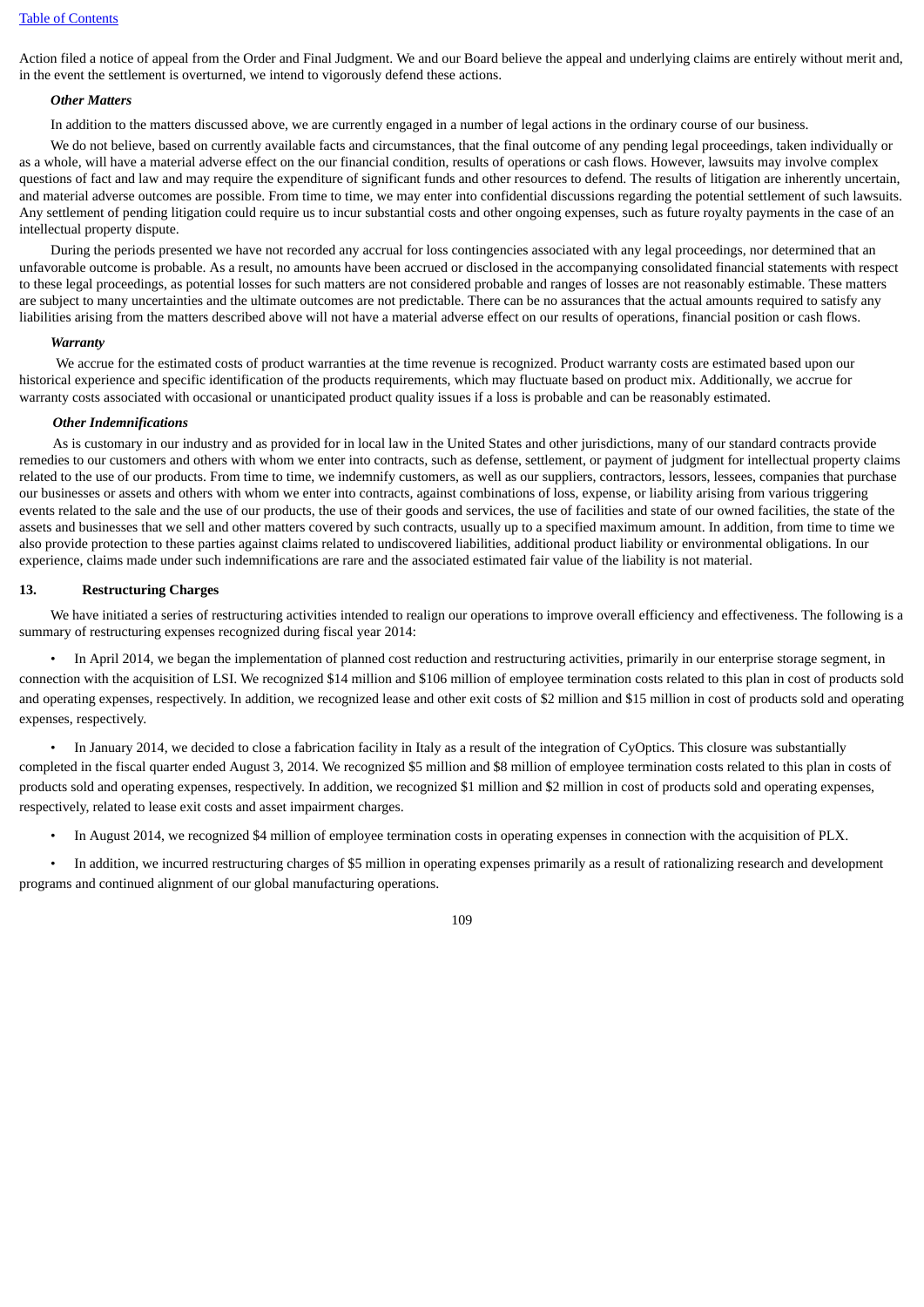Action filed a notice of appeal from the Order and Final Judgment. We and our Board believe the appeal and underlying claims are entirely without merit and, in the event the settlement is overturned, we intend to vigorously defend these actions.

***Other Matters***

In addition to the matters discussed above, we are currently engaged in a number of legal actions in the ordinary course of our business.

We do not believe, based on currently available facts and circumstances, that the final outcome of any pending legal proceedings, taken individually or as a whole, will have a material adverse effect on the our financial condition, results of operations or cash flows. However, lawsuits may involve complex questions of fact and law and may require the expenditure of significant funds and other resources to defend. The results of litigation are inherently uncertain, and material adverse outcomes are possible. From time to time, we may enter into confidential discussions regarding the potential settlement of such lawsuits. Any settlement of pending litigation could require us to incur substantial costs and other ongoing expenses, such as future royalty payments in the case of an intellectual property dispute.

During the periods presented we have not recorded any accrual for loss contingencies associated with any legal proceedings, nor determined that an unfavorable outcome is probable. As a result, no amounts have been accrued or disclosed in the accompanying consolidated financial statements with respect to these legal proceedings, as potential losses for such matters are not considered probable and ranges of losses are not reasonably estimable. These matters are subject to many uncertainties and the ultimate outcomes are not predictable. There can be no assurances that the actual amounts required to satisfy any liabilities arising from the matters described above will not have a material adverse effect on our results of operations, financial position or cash flows.

***Warranty***

We accrue for the estimated costs of product warranties at the time revenue is recognized. Product warranty costs are estimated based upon our historical experience and specific identification of the products requirements, which may fluctuate based on product mix. Additionally, we accrue for warranty costs associated with occasional or unanticipated product quality issues if a loss is probable and can be reasonably estimated.

***Other Indemnifications***

As is customary in our industry and as provided for in local law in the United States and other jurisdictions, many of our standard contracts provide remedies to our customers and others with whom we enter into contracts, such as defense, settlement, or payment of judgment for intellectual property claims related to the use of our products. From time to time, we indemnify customers, as well as our suppliers, contractors, lessors, lessees, companies that purchase our businesses or assets and others with whom we enter into contracts, against combinations of loss, expense, or liability arising from various triggering events related to the sale and the use of our products, the use of their goods and services, the use of facilities and state of our owned facilities, the state of the assets and businesses that we sell and other matters covered by such contracts, usually up to a specified maximum amount. In addition, from time to time we also provide protection to these parties against claims related to undiscovered liabilities, additional product liability or environmental obligations. In our experience, claims made under such indemnifications are rare and the associated estimated fair value of the liability is not material.

## 13. Restructuring Charges

We have initiated a series of restructuring activities intended to realign our operations to improve overall efficiency and effectiveness. The following is a summary of restructuring expenses recognized during fiscal year 2014:

- In April 2014, we began the implementation of planned cost reduction and restructuring activities, primarily in our enterprise storage segment, in connection with the acquisition of LSI. We recognized $14 million and $106 million of employee termination costs related to this plan in cost of products sold and operating expenses, respectively. In addition, we recognized lease and other exit costs of $2 million and $15 million in cost of products sold and operating expenses, respectively.

- In January 2014, we decided to close a fabrication facility in Italy as a result of the integration of CyOptics. This closure was substantially completed in the fiscal quarter ended August 3, 2014. We recognized $5 million and $8 million of employee termination costs related to this plan in costs of products sold and operating expenses, respectively. In addition, we recognized $1 million and $2 million in cost of products sold and operating expenses, respectively, related to lease exit costs and asset impairment charges.

- In August 2014, we recognized $4 million of employee termination costs in operating expenses in connection with the acquisition of PLX.

- In addition, we incurred restructuring charges of $5 million in operating expenses primarily as a result of rationalizing research and development programs and continued alignment of our global manufacturing operations.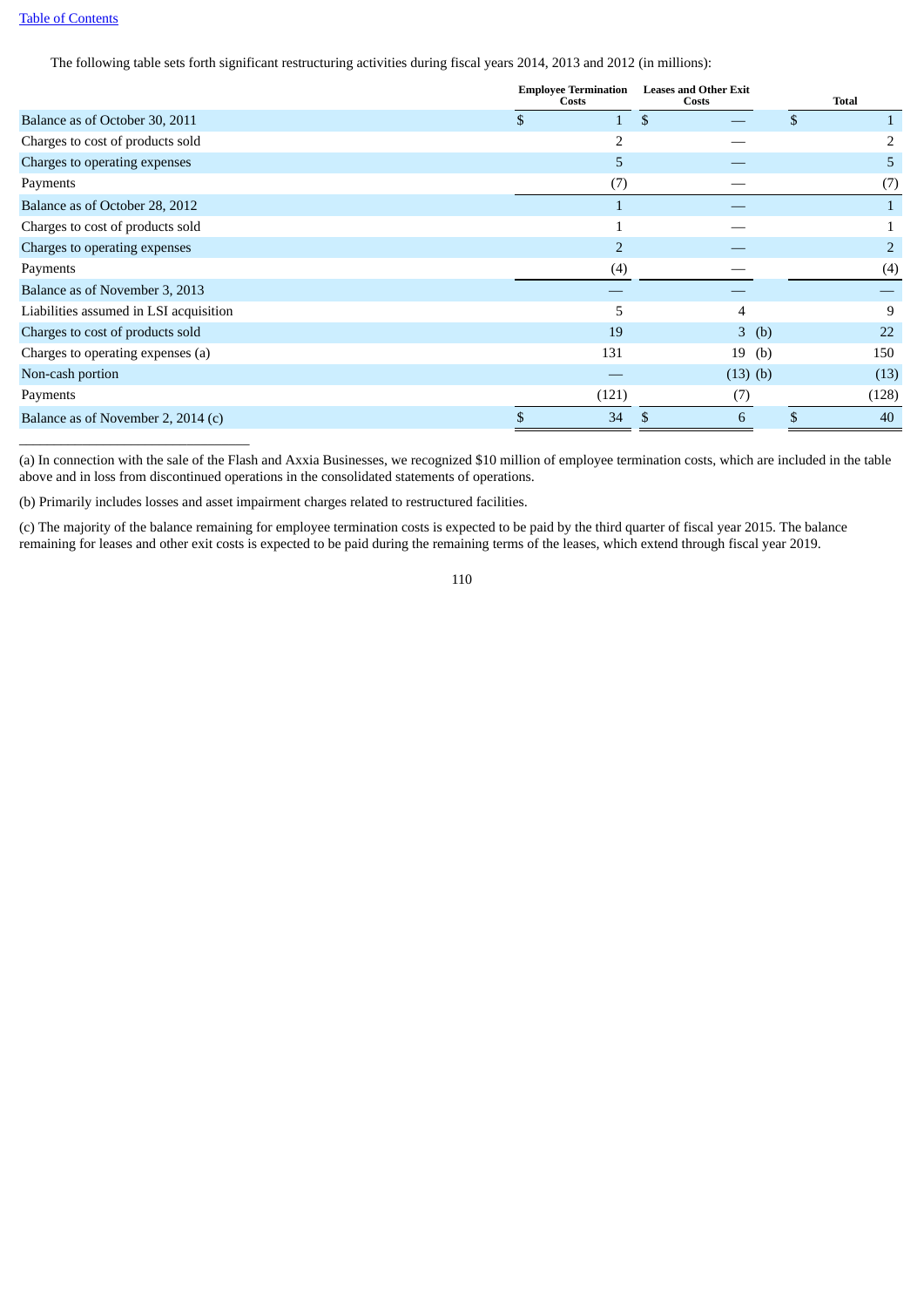The following table sets forth significant restructuring activities during fiscal years 2014, 2013 and 2012 (in millions):

| | Employee Termination Costs | Leases and Other Exit Costs | Total |
|---|---|---|---|
| Balance as of October 30, 2011 | $ 1 | $ — | $ 1 |
| Charges to cost of products sold | 2 | — | 2 |
| Charges to operating expenses | 5 | — | 5 |
| Payments | (7) | — | (7) |
| Balance as of October 28, 2012 | 1 | — | 1 |
| Charges to cost of products sold | 1 | — | 1 |
| Charges to operating expenses | 2 | — | 2 |
| Payments | (4) | — | (4) |
| Balance as of November 3, 2013 | — | — | — |
| Liabilities assumed in LSI acquisition | 5 | 4 | 9 |
| Charges to cost of products sold | 19 | 3 (b) | 22 |
| Charges to operating expenses (a) | 131 | 19 (b) | 150 |
| Non-cash portion | — | (13) (b) | (13) |
| Payments | (121) | (7) | (128) |
| Balance as of November 2, 2014 (c) | $ 34 | $ 6 | $ 40 |

(a) In connection with the sale of the Flash and Axxia Businesses, we recognized $10 million of employee termination costs, which are included in the table above and in loss from discontinued operations in the consolidated statements of operations.

(b) Primarily includes losses and asset impairment charges related to restructured facilities.

(c) The majority of the balance remaining for employee termination costs is expected to be paid by the third quarter of fiscal year 2015. The balance remaining for leases and other exit costs is expected to be paid during the remaining terms of the leases, which extend through fiscal year 2019.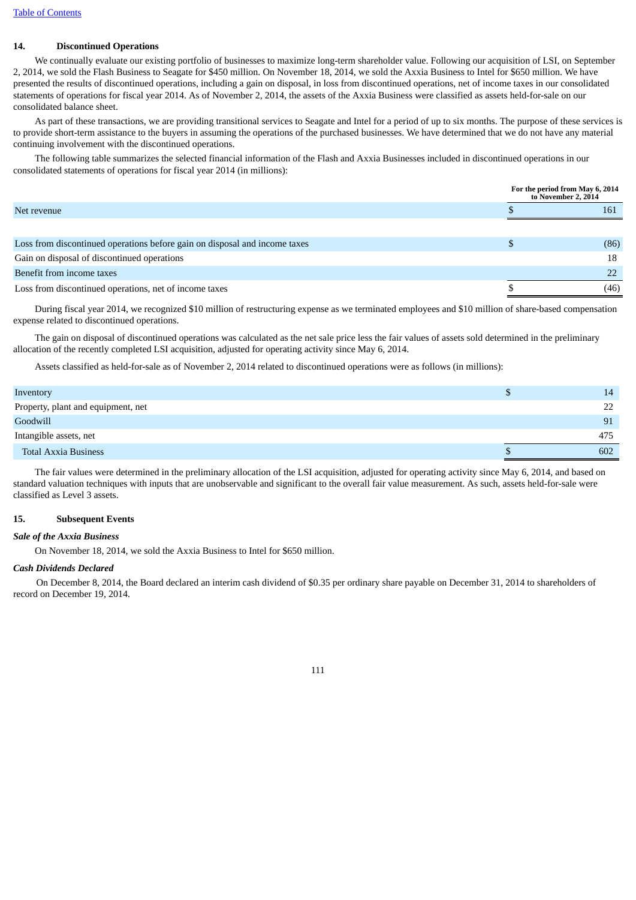## 14. Discontinued Operations

We continually evaluate our existing portfolio of businesses to maximize long-term shareholder value. Following our acquisition of LSI, on September 2, 2014, we sold the Flash Business to Seagate for $450 million. On November 18, 2014, we sold the Axxia Business to Intel for $650 million. We have presented the results of discontinued operations, including a gain on disposal, in loss from discontinued operations, net of income taxes in our consolidated statements of operations for fiscal year 2014. As of November 2, 2014, the assets of the Axxia Business were classified as assets held-for-sale on our consolidated balance sheet.

As part of these transactions, we are providing transitional services to Seagate and Intel for a period of up to six months. The purpose of these services is to provide short-term assistance to the buyers in assuming the operations of the purchased businesses. We have determined that we do not have any material continuing involvement with the discontinued operations.

The following table summarizes the selected financial information of the Flash and Axxia Businesses included in discontinued operations in our consolidated statements of operations for fiscal year 2014 (in millions):

| | For the period from May 6, 2014 to November 2, 2014 |
|---|---|
| Net revenue | $ 161 |
| | |
| Loss from discontinued operations before gain on disposal and income taxes | $ (86) |
| Gain on disposal of discontinued operations | 18 |
| Benefit from income taxes | 22 |
| Loss from discontinued operations, net of income taxes | $ (46) |

During fiscal year 2014, we recognized $10 million of restructuring expense as we terminated employees and $10 million of share-based compensation expense related to discontinued operations.

The gain on disposal of discontinued operations was calculated as the net sale price less the fair values of assets sold determined in the preliminary allocation of the recently completed LSI acquisition, adjusted for operating activity since May 6, 2014.

Assets classified as held-for-sale as of November 2, 2014 related to discontinued operations were as follows (in millions):

| | |
|---|---|
| Inventory | $ 14 |
| Property, plant and equipment, net | 22 |
| Goodwill | 91 |
| Intangible assets, net | 475 |
| Total Axxia Business | $ 602 |

The fair values were determined in the preliminary allocation of the LSI acquisition, adjusted for operating activity since May 6, 2014, and based on standard valuation techniques with inputs that are unobservable and significant to the overall fair value measurement. As such, assets held-for-sale were classified as Level 3 assets.

## 15. Subsequent Events

*Sale of the Axxia Business*

On November 18, 2014, we sold the Axxia Business to Intel for $650 million.

*Cash Dividends Declared*

On December 8, 2014, the Board declared an interim cash dividend of $0.35 per ordinary share payable on December 31, 2014 to shareholders of record on December 19, 2014.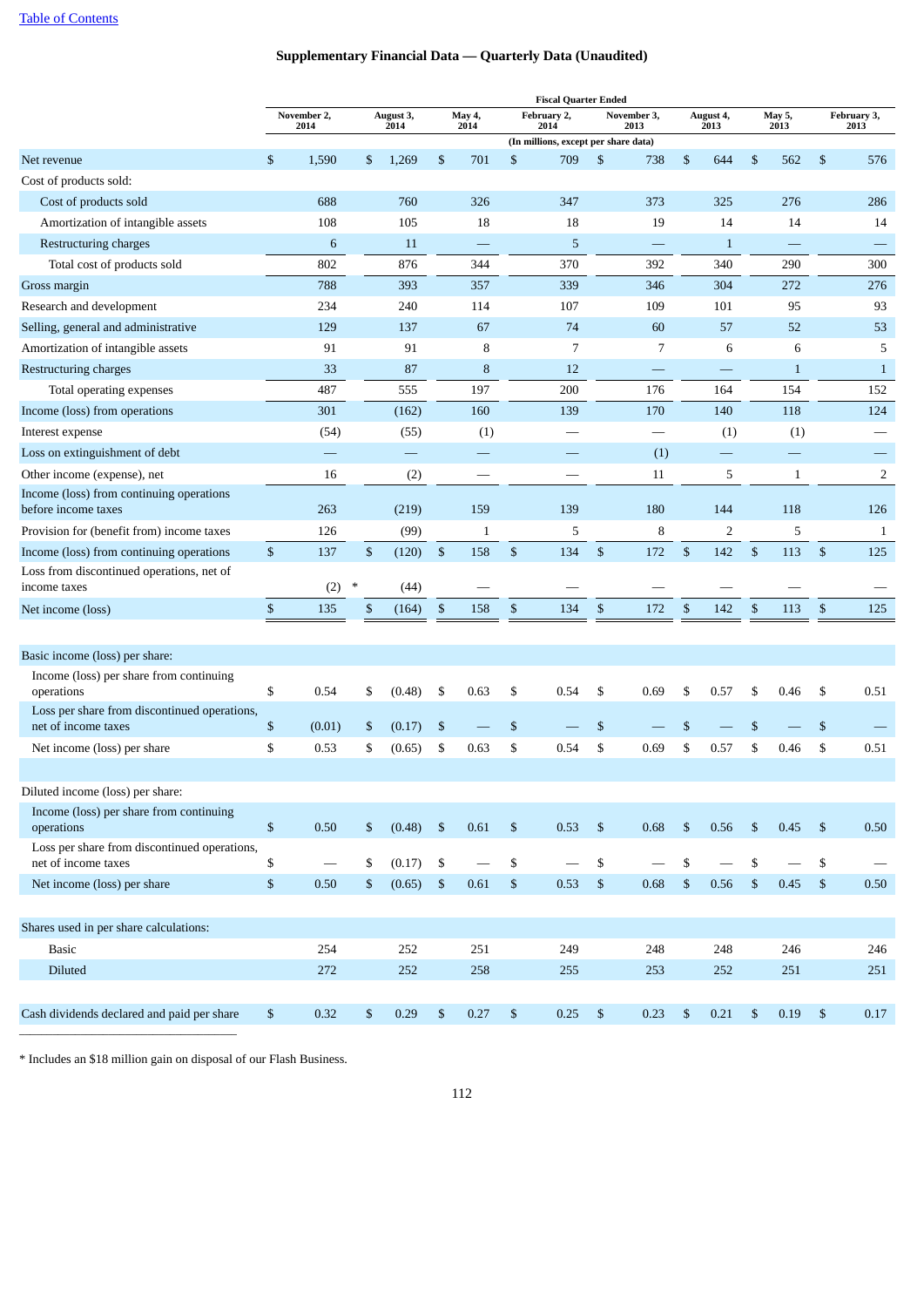## Supplementary Financial Data — Quarterly Data (Unaudited)

| | Fiscal Quarter Ended | | | | | | | |
|---|---|---|---|---|---|---|---|---|
| | November 2, 2014 | August 3, 2014 | May 4, 2014 | February 2, 2014 | November 3, 2013 | August 4, 2013 | May 5, 2013 | February 3, 2013 |
| | (In millions, except per share data) | | | | | | | |
| Net revenue | $ 1,590 | $ 1,269 | $ 701 | $ 709 | $ 738 | $ 644 | $ 562 | $ 576 |
| Cost of products sold: | | | | | | | | |
| Cost of products sold | 688 | 760 | 326 | 347 | 373 | 325 | 276 | 286 |
| Amortization of intangible assets | 108 | 105 | 18 | 18 | 19 | 14 | 14 | 14 |
| Restructuring charges | 6 | 11 | — | 5 | — | 1 | — | — |
| Total cost of products sold | 802 | 876 | 344 | 370 | 392 | 340 | 290 | 300 |
| Gross margin | 788 | 393 | 357 | 339 | 346 | 304 | 272 | 276 |
| Research and development | 234 | 240 | 114 | 107 | 109 | 101 | 95 | 93 |
| Selling, general and administrative | 129 | 137 | 67 | 74 | 60 | 57 | 52 | 53 |
| Amortization of intangible assets | 91 | 91 | 8 | 7 | 7 | 6 | 6 | 5 |
| Restructuring charges | 33 | 87 | 8 | 12 | — | — | 1 | 1 |
| Total operating expenses | 487 | 555 | 197 | 200 | 176 | 164 | 154 | 152 |
| Income (loss) from operations | 301 | (162) | 160 | 139 | 170 | 140 | 118 | 124 |
| Interest expense | (54) | (55) | (1) | — | — | (1) | (1) | — |
| Loss on extinguishment of debt | — | — | — | — | (1) | — | — | — |
| Other income (expense), net | 16 | (2) | — | — | 11 | 5 | 1 | 2 |
| Income (loss) from continuing operations before income taxes | 263 | (219) | 159 | 139 | 180 | 144 | 118 | 126 |
| Provision for (benefit from) income taxes | 126 | (99) | 1 | 5 | 8 | 2 | 5 | 1 |
| Income (loss) from continuing operations | $ 137 | $ (120) | $ 158 | $ 134 | $ 172 | $ 142 | $ 113 | $ 125 |
| Loss from discontinued operations, net of income taxes | (2) * | (44) | — | — | — | — | — | — |
| Net income (loss) | $ 135 | $ (164) | $ 158 | $ 134 | $ 172 | $ 142 | $ 113 | $ 125 |
| | | | | | | | | |
| Basic income (loss) per share: | | | | | | | | |
| Income (loss) per share from continuing operations | $ 0.54 | $ (0.48) | $ 0.63 | $ 0.54 | $ 0.69 | $ 0.57 | $ 0.46 | $ 0.51 |
| Loss per share from discontinued operations, net of income taxes | $ (0.01) | $ (0.17) | $ — | $ — | $ — | $ — | $ — | $ — |
| Net income (loss) per share | $ 0.53 | $ (0.65) | $ 0.63 | $ 0.54 | $ 0.69 | $ 0.57 | $ 0.46 | $ 0.51 |
| | | | | | | | | |
| Diluted income (loss) per share: | | | | | | | | |
| Income (loss) per share from continuing operations | $ 0.50 | $ (0.48) | $ 0.61 | $ 0.53 | $ 0.68 | $ 0.56 | $ 0.45 | $ 0.50 |
| Loss per share from discontinued operations, net of income taxes | $ — | $ (0.17) | $ — | $ — | $ — | $ — | $ — | $ — |
| Net income (loss) per share | $ 0.50 | $ (0.65) | $ 0.61 | $ 0.53 | $ 0.68 | $ 0.56 | $ 0.45 | $ 0.50 |
| | | | | | | | | |
| Shares used in per share calculations: | | | | | | | | |
| Basic | 254 | 252 | 251 | 249 | 248 | 248 | 246 | 246 |
| Diluted | 272 | 252 | 258 | 255 | 253 | 252 | 251 | 251 |
| | | | | | | | | |
| Cash dividends declared and paid per share | $ 0.32 | $ 0.29 | $ 0.27 | $ 0.25 | $ 0.23 | $ 0.21 | $ 0.19 | $ 0.17 |

\* Includes an $18 million gain on disposal of our Flash Business.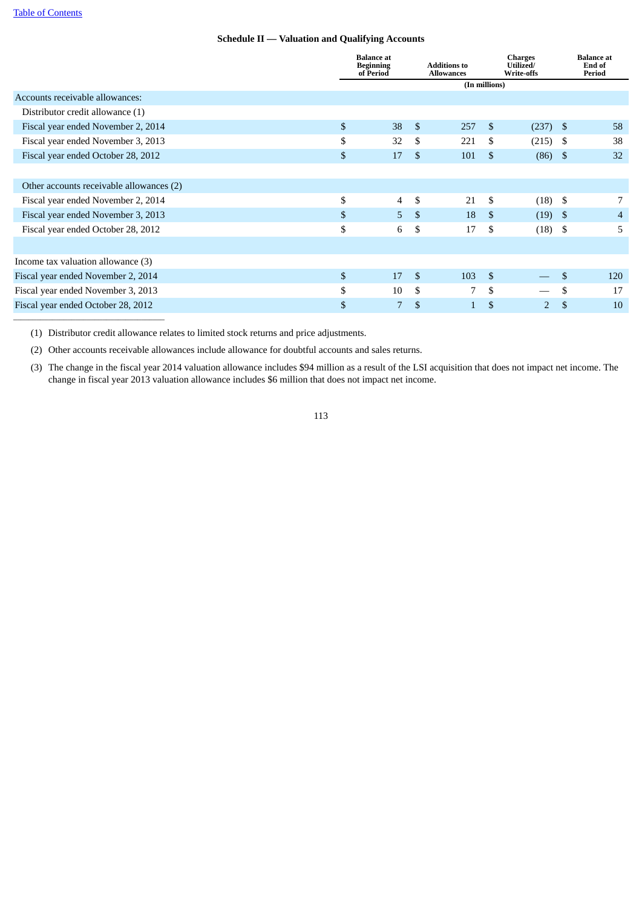[Table of Contents]

## Schedule II — Valuation and Qualifying Accounts

| | Balance at Beginning of Period | Additions to Allowances | Charges Utilized/ Write-offs | Balance at End of Period |
|---|---|---|---|---|
| | (In millions) | | | |
| **Accounts receivable allowances:** | | | | |
| Distributor credit allowance (1) | | | | |
| Fiscal year ended November 2, 2014 | $ 38 | $ 257 | $ (237) | $ 58 |
| Fiscal year ended November 3, 2013 | $ 32 | $ 221 | $ (215) | $ 38 |
| Fiscal year ended October 28, 2012 | $ 17 | $ 101 | $ (86) | $ 32 |
| | | | | |
| Other accounts receivable allowances (2) | | | | |
| Fiscal year ended November 2, 2014 | $ 4 | $ 21 | $ (18) | $ 7 |
| Fiscal year ended November 3, 2013 | $ 5 | $ 18 | $ (19) | $ 4 |
| Fiscal year ended October 28, 2012 | $ 6 | $ 17 | $ (18) | $ 5 |
| | | | | |
| Income tax valuation allowance (3) | | | | |
| Fiscal year ended November 2, 2014 | $ 17 | $ 103 | $ — | $ 120 |
| Fiscal year ended November 3, 2013 | $ 10 | $ 7 | $ — | $ 17 |
| Fiscal year ended October 28, 2012 | $ 7 | $ 1 | $ 2 | $ 10 |

(1) Distributor credit allowance relates to limited stock returns and price adjustments.

(2) Other accounts receivable allowances include allowance for doubtful accounts and sales returns.

(3) The change in the fiscal year 2014 valuation allowance includes $94 million as a result of the LSI acquisition that does not impact net income. The change in fiscal year 2013 valuation allowance includes $6 million that does not impact net income.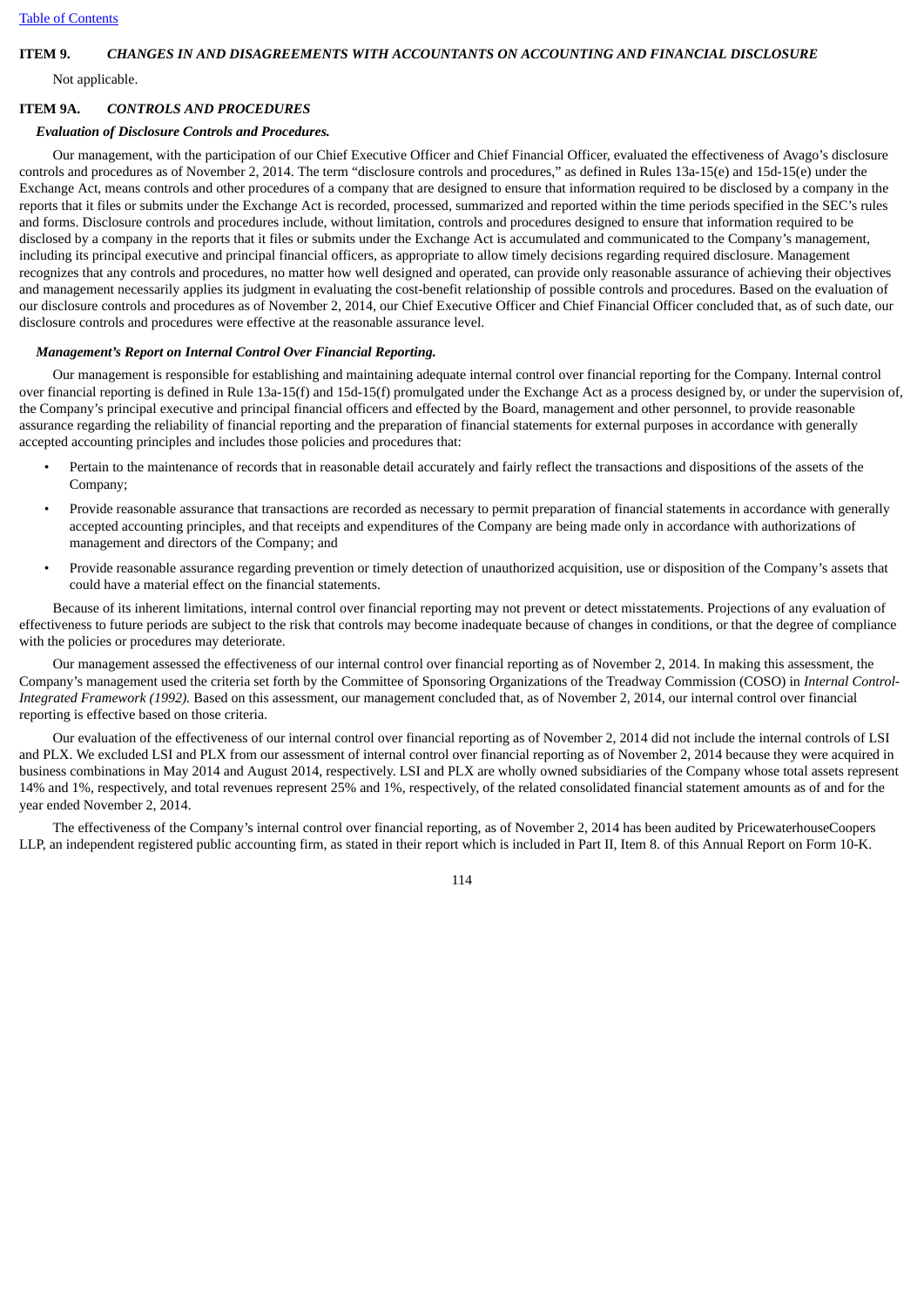[Table of Contents](#)

## ITEM 9. *CHANGES IN AND DISAGREEMENTS WITH ACCOUNTANTS ON ACCOUNTING AND FINANCIAL DISCLOSURE*

Not applicable.

## ITEM 9A. *CONTROLS AND PROCEDURES*

### *Evaluation of Disclosure Controls and Procedures.*

Our management, with the participation of our Chief Executive Officer and Chief Financial Officer, evaluated the effectiveness of Avago's disclosure controls and procedures as of November 2, 2014. The term "disclosure controls and procedures," as defined in Rules 13a-15(e) and 15d-15(e) under the Exchange Act, means controls and other procedures of a company that are designed to ensure that information required to be disclosed by a company in the reports that it files or submits under the Exchange Act is recorded, processed, summarized and reported within the time periods specified in the SEC's rules and forms. Disclosure controls and procedures include, without limitation, controls and procedures designed to ensure that information required to be disclosed by a company in the reports that it files or submits under the Exchange Act is accumulated and communicated to the Company's management, including its principal executive and principal financial officers, as appropriate to allow timely decisions regarding required disclosure. Management recognizes that any controls and procedures, no matter how well designed and operated, can provide only reasonable assurance of achieving their objectives and management necessarily applies its judgment in evaluating the cost-benefit relationship of possible controls and procedures. Based on the evaluation of our disclosure controls and procedures as of November 2, 2014, our Chief Executive Officer and Chief Financial Officer concluded that, as of such date, our disclosure controls and procedures were effective at the reasonable assurance level.

### *Management's Report on Internal Control Over Financial Reporting.*

Our management is responsible for establishing and maintaining adequate internal control over financial reporting for the Company. Internal control over financial reporting is defined in Rule 13a-15(f) and 15d-15(f) promulgated under the Exchange Act as a process designed by, or under the supervision of, the Company's principal executive and principal financial officers and effected by the Board, management and other personnel, to provide reasonable assurance regarding the reliability of financial reporting and the preparation of financial statements for external purposes in accordance with generally accepted accounting principles and includes those policies and procedures that:

- Pertain to the maintenance of records that in reasonable detail accurately and fairly reflect the transactions and dispositions of the assets of the Company;
- Provide reasonable assurance that transactions are recorded as necessary to permit preparation of financial statements in accordance with generally accepted accounting principles, and that receipts and expenditures of the Company are being made only in accordance with authorizations of management and directors of the Company; and
- Provide reasonable assurance regarding prevention or timely detection of unauthorized acquisition, use or disposition of the Company's assets that could have a material effect on the financial statements.

Because of its inherent limitations, internal control over financial reporting may not prevent or detect misstatements. Projections of any evaluation of effectiveness to future periods are subject to the risk that controls may become inadequate because of changes in conditions, or that the degree of compliance with the policies or procedures may deteriorate.

Our management assessed the effectiveness of our internal control over financial reporting as of November 2, 2014. In making this assessment, the Company's management used the criteria set forth by the Committee of Sponsoring Organizations of the Treadway Commission (COSO) in *Internal Control-Integrated Framework (1992).* Based on this assessment, our management concluded that, as of November 2, 2014, our internal control over financial reporting is effective based on those criteria.

Our evaluation of the effectiveness of our internal control over financial reporting as of November 2, 2014 did not include the internal controls of LSI and PLX. We excluded LSI and PLX from our assessment of internal control over financial reporting as of November 2, 2014 because they were acquired in business combinations in May 2014 and August 2014, respectively. LSI and PLX are wholly owned subsidiaries of the Company whose total assets represent 14% and 1%, respectively, and total revenues represent 25% and 1%, respectively, of the related consolidated financial statement amounts as of and for the year ended November 2, 2014.

The effectiveness of the Company's internal control over financial reporting, as of November 2, 2014 has been audited by PricewaterhouseCoopers LLP, an independent registered public accounting firm, as stated in their report which is included in Part II, Item 8. of this Annual Report on Form 10-K.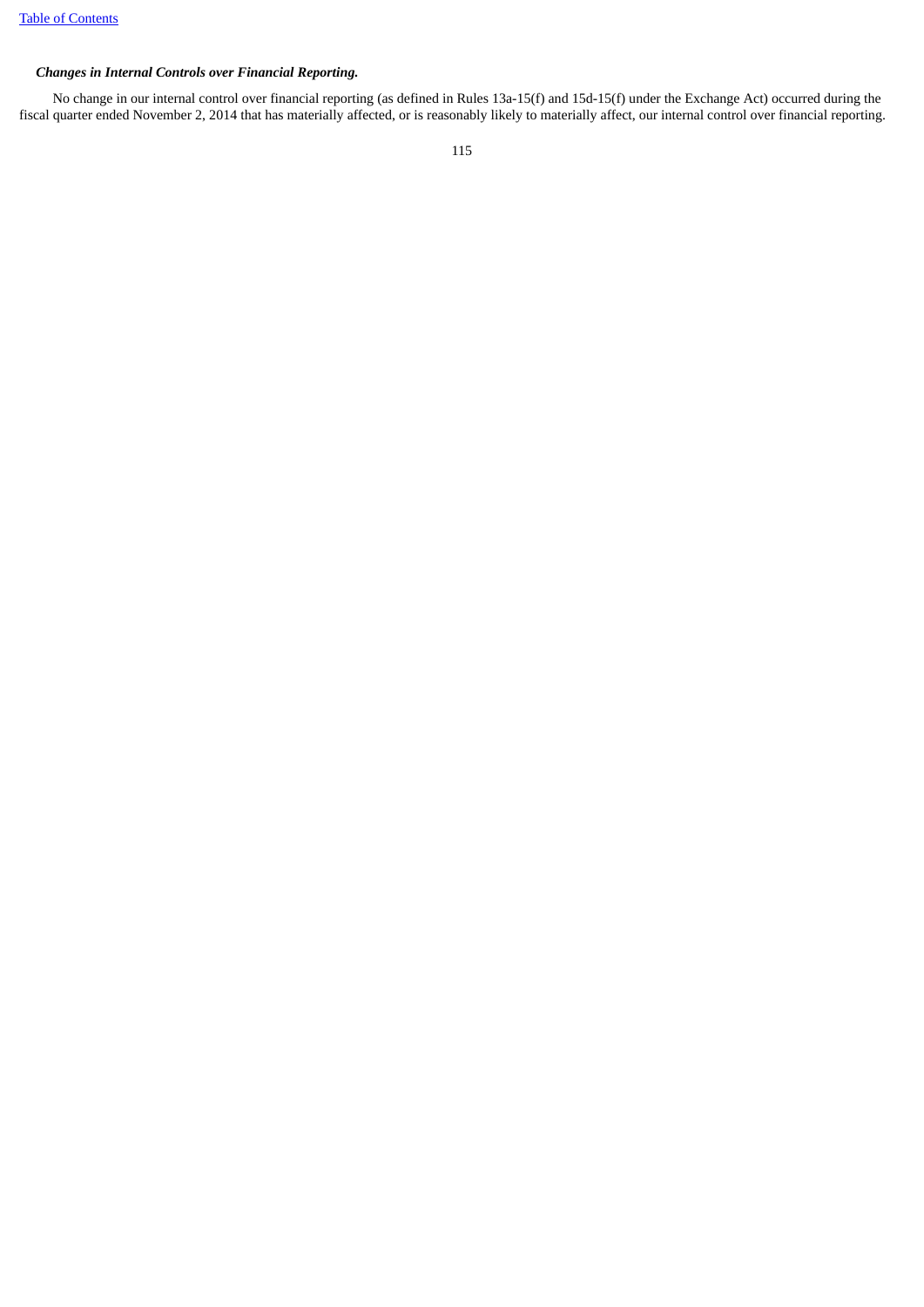***Changes in Internal Controls over Financial Reporting.***

No change in our internal control over financial reporting (as defined in Rules 13a-15(f) and 15d-15(f) under the Exchange Act) occurred during the fiscal quarter ended November 2, 2014 that has materially affected, or is reasonably likely to materially affect, our internal control over financial reporting.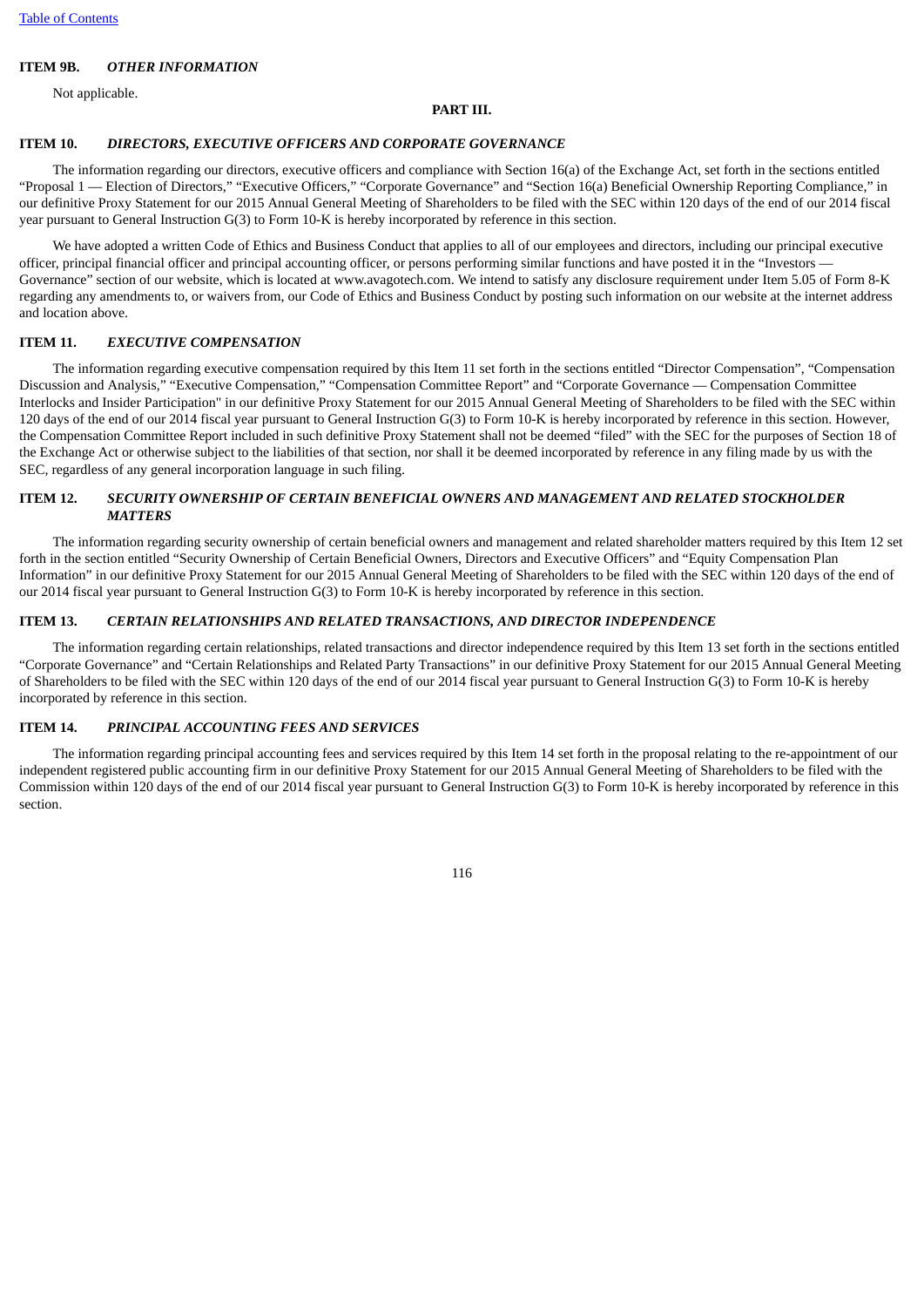## ITEM 9B. *OTHER INFORMATION*

Not applicable.

# PART III.

## ITEM 10. *DIRECTORS, EXECUTIVE OFFICERS AND CORPORATE GOVERNANCE*

The information regarding our directors, executive officers and compliance with Section 16(a) of the Exchange Act, set forth in the sections entitled "Proposal 1 — Election of Directors," "Executive Officers," "Corporate Governance" and "Section 16(a) Beneficial Ownership Reporting Compliance," in our definitive Proxy Statement for our 2015 Annual General Meeting of Shareholders to be filed with the SEC within 120 days of the end of our 2014 fiscal year pursuant to General Instruction G(3) to Form 10-K is hereby incorporated by reference in this section.

We have adopted a written Code of Ethics and Business Conduct that applies to all of our employees and directors, including our principal executive officer, principal financial officer and principal accounting officer, or persons performing similar functions and have posted it in the "Investors — Governance" section of our website, which is located at www.avagotech.com. We intend to satisfy any disclosure requirement under Item 5.05 of Form 8-K regarding any amendments to, or waivers from, our Code of Ethics and Business Conduct by posting such information on our website at the internet address and location above.

## ITEM 11. *EXECUTIVE COMPENSATION*

The information regarding executive compensation required by this Item 11 set forth in the sections entitled "Director Compensation", "Compensation Discussion and Analysis," "Executive Compensation," "Compensation Committee Report" and "Corporate Governance — Compensation Committee Interlocks and Insider Participation" in our definitive Proxy Statement for our 2015 Annual General Meeting of Shareholders to be filed with the SEC within 120 days of the end of our 2014 fiscal year pursuant to General Instruction G(3) to Form 10-K is hereby incorporated by reference in this section. However, the Compensation Committee Report included in such definitive Proxy Statement shall not be deemed "filed" with the SEC for the purposes of Section 18 of the Exchange Act or otherwise subject to the liabilities of that section, nor shall it be deemed incorporated by reference in any filing made by us with the SEC, regardless of any general incorporation language in such filing.

## ITEM 12. *SECURITY OWNERSHIP OF CERTAIN BENEFICIAL OWNERS AND MANAGEMENT AND RELATED STOCKHOLDER MATTERS*

The information regarding security ownership of certain beneficial owners and management and related shareholder matters required by this Item 12 set forth in the section entitled "Security Ownership of Certain Beneficial Owners, Directors and Executive Officers" and "Equity Compensation Plan Information" in our definitive Proxy Statement for our 2015 Annual General Meeting of Shareholders to be filed with the SEC within 120 days of the end of our 2014 fiscal year pursuant to General Instruction G(3) to Form 10-K is hereby incorporated by reference in this section.

## ITEM 13. *CERTAIN RELATIONSHIPS AND RELATED TRANSACTIONS, AND DIRECTOR INDEPENDENCE*

The information regarding certain relationships, related transactions and director independence required by this Item 13 set forth in the sections entitled "Corporate Governance" and "Certain Relationships and Related Party Transactions" in our definitive Proxy Statement for our 2015 Annual General Meeting of Shareholders to be filed with the SEC within 120 days of the end of our 2014 fiscal year pursuant to General Instruction G(3) to Form 10-K is hereby incorporated by reference in this section.

## ITEM 14. *PRINCIPAL ACCOUNTING FEES AND SERVICES*

The information regarding principal accounting fees and services required by this Item 14 set forth in the proposal relating to the re-appointment of our independent registered public accounting firm in our definitive Proxy Statement for our 2015 Annual General Meeting of Shareholders to be filed with the Commission within 120 days of the end of our 2014 fiscal year pursuant to General Instruction G(3) to Form 10-K is hereby incorporated by reference in this section.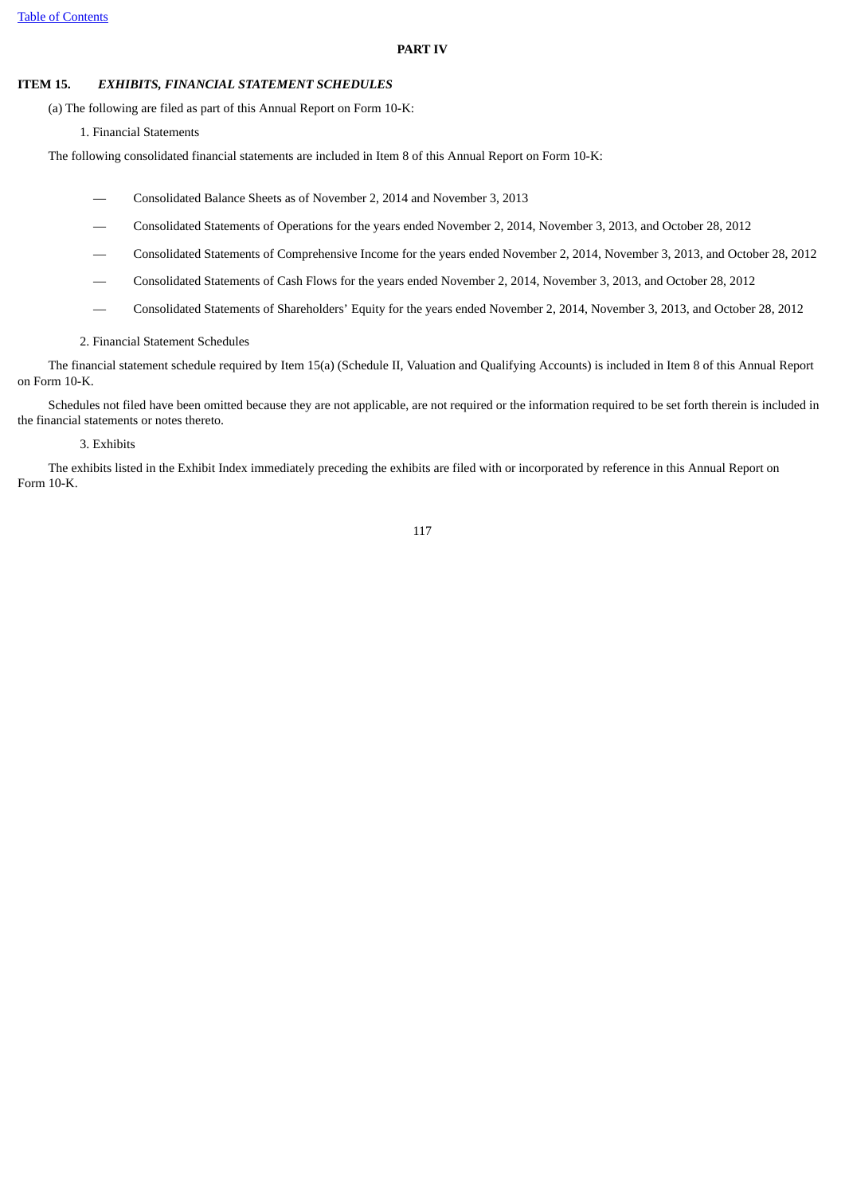# PART IV

## ITEM 15. *EXHIBITS, FINANCIAL STATEMENT SCHEDULES*

(a) The following are filed as part of this Annual Report on Form 10-K:

1. Financial Statements

The following consolidated financial statements are included in Item 8 of this Annual Report on Form 10-K:

- Consolidated Balance Sheets as of November 2, 2014 and November 3, 2013
- Consolidated Statements of Operations for the years ended November 2, 2014, November 3, 2013, and October 28, 2012
- Consolidated Statements of Comprehensive Income for the years ended November 2, 2014, November 3, 2013, and October 28, 2012
- Consolidated Statements of Cash Flows for the years ended November 2, 2014, November 3, 2013, and October 28, 2012
- Consolidated Statements of Shareholders' Equity for the years ended November 2, 2014, November 3, 2013, and October 28, 2012

2. Financial Statement Schedules

The financial statement schedule required by Item 15(a) (Schedule II, Valuation and Qualifying Accounts) is included in Item 8 of this Annual Report on Form 10-K.

Schedules not filed have been omitted because they are not applicable, are not required or the information required to be set forth therein is included in the financial statements or notes thereto.

3. Exhibits

The exhibits listed in the Exhibit Index immediately preceding the exhibits are filed with or incorporated by reference in this Annual Report on Form 10-K.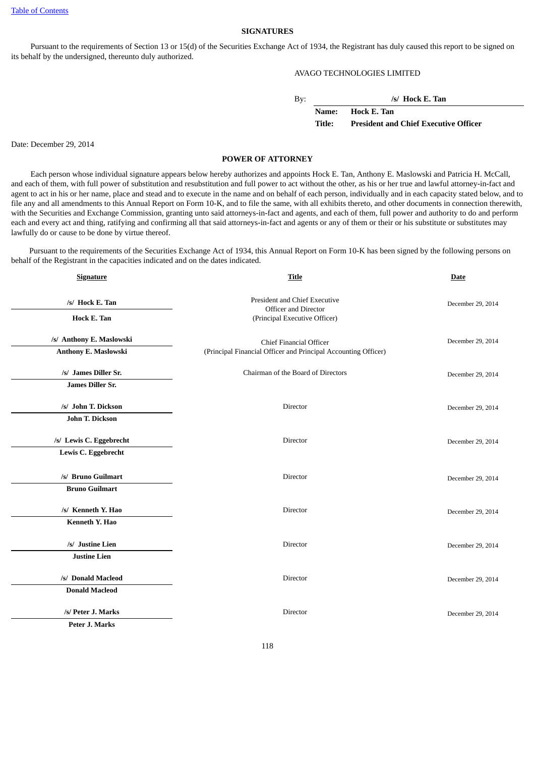## SIGNATURES

Pursuant to the requirements of Section 13 or 15(d) of the Securities Exchange Act of 1934, the Registrant has duly caused this report to be signed on its behalf by the undersigned, thereunto duly authorized.

AVAGO TECHNOLOGIES LIMITED

By: **/s/ Hock E. Tan**

**Name: Hock E. Tan**

**Title: President and Chief Executive Officer**

Date: December 29, 2014

## POWER OF ATTORNEY

Each person whose individual signature appears below hereby authorizes and appoints Hock E. Tan, Anthony E. Maslowski and Patricia H. McCall, and each of them, with full power of substitution and resubstitution and full power to act without the other, as his or her true and lawful attorney-in-fact and agent to act in his or her name, place and stead and to execute in the name and on behalf of each person, individually and in each capacity stated below, and to file any and all amendments to this Annual Report on Form 10-K, and to file the same, with all exhibits thereto, and other documents in connection therewith, with the Securities and Exchange Commission, granting unto said attorneys-in-fact and agents, and each of them, full power and authority to do and perform each and every act and thing, ratifying and confirming all that said attorneys-in-fact and agents or any of them or their or his substitute or substitutes may lawfully do or cause to be done by virtue thereof.

Pursuant to the requirements of the Securities Exchange Act of 1934, this Annual Report on Form 10-K has been signed by the following persons on behalf of the Registrant in the capacities indicated and on the dates indicated.

| Signature | Title | Date |
| --- | --- | --- |
| **/s/ Hock E. Tan**<br>**Hock E. Tan** | President and Chief Executive Officer and Director (Principal Executive Officer) | December 29, 2014 |
| **/s/ Anthony E. Maslowski**<br>**Anthony E. Maslowski** | Chief Financial Officer (Principal Financial Officer and Principal Accounting Officer) | December 29, 2014 |
| **/s/ James Diller Sr.**<br>**James Diller Sr.** | Chairman of the Board of Directors | December 29, 2014 |
| **/s/ John T. Dickson**<br>**John T. Dickson** | Director | December 29, 2014 |
| **/s/ Lewis C. Eggebrecht**<br>**Lewis C. Eggebrecht** | Director | December 29, 2014 |
| **/s/ Bruno Guilmart**<br>**Bruno Guilmart** | Director | December 29, 2014 |
| **/s/ Kenneth Y. Hao**<br>**Kenneth Y. Hao** | Director | December 29, 2014 |
| **/s/ Justine Lien**<br>**Justine Lien** | Director | December 29, 2014 |
| **/s/ Donald Macleod**<br>**Donald Macleod** | Director | December 29, 2014 |
| **/s/ Peter J. Marks**<br>**Peter J. Marks** | Director | December 29, 2014 |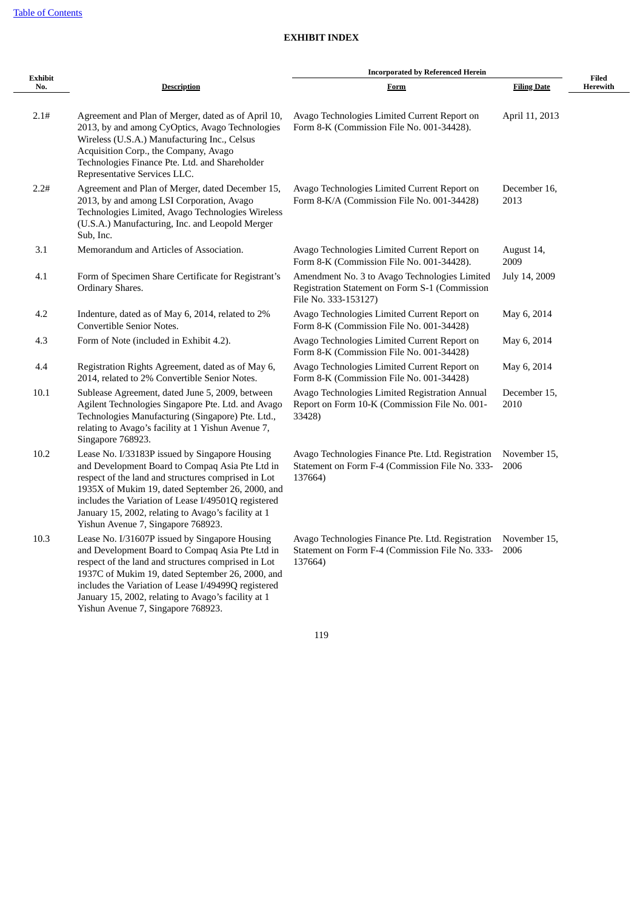[Table of Contents](#)

## EXHIBIT INDEX

| Exhibit No. | Description | Incorporated by Referenced Herein | | Filed Herewith |
|---|---|---|---|---|
| | | Form | Filing Date | |
| 2.1# | Agreement and Plan of Merger, dated as of April 10, 2013, by and among CyOptics, Avago Technologies Wireless (U.S.A.) Manufacturing Inc., Celsus Acquisition Corp., the Company, Avago Technologies Finance Pte. Ltd. and Shareholder Representative Services LLC. | Avago Technologies Limited Current Report on Form 8-K (Commission File No. 001-34428). | April 11, 2013 | |
| 2.2# | Agreement and Plan of Merger, dated December 15, 2013, by and among LSI Corporation, Avago Technologies Limited, Avago Technologies Wireless (U.S.A.) Manufacturing, Inc. and Leopold Merger Sub, Inc. | Avago Technologies Limited Current Report on Form 8-K/A (Commission File No. 001-34428) | December 16, 2013 | |
| 3.1 | Memorandum and Articles of Association. | Avago Technologies Limited Current Report on Form 8-K (Commission File No. 001-34428). | August 14, 2009 | |
| 4.1 | Form of Specimen Share Certificate for Registrant's Ordinary Shares. | Amendment No. 3 to Avago Technologies Limited Registration Statement on Form S-1 (Commission File No. 333-153127) | July 14, 2009 | |
| 4.2 | Indenture, dated as of May 6, 2014, related to 2% Convertible Senior Notes. | Avago Technologies Limited Current Report on Form 8-K (Commission File No. 001-34428) | May 6, 2014 | |
| 4.3 | Form of Note (included in Exhibit 4.2). | Avago Technologies Limited Current Report on Form 8-K (Commission File No. 001-34428) | May 6, 2014 | |
| 4.4 | Registration Rights Agreement, dated as of May 6, 2014, related to 2% Convertible Senior Notes. | Avago Technologies Limited Current Report on Form 8-K (Commission File No. 001-34428) | May 6, 2014 | |
| 10.1 | Sublease Agreement, dated June 5, 2009, between Agilent Technologies Singapore Pte. Ltd. and Avago Technologies Manufacturing (Singapore) Pte. Ltd., relating to Avago's facility at 1 Yishun Avenue 7, Singapore 768923. | Avago Technologies Limited Registration Annual Report on Form 10-K (Commission File No. 001-33428) | December 15, 2010 | |
| 10.2 | Lease No. I/33183P issued by Singapore Housing and Development Board to Compaq Asia Pte Ltd in respect of the land and structures comprised in Lot 1935X of Mukim 19, dated September 26, 2000, and includes the Variation of Lease I/49501Q registered January 15, 2002, relating to Avago's facility at 1 Yishun Avenue 7, Singapore 768923. | Avago Technologies Finance Pte. Ltd. Registration Statement on Form F-4 (Commission File No. 333-137664) | November 15, 2006 | |
| 10.3 | Lease No. I/31607P issued by Singapore Housing and Development Board to Compaq Asia Pte Ltd in respect of the land and structures comprised in Lot 1937C of Mukim 19, dated September 26, 2000, and includes the Variation of Lease I/49499Q registered January 15, 2002, relating to Avago's facility at 1 Yishun Avenue 7, Singapore 768923. | Avago Technologies Finance Pte. Ltd. Registration Statement on Form F-4 (Commission File No. 333-137664) | November 15, 2006 | |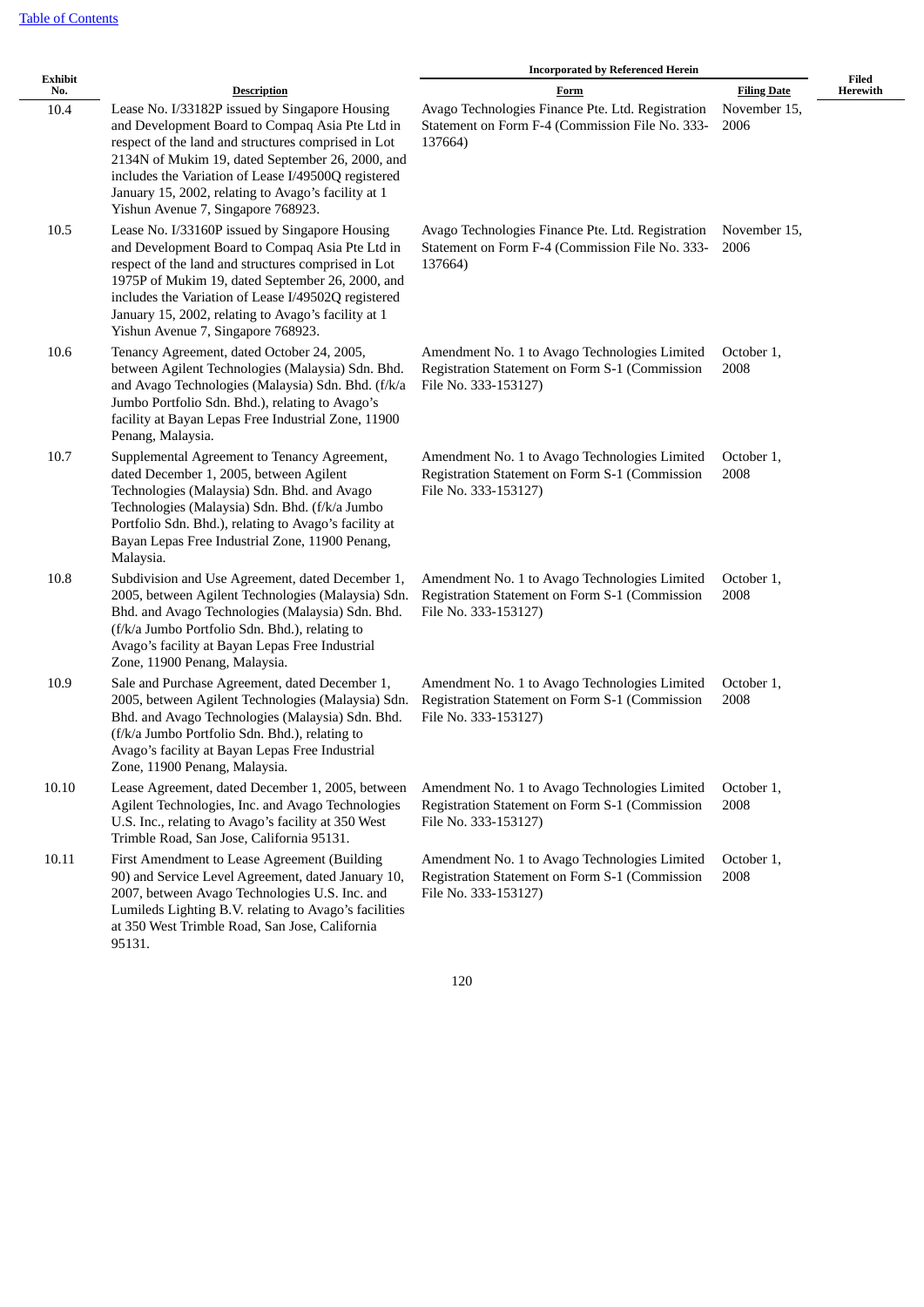| Exhibit No. | Description | Incorporated by Referenced Herein | | Filed Herewith |
|---|---|---|---|---|
| | | Form | Filing Date | |
| 10.4 | Lease No. I/33182P issued by Singapore Housing and Development Board to Compaq Asia Pte Ltd in respect of the land and structures comprised in Lot 2134N of Mukim 19, dated September 26, 2000, and includes the Variation of Lease I/49500Q registered January 15, 2002, relating to Avago's facility at 1 Yishun Avenue 7, Singapore 768923. | Avago Technologies Finance Pte. Ltd. Registration Statement on Form F-4 (Commission File No. 333-137664) | November 15, 2006 | |
| 10.5 | Lease No. I/33160P issued by Singapore Housing and Development Board to Compaq Asia Pte Ltd in respect of the land and structures comprised in Lot 1975P of Mukim 19, dated September 26, 2000, and includes the Variation of Lease I/49502Q registered January 15, 2002, relating to Avago's facility at 1 Yishun Avenue 7, Singapore 768923. | Avago Technologies Finance Pte. Ltd. Registration Statement on Form F-4 (Commission File No. 333-137664) | November 15, 2006 | |
| 10.6 | Tenancy Agreement, dated October 24, 2005, between Agilent Technologies (Malaysia) Sdn. Bhd. and Avago Technologies (Malaysia) Sdn. Bhd. (f/k/a Jumbo Portfolio Sdn. Bhd.), relating to Avago's facility at Bayan Lepas Free Industrial Zone, 11900 Penang, Malaysia. | Amendment No. 1 to Avago Technologies Limited Registration Statement on Form S-1 (Commission File No. 333-153127) | October 1, 2008 | |
| 10.7 | Supplemental Agreement to Tenancy Agreement, dated December 1, 2005, between Agilent Technologies (Malaysia) Sdn. Bhd. and Avago Technologies (Malaysia) Sdn. Bhd. (f/k/a Jumbo Portfolio Sdn. Bhd.), relating to Avago's facility at Bayan Lepas Free Industrial Zone, 11900 Penang, Malaysia. | Amendment No. 1 to Avago Technologies Limited Registration Statement on Form S-1 (Commission File No. 333-153127) | October 1, 2008 | |
| 10.8 | Subdivision and Use Agreement, dated December 1, 2005, between Agilent Technologies (Malaysia) Sdn. Bhd. and Avago Technologies (Malaysia) Sdn. Bhd. (f/k/a Jumbo Portfolio Sdn. Bhd.), relating to Avago's facility at Bayan Lepas Free Industrial Zone, 11900 Penang, Malaysia. | Amendment No. 1 to Avago Technologies Limited Registration Statement on Form S-1 (Commission File No. 333-153127) | October 1, 2008 | |
| 10.9 | Sale and Purchase Agreement, dated December 1, 2005, between Agilent Technologies (Malaysia) Sdn. Bhd. and Avago Technologies (Malaysia) Sdn. Bhd. (f/k/a Jumbo Portfolio Sdn. Bhd.), relating to Avago's facility at Bayan Lepas Free Industrial Zone, 11900 Penang, Malaysia. | Amendment No. 1 to Avago Technologies Limited Registration Statement on Form S-1 (Commission File No. 333-153127) | October 1, 2008 | |
| 10.10 | Lease Agreement, dated December 1, 2005, between Agilent Technologies, Inc. and Avago Technologies U.S. Inc., relating to Avago's facility at 350 West Trimble Road, San Jose, California 95131. | Amendment No. 1 to Avago Technologies Limited Registration Statement on Form S-1 (Commission File No. 333-153127) | October 1, 2008 | |
| 10.11 | First Amendment to Lease Agreement (Building 90) and Service Level Agreement, dated January 10, 2007, between Avago Technologies U.S. Inc. and Lumileds Lighting B.V. relating to Avago's facilities at 350 West Trimble Road, San Jose, California 95131. | Amendment No. 1 to Avago Technologies Limited Registration Statement on Form S-1 (Commission File No. 333-153127) | October 1, 2008 | |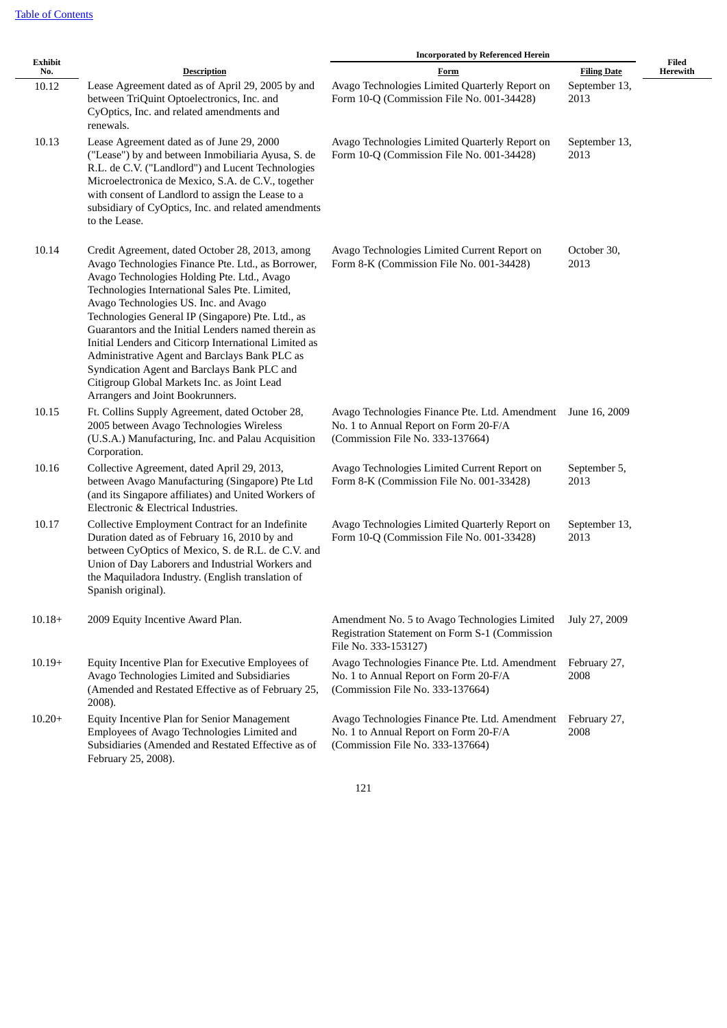| Exhibit No. | Description | Incorporated by Referenced Herein Form | Filing Date | Filed Herewith |
|---|---|---|---|---|
| 10.12 | Lease Agreement dated as of April 29, 2005 by and between TriQuint Optoelectronics, Inc. and CyOptics, Inc. and related amendments and renewals. | Avago Technologies Limited Quarterly Report on Form 10-Q (Commission File No. 001-34428) | September 13, 2013 | |
| 10.13 | Lease Agreement dated as of June 29, 2000 ("Lease") by and between Inmobiliaria Ayusa, S. de R.L. de C.V. ("Landlord") and Lucent Technologies Microelectronica de Mexico, S.A. de C.V., together with consent of Landlord to assign the Lease to a subsidiary of CyOptics, Inc. and related amendments to the Lease. | Avago Technologies Limited Quarterly Report on Form 10-Q (Commission File No. 001-34428) | September 13, 2013 | |
| 10.14 | Credit Agreement, dated October 28, 2013, among Avago Technologies Finance Pte. Ltd., as Borrower, Avago Technologies Holding Pte. Ltd., Avago Technologies International Sales Pte. Limited, Avago Technologies US. Inc. and Avago Technologies General IP (Singapore) Pte. Ltd., as Guarantors and the Initial Lenders named therein as Initial Lenders and Citicorp International Limited as Administrative Agent and Barclays Bank PLC as Syndication Agent and Barclays Bank PLC and Citigroup Global Markets Inc. as Joint Lead Arrangers and Joint Bookrunners. | Avago Technologies Limited Current Report on Form 8-K (Commission File No. 001-34428) | October 30, 2013 | |
| 10.15 | Ft. Collins Supply Agreement, dated October 28, 2005 between Avago Technologies Wireless (U.S.A.) Manufacturing, Inc. and Palau Acquisition Corporation. | Avago Technologies Finance Pte. Ltd. Amendment No. 1 to Annual Report on Form 20-F/A (Commission File No. 333-137664) | June 16, 2009 | |
| 10.16 | Collective Agreement, dated April 29, 2013, between Avago Manufacturing (Singapore) Pte Ltd (and its Singapore affiliates) and United Workers of Electronic & Electrical Industries. | Avago Technologies Limited Current Report on Form 8-K (Commission File No. 001-33428) | September 5, 2013 | |
| 10.17 | Collective Employment Contract for an Indefinite Duration dated as of February 16, 2010 by and between CyOptics of Mexico, S. de R.L. de C.V and Union of Day Laborers and Industrial Workers and the Maquiladora Industry. (English translation of Spanish original). | Avago Technologies Limited Quarterly Report on Form 10-Q (Commission File No. 001-33428) | September 13, 2013 | |
| 10.18+ | 2009 Equity Incentive Award Plan. | Amendment No. 5 to Avago Technologies Limited Registration Statement on Form S-1 (Commission File No. 333-153127) | July 27, 2009 | |
| 10.19+ | Equity Incentive Plan for Executive Employees of Avago Technologies Limited and Subsidiaries (Amended and Restated Effective as of February 25, 2008). | Avago Technologies Finance Pte. Ltd. Amendment No. 1 to Annual Report on Form 20-F/A (Commission File No. 333-137664) | February 27, 2008 | |
| 10.20+ | Equity Incentive Plan for Senior Management Employees of Avago Technologies Limited and Subsidiaries (Amended and Restated Effective as of February 25, 2008). | Avago Technologies Finance Pte. Ltd. Amendment No. 1 to Annual Report on Form 20-F/A (Commission File No. 333-137664) | February 27, 2008 | |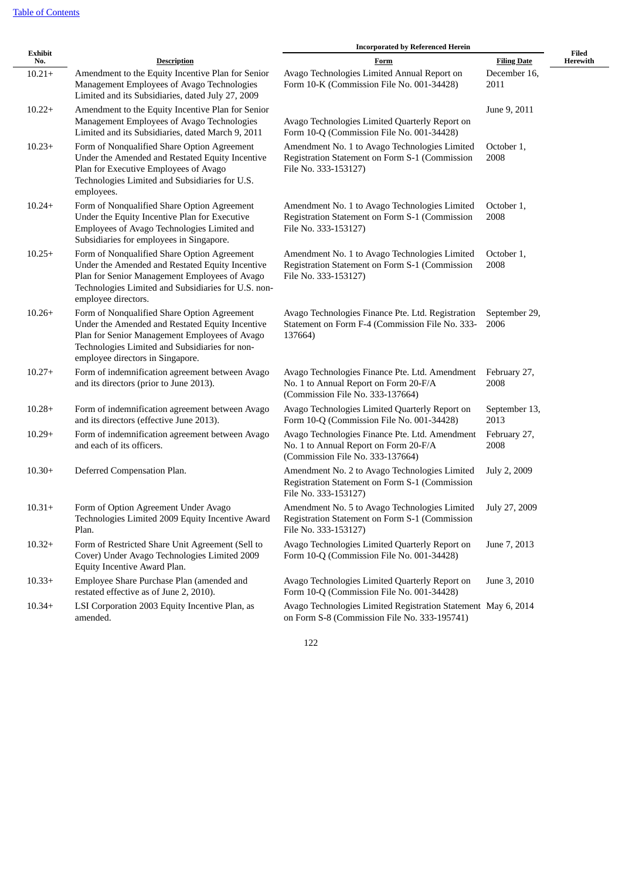[Table of Contents](#)

| Exhibit No. | Description | Incorporated by Referenced Herein | | Filed Herewith |
|---|---|---|---|---|
| | | Form | Filing Date | |
| 10.21+ | Amendment to the Equity Incentive Plan for Senior Management Employees of Avago Technologies Limited and its Subsidiaries, dated July 27, 2009 | Avago Technologies Limited Annual Report on Form 10-K (Commission File No. 001-34428) | December 16, 2011 | |
| 10.22+ | Amendment to the Equity Incentive Plan for Senior Management Employees of Avago Technologies Limited and its Subsidiaries, dated March 9, 2011 | Avago Technologies Limited Quarterly Report on Form 10-Q (Commission File No. 001-34428) | June 9, 2011 | |
| 10.23+ | Form of Nonqualified Share Option Agreement Under the Amended and Restated Equity Incentive Plan for Executive Employees of Avago Technologies Limited and Subsidiaries for U.S. employees. | Amendment No. 1 to Avago Technologies Limited Registration Statement on Form S-1 (Commission File No. 333-153127) | October 1, 2008 | |
| 10.24+ | Form of Nonqualified Share Option Agreement Under the Equity Incentive Plan for Executive Employees of Avago Technologies Limited and Subsidiaries for employees in Singapore. | Amendment No. 1 to Avago Technologies Limited Registration Statement on Form S-1 (Commission File No. 333-153127) | October 1, 2008 | |
| 10.25+ | Form of Nonqualified Share Option Agreement Under the Amended and Restated Equity Incentive Plan for Senior Management Employees of Avago Technologies Limited and Subsidiaries for U.S. non-employee directors. | Amendment No. 1 to Avago Technologies Limited Registration Statement on Form S-1 (Commission File No. 333-153127) | October 1, 2008 | |
| 10.26+ | Form of Nonqualified Share Option Agreement Under the Amended and Restated Equity Incentive Plan for Senior Management Employees of Avago Technologies Limited and Subsidiaries for non-employee directors in Singapore. | Avago Technologies Finance Pte. Ltd. Registration Statement on Form F-4 (Commission File No. 333-137664) | September 29, 2006 | |
| 10.27+ | Form of indemnification agreement between Avago and its directors (prior to June 2013). | Avago Technologies Finance Pte. Ltd. Amendment No. 1 to Annual Report on Form 20-F/A (Commission File No. 333-137664) | February 27, 2008 | |
| 10.28+ | Form of indemnification agreement between Avago and its directors (effective June 2013). | Avago Technologies Limited Quarterly Report on Form 10-Q (Commission File No. 001-34428) | September 13, 2013 | |
| 10.29+ | Form of indemnification agreement between Avago and each of its officers. | Avago Technologies Finance Pte. Ltd. Amendment No. 1 to Annual Report on Form 20-F/A (Commission File No. 333-137664) | February 27, 2008 | |
| 10.30+ | Deferred Compensation Plan. | Amendment No. 2 to Avago Technologies Limited Registration Statement on Form S-1 (Commission File No. 333-153127) | July 2, 2009 | |
| 10.31+ | Form of Option Agreement Under Avago Technologies Limited 2009 Equity Incentive Award Plan. | Amendment No. 5 to Avago Technologies Limited Registration Statement on Form S-1 (Commission File No. 333-153127) | July 27, 2009 | |
| 10.32+ | Form of Restricted Share Unit Agreement (Sell to Cover) Under Avago Technologies Limited 2009 Equity Incentive Award Plan. | Avago Technologies Limited Quarterly Report on Form 10-Q (Commission File No. 001-34428) | June 7, 2013 | |
| 10.33+ | Employee Share Purchase Plan (amended and restated effective as of June 2, 2010). | Avago Technologies Limited Quarterly Report on Form 10-Q (Commission File No. 001-34428) | June 3, 2010 | |
| 10.34+ | LSI Corporation 2003 Equity Incentive Plan, as amended. | Avago Technologies Limited Registration Statement on Form S-8 (Commission File No. 333-195741) | May 6, 2014 | |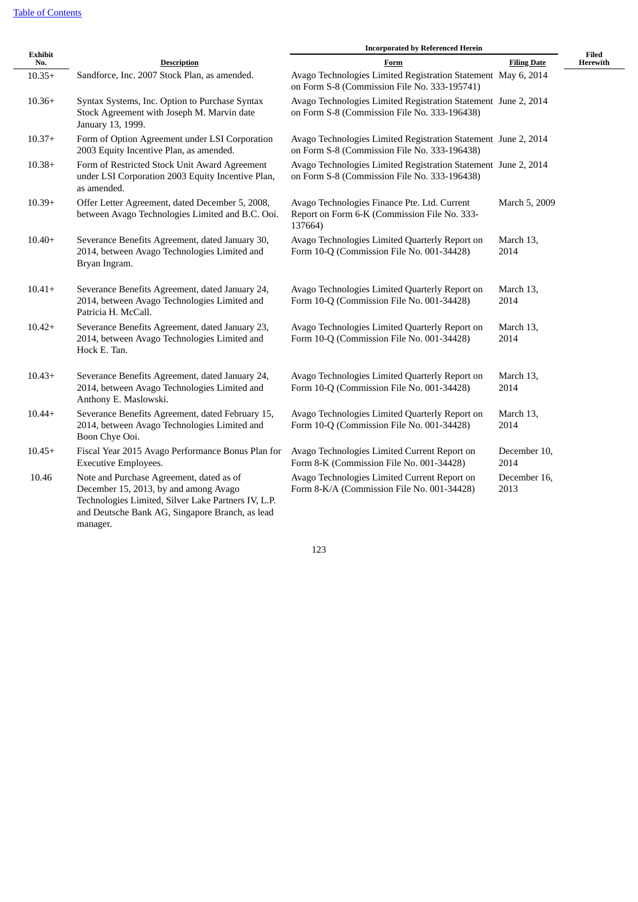[Table of Contents](#)

| Exhibit No. | Description | Incorporated by Referenced Herein | | Filed Herewith |
|---|---|---|---|---|
| | | Form | Filing Date | |
| 10.35+ | Sandforce, Inc. 2007 Stock Plan, as amended. | Avago Technologies Limited Registration Statement on Form S-8 (Commission File No. 333-195741) | May 6, 2014 | |
| 10.36+ | Syntax Systems, Inc. Option to Purchase Syntax Stock Agreement with Joseph M. Marvin date January 13, 1999. | Avago Technologies Limited Registration Statement on Form S-8 (Commission File No. 333-196438) | June 2, 2014 | |
| 10.37+ | Form of Option Agreement under LSI Corporation 2003 Equity Incentive Plan, as amended. | Avago Technologies Limited Registration Statement on Form S-8 (Commission File No. 333-196438) | June 2, 2014 | |
| 10.38+ | Form of Restricted Stock Unit Award Agreement under LSI Corporation 2003 Equity Incentive Plan, as amended. | Avago Technologies Limited Registration Statement on Form S-8 (Commission File No. 333-196438) | June 2, 2014 | |
| 10.39+ | Offer Letter Agreement, dated December 5, 2008, between Avago Technologies Limited and B.C. Ooi. | Avago Technologies Finance Pte. Ltd. Current Report on Form 6-K (Commission File No. 333-137664) | March 5, 2009 | |
| 10.40+ | Severance Benefits Agreement, dated January 30, 2014, between Avago Technologies Limited and Bryan Ingram. | Avago Technologies Limited Quarterly Report on Form 10-Q (Commission File No. 001-34428) | March 13, 2014 | |
| 10.41+ | Severance Benefits Agreement, dated January 24, 2014, between Avago Technologies Limited and Patricia H. McCall. | Avago Technologies Limited Quarterly Report on Form 10-Q (Commission File No. 001-34428) | March 13, 2014 | |
| 10.42+ | Severance Benefits Agreement, dated January 23, 2014, between Avago Technologies Limited and Hock E. Tan. | Avago Technologies Limited Quarterly Report on Form 10-Q (Commission File No. 001-34428) | March 13, 2014 | |
| 10.43+ | Severance Benefits Agreement, dated January 24, 2014, between Avago Technologies Limited and Anthony E. Maslowski. | Avago Technologies Limited Quarterly Report on Form 10-Q (Commission File No. 001-34428) | March 13, 2014 | |
| 10.44+ | Severance Benefits Agreement, dated February 15, 2014, between Avago Technologies Limited and Boon Chye Ooi. | Avago Technologies Limited Quarterly Report on Form 10-Q (Commission File No. 001-34428) | March 13, 2014 | |
| 10.45+ | Fiscal Year 2015 Avago Performance Bonus Plan for Executive Employees. | Avago Technologies Limited Current Report on Form 8-K (Commission File No. 001-34428) | December 10, 2014 | |
| 10.46 | Note and Purchase Agreement, dated as of December 15, 2013, by and among Avago Technologies Limited, Silver Lake Partners IV, L.P. and Deutsche Bank AG, Singapore Branch, as lead manager. | Avago Technologies Limited Current Report on Form 8-K/A (Commission File No. 001-34428) | December 16, 2013 | |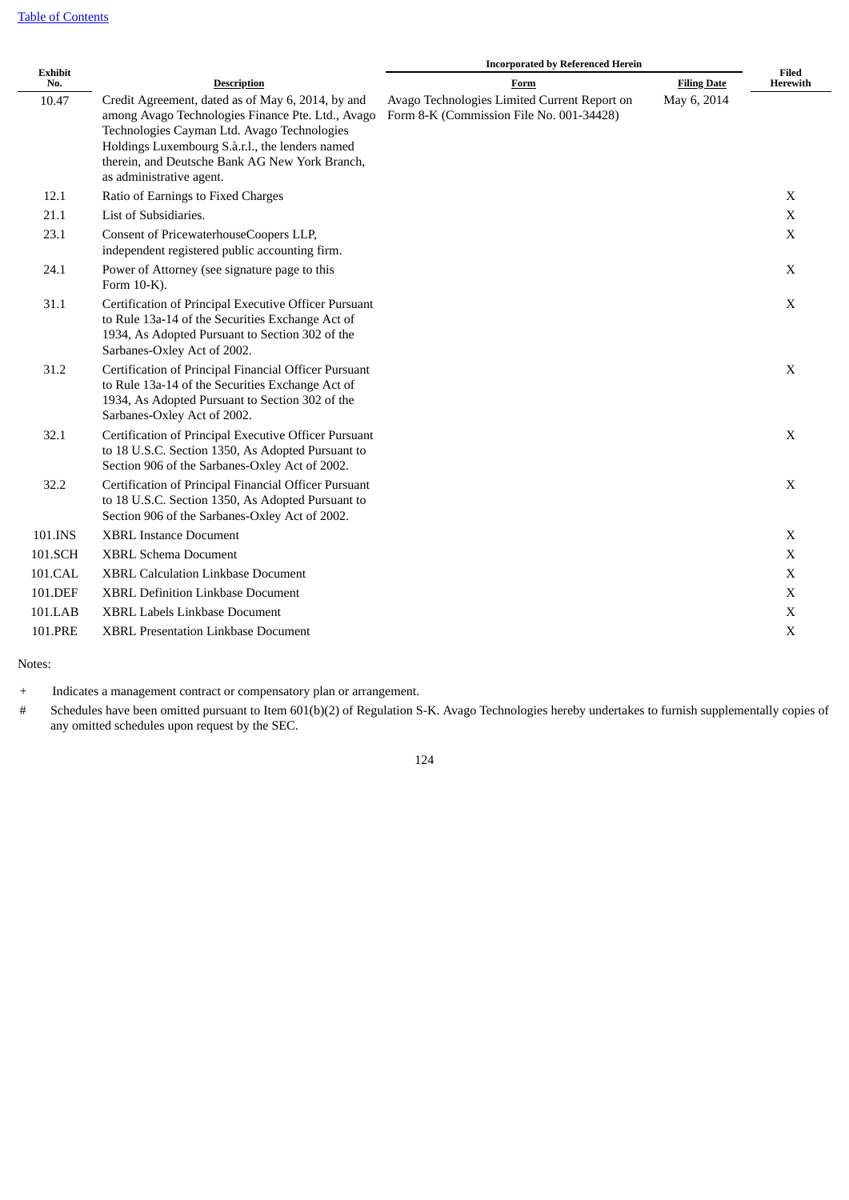| Exhibit No. | Description | Incorporated by Referenced Herein | | Filed Herewith |
|---|---|---|---|---|
| | | Form | Filing Date | |
| 10.47 | Credit Agreement, dated as of May 6, 2014, by and among Avago Technologies Finance Pte. Ltd., Avago Technologies Cayman Ltd. Avago Technologies Holdings Luxembourg S.à.r.l., the lenders named therein, and Deutsche Bank AG New York Branch, as administrative agent. | Avago Technologies Limited Current Report on Form 8-K (Commission File No. 001-34428) | May 6, 2014 | |
| 12.1 | Ratio of Earnings to Fixed Charges | | | X |
| 21.1 | List of Subsidiaries. | | | X |
| 23.1 | Consent of PricewaterhouseCoopers LLP, independent registered public accounting firm. | | | X |
| 24.1 | Power of Attorney (see signature page to this Form 10-K). | | | X |
| 31.1 | Certification of Principal Executive Officer Pursuant to Rule 13a-14 of the Securities Exchange Act of 1934, As Adopted Pursuant to Section 302 of the Sarbanes-Oxley Act of 2002. | | | X |
| 31.2 | Certification of Principal Financial Officer Pursuant to Rule 13a-14 of the Securities Exchange Act of 1934, As Adopted Pursuant to Section 302 of the Sarbanes-Oxley Act of 2002. | | | X |
| 32.1 | Certification of Principal Executive Officer Pursuant to 18 U.S.C. Section 1350, As Adopted Pursuant to Section 906 of the Sarbanes-Oxley Act of 2002. | | | X |
| 32.2 | Certification of Principal Financial Officer Pursuant to 18 U.S.C. Section 1350, As Adopted Pursuant to Section 906 of the Sarbanes-Oxley Act of 2002. | | | X |
| 101.INS | XBRL Instance Document | | | X |
| 101.SCH | XBRL Schema Document | | | X |
| 101.CAL | XBRL Calculation Linkbase Document | | | X |
| 101.DEF | XBRL Definition Linkbase Document | | | X |
| 101.LAB | XBRL Labels Linkbase Document | | | X |
| 101.PRE | XBRL Presentation Linkbase Document | | | X |

Notes:

\+ Indicates a management contract or compensatory plan or arrangement.

\# Schedules have been omitted pursuant to Item 601(b)(2) of Regulation S-K. Avago Technologies hereby undertakes to furnish supplementally copies of any omitted schedules upon request by the SEC.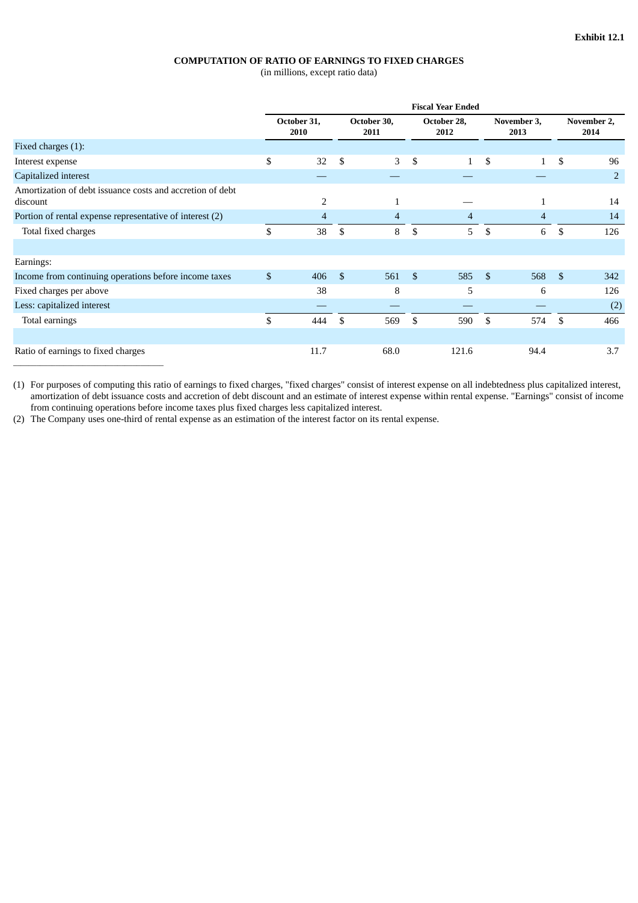**Exhibit 12.1**

**COMPUTATION OF RATIO OF EARNINGS TO FIXED CHARGES**

(in millions, except ratio data)

| | Fiscal Year Ended | | | | |
|---|---|---|---|---|---|
| | **October 31, 2010** | **October 30, 2011** | **October 28, 2012** | **November 3, 2013** | **November 2, 2014** |
| Fixed charges (1): | | | | | |
| Interest expense | $ 32 | $ 3 | $ 1 | $ 1 | $ 96 |
| Capitalized interest | — | — | — | — | 2 |
| Amortization of debt issuance costs and accretion of debt discount | 2 | 1 | — | 1 | 14 |
| Portion of rental expense representative of interest (2) | 4 | 4 | 4 | 4 | 14 |
| Total fixed charges | $ 38 | $ 8 | $ 5 | $ 6 | $ 126 |
| | | | | | |
| Earnings: | | | | | |
| Income from continuing operations before income taxes | $ 406 | $ 561 | $ 585 | $ 568 | $ 342 |
| Fixed charges per above | 38 | 8 | 5 | 6 | 126 |
| Less: capitalized interest | — | — | — | — | (2) |
| Total earnings | $ 444 | $ 569 | $ 590 | $ 574 | $ 466 |
| | | | | | |
| Ratio of earnings to fixed charges | 11.7 | 68.0 | 121.6 | 94.4 | 3.7 |

(1) For purposes of computing this ratio of earnings to fixed charges, "fixed charges" consist of interest expense on all indebtedness plus capitalized interest, amortization of debt issuance costs and accretion of debt discount and an estimate of interest expense within rental expense. "Earnings" consist of income from continuing operations before income taxes plus fixed charges less capitalized interest.

(2) The Company uses one-third of rental expense as an estimation of the interest factor on its rental expense.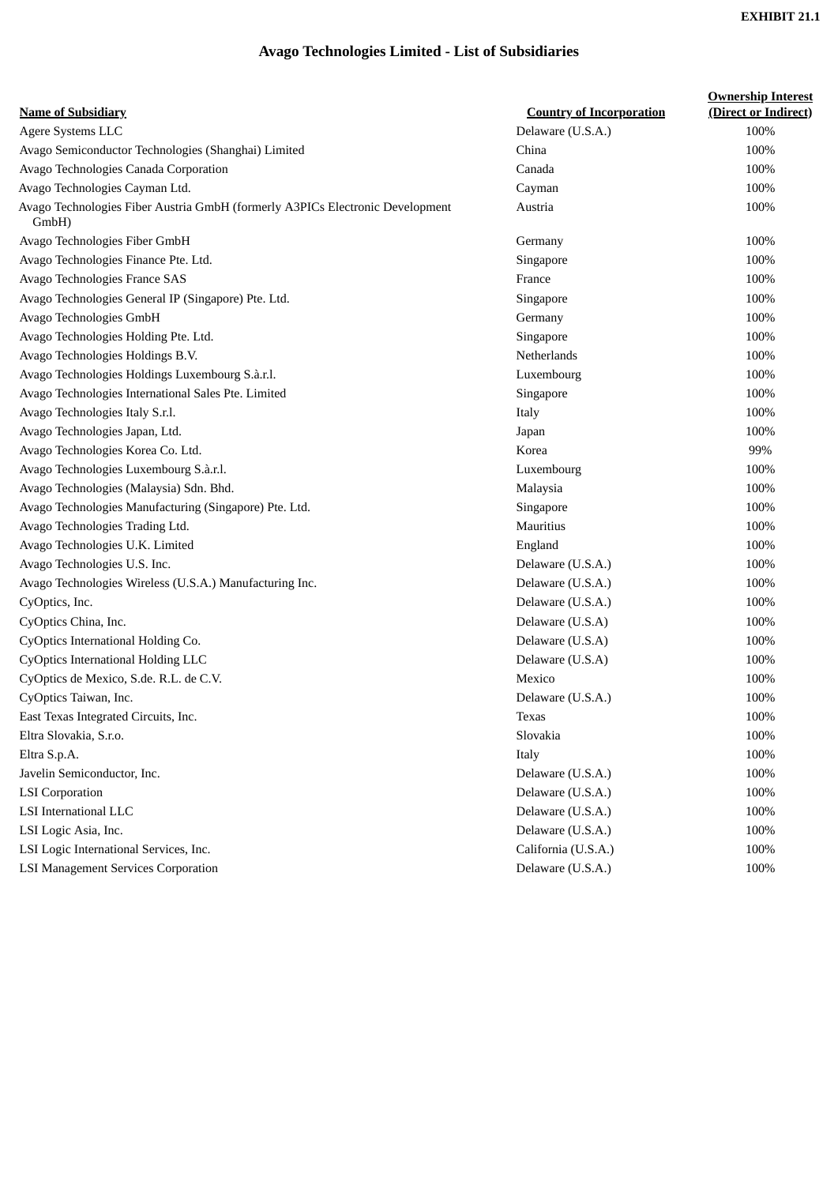EXHIBIT 21.1

# Avago Technologies Limited - List of Subsidiaries

| Name of Subsidiary | Country of Incorporation | Ownership Interest (Direct or Indirect) |
|---|---|---|
| Agere Systems LLC | Delaware (U.S.A.) | 100% |
| Avago Semiconductor Technologies (Shanghai) Limited | China | 100% |
| Avago Technologies Canada Corporation | Canada | 100% |
| Avago Technologies Cayman Ltd. | Cayman | 100% |
| Avago Technologies Fiber Austria GmbH (formerly A3PICs Electronic Development GmbH) | Austria | 100% |
| Avago Technologies Fiber GmbH | Germany | 100% |
| Avago Technologies Finance Pte. Ltd. | Singapore | 100% |
| Avago Technologies France SAS | France | 100% |
| Avago Technologies General IP (Singapore) Pte. Ltd. | Singapore | 100% |
| Avago Technologies GmbH | Germany | 100% |
| Avago Technologies Holding Pte. Ltd. | Singapore | 100% |
| Avago Technologies Holdings B.V. | Netherlands | 100% |
| Avago Technologies Holdings Luxembourg S.à.r.l. | Luxembourg | 100% |
| Avago Technologies International Sales Pte. Limited | Singapore | 100% |
| Avago Technologies Italy S.r.l. | Italy | 100% |
| Avago Technologies Japan, Ltd. | Japan | 100% |
| Avago Technologies Korea Co. Ltd. | Korea | 99% |
| Avago Technologies Luxembourg S.à.r.l. | Luxembourg | 100% |
| Avago Technologies (Malaysia) Sdn. Bhd. | Malaysia | 100% |
| Avago Technologies Manufacturing (Singapore) Pte. Ltd. | Singapore | 100% |
| Avago Technologies Trading Ltd. | Mauritius | 100% |
| Avago Technologies U.K. Limited | England | 100% |
| Avago Technologies U.S. Inc. | Delaware (U.S.A.) | 100% |
| Avago Technologies Wireless (U.S.A.) Manufacturing Inc. | Delaware (U.S.A.) | 100% |
| CyOptics, Inc. | Delaware (U.S.A.) | 100% |
| CyOptics China, Inc. | Delaware (U.S.A) | 100% |
| CyOptics International Holding Co. | Delaware (U.S.A) | 100% |
| CyOptics International Holding LLC | Delaware (U.S.A) | 100% |
| CyOptics de Mexico, S.de. R.L. de C.V. | Mexico | 100% |
| CyOptics Taiwan, Inc. | Delaware (U.S.A.) | 100% |
| East Texas Integrated Circuits, Inc. | Texas | 100% |
| Eltra Slovakia, S.r.o. | Slovakia | 100% |
| Eltra S.p.A. | Italy | 100% |
| Javelin Semiconductor, Inc. | Delaware (U.S.A.) | 100% |
| LSI Corporation | Delaware (U.S.A.) | 100% |
| LSI International LLC | Delaware (U.S.A.) | 100% |
| LSI Logic Asia, Inc. | Delaware (U.S.A.) | 100% |
| LSI Logic International Services, Inc. | California (U.S.A.) | 100% |
| LSI Management Services Corporation | Delaware (U.S.A.) | 100% |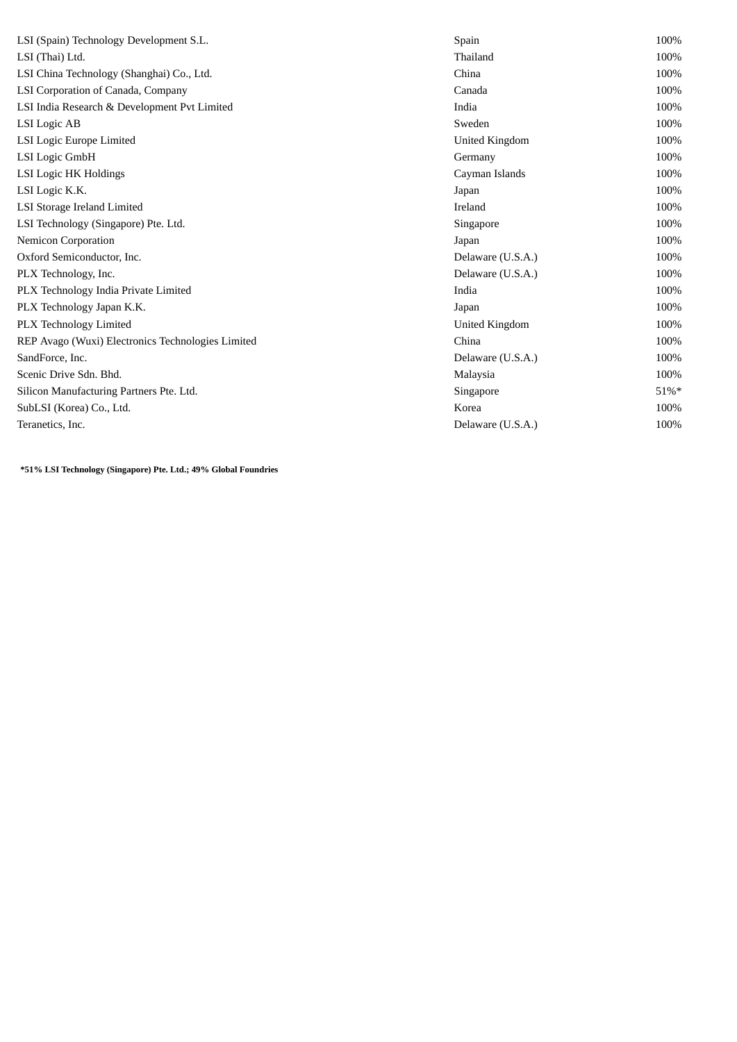| | | |
|---|---|---|
| LSI (Spain) Technology Development S.L. | Spain | 100% |
| LSI (Thai) Ltd. | Thailand | 100% |
| LSI China Technology (Shanghai) Co., Ltd. | China | 100% |
| LSI Corporation of Canada, Company | Canada | 100% |
| LSI India Research & Development Pvt Limited | India | 100% |
| LSI Logic AB | Sweden | 100% |
| LSI Logic Europe Limited | United Kingdom | 100% |
| LSI Logic GmbH | Germany | 100% |
| LSI Logic HK Holdings | Cayman Islands | 100% |
| LSI Logic K.K. | Japan | 100% |
| LSI Storage Ireland Limited | Ireland | 100% |
| LSI Technology (Singapore) Pte. Ltd. | Singapore | 100% |
| Nemicon Corporation | Japan | 100% |
| Oxford Semiconductor, Inc. | Delaware (U.S.A.) | 100% |
| PLX Technology, Inc. | Delaware (U.S.A.) | 100% |
| PLX Technology India Private Limited | India | 100% |
| PLX Technology Japan K.K. | Japan | 100% |
| PLX Technology Limited | United Kingdom | 100% |
| REP Avago (Wuxi) Electronics Technologies Limited | China | 100% |
| SandForce, Inc. | Delaware (U.S.A.) | 100% |
| Scenic Drive Sdn. Bhd. | Malaysia | 100% |
| Silicon Manufacturing Partners Pte. Ltd. | Singapore | 51%* |
| SubLSI (Korea) Co., Ltd. | Korea | 100% |
| Teranetics, Inc. | Delaware (U.S.A.) | 100% |

**\*51% LSI Technology (Singapore) Pte. Ltd.; 49% Global Foundries**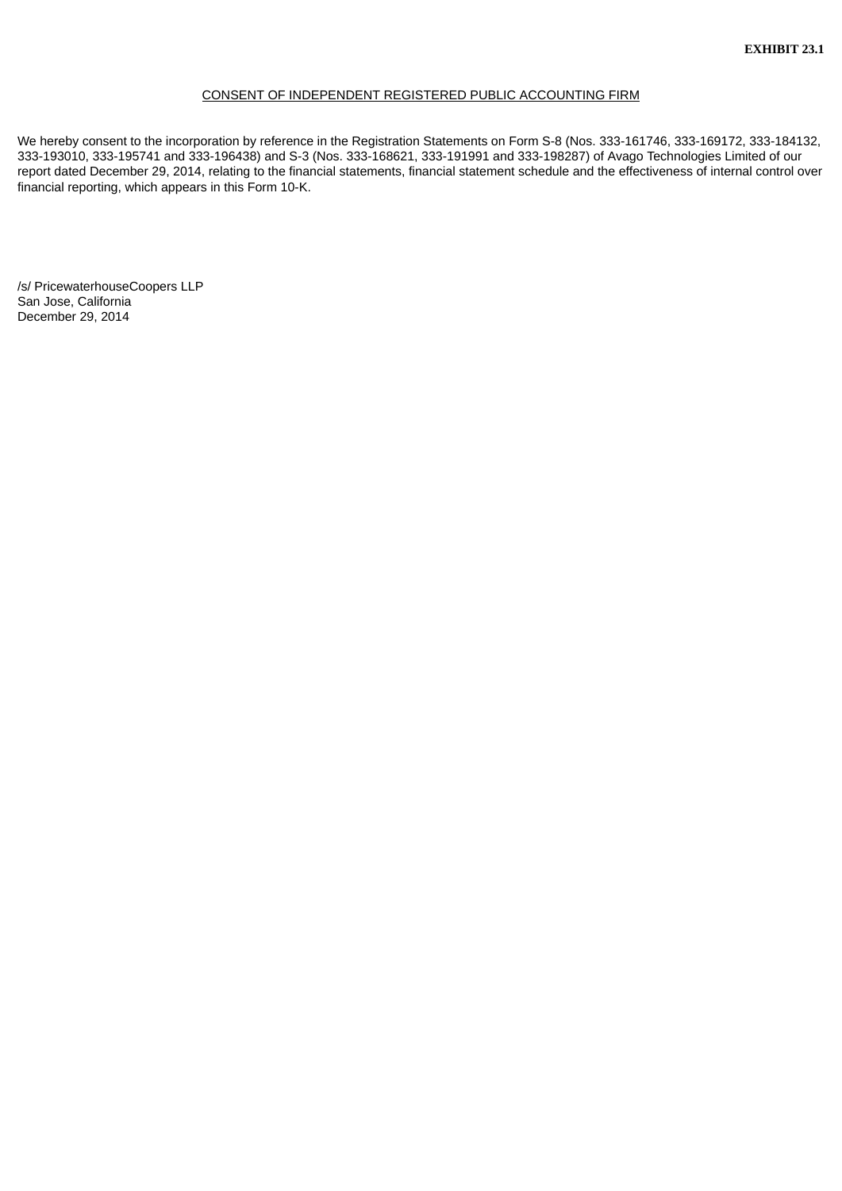**EXHIBIT 23.1**

CONSENT OF INDEPENDENT REGISTERED PUBLIC ACCOUNTING FIRM

We hereby consent to the incorporation by reference in the Registration Statements on Form S-8 (Nos. 333-161746, 333-169172, 333-184132, 333-193010, 333-195741 and 333-196438) and S-3 (Nos. 333-168621, 333-191991 and 333-198287) of Avago Technologies Limited of our report dated December 29, 2014, relating to the financial statements, financial statement schedule and the effectiveness of internal control over financial reporting, which appears in this Form 10-K.

/s/ PricewaterhouseCoopers LLP
San Jose, California
December 29, 2014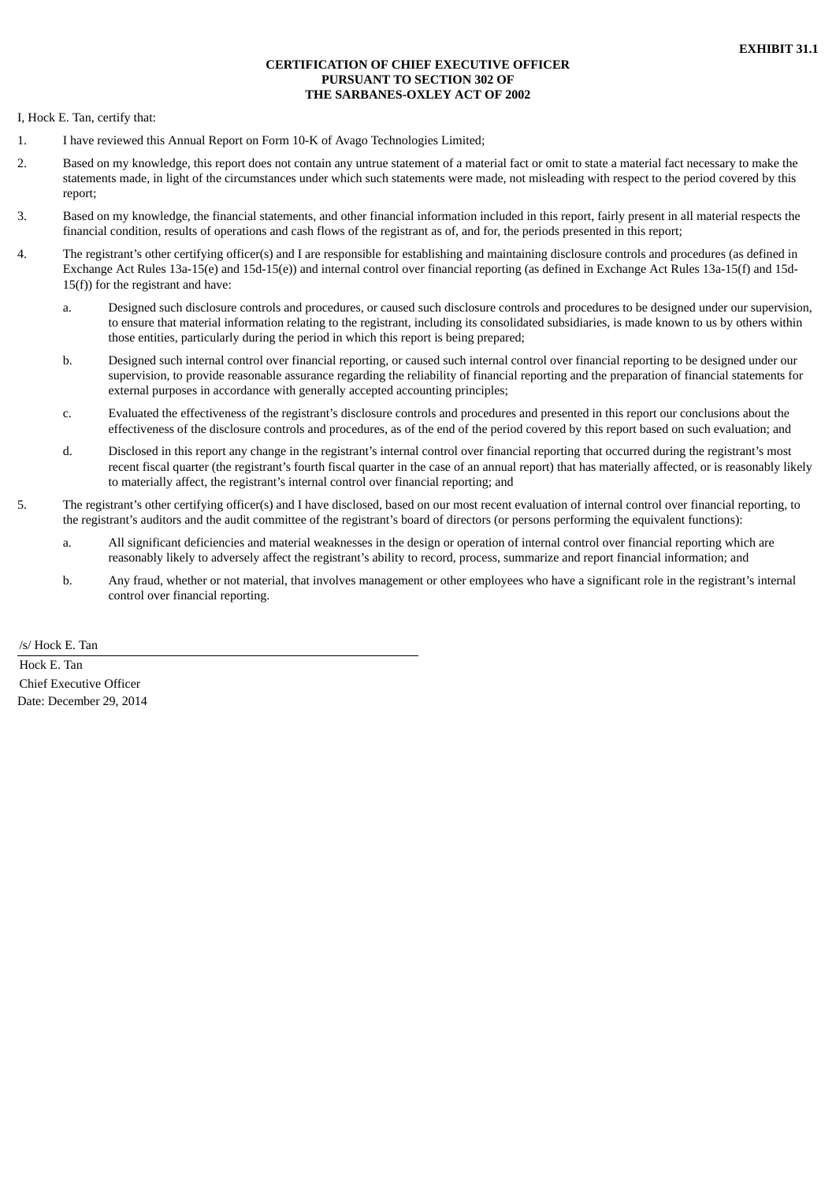**EXHIBIT 31.1**

**CERTIFICATION OF CHIEF EXECUTIVE OFFICER
PURSUANT TO SECTION 302 OF
THE SARBANES-OXLEY ACT OF 2002**

I, Hock E. Tan, certify that:

1. I have reviewed this Annual Report on Form 10-K of Avago Technologies Limited;

2. Based on my knowledge, this report does not contain any untrue statement of a material fact or omit to state a material fact necessary to make the statements made, in light of the circumstances under which such statements were made, not misleading with respect to the period covered by this report;

3. Based on my knowledge, the financial statements, and other financial information included in this report, fairly present in all material respects the financial condition, results of operations and cash flows of the registrant as of, and for, the periods presented in this report;

4. The registrant's other certifying officer(s) and I are responsible for establishing and maintaining disclosure controls and procedures (as defined in Exchange Act Rules 13a-15(e) and 15d-15(e)) and internal control over financial reporting (as defined in Exchange Act Rules 13a-15(f) and 15d-15(f)) for the registrant and have:

   a. Designed such disclosure controls and procedures, or caused such disclosure controls and procedures to be designed under our supervision, to ensure that material information relating to the registrant, including its consolidated subsidiaries, is made known to us by others within those entities, particularly during the period in which this report is being prepared;

   b. Designed such internal control over financial reporting, or caused such internal control over financial reporting to be designed under our supervision, to provide reasonable assurance regarding the reliability of financial reporting and the preparation of financial statements for external purposes in accordance with generally accepted accounting principles;

   c. Evaluated the effectiveness of the registrant's disclosure controls and procedures and presented in this report our conclusions about the effectiveness of the disclosure controls and procedures, as of the end of the period covered by this report based on such evaluation; and

   d. Disclosed in this report any change in the registrant's internal control over financial reporting that occurred during the registrant's most recent fiscal quarter (the registrant's fourth fiscal quarter in the case of an annual report) that has materially affected, or is reasonably likely to materially affect, the registrant's internal control over financial reporting; and

5. The registrant's other certifying officer(s) and I have disclosed, based on our most recent evaluation of internal control over financial reporting, to the registrant's auditors and the audit committee of the registrant's board of directors (or persons performing the equivalent functions):

   a. All significant deficiencies and material weaknesses in the design or operation of internal control over financial reporting which are reasonably likely to adversely affect the registrant's ability to record, process, summarize and report financial information; and

   b. Any fraud, whether or not material, that involves management or other employees who have a significant role in the registrant's internal control over financial reporting.

/s/ Hock E. Tan

Hock E. Tan
Chief Executive Officer
Date: December 29, 2014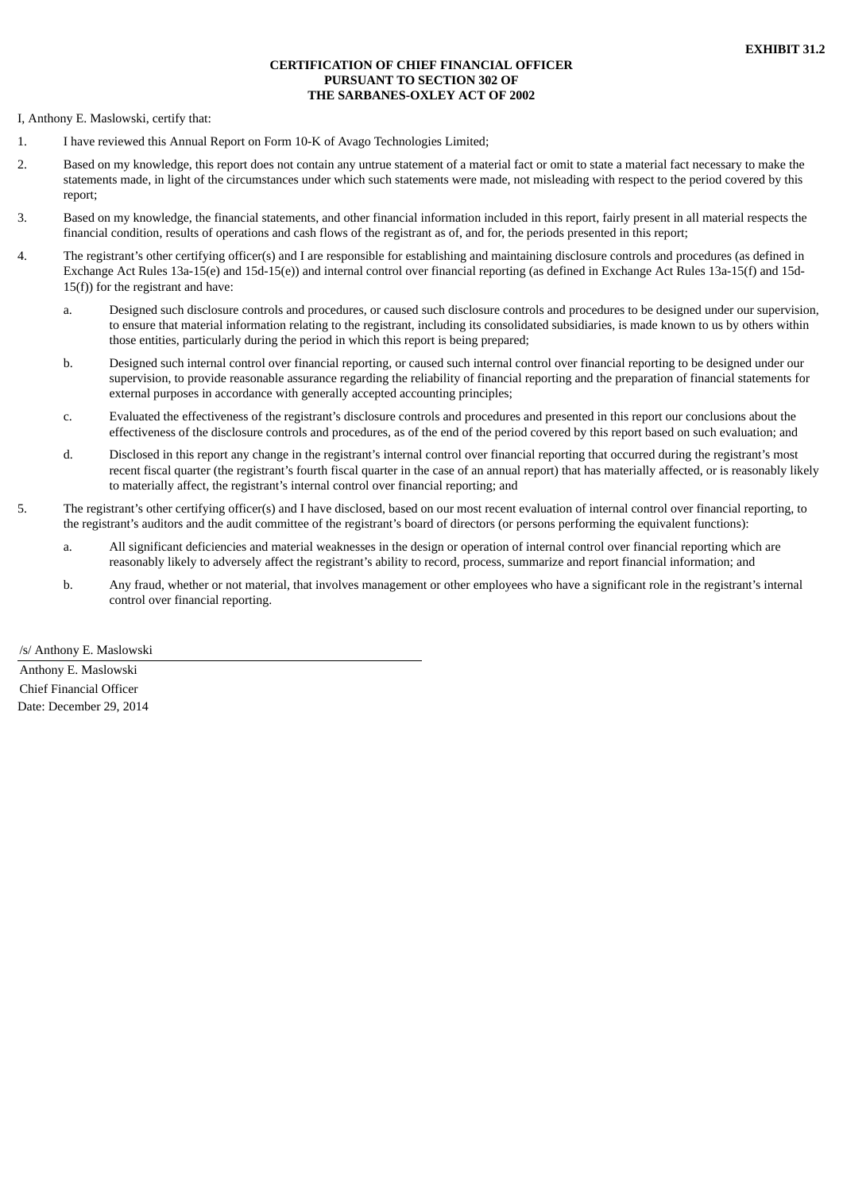**EXHIBIT 31.2**

**CERTIFICATION OF CHIEF FINANCIAL OFFICER**
**PURSUANT TO SECTION 302 OF**
**THE SARBANES-OXLEY ACT OF 2002**

I, Anthony E. Maslowski, certify that:

1. I have reviewed this Annual Report on Form 10-K of Avago Technologies Limited;

2. Based on my knowledge, this report does not contain any untrue statement of a material fact or omit to state a material fact necessary to make the statements made, in light of the circumstances under which such statements were made, not misleading with respect to the period covered by this report;

3. Based on my knowledge, the financial statements, and other financial information included in this report, fairly present in all material respects the financial condition, results of operations and cash flows of the registrant as of, and for, the periods presented in this report;

4. The registrant's other certifying officer(s) and I are responsible for establishing and maintaining disclosure controls and procedures (as defined in Exchange Act Rules 13a-15(e) and 15d-15(e)) and internal control over financial reporting (as defined in Exchange Act Rules 13a-15(f) and 15d-15(f)) for the registrant and have:

   a. Designed such disclosure controls and procedures, or caused such disclosure controls and procedures to be designed under our supervision, to ensure that material information relating to the registrant, including its consolidated subsidiaries, is made known to us by others within those entities, particularly during the period in which this report is being prepared;

   b. Designed such internal control over financial reporting, or caused such internal control over financial reporting to be designed under our supervision, to provide reasonable assurance regarding the reliability of financial reporting and the preparation of financial statements for external purposes in accordance with generally accepted accounting principles;

   c. Evaluated the effectiveness of the registrant's disclosure controls and procedures and presented in this report our conclusions about the effectiveness of the disclosure controls and procedures, as of the end of the period covered by this report based on such evaluation; and

   d. Disclosed in this report any change in the registrant's internal control over financial reporting that occurred during the registrant's most recent fiscal quarter (the registrant's fourth fiscal quarter in the case of an annual report) that has materially affected, or is reasonably likely to materially affect, the registrant's internal control over financial reporting; and

5. The registrant's other certifying officer(s) and I have disclosed, based on our most recent evaluation of internal control over financial reporting, to the registrant's auditors and the audit committee of the registrant's board of directors (or persons performing the equivalent functions):

   a. All significant deficiencies and material weaknesses in the design or operation of internal control over financial reporting which are reasonably likely to adversely affect the registrant's ability to record, process, summarize and report financial information; and

   b. Any fraud, whether or not material, that involves management or other employees who have a significant role in the registrant's internal control over financial reporting.

/s/ Anthony E. Maslowski

Anthony E. Maslowski
Chief Financial Officer
Date: December 29, 2014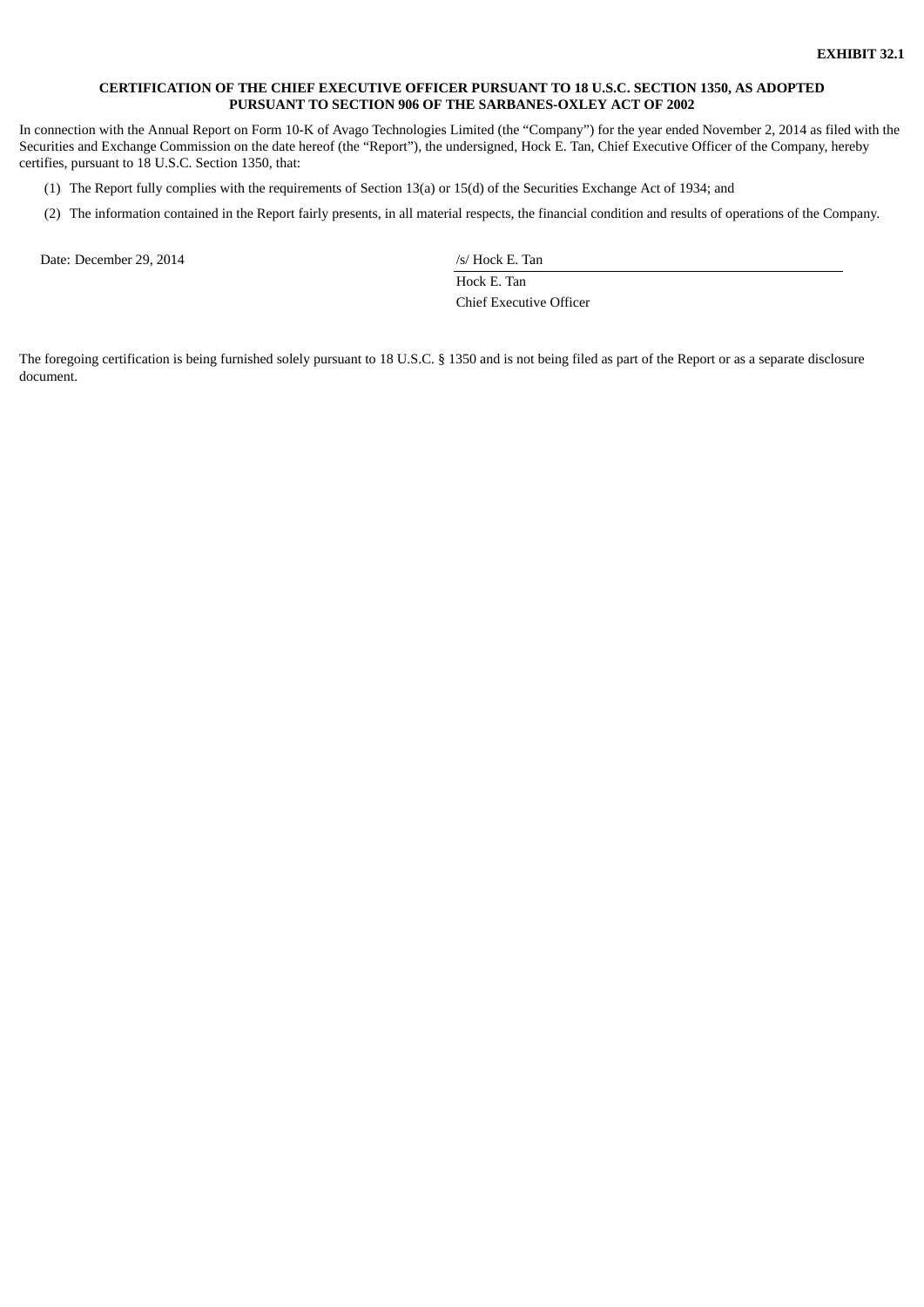**EXHIBIT 32.1**

**CERTIFICATION OF THE CHIEF EXECUTIVE OFFICER PURSUANT TO 18 U.S.C. SECTION 1350, AS ADOPTED PURSUANT TO SECTION 906 OF THE SARBANES-OXLEY ACT OF 2002**

In connection with the Annual Report on Form 10-K of Avago Technologies Limited (the "Company") for the year ended November 2, 2014 as filed with the Securities and Exchange Commission on the date hereof (the "Report"), the undersigned, Hock E. Tan, Chief Executive Officer of the Company, hereby certifies, pursuant to 18 U.S.C. Section 1350, that:

(1) The Report fully complies with the requirements of Section 13(a) or 15(d) of the Securities Exchange Act of 1934; and

(2) The information contained in the Report fairly presents, in all material respects, the financial condition and results of operations of the Company.

Date: December 29, 2014

/s/ Hock E. Tan

Hock E. Tan

Chief Executive Officer

The foregoing certification is being furnished solely pursuant to 18 U.S.C. § 1350 and is not being filed as part of the Report or as a separate disclosure document.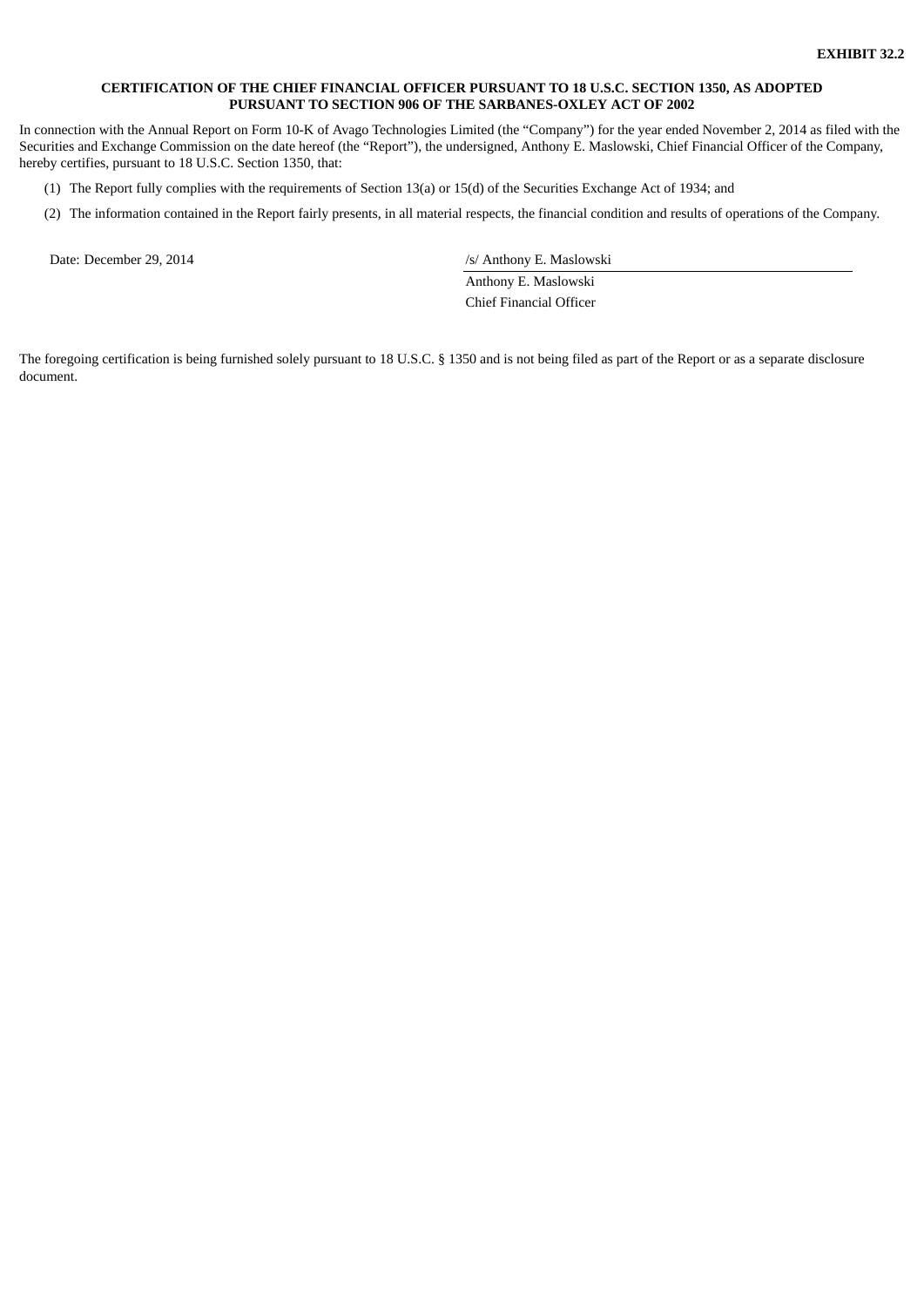**EXHIBIT 32.2**

**CERTIFICATION OF THE CHIEF FINANCIAL OFFICER PURSUANT TO 18 U.S.C. SECTION 1350, AS ADOPTED PURSUANT TO SECTION 906 OF THE SARBANES-OXLEY ACT OF 2002**

In connection with the Annual Report on Form 10-K of Avago Technologies Limited (the "Company") for the year ended November 2, 2014 as filed with the Securities and Exchange Commission on the date hereof (the "Report"), the undersigned, Anthony E. Maslowski, Chief Financial Officer of the Company, hereby certifies, pursuant to 18 U.S.C. Section 1350, that:

(1) The Report fully complies with the requirements of Section 13(a) or 15(d) of the Securities Exchange Act of 1934; and

(2) The information contained in the Report fairly presents, in all material respects, the financial condition and results of operations of the Company.

Date: December 29, 2014

/s/ Anthony E. Maslowski

Anthony E. Maslowski
Chief Financial Officer

The foregoing certification is being furnished solely pursuant to 18 U.S.C. § 1350 and is not being filed as part of the Report or as a separate disclosure document.